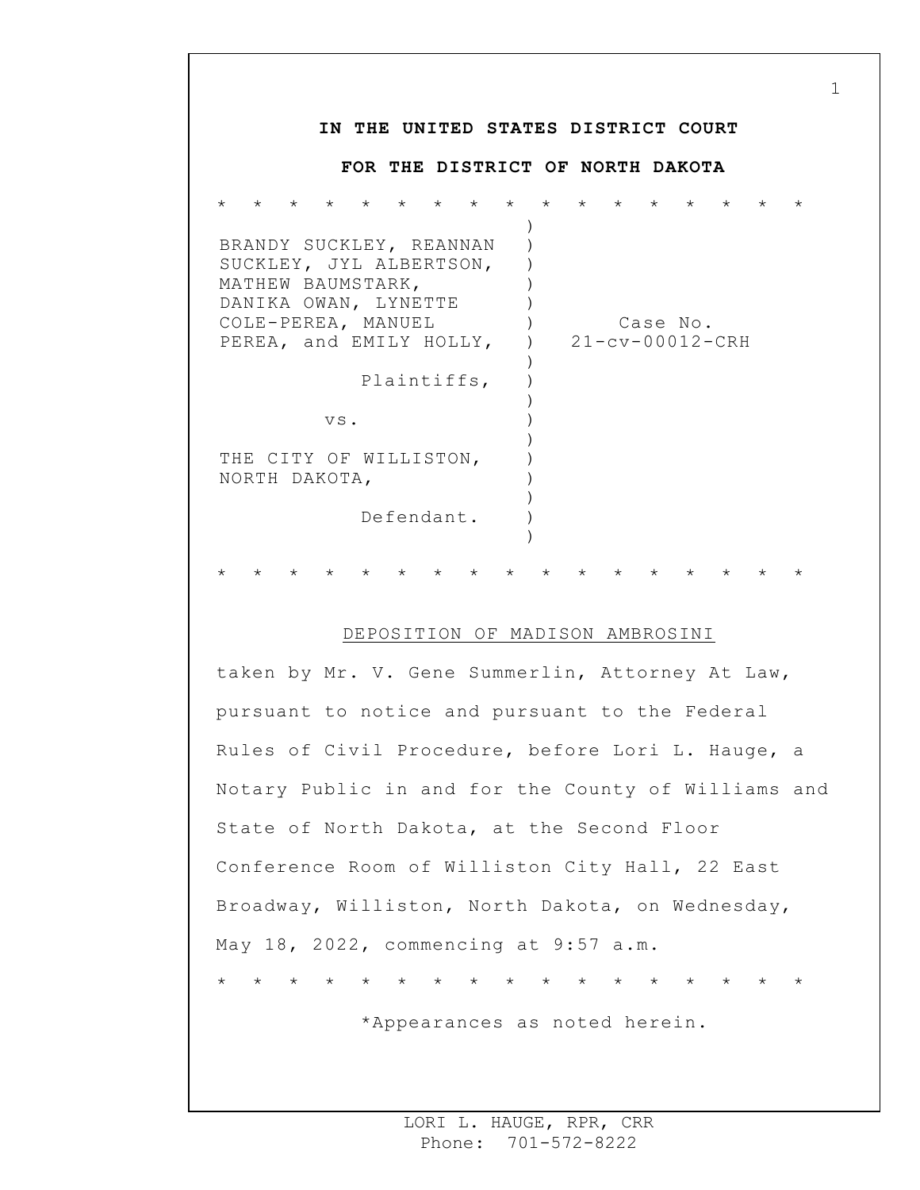**IN THE UNITED STATES DISTRICT COURT**

**FOR THE DISTRICT OF NORTH DAKOTA**

* * * * * * * * * * * * * * * * *

| | |
|---|---|
| BRANDY SUCKLEY, REANNAN SUCKLEY, JYL ALBERTSON, MATHEW BAUMSTARK, DANIKA OWAN, LYNETTE COLE-PEREA, MANUEL PEREA, and EMILY HOLLY, | Case No. 21-cv-00012-CRH |
| Plaintiffs, | |
| vs. | |
| THE CITY OF WILLISTON, NORTH DAKOTA, | |
| Defendant. | |

* * * * * * * * * * * * * * * * *

DEPOSITION OF MADISON AMBROSINI

taken by Mr. V. Gene Summerlin, Attorney At Law, pursuant to notice and pursuant to the Federal Rules of Civil Procedure, before Lori L. Hauge, a Notary Public in and for the County of Williams and State of North Dakota, at the Second Floor Conference Room of Williston City Hall, 22 East Broadway, Williston, North Dakota, on Wednesday, May 18, 2022, commencing at 9:57 a.m.

* * * * * * * * * * * * * * * * *

*Appearances as noted herein.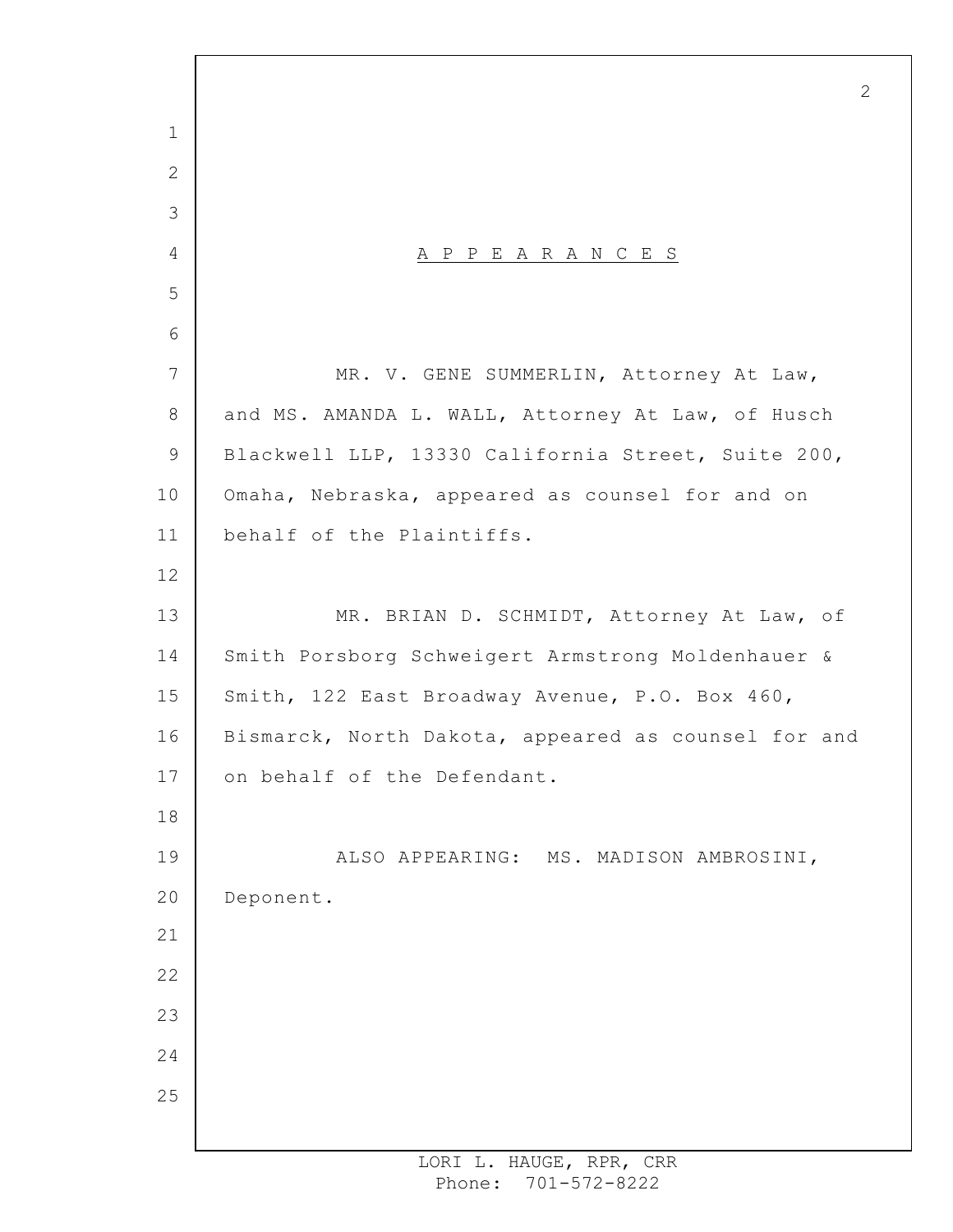# A P P E A R A N C E S

MR. V. GENE SUMMERLIN, Attorney At Law, and MS. AMANDA L. WALL, Attorney At Law, of Husch Blackwell LLP, 13330 California Street, Suite 200, Omaha, Nebraska, appeared as counsel for and on behalf of the Plaintiffs.

MR. BRIAN D. SCHMIDT, Attorney At Law, of Smith Porsborg Schweigert Armstrong Moldenhauer & Smith, 122 East Broadway Avenue, P.O. Box 460, Bismarck, North Dakota, appeared as counsel for and on behalf of the Defendant.

ALSO APPEARING: MS. MADISON AMBROSINI, Deponent.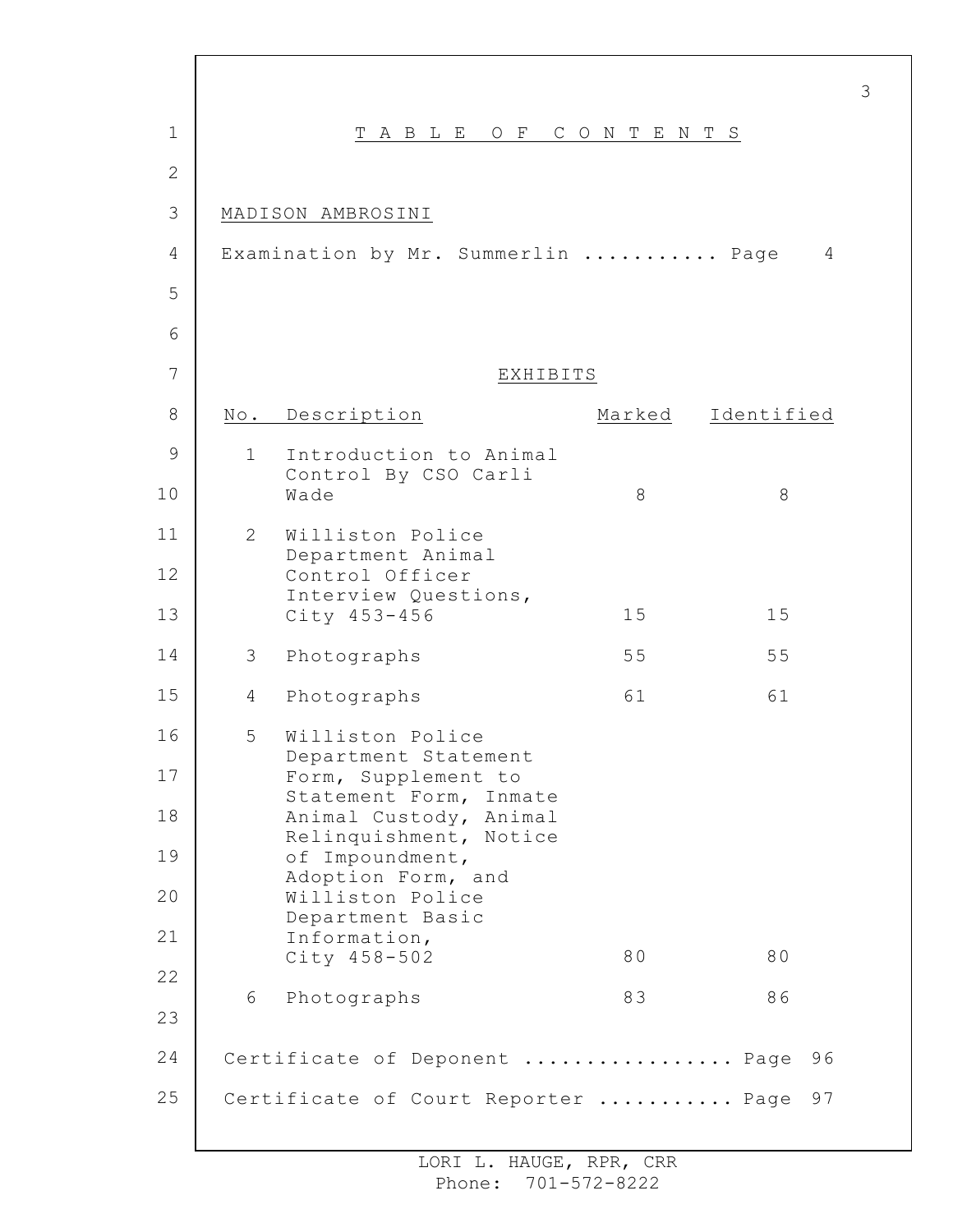# TABLE OF CONTENTS

MADISON AMBROSINI

Examination by Mr. Summerlin ........... Page 4

## EXHIBITS

| No. | Description | Marked | Identified |
|---|---|---|---|
| 1 | Introduction to Animal Control By CSO Carli Wade | 8 | 8 |
| 2 | Williston Police Department Animal Control Officer Interview Questions, City 453-456 | 15 | 15 |
| 3 | Photographs | 55 | 55 |
| 4 | Photographs | 61 | 61 |
| 5 | Williston Police Department Statement Form, Supplement to Statement Form, Inmate Animal Custody, Animal Relinquishment, Notice of Impoundment, Adoption Form, and Williston Police Department Basic Information, City 458-502 | 80 | 80 |
| 6 | Photographs | 83 | 86 |

Certificate of Deponent ................ Page 96

Certificate of Court Reporter ........... Page 97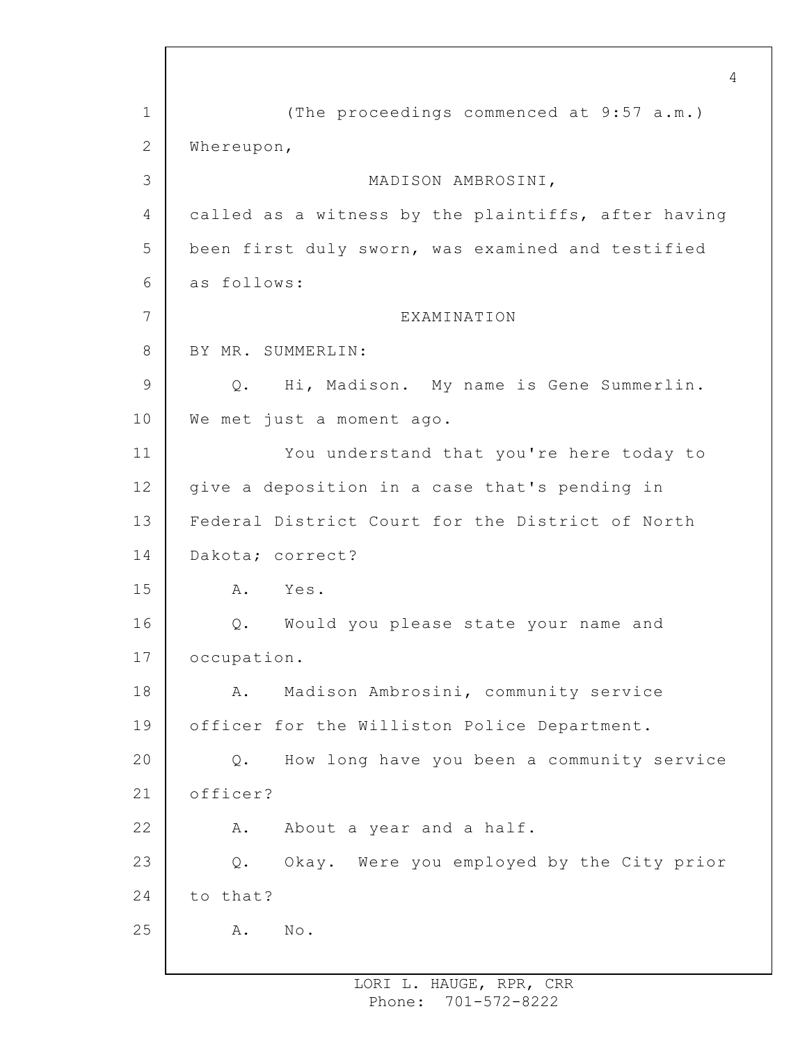(The proceedings commenced at 9:57 a.m.)

Whereupon,

MADISON AMBROSINI,

called as a witness by the plaintiffs, after having been first duly sworn, was examined and testified as follows:

EXAMINATION

BY MR. SUMMERLIN:

Q. Hi, Madison. My name is Gene Summerlin. We met just a moment ago.

You understand that you're here today to give a deposition in a case that's pending in Federal District Court for the District of North Dakota; correct?

A. Yes.

Q. Would you please state your name and occupation.

A. Madison Ambrosini, community service officer for the Williston Police Department.

Q. How long have you been a community service officer?

A. About a year and a half.

Q. Okay. Were you employed by the City prior to that?

A. No.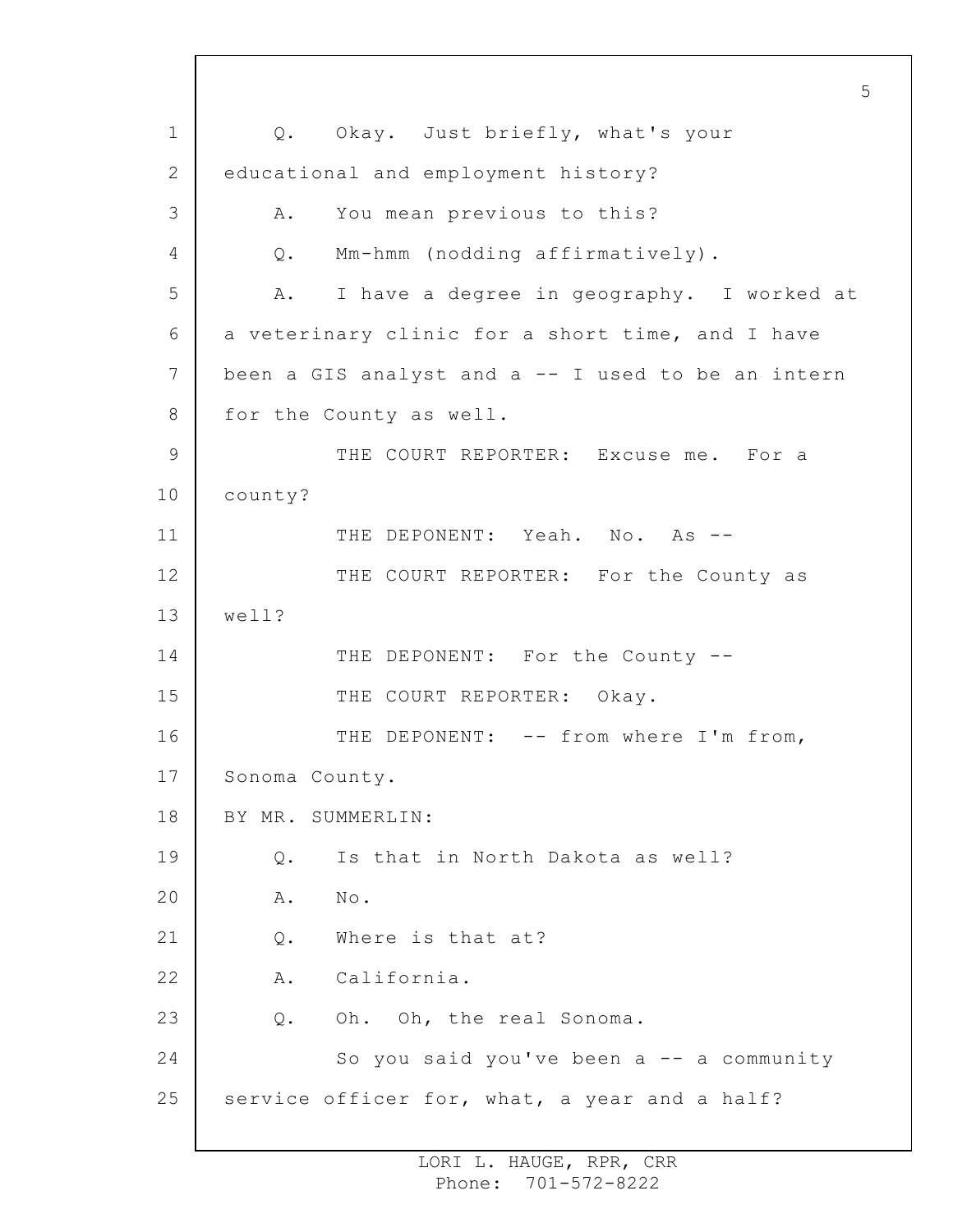Q. Okay. Just briefly, what's your educational and employment history?

A. You mean previous to this?

Q. Mm-hmm (nodding affirmatively).

A. I have a degree in geography. I worked at a veterinary clinic for a short time, and I have been a GIS analyst and a -- I used to be an intern for the County as well.

THE COURT REPORTER: Excuse me. For a county?

THE DEPONENT: Yeah. No. As --

THE COURT REPORTER: For the County as well?

THE DEPONENT: For the County --

THE COURT REPORTER: Okay.

THE DEPONENT: -- from where I'm from, Sonoma County.

BY MR. SUMMERLIN:

Q. Is that in North Dakota as well?

A. No.

Q. Where is that at?

A. California.

Q. Oh. Oh, the real Sonoma.

So you said you've been a -- a community service officer for, what, a year and a half?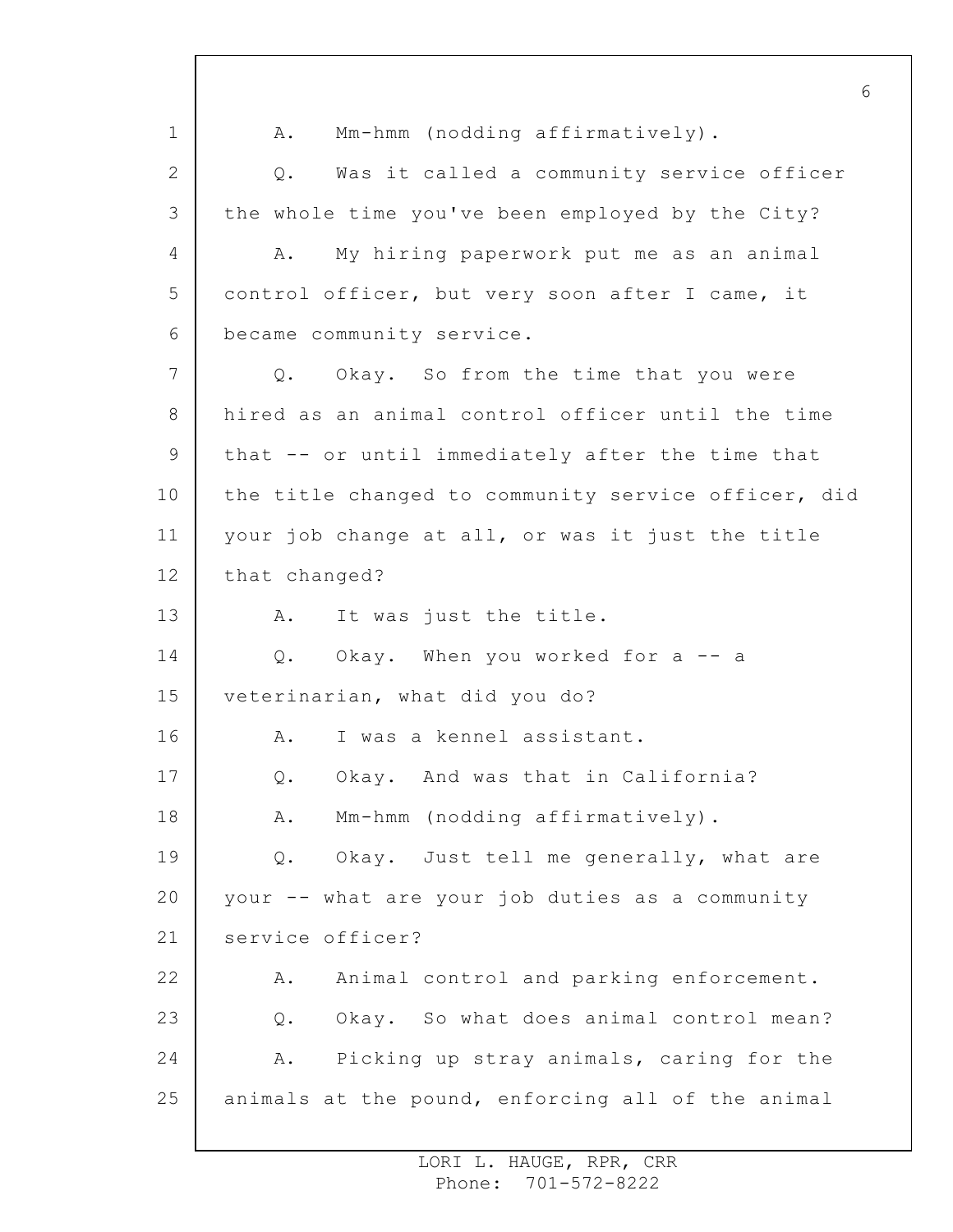A. Mm-hmm (nodding affirmatively).

Q. Was it called a community service officer the whole time you've been employed by the City?

A. My hiring paperwork put me as an animal control officer, but very soon after I came, it became community service.

Q. Okay. So from the time that you were hired as an animal control officer until the time that -- or until immediately after the time that the title changed to community service officer, did your job change at all, or was it just the title that changed?

A. It was just the title.

Q. Okay. When you worked for a -- a veterinarian, what did you do?

A. I was a kennel assistant.

Q. Okay. And was that in California?

A. Mm-hmm (nodding affirmatively).

Q. Okay. Just tell me generally, what are your -- what are your job duties as a community service officer?

A. Animal control and parking enforcement.

Q. Okay. So what does animal control mean?

A. Picking up stray animals, caring for the animals at the pound, enforcing all of the animal

LORI L. HAUGE, RPR, CRR
Phone: 701-572-8222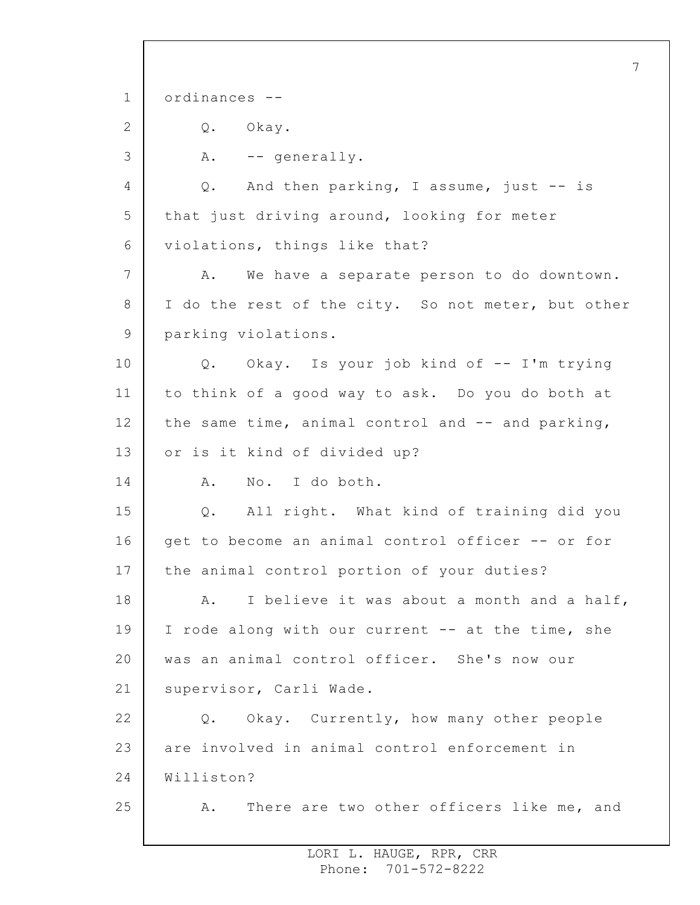ordinances --

Q. Okay.

A. -- generally.

Q. And then parking, I assume, just -- is that just driving around, looking for meter violations, things like that?

A. We have a separate person to do downtown. I do the rest of the city. So not meter, but other parking violations.

Q. Okay. Is your job kind of -- I'm trying to think of a good way to ask. Do you do both at the same time, animal control and -- and parking, or is it kind of divided up?

A. No. I do both.

Q. All right. What kind of training did you get to become an animal control officer -- or for the animal control portion of your duties?

A. I believe it was about a month and a half, I rode along with our current -- at the time, she was an animal control officer. She's now our supervisor, Carli Wade.

Q. Okay. Currently, how many other people are involved in animal control enforcement in Williston?

A. There are two other officers like me, and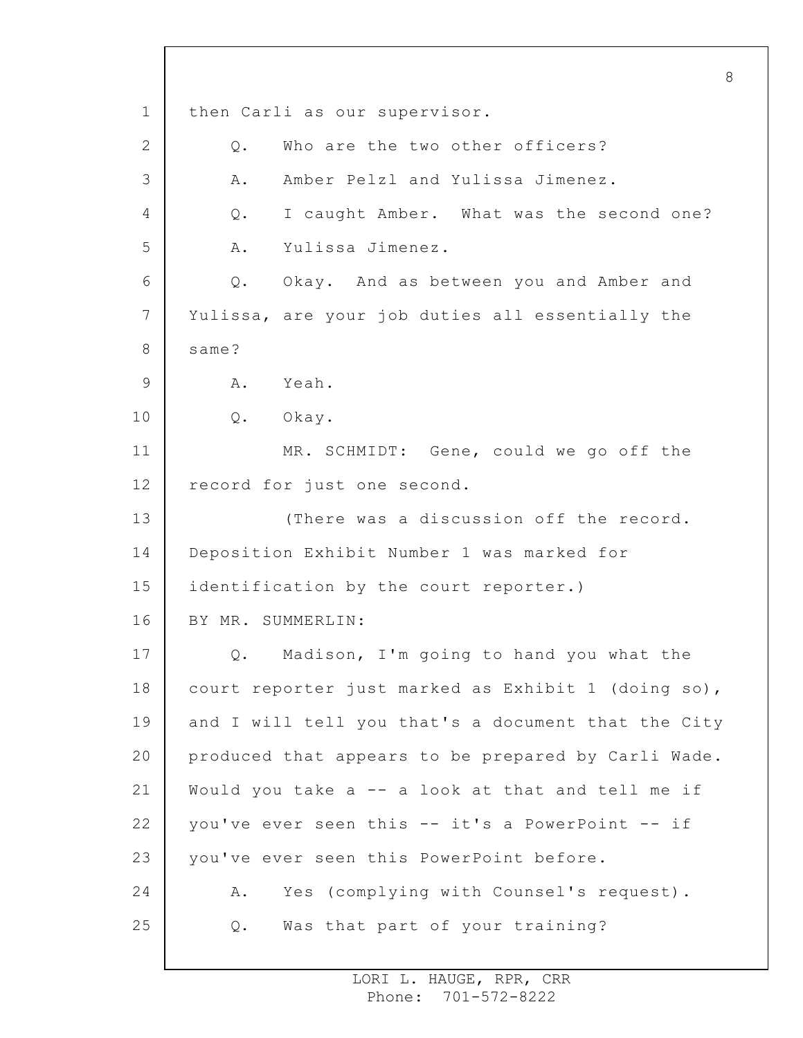then Carli as our supervisor.

Q. Who are the two other officers?

A. Amber Pelzl and Yulissa Jimenez.

Q. I caught Amber. What was the second one?

A. Yulissa Jimenez.

Q. Okay. And as between you and Amber and Yulissa, are your job duties all essentially the same?

A. Yeah.

Q. Okay.

MR. SCHMIDT: Gene, could we go off the record for just one second.

(There was a discussion off the record. Deposition Exhibit Number 1 was marked for identification by the court reporter.)

BY MR. SUMMERLIN:

Q. Madison, I'm going to hand you what the court reporter just marked as Exhibit 1 (doing so), and I will tell you that's a document that the City produced that appears to be prepared by Carli Wade. Would you take a -- a look at that and tell me if you've ever seen this -- it's a PowerPoint -- if you've ever seen this PowerPoint before.

A. Yes (complying with Counsel's request).

Q. Was that part of your training?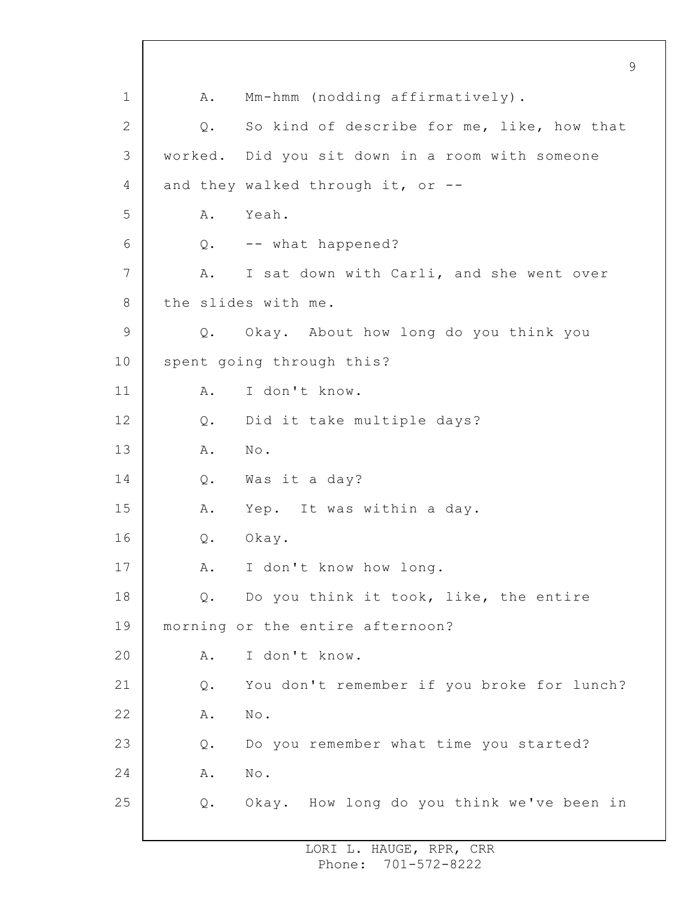A. Mm-hmm (nodding affirmatively).

Q. So kind of describe for me, like, how that worked. Did you sit down in a room with someone and they walked through it, or --

A. Yeah.

Q. -- what happened?

A. I sat down with Carli, and she went over the slides with me.

Q. Okay. About how long do you think you spent going through this?

A. I don't know.

Q. Did it take multiple days?

A. No.

Q. Was it a day?

A. Yep. It was within a day.

Q. Okay.

A. I don't know how long.

Q. Do you think it took, like, the entire morning or the entire afternoon?

A. I don't know.

Q. You don't remember if you broke for lunch?

A. No.

Q. Do you remember what time you started?

A. No.

Q. Okay. How long do you think we've been in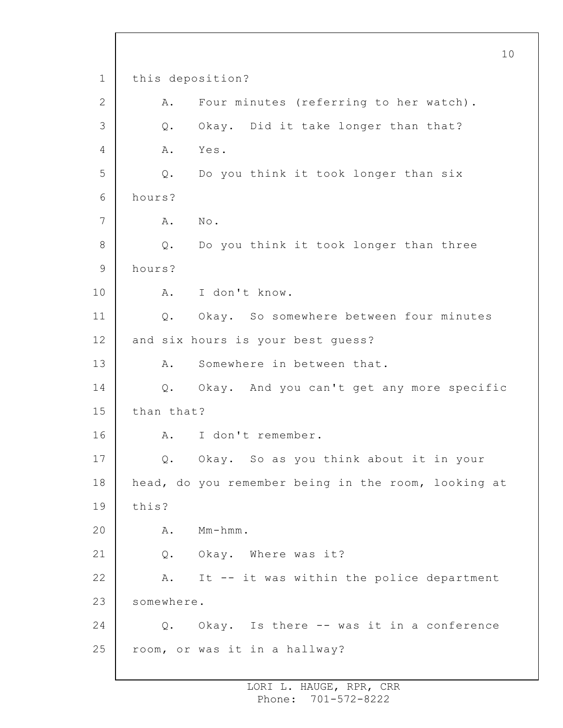this deposition?

A. Four minutes (referring to her watch).

Q. Okay. Did it take longer than that?

A. Yes.

Q. Do you think it took longer than six hours?

A. No.

Q. Do you think it took longer than three hours?

A. I don't know.

Q. Okay. So somewhere between four minutes and six hours is your best guess?

A. Somewhere in between that.

Q. Okay. And you can't get any more specific than that?

A. I don't remember.

Q. Okay. So as you think about it in your head, do you remember being in the room, looking at this?

A. Mm-hmm.

Q. Okay. Where was it?

A. It -- it was within the police department somewhere.

Q. Okay. Is there -- was it in a conference room, or was it in a hallway?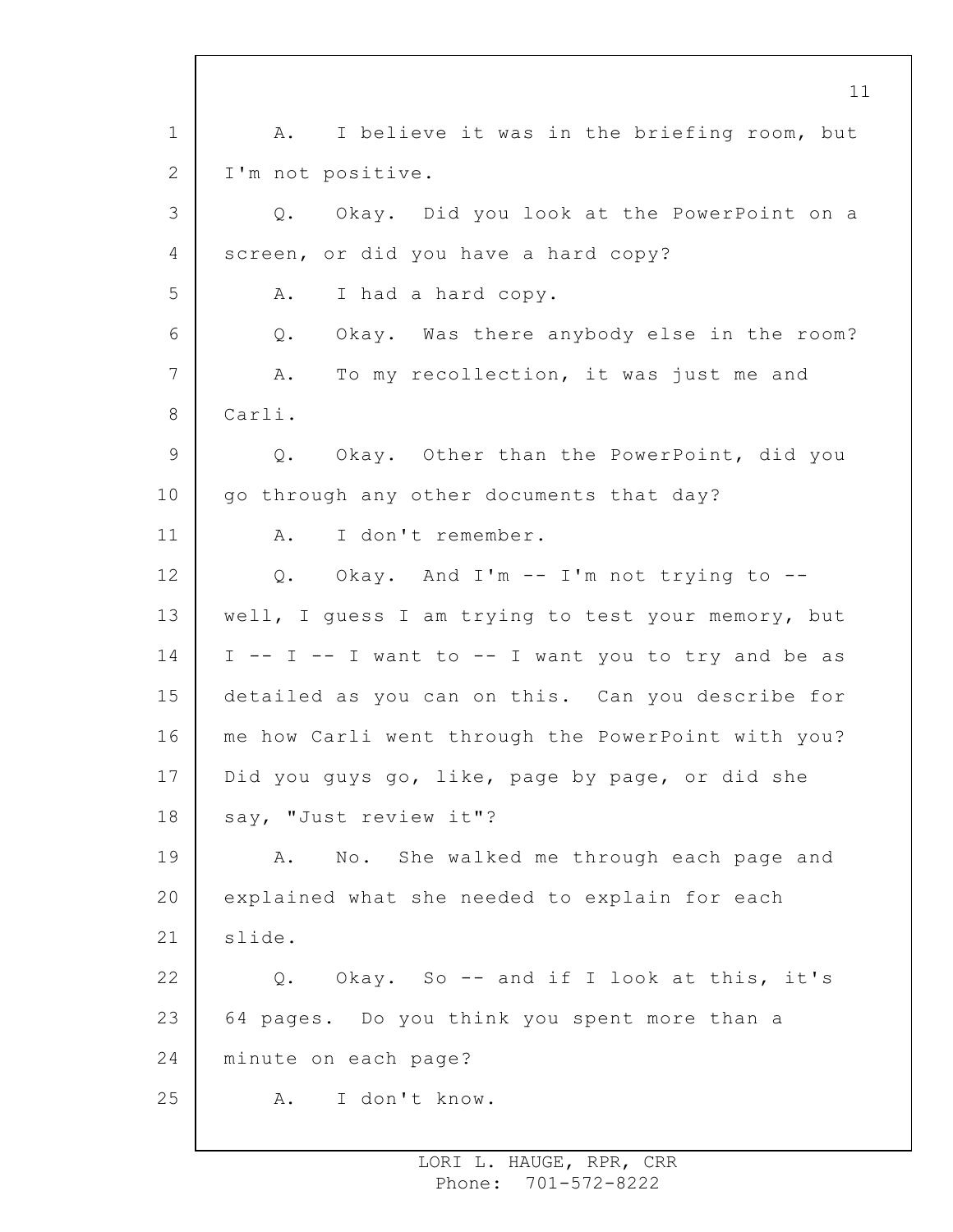A. I believe it was in the briefing room, but I'm not positive.

Q. Okay. Did you look at the PowerPoint on a screen, or did you have a hard copy?

A. I had a hard copy.

Q. Okay. Was there anybody else in the room?

A. To my recollection, it was just me and Carli.

Q. Okay. Other than the PowerPoint, did you go through any other documents that day?

A. I don't remember.

Q. Okay. And I'm -- I'm not trying to -- well, I guess I am trying to test your memory, but I -- I -- I want to -- I want you to try and be as detailed as you can on this. Can you describe for me how Carli went through the PowerPoint with you? Did you guys go, like, page by page, or did she say, "Just review it"?

A. No. She walked me through each page and explained what she needed to explain for each slide.

Q. Okay. So -- and if I look at this, it's 64 pages. Do you think you spent more than a minute on each page?

A. I don't know.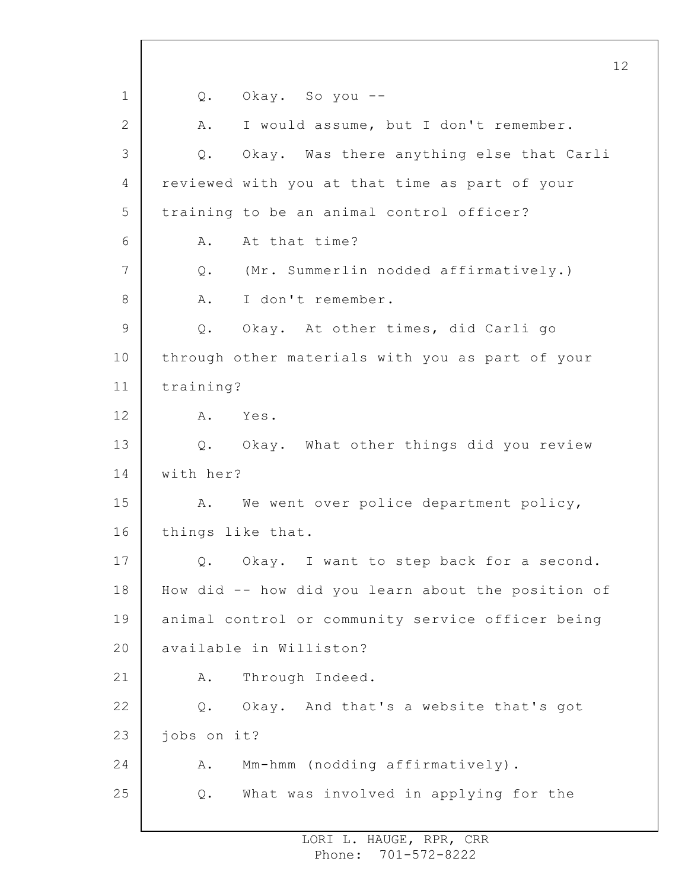Q. Okay. So you --

A. I would assume, but I don't remember.

Q. Okay. Was there anything else that Carli reviewed with you at that time as part of your training to be an animal control officer?

A. At that time?

Q. (Mr. Summerlin nodded affirmatively.)

A. I don't remember.

Q. Okay. At other times, did Carli go through other materials with you as part of your training?

A. Yes.

Q. Okay. What other things did you review with her?

A. We went over police department policy, things like that.

Q. Okay. I want to step back for a second. How did -- how did you learn about the position of animal control or community service officer being available in Williston?

A. Through Indeed.

Q. Okay. And that's a website that's got jobs on it?

A. Mm-hmm (nodding affirmatively).

Q. What was involved in applying for the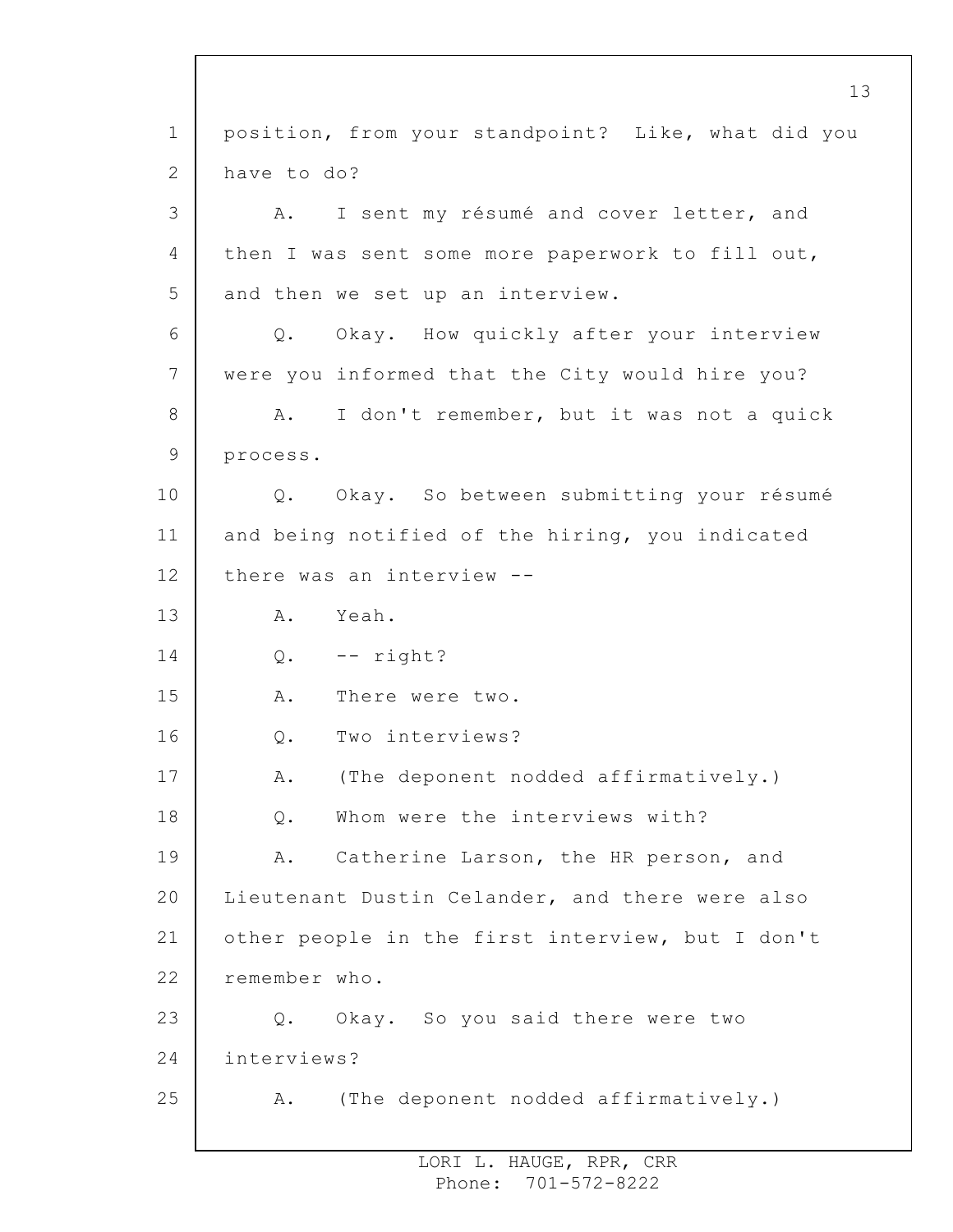position, from your standpoint? Like, what did you have to do?

A. I sent my résumé and cover letter, and then I was sent some more paperwork to fill out, and then we set up an interview.

Q. Okay. How quickly after your interview were you informed that the City would hire you?

A. I don't remember, but it was not a quick process.

Q. Okay. So between submitting your résumé and being notified of the hiring, you indicated there was an interview --

A. Yeah.

Q. -- right?

A. There were two.

Q. Two interviews?

A. (The deponent nodded affirmatively.)

Q. Whom were the interviews with?

A. Catherine Larson, the HR person, and Lieutenant Dustin Celander, and there were also other people in the first interview, but I don't remember who.

Q. Okay. So you said there were two interviews?

A. (The deponent nodded affirmatively.)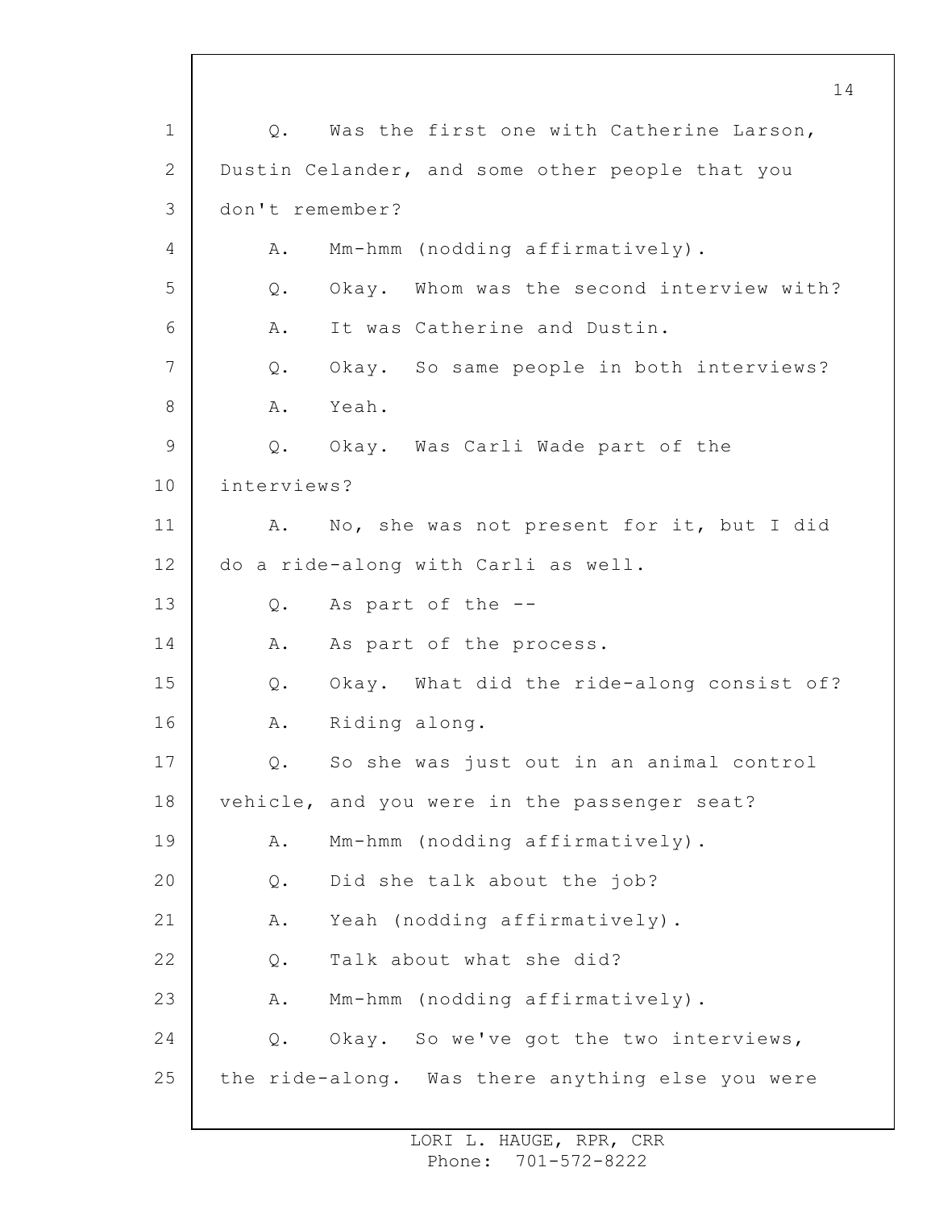Q. Was the first one with Catherine Larson, Dustin Celander, and some other people that you don't remember?

A. Mm-hmm (nodding affirmatively).

Q. Okay. Whom was the second interview with?

A. It was Catherine and Dustin.

Q. Okay. So same people in both interviews?

A. Yeah.

Q. Okay. Was Carli Wade part of the interviews?

A. No, she was not present for it, but I did do a ride-along with Carli as well.

Q. As part of the --

A. As part of the process.

Q. Okay. What did the ride-along consist of?

A. Riding along.

Q. So she was just out in an animal control vehicle, and you were in the passenger seat?

A. Mm-hmm (nodding affirmatively).

Q. Did she talk about the job?

A. Yeah (nodding affirmatively).

Q. Talk about what she did?

A. Mm-hmm (nodding affirmatively).

Q. Okay. So we've got the two interviews, the ride-along. Was there anything else you were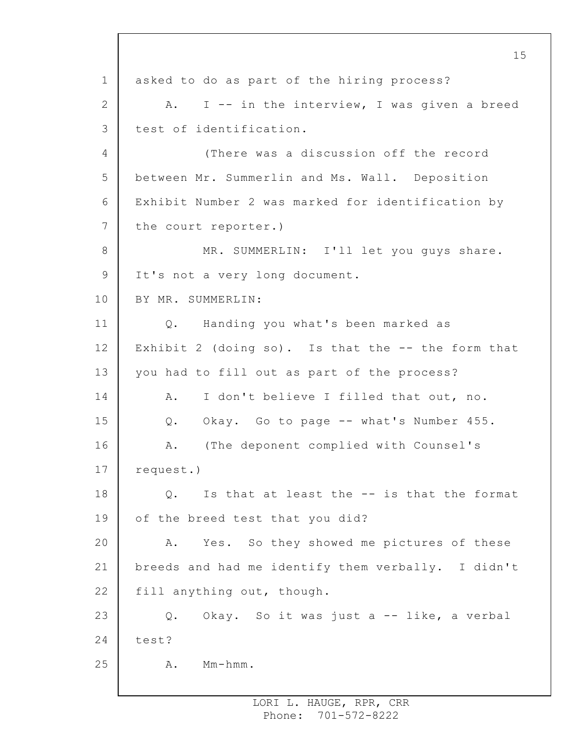asked to do as part of the hiring process?

A. I -- in the interview, I was given a breed test of identification.

(There was a discussion off the record between Mr. Summerlin and Ms. Wall. Deposition Exhibit Number 2 was marked for identification by the court reporter.)

MR. SUMMERLIN: I'll let you guys share. It's not a very long document.

BY MR. SUMMERLIN:

Q. Handing you what's been marked as Exhibit 2 (doing so). Is that the -- the form that you had to fill out as part of the process?

A. I don't believe I filled that out, no.

Q. Okay. Go to page -- what's Number 455.

A. (The deponent complied with Counsel's request.)

Q. Is that at least the -- is that the format of the breed test that you did?

A. Yes. So they showed me pictures of these breeds and had me identify them verbally. I didn't fill anything out, though.

Q. Okay. So it was just a -- like, a verbal test?

A. Mm-hmm.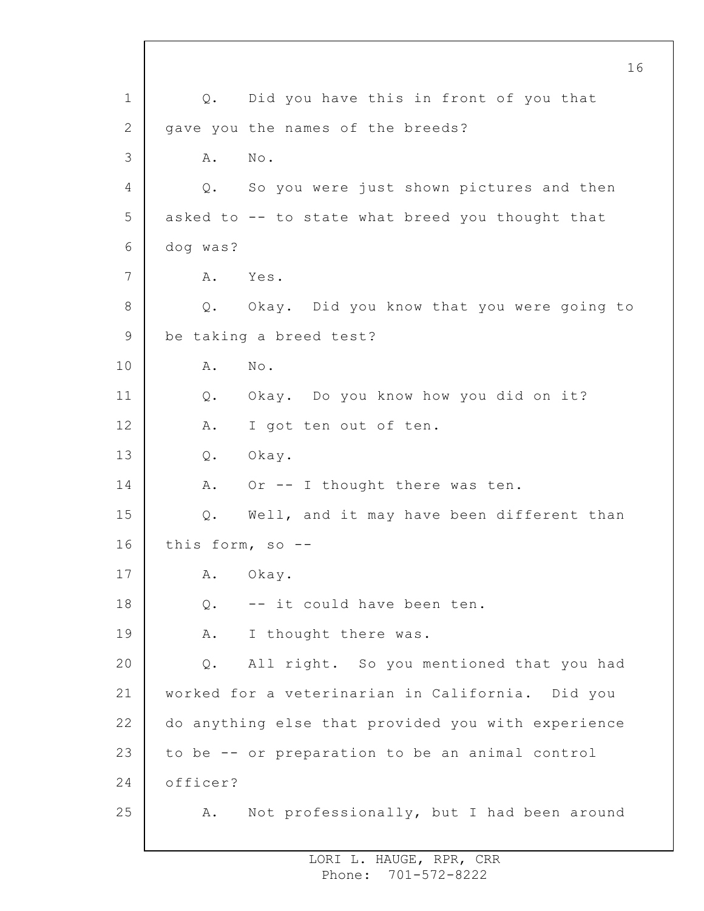Q. Did you have this in front of you that gave you the names of the breeds?

A. No.

Q. So you were just shown pictures and then asked to -- to state what breed you thought that dog was?

A. Yes.

Q. Okay. Did you know that you were going to be taking a breed test?

A. No.

Q. Okay. Do you know how you did on it?

A. I got ten out of ten.

Q. Okay.

A. Or -- I thought there was ten.

Q. Well, and it may have been different than this form, so --

A. Okay.

Q. -- it could have been ten.

A. I thought there was.

Q. All right. So you mentioned that you had worked for a veterinarian in California. Did you do anything else that provided you with experience to be -- or preparation to be an animal control officer?

A. Not professionally, but I had been around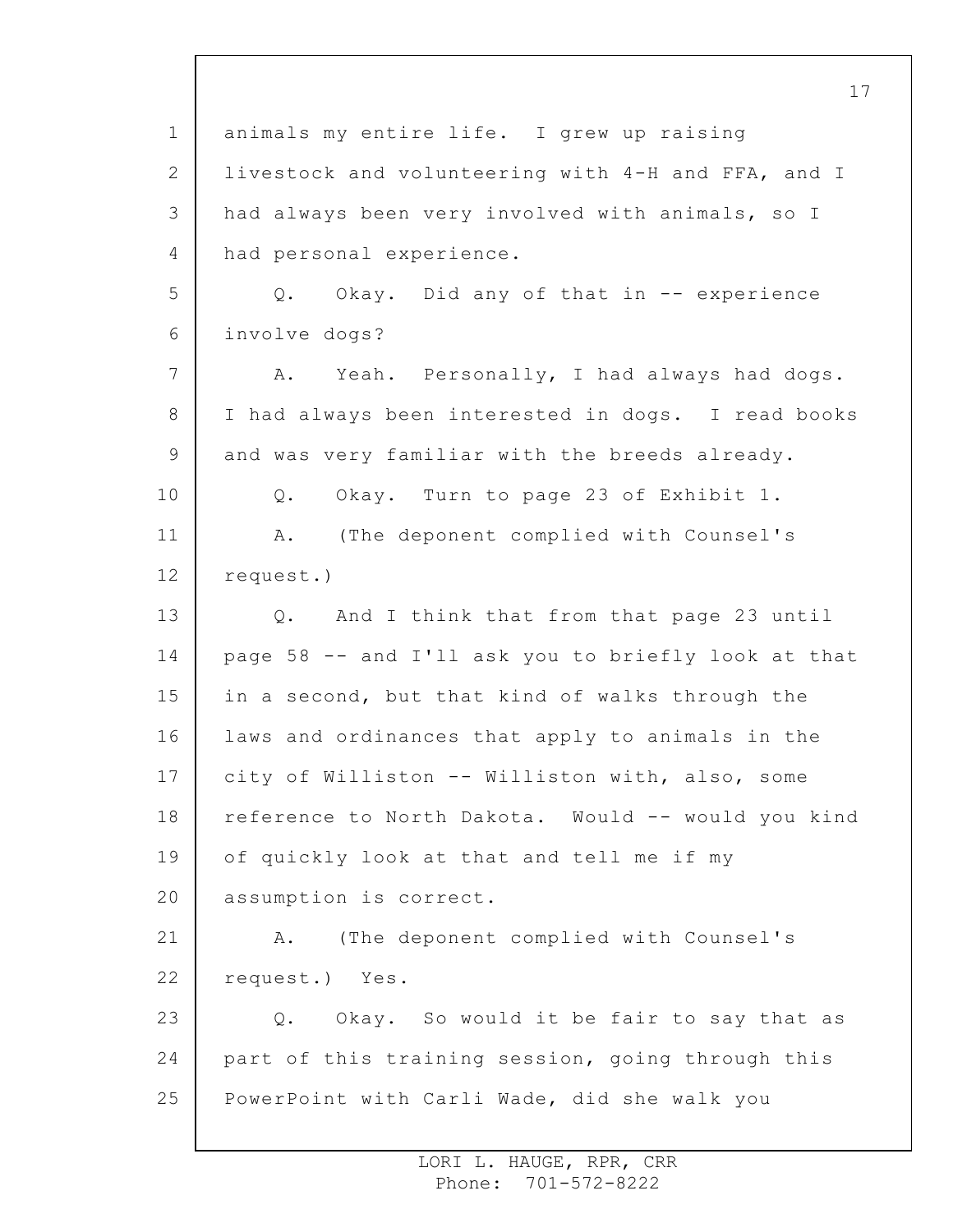animals my entire life. I grew up raising livestock and volunteering with 4-H and FFA, and I had always been very involved with animals, so I had personal experience.

Q. Okay. Did any of that in -- experience involve dogs?

A. Yeah. Personally, I had always had dogs. I had always been interested in dogs. I read books and was very familiar with the breeds already.

Q. Okay. Turn to page 23 of Exhibit 1.

A. (The deponent complied with Counsel's request.)

Q. And I think that from that page 23 until page 58 -- and I'll ask you to briefly look at that in a second, but that kind of walks through the laws and ordinances that apply to animals in the city of Williston -- Williston with, also, some reference to North Dakota. Would -- would you kind of quickly look at that and tell me if my assumption is correct.

A. (The deponent complied with Counsel's request.) Yes.

Q. Okay. So would it be fair to say that as part of this training session, going through this PowerPoint with Carli Wade, did she walk you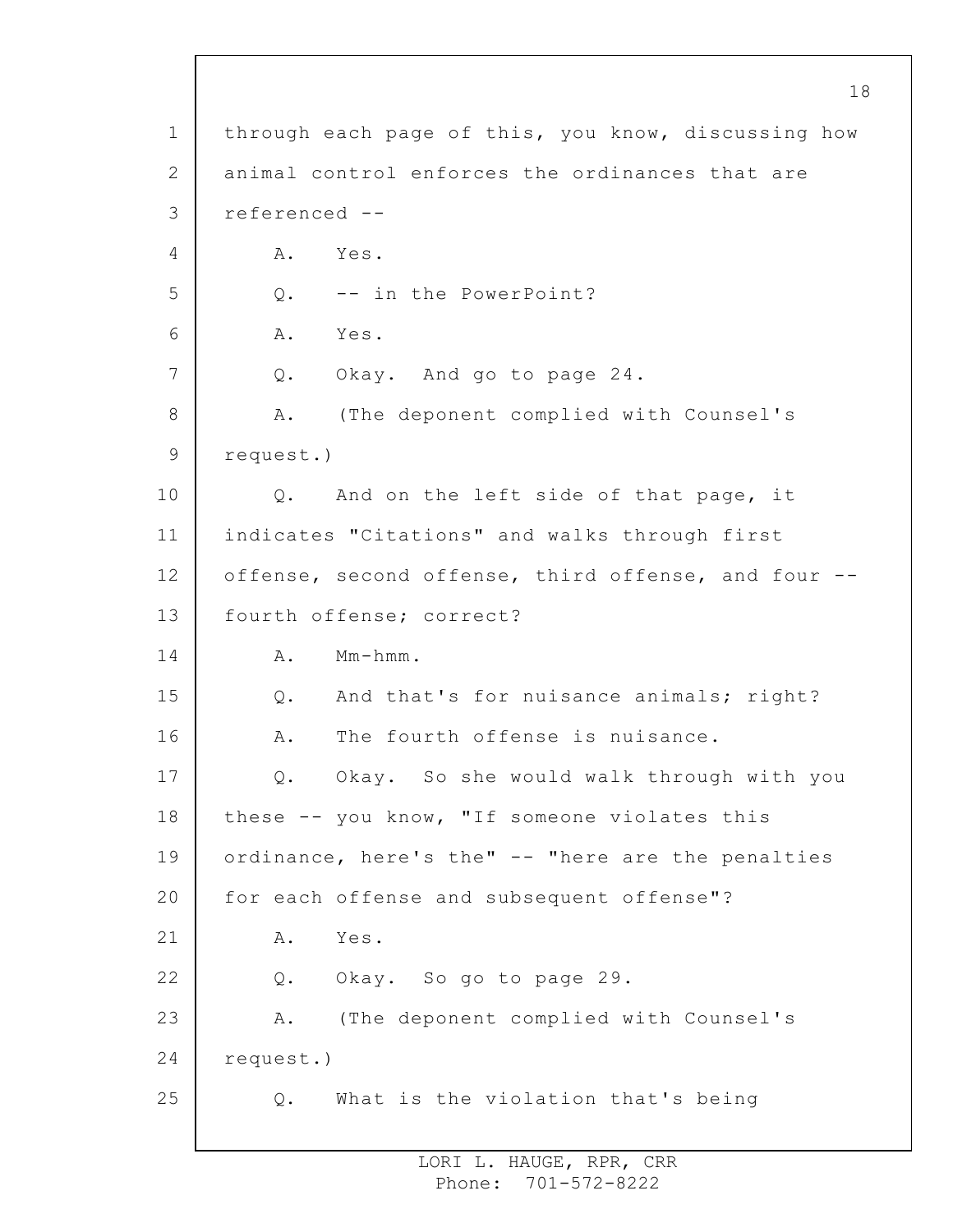through each page of this, you know, discussing how animal control enforces the ordinances that are referenced --

A. Yes.

Q. -- in the PowerPoint?

A. Yes.

Q. Okay. And go to page 24.

A. (The deponent complied with Counsel's request.)

Q. And on the left side of that page, it indicates "Citations" and walks through first offense, second offense, third offense, and four -- fourth offense; correct?

A. Mm-hmm.

Q. And that's for nuisance animals; right?

A. The fourth offense is nuisance.

Q. Okay. So she would walk through with you these -- you know, "If someone violates this ordinance, here's the" -- "here are the penalties for each offense and subsequent offense"?

A. Yes.

Q. Okay. So go to page 29.

A. (The deponent complied with Counsel's request.)

Q. What is the violation that's being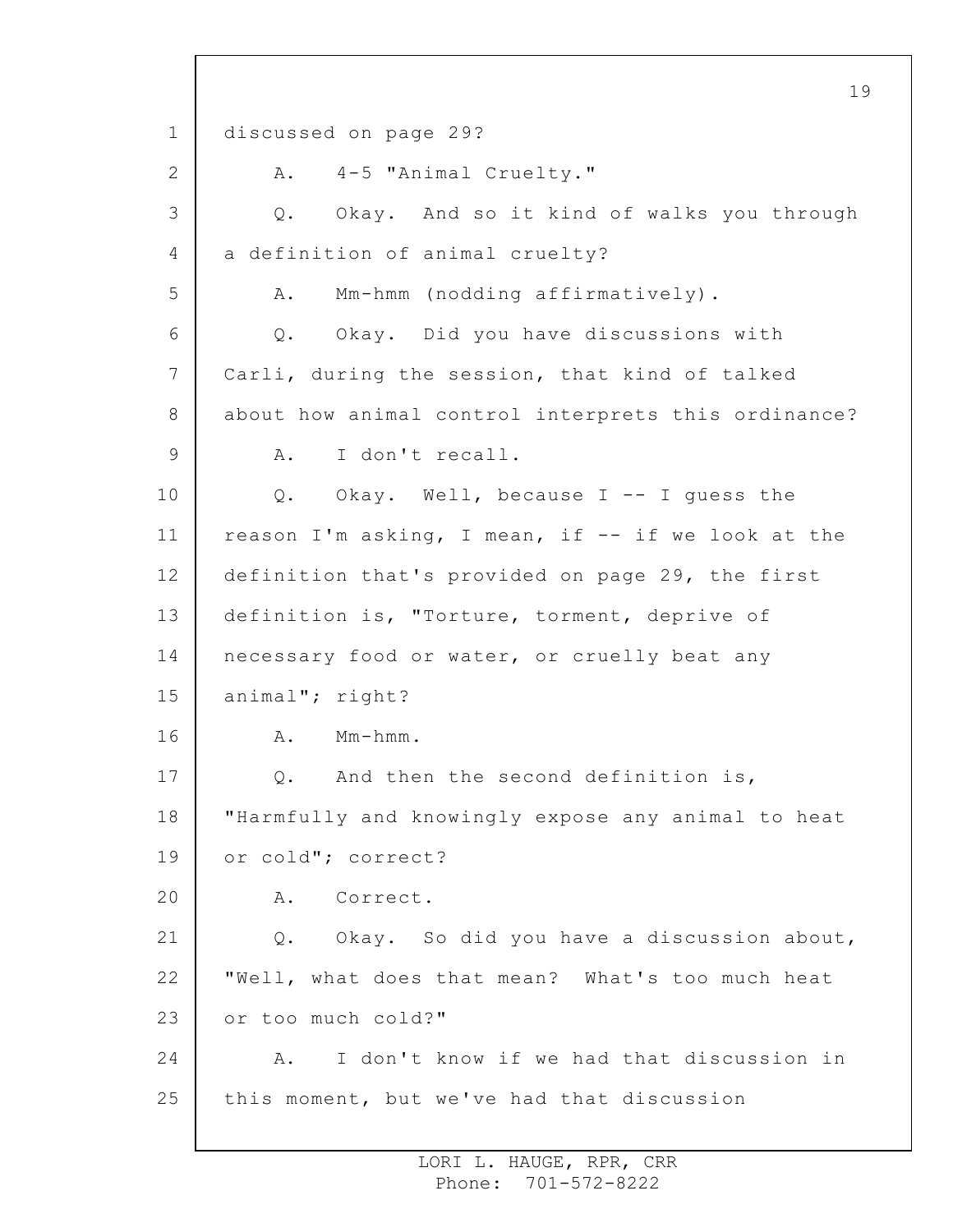discussed on page 29?

A. 4-5 "Animal Cruelty."

Q. Okay. And so it kind of walks you through a definition of animal cruelty?

A. Mm-hmm (nodding affirmatively).

Q. Okay. Did you have discussions with Carli, during the session, that kind of talked about how animal control interprets this ordinance?

A. I don't recall.

Q. Okay. Well, because I -- I guess the reason I'm asking, I mean, if -- if we look at the definition that's provided on page 29, the first definition is, "Torture, torment, deprive of necessary food or water, or cruelly beat any animal"; right?

A. Mm-hmm.

Q. And then the second definition is, "Harmfully and knowingly expose any animal to heat or cold"; correct?

A. Correct.

Q. Okay. So did you have a discussion about, "Well, what does that mean? What's too much heat or too much cold?"

A. I don't know if we had that discussion in this moment, but we've had that discussion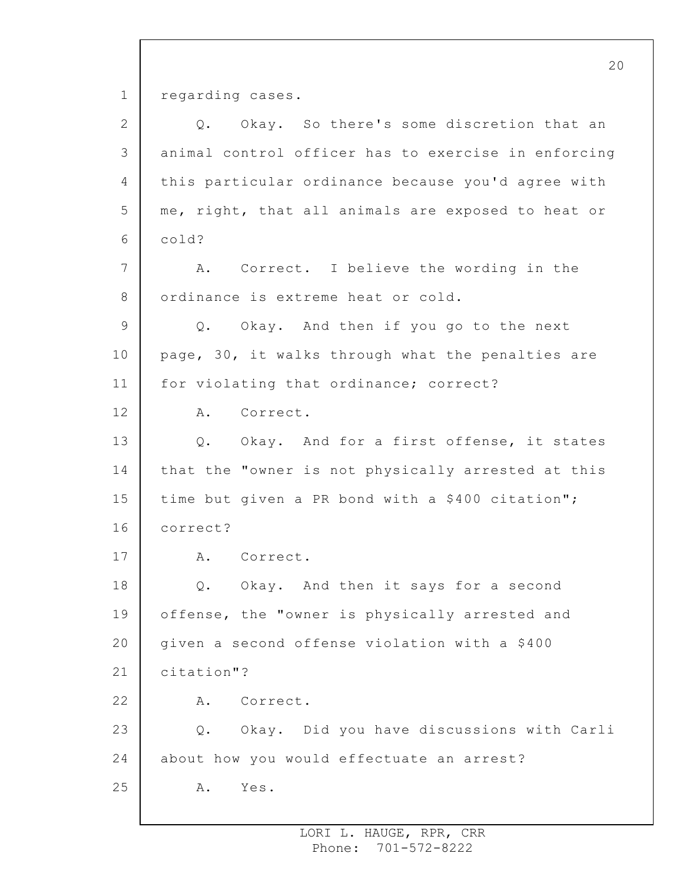regarding cases.

Q. Okay. So there's some discretion that an animal control officer has to exercise in enforcing this particular ordinance because you'd agree with me, right, that all animals are exposed to heat or cold?

A. Correct. I believe the wording in the ordinance is extreme heat or cold.

Q. Okay. And then if you go to the next page, 30, it walks through what the penalties are for violating that ordinance; correct?

A. Correct.

Q. Okay. And for a first offense, it states that the "owner is not physically arrested at this time but given a PR bond with a $400 citation"; correct?

A. Correct.

Q. Okay. And then it says for a second offense, the "owner is physically arrested and given a second offense violation with a $400 citation"?

A. Correct.

Q. Okay. Did you have discussions with Carli about how you would effectuate an arrest?

A. Yes.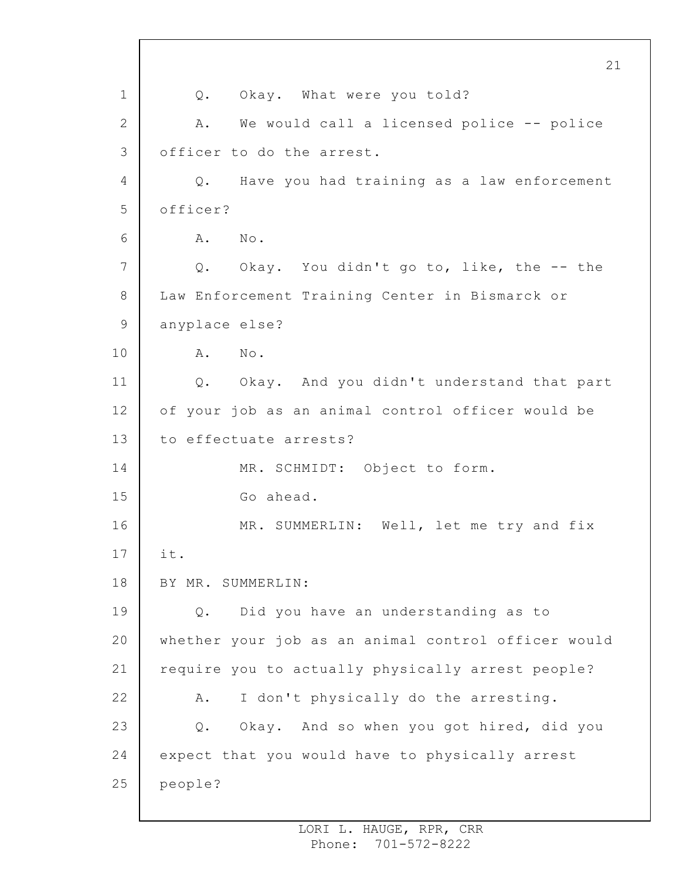Q. Okay. What were you told?

A. We would call a licensed police -- police officer to do the arrest.

Q. Have you had training as a law enforcement officer?

A. No.

Q. Okay. You didn't go to, like, the -- the Law Enforcement Training Center in Bismarck or anyplace else?

A. No.

Q. Okay. And you didn't understand that part of your job as an animal control officer would be to effectuate arrests?

MR. SCHMIDT: Object to form.

Go ahead.

MR. SUMMERLIN: Well, let me try and fix it.

BY MR. SUMMERLIN:

Q. Did you have an understanding as to whether your job as an animal control officer would require you to actually physically arrest people?

A. I don't physically do the arresting.

Q. Okay. And so when you got hired, did you expect that you would have to physically arrest people?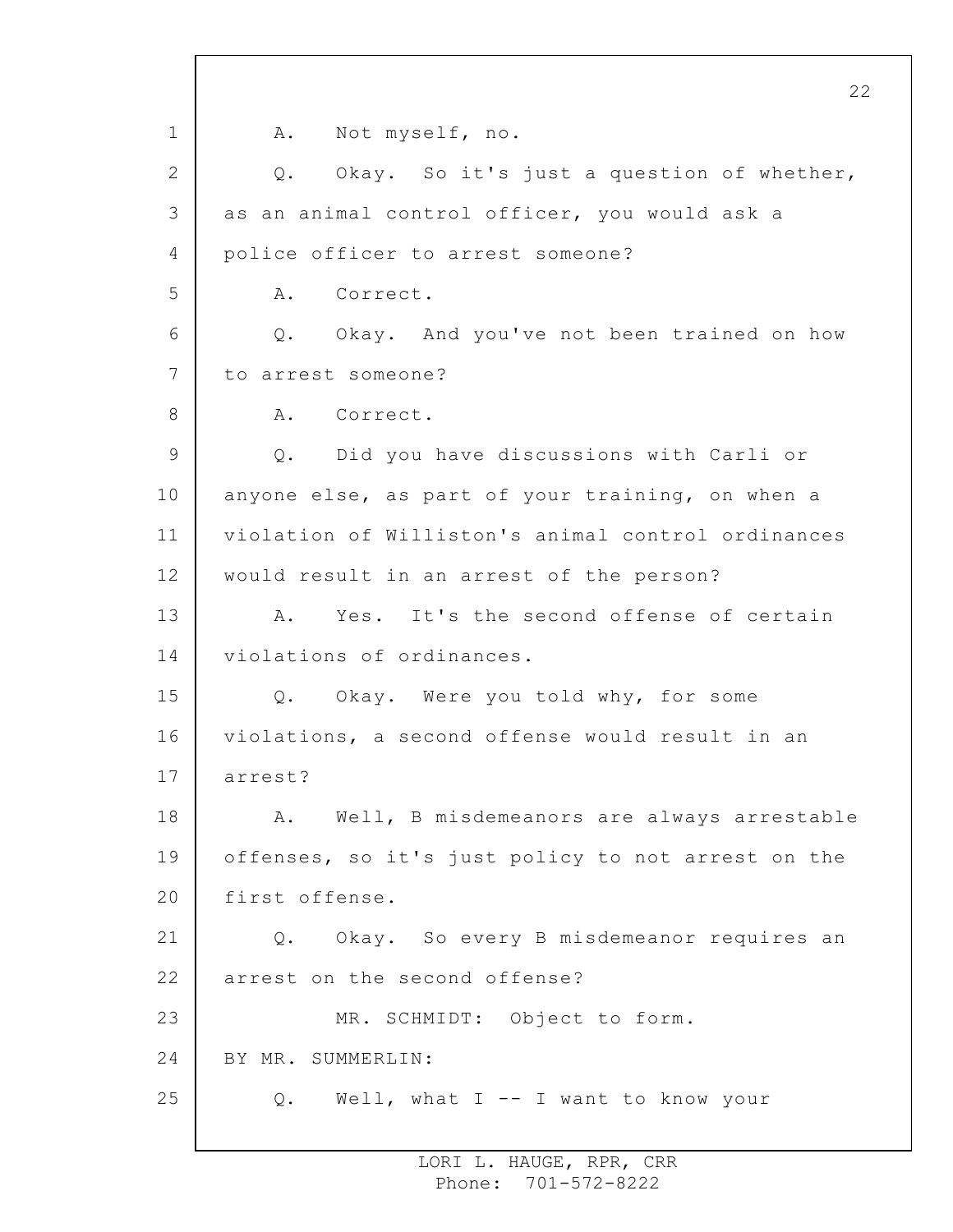A. Not myself, no.

Q. Okay. So it's just a question of whether, as an animal control officer, you would ask a police officer to arrest someone?

A. Correct.

Q. Okay. And you've not been trained on how to arrest someone?

A. Correct.

Q. Did you have discussions with Carli or anyone else, as part of your training, on when a violation of Williston's animal control ordinances would result in an arrest of the person?

A. Yes. It's the second offense of certain violations of ordinances.

Q. Okay. Were you told why, for some violations, a second offense would result in an arrest?

A. Well, B misdemeanors are always arrestable offenses, so it's just policy to not arrest on the first offense.

Q. Okay. So every B misdemeanor requires an arrest on the second offense?

MR. SCHMIDT: Object to form.

BY MR. SUMMERLIN:

Q. Well, what I -- I want to know your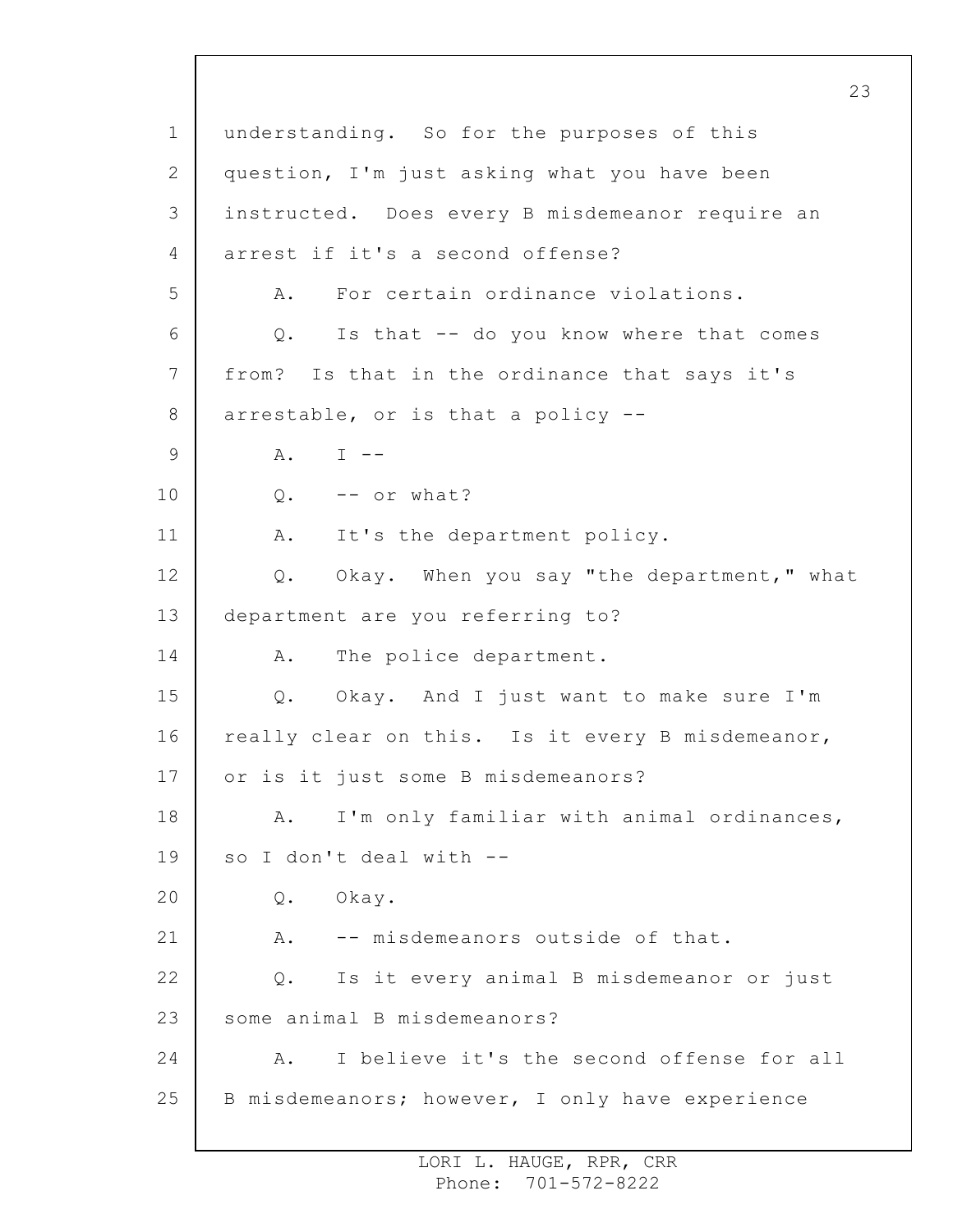understanding. So for the purposes of this question, I'm just asking what you have been instructed. Does every B misdemeanor require an arrest if it's a second offense?

A. For certain ordinance violations.

Q. Is that -- do you know where that comes from? Is that in the ordinance that says it's arrestable, or is that a policy --

A. I --

Q. -- or what?

A. It's the department policy.

Q. Okay. When you say "the department," what department are you referring to?

A. The police department.

Q. Okay. And I just want to make sure I'm really clear on this. Is it every B misdemeanor, or is it just some B misdemeanors?

A. I'm only familiar with animal ordinances, so I don't deal with --

Q. Okay.

A. -- misdemeanors outside of that.

Q. Is it every animal B misdemeanor or just some animal B misdemeanors?

A. I believe it's the second offense for all B misdemeanors; however, I only have experience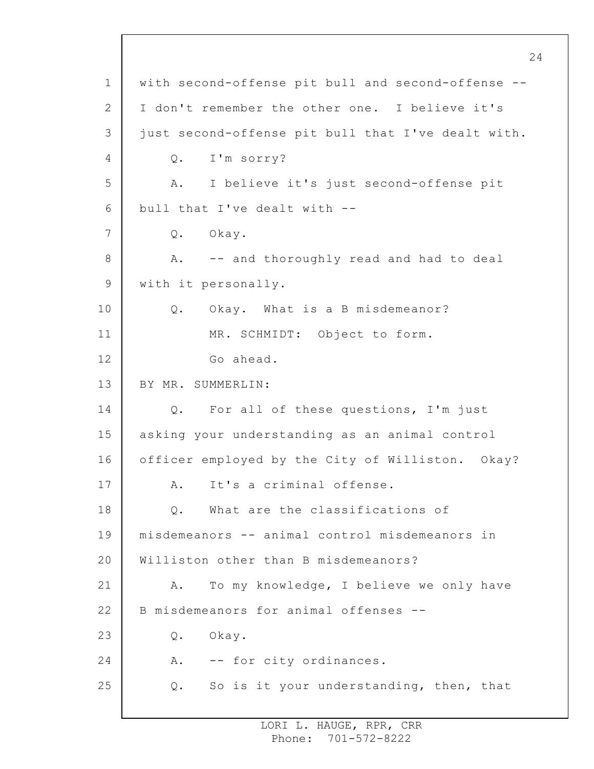with second-offense pit bull and second-offense --
I don't remember the other one. I believe it's
just second-offense pit bull that I've dealt with.

Q. I'm sorry?

A. I believe it's just second-offense pit
bull that I've dealt with --

Q. Okay.

A. -- and thoroughly read and had to deal
with it personally.

Q. Okay. What is a B misdemeanor?

MR. SCHMIDT: Object to form.

Go ahead.

BY MR. SUMMERLIN:

Q. For all of these questions, I'm just
asking your understanding as an animal control
officer employed by the City of Williston. Okay?

A. It's a criminal offense.

Q. What are the classifications of
misdemeanors -- animal control misdemeanors in
Williston other than B misdemeanors?

A. To my knowledge, I believe we only have
B misdemeanors for animal offenses --

Q. Okay.

A. -- for city ordinances.

Q. So is it your understanding, then, that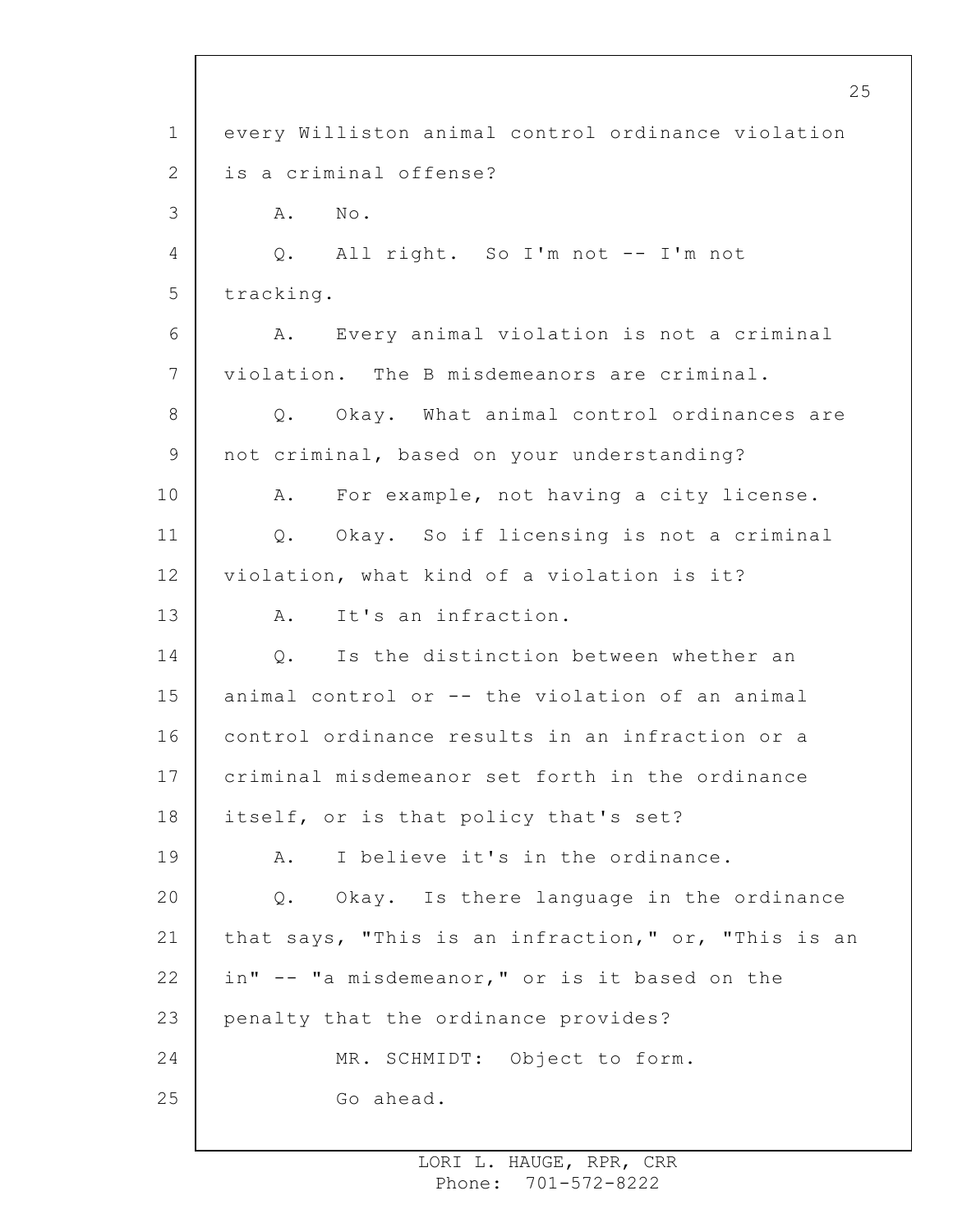every Williston animal control ordinance violation is a criminal offense?

A. No.

Q. All right. So I'm not -- I'm not tracking.

A. Every animal violation is not a criminal violation. The B misdemeanors are criminal.

Q. Okay. What animal control ordinances are not criminal, based on your understanding?

A. For example, not having a city license.

Q. Okay. So if licensing is not a criminal violation, what kind of a violation is it?

A. It's an infraction.

Q. Is the distinction between whether an animal control or -- the violation of an animal control ordinance results in an infraction or a criminal misdemeanor set forth in the ordinance itself, or is that policy that's set?

A. I believe it's in the ordinance.

Q. Okay. Is there language in the ordinance that says, "This is an infraction," or, "This is an in" -- "a misdemeanor," or is it based on the penalty that the ordinance provides?

MR. SCHMIDT: Object to form.

Go ahead.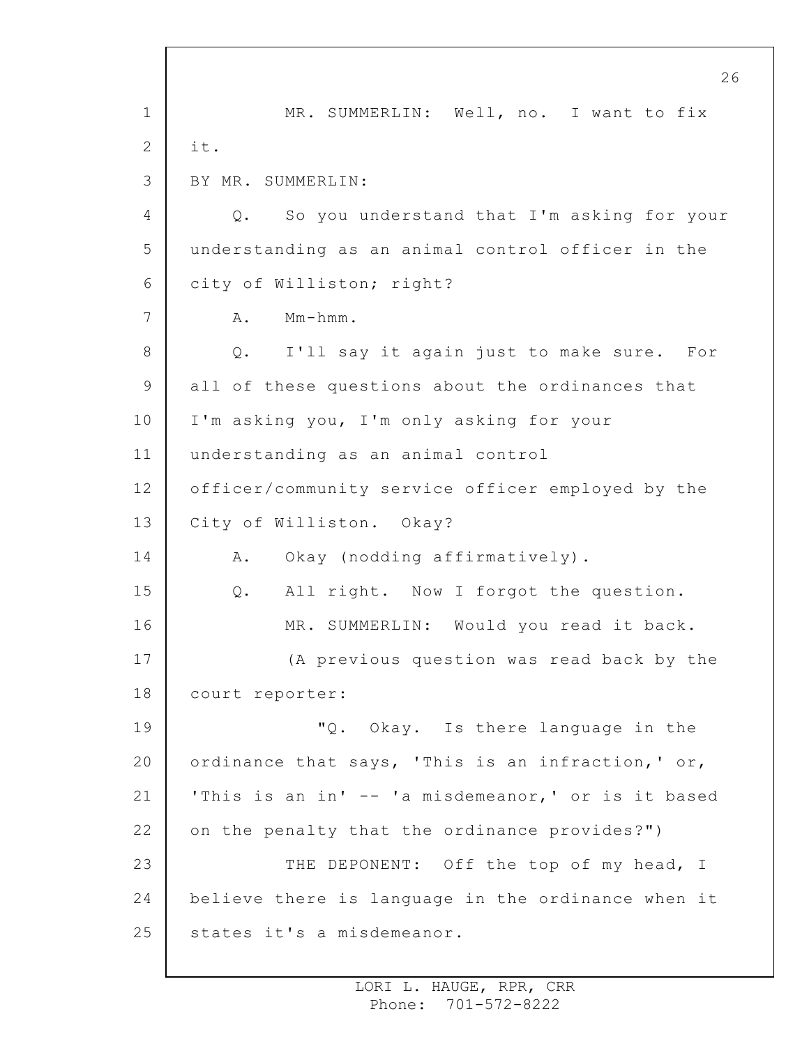MR. SUMMERLIN: Well, no. I want to fix it.

BY MR. SUMMERLIN:

Q. So you understand that I'm asking for your understanding as an animal control officer in the city of Williston; right?

A. Mm-hmm.

Q. I'll say it again just to make sure. For all of these questions about the ordinances that I'm asking you, I'm only asking for your understanding as an animal control officer/community service officer employed by the City of Williston. Okay?

A. Okay (nodding affirmatively).

Q. All right. Now I forgot the question.

MR. SUMMERLIN: Would you read it back.

(A previous question was read back by the court reporter:

"Q. Okay. Is there language in the ordinance that says, 'This is an infraction,' or, 'This is an in' -- 'a misdemeanor,' or is it based on the penalty that the ordinance provides?")

THE DEPONENT: Off the top of my head, I believe there is language in the ordinance when it states it's a misdemeanor.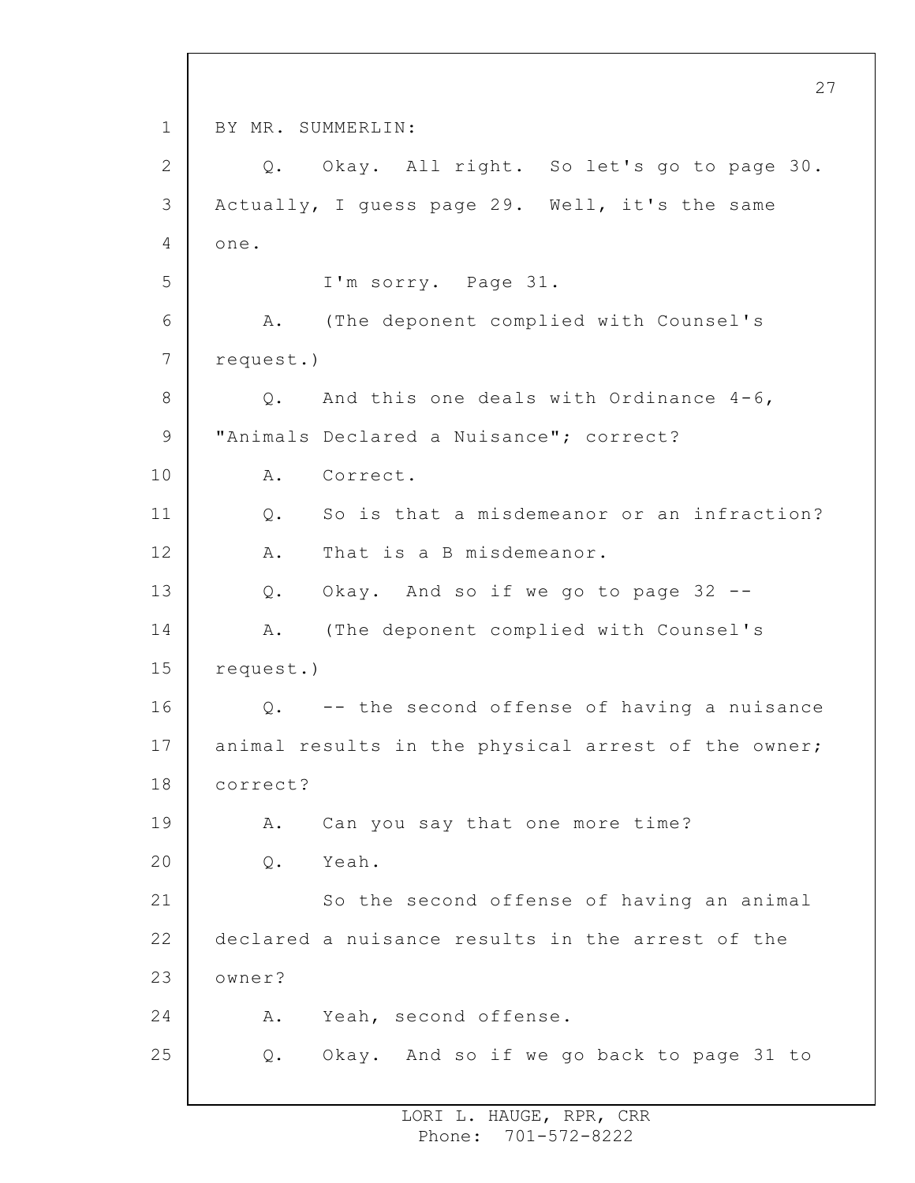BY MR. SUMMERLIN:

Q. Okay. All right. So let's go to page 30. Actually, I guess page 29. Well, it's the same one.

I'm sorry. Page 31.

A. (The deponent complied with Counsel's request.)

Q. And this one deals with Ordinance 4-6, "Animals Declared a Nuisance"; correct?

A. Correct.

Q. So is that a misdemeanor or an infraction?

A. That is a B misdemeanor.

Q. Okay. And so if we go to page 32 --

A. (The deponent complied with Counsel's request.)

Q. -- the second offense of having a nuisance animal results in the physical arrest of the owner; correct?

A. Can you say that one more time?

Q. Yeah.

So the second offense of having an animal declared a nuisance results in the arrest of the owner?

A. Yeah, second offense.

Q. Okay. And so if we go back to page 31 to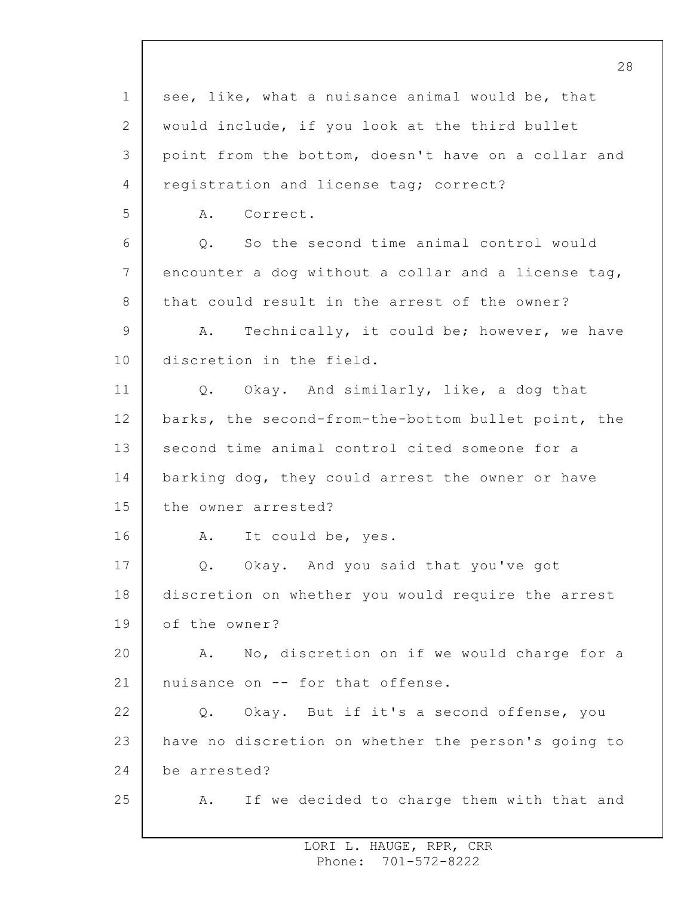see, like, what a nuisance animal would be, that would include, if you look at the third bullet point from the bottom, doesn't have on a collar and registration and license tag; correct?

A. Correct.

Q. So the second time animal control would encounter a dog without a collar and a license tag, that could result in the arrest of the owner?

A. Technically, it could be; however, we have discretion in the field.

Q. Okay. And similarly, like, a dog that barks, the second-from-the-bottom bullet point, the second time animal control cited someone for a barking dog, they could arrest the owner or have the owner arrested?

A. It could be, yes.

Q. Okay. And you said that you've got discretion on whether you would require the arrest of the owner?

A. No, discretion on if we would charge for a nuisance on -- for that offense.

Q. Okay. But if it's a second offense, you have no discretion on whether the person's going to be arrested?

A. If we decided to charge them with that and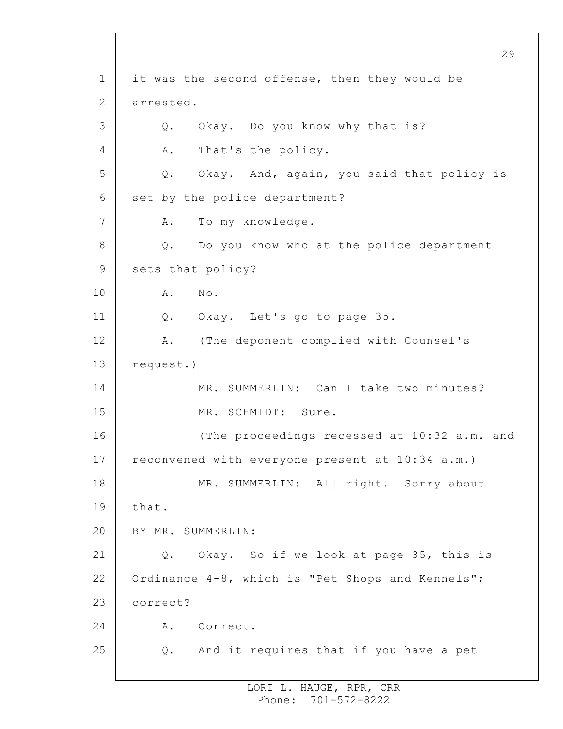it was the second offense, then they would be arrested.

Q. Okay. Do you know why that is?

A. That's the policy.

Q. Okay. And, again, you said that policy is set by the police department?

A. To my knowledge.

Q. Do you know who at the police department sets that policy?

A. No.

Q. Okay. Let's go to page 35.

A. (The deponent complied with Counsel's request.)

MR. SUMMERLIN: Can I take two minutes?

MR. SCHMIDT: Sure.

(The proceedings recessed at 10:32 a.m. and reconvened with everyone present at 10:34 a.m.)

MR. SUMMERLIN: All right. Sorry about that.

BY MR. SUMMERLIN:

Q. Okay. So if we look at page 35, this is Ordinance 4-8, which is "Pet Shops and Kennels"; correct?

A. Correct.

Q. And it requires that if you have a pet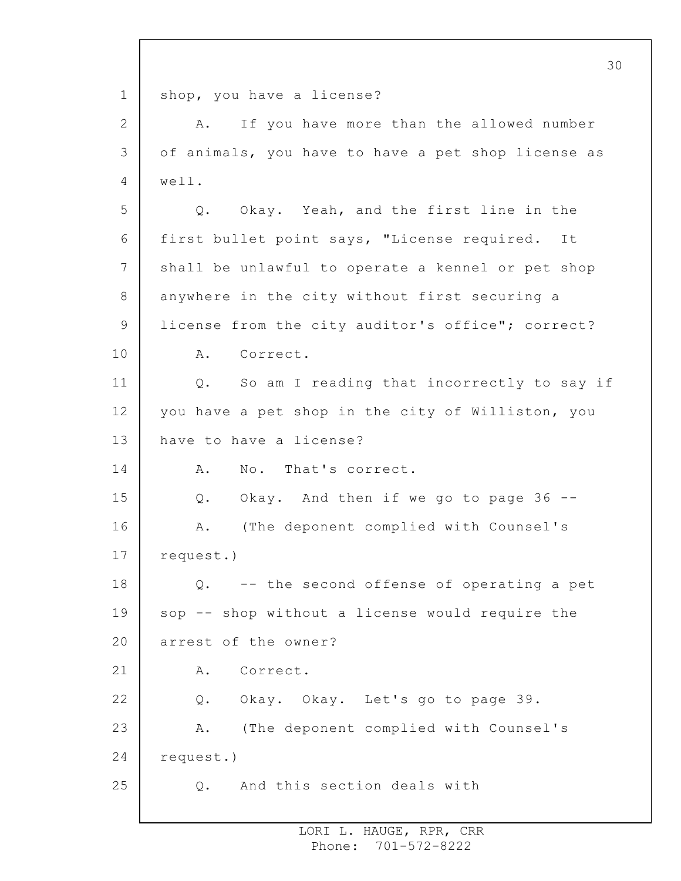shop, you have a license?

A. If you have more than the allowed number of animals, you have to have a pet shop license as well.

Q. Okay. Yeah, and the first line in the first bullet point says, "License required. It shall be unlawful to operate a kennel or pet shop anywhere in the city without first securing a license from the city auditor's office"; correct?

A. Correct.

Q. So am I reading that incorrectly to say if you have a pet shop in the city of Williston, you have to have a license?

A. No. That's correct.

Q. Okay. And then if we go to page 36 --

A. (The deponent complied with Counsel's request.)

Q. -- the second offense of operating a pet sop -- shop without a license would require the arrest of the owner?

A. Correct.

Q. Okay. Okay. Let's go to page 39.

A. (The deponent complied with Counsel's request.)

Q. And this section deals with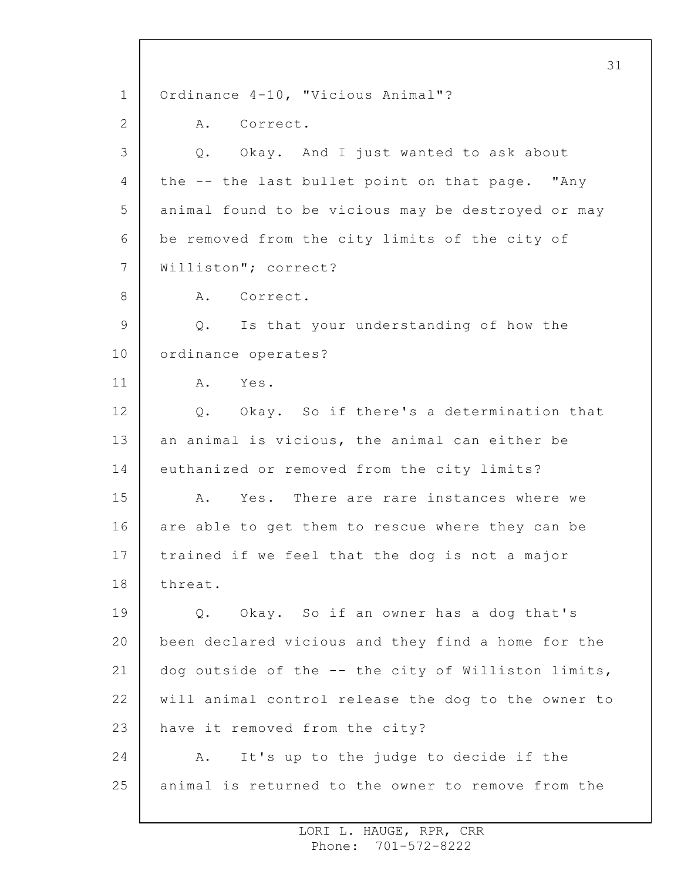Ordinance 4-10, "Vicious Animal"?

A. Correct.

Q. Okay. And I just wanted to ask about the -- the last bullet point on that page. "Any animal found to be vicious may be destroyed or may be removed from the city limits of the city of Williston"; correct?

A. Correct.

Q. Is that your understanding of how the ordinance operates?

A. Yes.

Q. Okay. So if there's a determination that an animal is vicious, the animal can either be euthanized or removed from the city limits?

A. Yes. There are rare instances where we are able to get them to rescue where they can be trained if we feel that the dog is not a major threat.

Q. Okay. So if an owner has a dog that's been declared vicious and they find a home for the dog outside of the -- the city of Williston limits, will animal control release the dog to the owner to have it removed from the city?

A. It's up to the judge to decide if the animal is returned to the owner to remove from the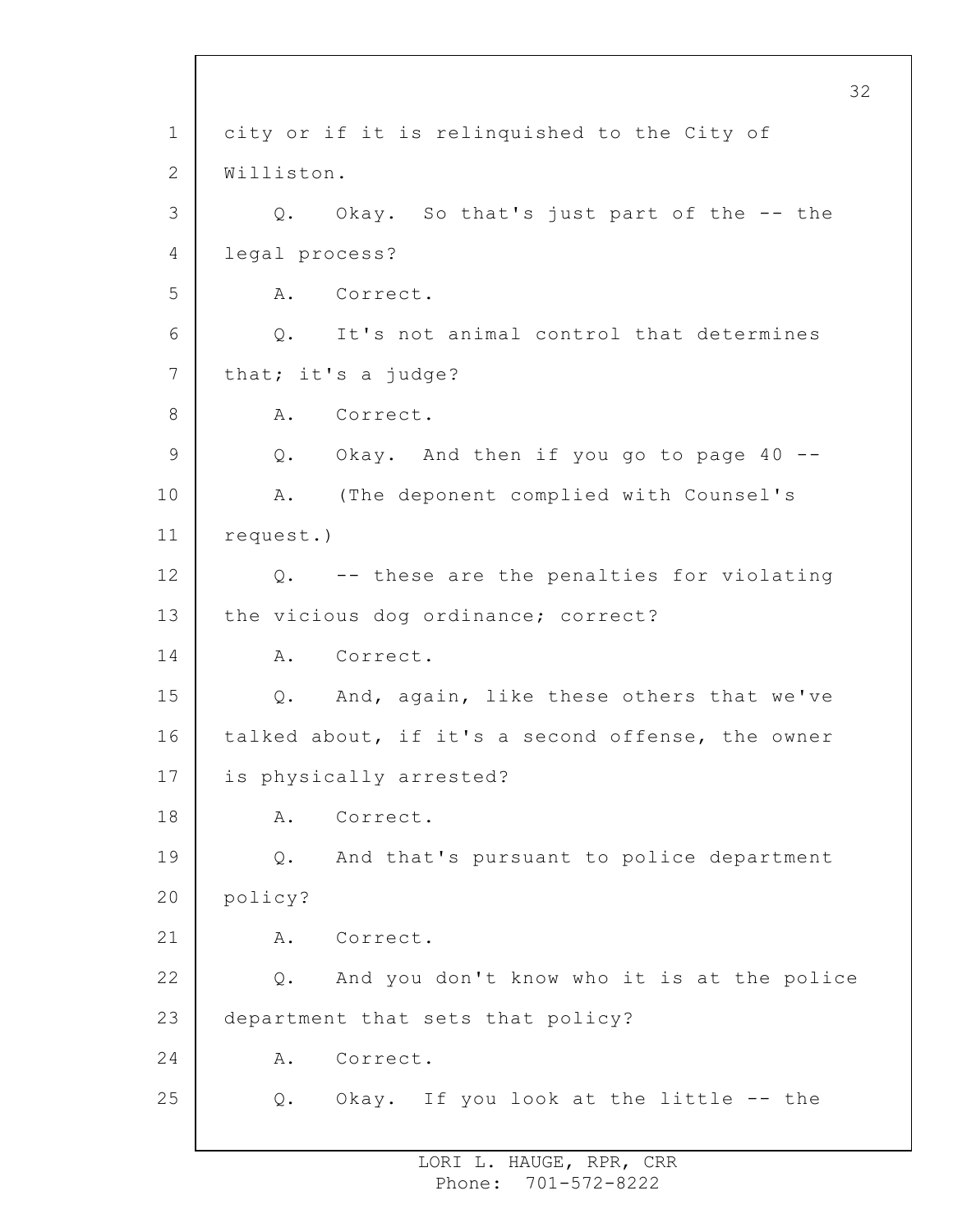1 city or if it is relinquished to the City of
2 Williston.
3 Q. Okay. So that's just part of the -- the
4 legal process?
5 A. Correct.
6 Q. It's not animal control that determines
7 that; it's a judge?
8 A. Correct.
9 Q. Okay. And then if you go to page 40 --
10 A. (The deponent complied with Counsel's
11 request.)
12 Q. -- these are the penalties for violating
13 the vicious dog ordinance; correct?
14 A. Correct.
15 Q. And, again, like these others that we've
16 talked about, if it's a second offense, the owner
17 is physically arrested?
18 A. Correct.
19 Q. And that's pursuant to police department
20 policy?
21 A. Correct.
22 Q. And you don't know who it is at the police
23 department that sets that policy?
24 A. Correct.
25 Q. Okay. If you look at the little -- the

LORI L. HAUGE, RPR, CRR
Phone: 701-572-8222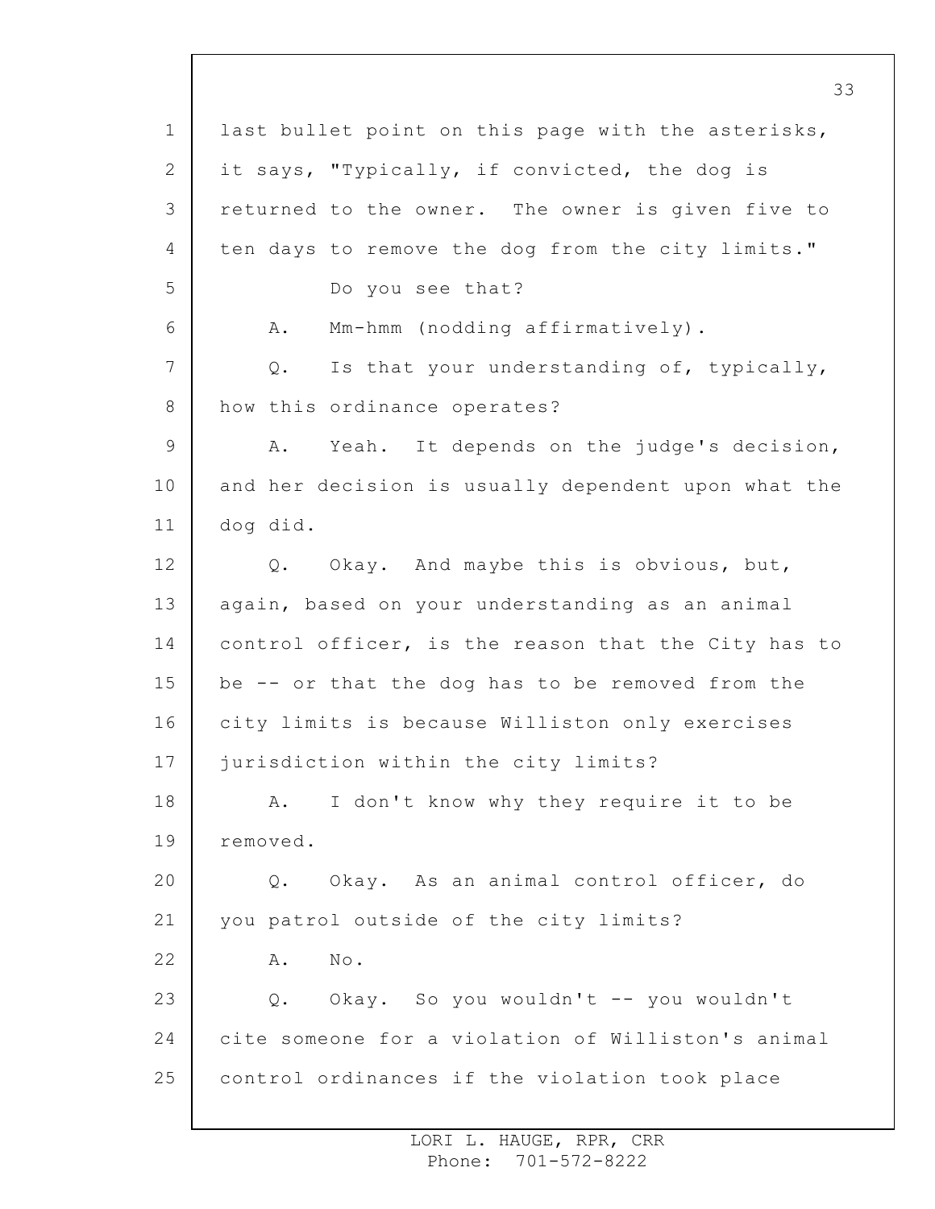last bullet point on this page with the asterisks, it says, "Typically, if convicted, the dog is returned to the owner. The owner is given five to ten days to remove the dog from the city limits."

Do you see that?

A. Mm-hmm (nodding affirmatively).

Q. Is that your understanding of, typically, how this ordinance operates?

A. Yeah. It depends on the judge's decision, and her decision is usually dependent upon what the dog did.

Q. Okay. And maybe this is obvious, but, again, based on your understanding as an animal control officer, is the reason that the City has to be -- or that the dog has to be removed from the city limits is because Williston only exercises jurisdiction within the city limits?

A. I don't know why they require it to be removed.

Q. Okay. As an animal control officer, do you patrol outside of the city limits?

A. No.

Q. Okay. So you wouldn't -- you wouldn't cite someone for a violation of Williston's animal control ordinances if the violation took place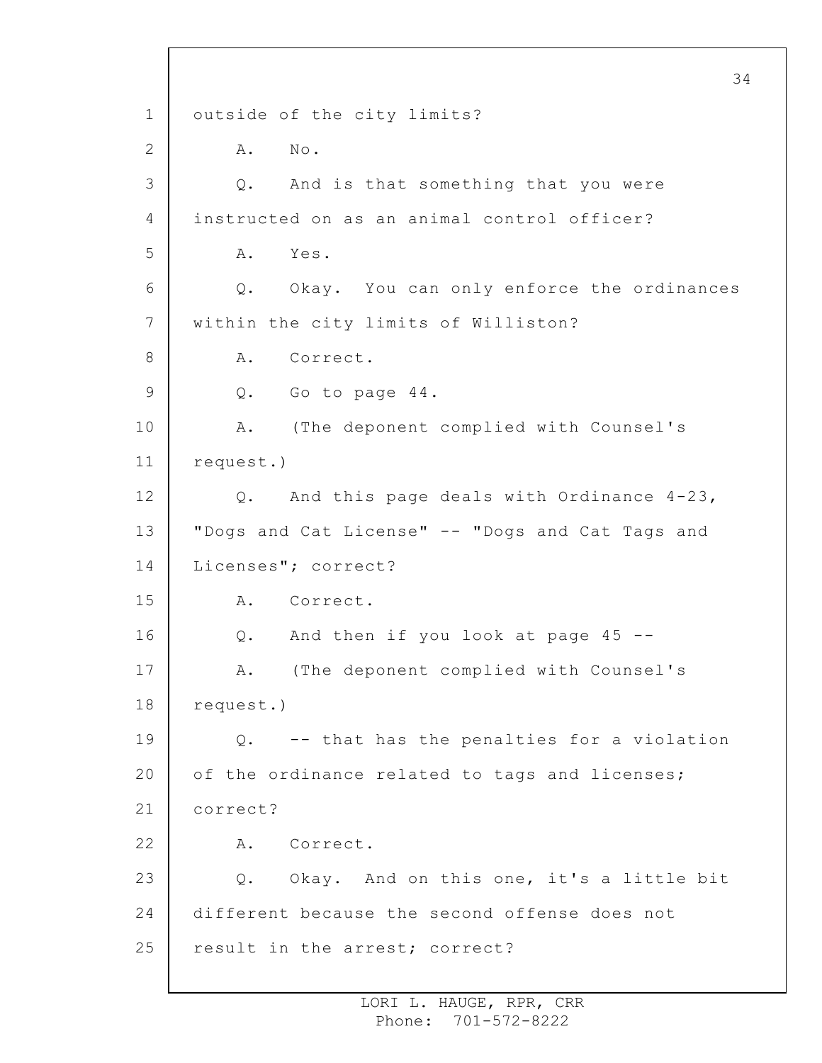1 outside of the city limits?

2 A. No.

3 Q. And is that something that you were

4 instructed on as an animal control officer?

5 A. Yes.

6 Q. Okay. You can only enforce the ordinances

7 within the city limits of Williston?

8 A. Correct.

9 Q. Go to page 44.

10 A. (The deponent complied with Counsel's

11 request.)

12 Q. And this page deals with Ordinance 4-23,

13 "Dogs and Cat License" -- "Dogs and Cat Tags and

14 Licenses"; correct?

15 A. Correct.

16 Q. And then if you look at page 45 --

17 A. (The deponent complied with Counsel's

18 request.)

19 Q. -- that has the penalties for a violation

20 of the ordinance related to tags and licenses;

21 correct?

22 A. Correct.

23 Q. Okay. And on this one, it's a little bit

24 different because the second offense does not

25 result in the arrest; correct?

LORI L. HAUGE, RPR, CRR
Phone: 701-572-8222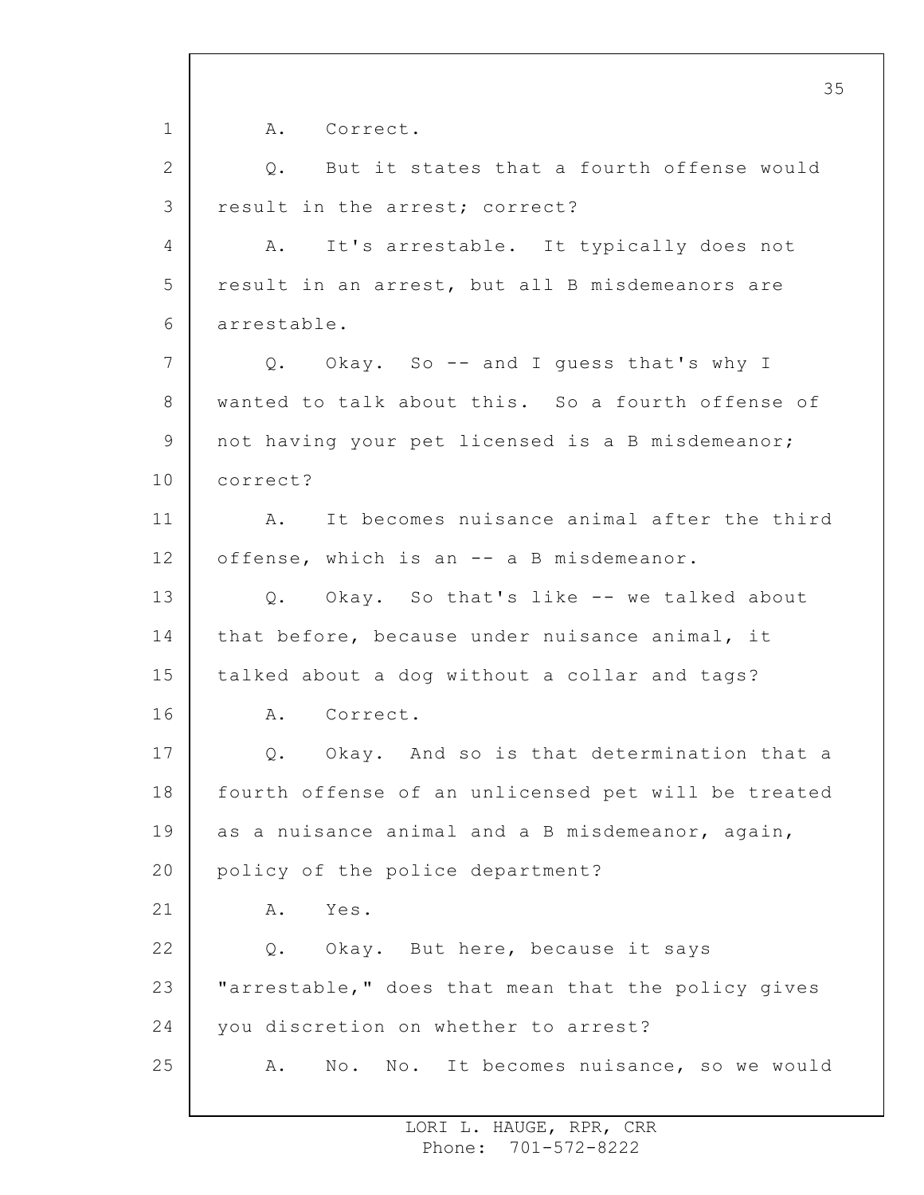A. Correct.

Q. But it states that a fourth offense would result in the arrest; correct?

A. It's arrestable. It typically does not result in an arrest, but all B misdemeanors are arrestable.

Q. Okay. So -- and I guess that's why I wanted to talk about this. So a fourth offense of not having your pet licensed is a B misdemeanor; correct?

A. It becomes nuisance animal after the third offense, which is an -- a B misdemeanor.

Q. Okay. So that's like -- we talked about that before, because under nuisance animal, it talked about a dog without a collar and tags?

A. Correct.

Q. Okay. And so is that determination that a fourth offense of an unlicensed pet will be treated as a nuisance animal and a B misdemeanor, again, policy of the police department?

A. Yes.

Q. Okay. But here, because it says "arrestable," does that mean that the policy gives you discretion on whether to arrest?

A. No. No. It becomes nuisance, so we would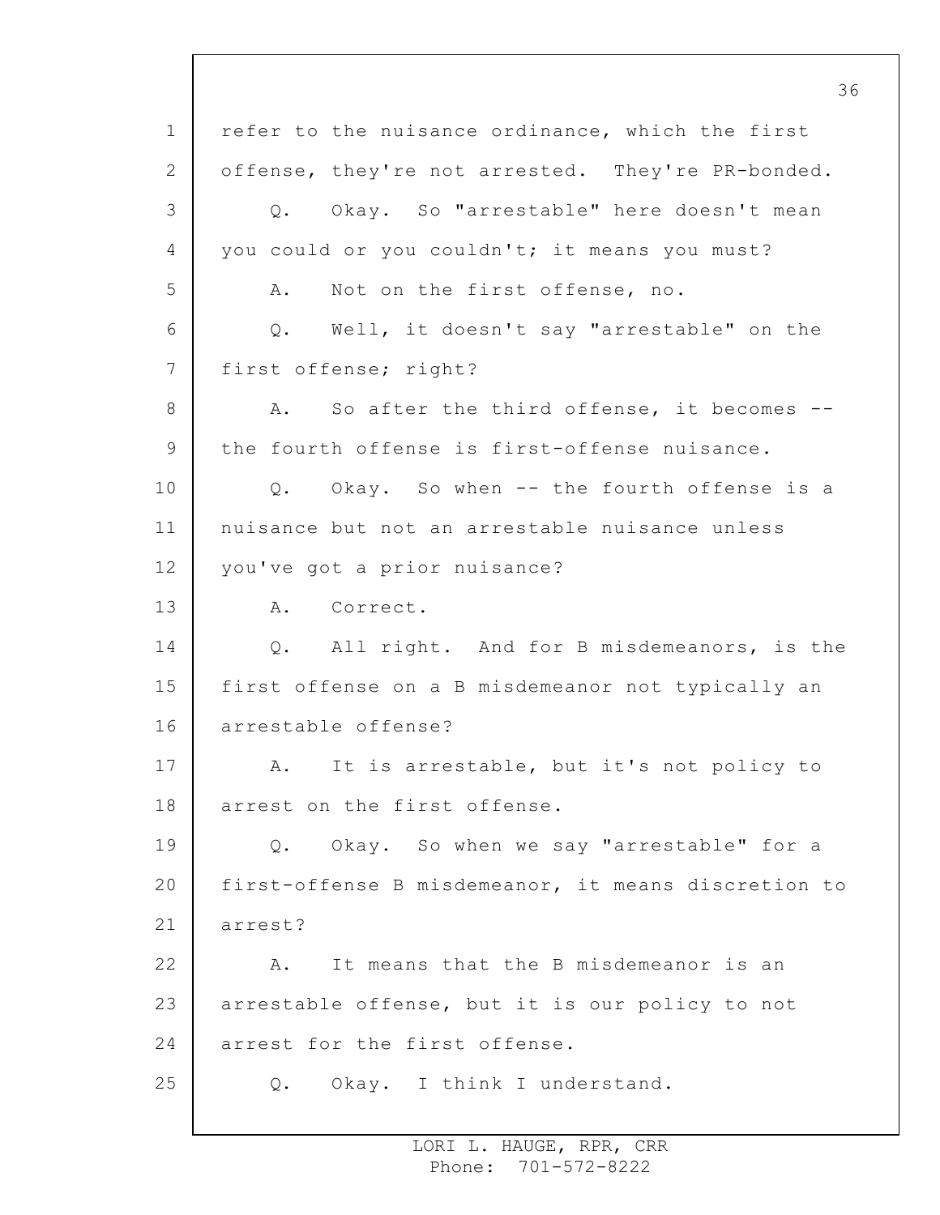refer to the nuisance ordinance, which the first offense, they're not arrested. They're PR-bonded.

Q. Okay. So "arrestable" here doesn't mean you could or you couldn't; it means you must?

A. Not on the first offense, no.

Q. Well, it doesn't say "arrestable" on the first offense; right?

A. So after the third offense, it becomes -- the fourth offense is first-offense nuisance.

Q. Okay. So when -- the fourth offense is a nuisance but not an arrestable nuisance unless you've got a prior nuisance?

A. Correct.

Q. All right. And for B misdemeanors, is the first offense on a B misdemeanor not typically an arrestable offense?

A. It is arrestable, but it's not policy to arrest on the first offense.

Q. Okay. So when we say "arrestable" for a first-offense B misdemeanor, it means discretion to arrest?

A. It means that the B misdemeanor is an arrestable offense, but it is our policy to not arrest for the first offense.

Q. Okay. I think I understand.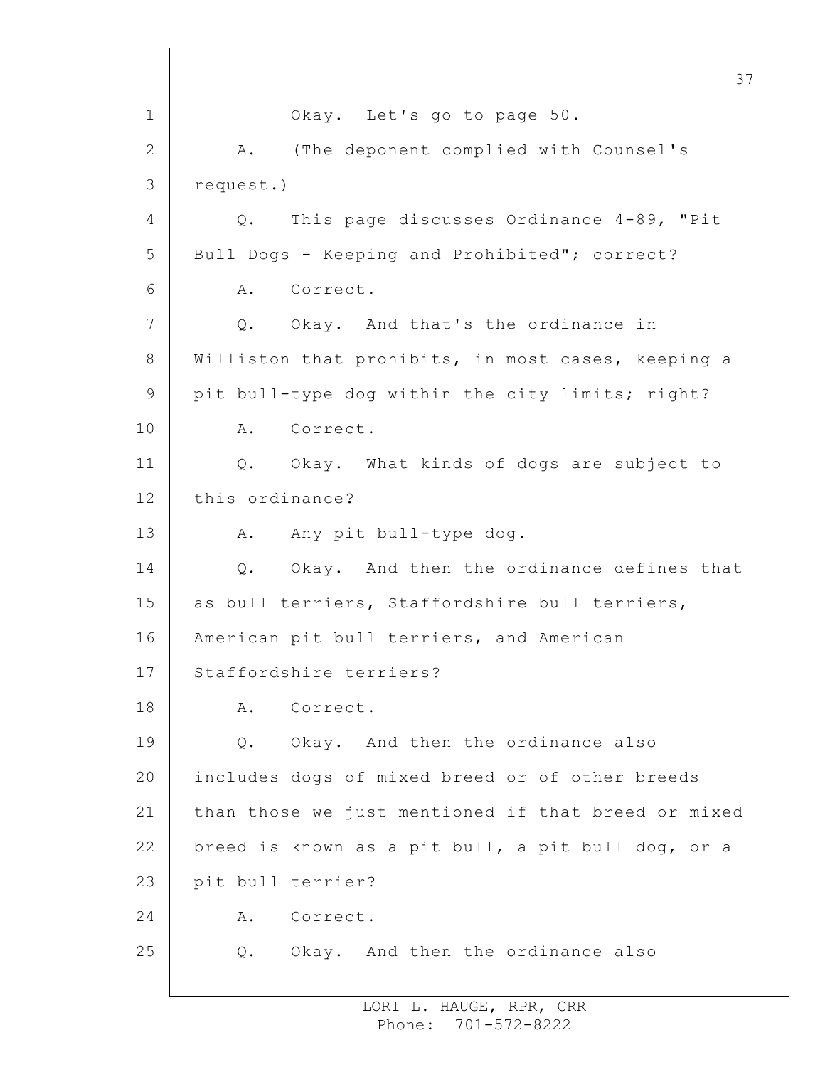Okay. Let's go to page 50.

A. (The deponent complied with Counsel's request.)

Q. This page discusses Ordinance 4-89, "Pit Bull Dogs - Keeping and Prohibited"; correct?

A. Correct.

Q. Okay. And that's the ordinance in Williston that prohibits, in most cases, keeping a pit bull-type dog within the city limits; right?

A. Correct.

Q. Okay. What kinds of dogs are subject to this ordinance?

A. Any pit bull-type dog.

Q. Okay. And then the ordinance defines that as bull terriers, Staffordshire bull terriers, American pit bull terriers, and American Staffordshire terriers?

A. Correct.

Q. Okay. And then the ordinance also includes dogs of mixed breed or of other breeds than those we just mentioned if that breed or mixed breed is known as a pit bull, a pit bull dog, or a pit bull terrier?

A. Correct.

Q. Okay. And then the ordinance also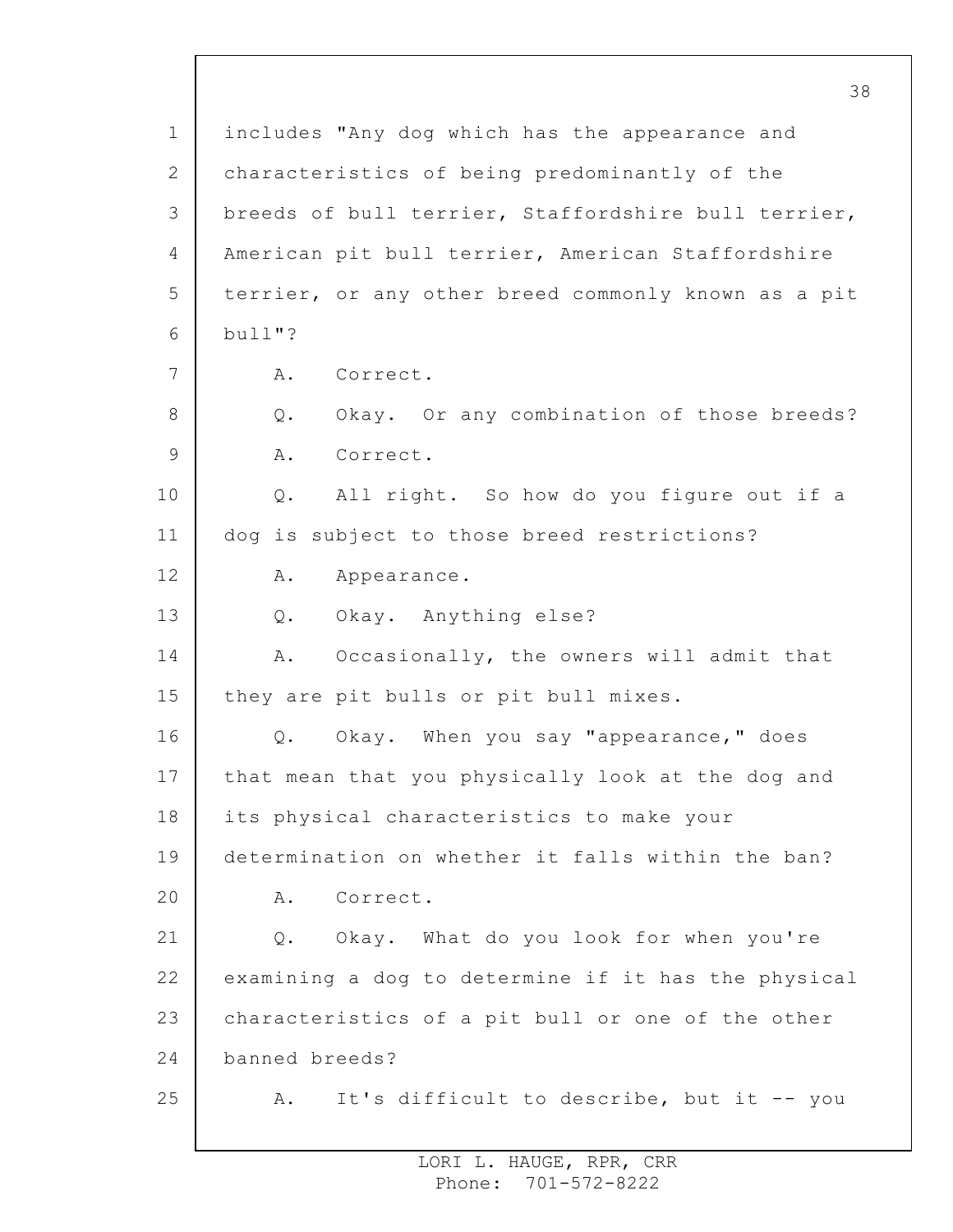includes "Any dog which has the appearance and characteristics of being predominantly of the breeds of bull terrier, Staffordshire bull terrier, American pit bull terrier, American Staffordshire terrier, or any other breed commonly known as a pit bull"?

A. Correct.

Q. Okay. Or any combination of those breeds?

A. Correct.

Q. All right. So how do you figure out if a dog is subject to those breed restrictions?

A. Appearance.

Q. Okay. Anything else?

A. Occasionally, the owners will admit that they are pit bulls or pit bull mixes.

Q. Okay. When you say "appearance," does that mean that you physically look at the dog and its physical characteristics to make your determination on whether it falls within the ban?

A. Correct.

Q. Okay. What do you look for when you're examining a dog to determine if it has the physical characteristics of a pit bull or one of the other banned breeds?

A. It's difficult to describe, but it -- you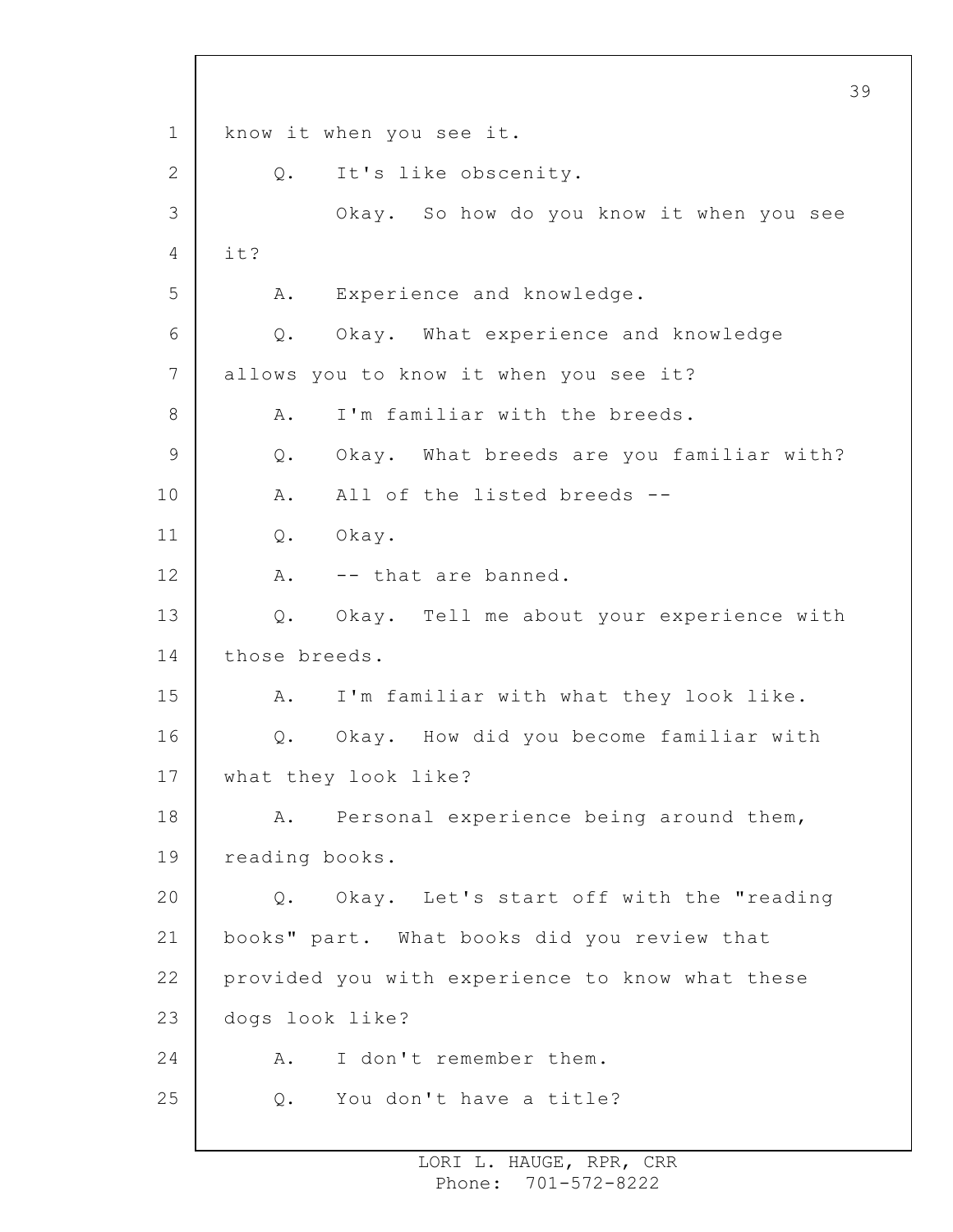know it when you see it.

Q. It's like obscenity.

Okay. So how do you know it when you see it?

A. Experience and knowledge.

Q. Okay. What experience and knowledge allows you to know it when you see it?

A. I'm familiar with the breeds.

Q. Okay. What breeds are you familiar with?

A. All of the listed breeds --

Q. Okay.

A. -- that are banned.

Q. Okay. Tell me about your experience with those breeds.

A. I'm familiar with what they look like.

Q. Okay. How did you become familiar with what they look like?

A. Personal experience being around them, reading books.

Q. Okay. Let's start off with the "reading books" part. What books did you review that provided you with experience to know what these dogs look like?

A. I don't remember them.

Q. You don't have a title?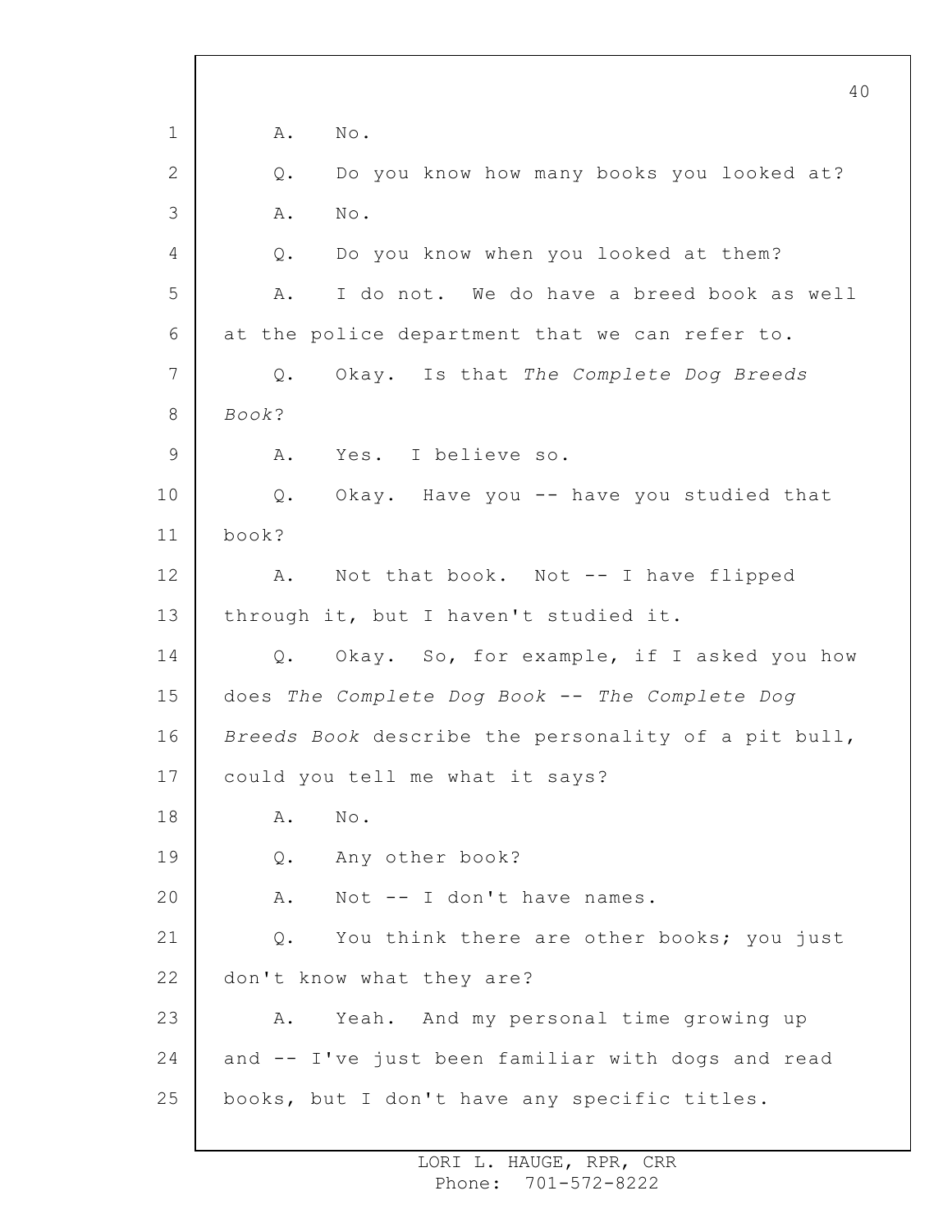A. No.

Q. Do you know how many books you looked at?

A. No.

Q. Do you know when you looked at them?

A. I do not. We do have a breed book as well at the police department that we can refer to.

Q. Okay. Is that *The Complete Dog Breeds Book*?

A. Yes. I believe so.

Q. Okay. Have you -- have you studied that book?

A. Not that book. Not -- I have flipped through it, but I haven't studied it.

Q. Okay. So, for example, if I asked you how does *The Complete Dog Book* -- *The Complete Dog Breeds Book* describe the personality of a pit bull, could you tell me what it says?

A. No.

Q. Any other book?

A. Not -- I don't have names.

Q. You think there are other books; you just don't know what they are?

A. Yeah. And my personal time growing up and -- I've just been familiar with dogs and read books, but I don't have any specific titles.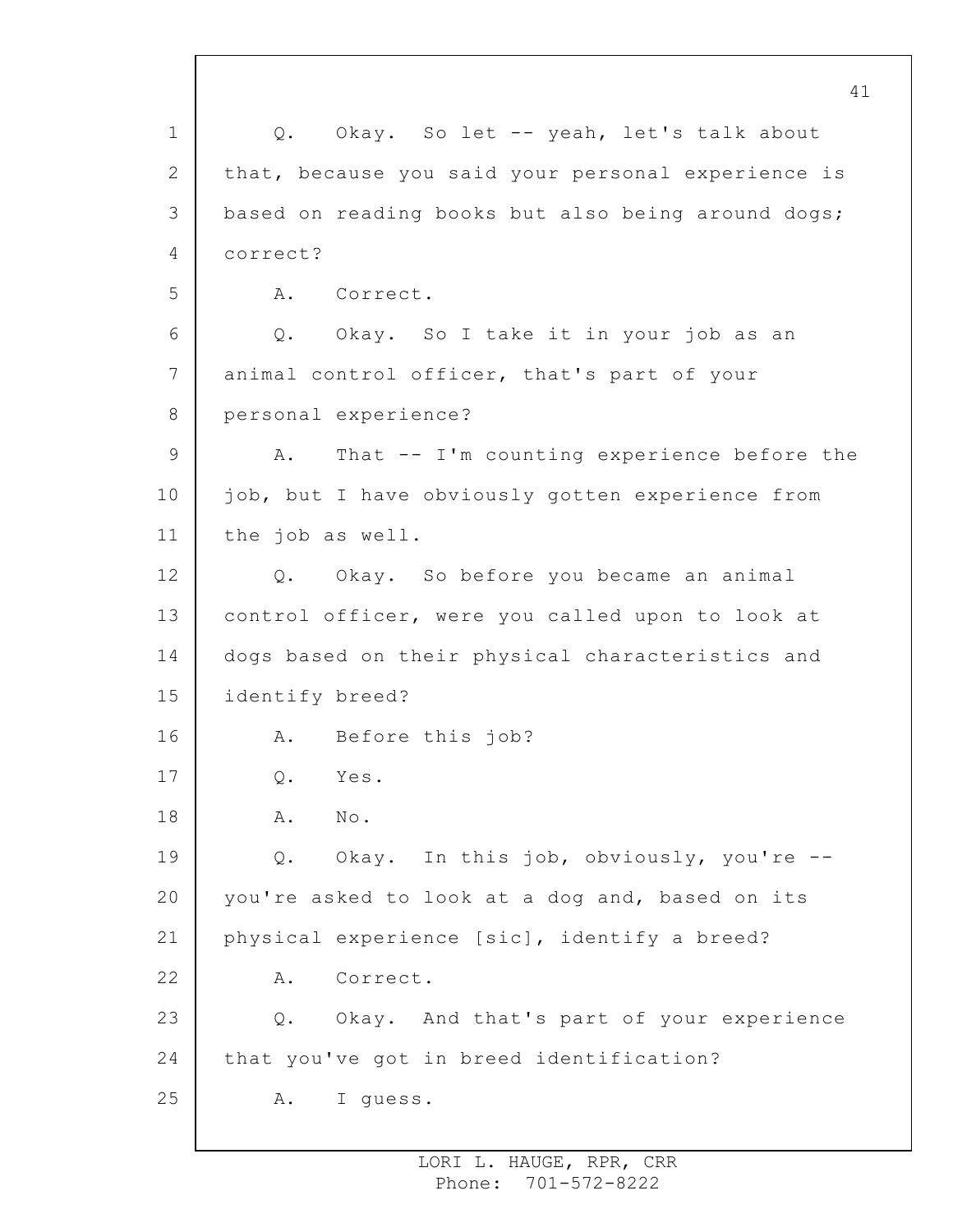Q. Okay. So let -- yeah, let's talk about that, because you said your personal experience is based on reading books but also being around dogs; correct?

A. Correct.

Q. Okay. So I take it in your job as an animal control officer, that's part of your personal experience?

A. That -- I'm counting experience before the job, but I have obviously gotten experience from the job as well.

Q. Okay. So before you became an animal control officer, were you called upon to look at dogs based on their physical characteristics and identify breed?

A. Before this job?

Q. Yes.

A. No.

Q. Okay. In this job, obviously, you're -- you're asked to look at a dog and, based on its physical experience [sic], identify a breed?

A. Correct.

Q. Okay. And that's part of your experience that you've got in breed identification?

A. I guess.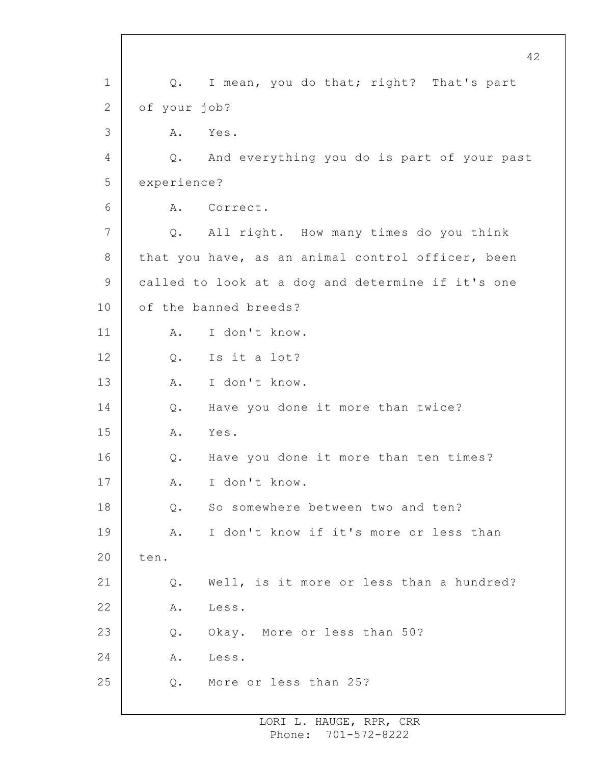Q. I mean, you do that; right? That's part of your job?

A. Yes.

Q. And everything you do is part of your past experience?

A. Correct.

Q. All right. How many times do you think that you have, as an animal control officer, been called to look at a dog and determine if it's one of the banned breeds?

A. I don't know.

Q. Is it a lot?

A. I don't know.

Q. Have you done it more than twice?

A. Yes.

Q. Have you done it more than ten times?

A. I don't know.

Q. So somewhere between two and ten?

A. I don't know if it's more or less than ten.

Q. Well, is it more or less than a hundred?

A. Less.

Q. Okay. More or less than 50?

A. Less.

Q. More or less than 25?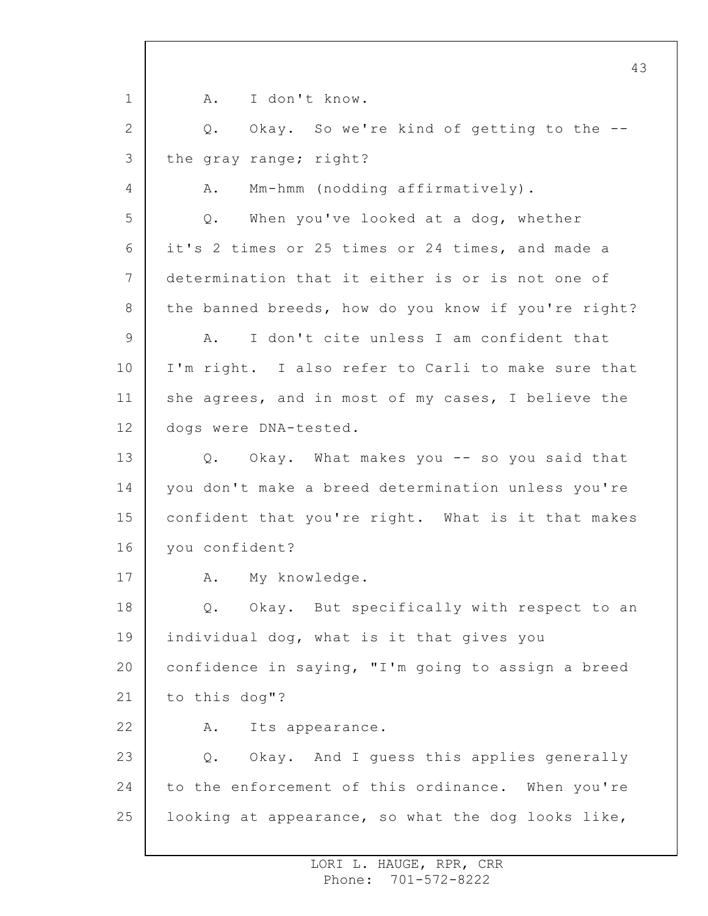A. I don't know.

Q. Okay. So we're kind of getting to the -- the gray range; right?

A. Mm-hmm (nodding affirmatively).

Q. When you've looked at a dog, whether it's 2 times or 25 times or 24 times, and made a determination that it either is or is not one of the banned breeds, how do you know if you're right?

A. I don't cite unless I am confident that I'm right. I also refer to Carli to make sure that she agrees, and in most of my cases, I believe the dogs were DNA-tested.

Q. Okay. What makes you -- so you said that you don't make a breed determination unless you're confident that you're right. What is it that makes you confident?

A. My knowledge.

Q. Okay. But specifically with respect to an individual dog, what is it that gives you confidence in saying, "I'm going to assign a breed to this dog"?

A. Its appearance.

Q. Okay. And I guess this applies generally to the enforcement of this ordinance. When you're looking at appearance, so what the dog looks like,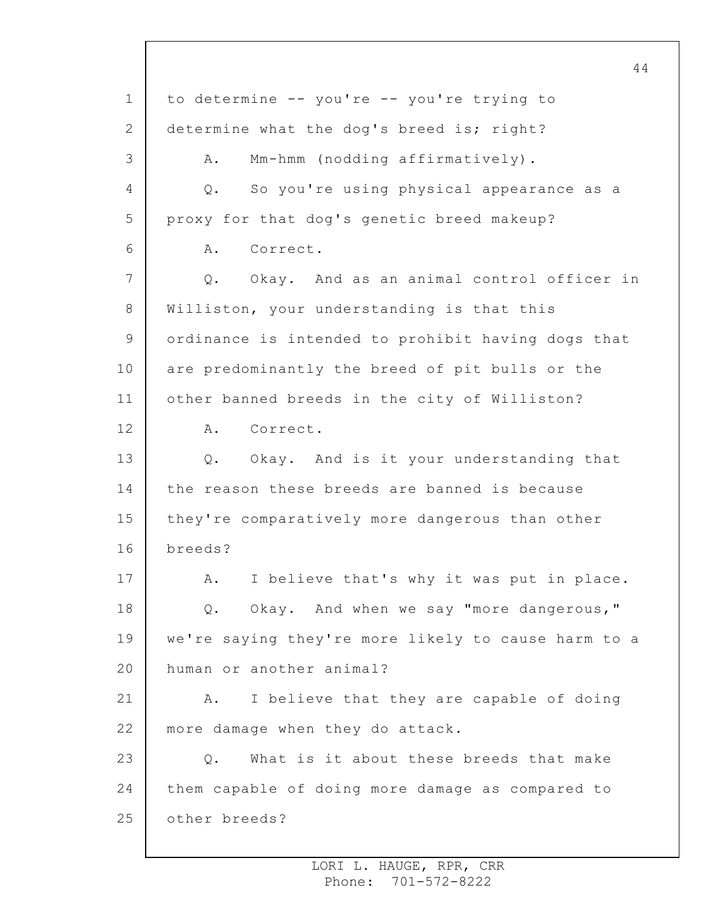to determine -- you're -- you're trying to determine what the dog's breed is; right?

A. Mm-hmm (nodding affirmatively).

Q. So you're using physical appearance as a proxy for that dog's genetic breed makeup?

A. Correct.

Q. Okay. And as an animal control officer in Williston, your understanding is that this ordinance is intended to prohibit having dogs that are predominantly the breed of pit bulls or the other banned breeds in the city of Williston?

A. Correct.

Q. Okay. And is it your understanding that the reason these breeds are banned is because they're comparatively more dangerous than other breeds?

A. I believe that's why it was put in place.

Q. Okay. And when we say "more dangerous," we're saying they're more likely to cause harm to a human or another animal?

A. I believe that they are capable of doing more damage when they do attack.

Q. What is it about these breeds that make them capable of doing more damage as compared to other breeds?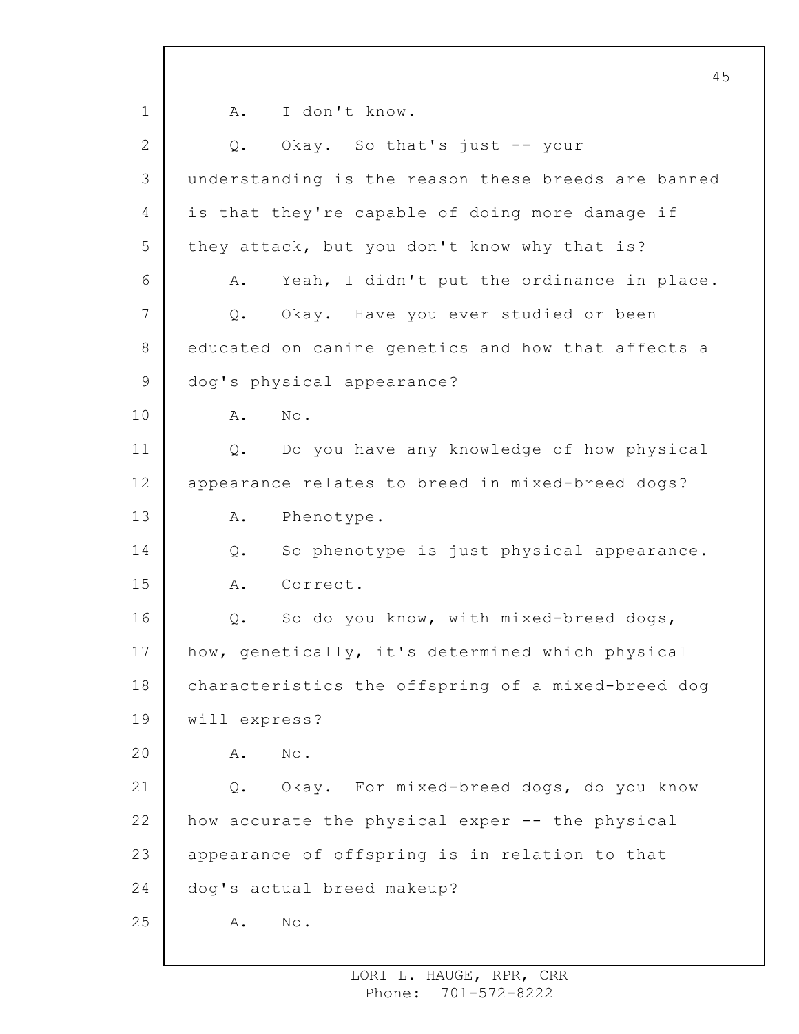A. I don't know.

Q. Okay. So that's just -- your understanding is the reason these breeds are banned is that they're capable of doing more damage if they attack, but you don't know why that is?

A. Yeah, I didn't put the ordinance in place.

Q. Okay. Have you ever studied or been educated on canine genetics and how that affects a dog's physical appearance?

A. No.

Q. Do you have any knowledge of how physical appearance relates to breed in mixed-breed dogs?

A. Phenotype.

Q. So phenotype is just physical appearance.

A. Correct.

Q. So do you know, with mixed-breed dogs, how, genetically, it's determined which physical characteristics the offspring of a mixed-breed dog will express?

A. No.

Q. Okay. For mixed-breed dogs, do you know how accurate the physical exper -- the physical appearance of offspring is in relation to that dog's actual breed makeup?

A. No.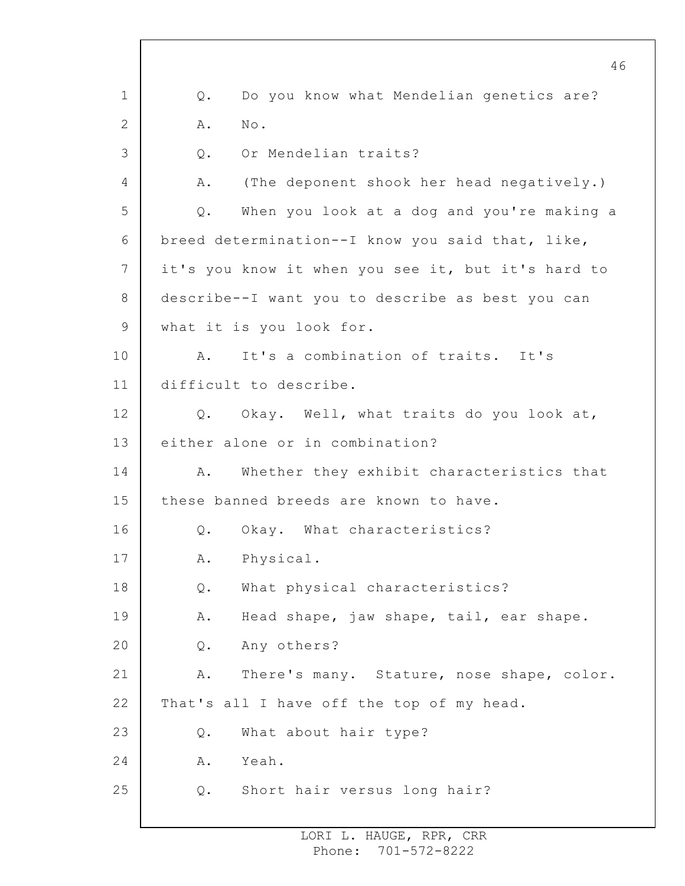Q. Do you know what Mendelian genetics are?

A. No.

Q. Or Mendelian traits?

A. (The deponent shook her head negatively.)

Q. When you look at a dog and you're making a breed determination--I know you said that, like, it's you know it when you see it, but it's hard to describe--I want you to describe as best you can what it is you look for.

A. It's a combination of traits. It's difficult to describe.

Q. Okay. Well, what traits do you look at, either alone or in combination?

A. Whether they exhibit characteristics that these banned breeds are known to have.

Q. Okay. What characteristics?

A. Physical.

Q. What physical characteristics?

A. Head shape, jaw shape, tail, ear shape.

Q. Any others?

A. There's many. Stature, nose shape, color. That's all I have off the top of my head.

Q. What about hair type?

A. Yeah.

Q. Short hair versus long hair?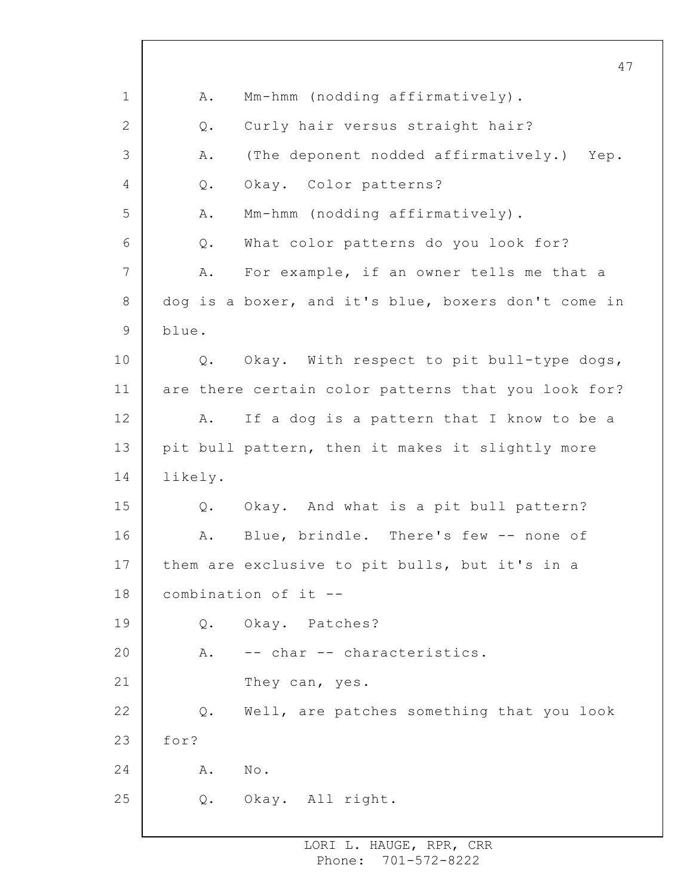A. Mm-hmm (nodding affirmatively).

Q. Curly hair versus straight hair?

A. (The deponent nodded affirmatively.) Yep.

Q. Okay. Color patterns?

A. Mm-hmm (nodding affirmatively).

Q. What color patterns do you look for?

A. For example, if an owner tells me that a dog is a boxer, and it's blue, boxers don't come in blue.

Q. Okay. With respect to pit bull-type dogs, are there certain color patterns that you look for?

A. If a dog is a pattern that I know to be a pit bull pattern, then it makes it slightly more likely.

Q. Okay. And what is a pit bull pattern?

A. Blue, brindle. There's few -- none of them are exclusive to pit bulls, but it's in a combination of it --

Q. Okay. Patches?

A. -- char -- characteristics.

They can, yes.

Q. Well, are patches something that you look for?

A. No.

Q. Okay. All right.

LORI L. HAUGE, RPR, CRR
Phone: 701-572-8222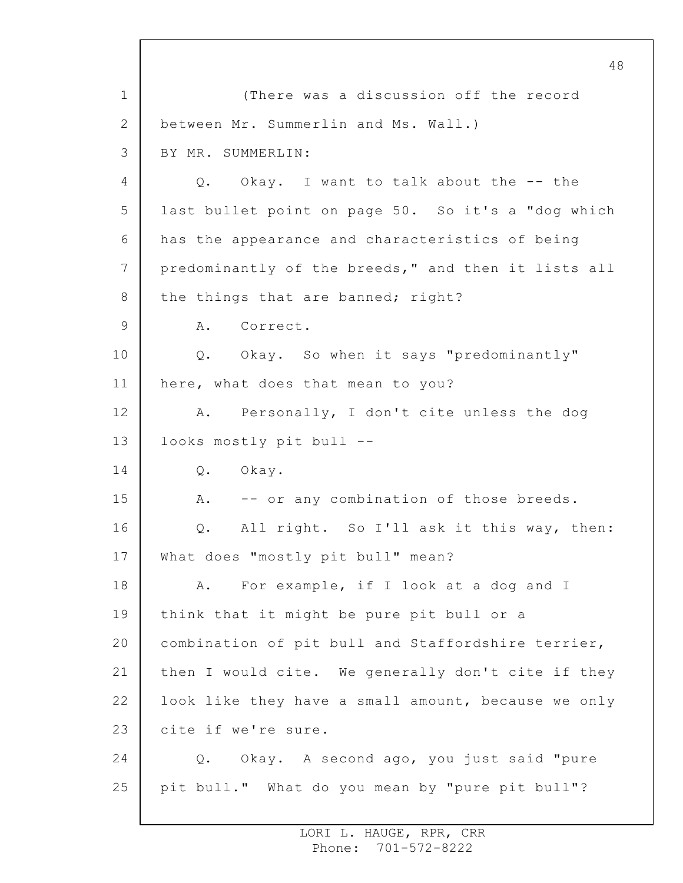(There was a discussion off the record between Mr. Summerlin and Ms. Wall.)

BY MR. SUMMERLIN:

Q. Okay. I want to talk about the -- the last bullet point on page 50. So it's a "dog which has the appearance and characteristics of being predominantly of the breeds," and then it lists all the things that are banned; right?

A. Correct.

Q. Okay. So when it says "predominantly" here, what does that mean to you?

A. Personally, I don't cite unless the dog looks mostly pit bull --

Q. Okay.

A. -- or any combination of those breeds.

Q. All right. So I'll ask it this way, then: What does "mostly pit bull" mean?

A. For example, if I look at a dog and I think that it might be pure pit bull or a combination of pit bull and Staffordshire terrier, then I would cite. We generally don't cite if they look like they have a small amount, because we only cite if we're sure.

Q. Okay. A second ago, you just said "pure pit bull." What do you mean by "pure pit bull"?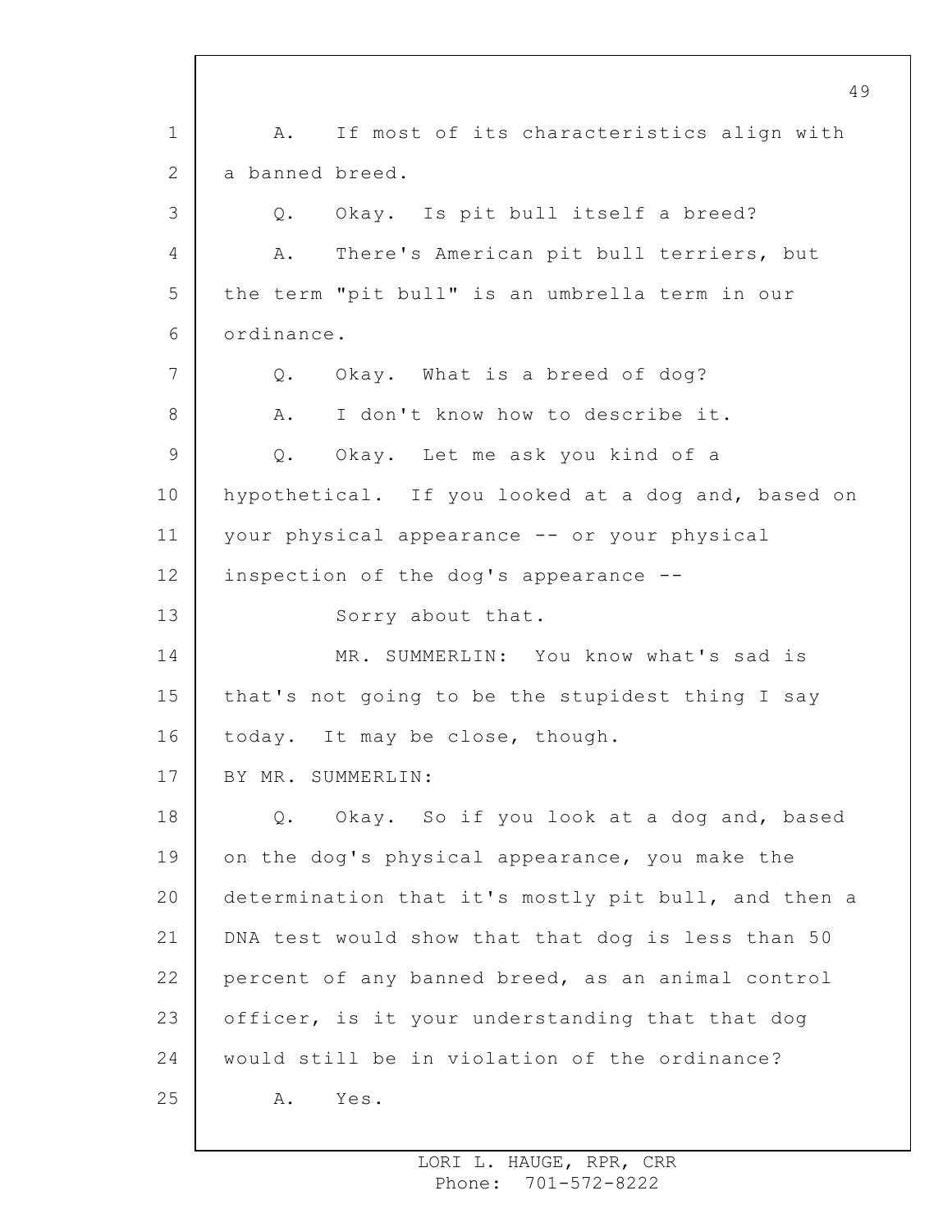A. If most of its characteristics align with a banned breed.

Q. Okay. Is pit bull itself a breed?

A. There's American pit bull terriers, but the term "pit bull" is an umbrella term in our ordinance.

Q. Okay. What is a breed of dog?

A. I don't know how to describe it.

Q. Okay. Let me ask you kind of a hypothetical. If you looked at a dog and, based on your physical appearance -- or your physical inspection of the dog's appearance --

Sorry about that.

MR. SUMMERLIN: You know what's sad is that's not going to be the stupidest thing I say today. It may be close, though.

BY MR. SUMMERLIN:

Q. Okay. So if you look at a dog and, based on the dog's physical appearance, you make the determination that it's mostly pit bull, and then a DNA test would show that that dog is less than 50 percent of any banned breed, as an animal control officer, is it your understanding that that dog would still be in violation of the ordinance?

A. Yes.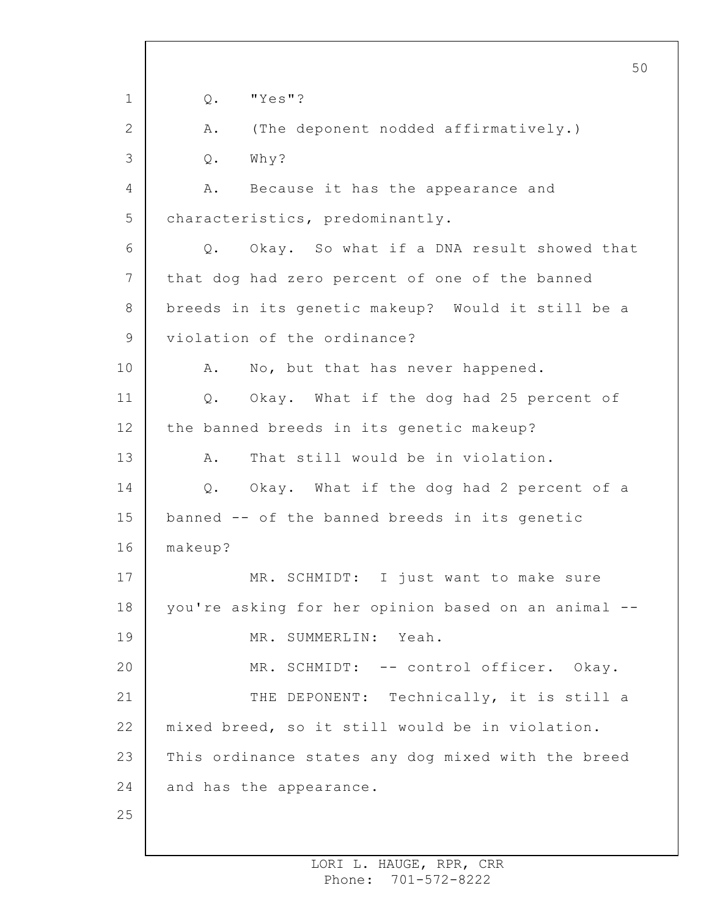Q. "Yes"?

A. (The deponent nodded affirmatively.)

Q. Why?

A. Because it has the appearance and characteristics, predominantly.

Q. Okay. So what if a DNA result showed that that dog had zero percent of one of the banned breeds in its genetic makeup? Would it still be a violation of the ordinance?

A. No, but that has never happened.

Q. Okay. What if the dog had 25 percent of the banned breeds in its genetic makeup?

A. That still would be in violation.

Q. Okay. What if the dog had 2 percent of a banned -- of the banned breeds in its genetic makeup?

MR. SCHMIDT: I just want to make sure you're asking for her opinion based on an animal --

MR. SUMMERLIN: Yeah.

MR. SCHMIDT: -- control officer. Okay.

THE DEPONENT: Technically, it is still a mixed breed, so it still would be in violation. This ordinance states any dog mixed with the breed and has the appearance.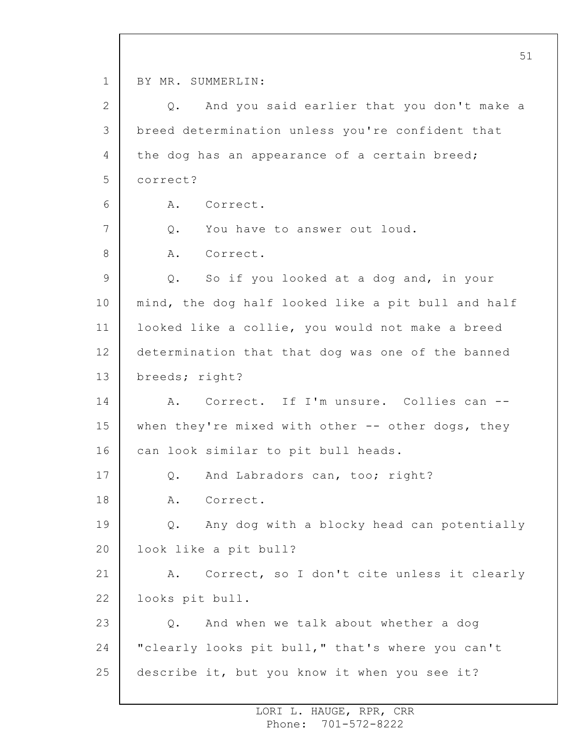BY MR. SUMMERLIN:

Q. And you said earlier that you don't make a breed determination unless you're confident that the dog has an appearance of a certain breed; correct?

A. Correct.

Q. You have to answer out loud.

A. Correct.

Q. So if you looked at a dog and, in your mind, the dog half looked like a pit bull and half looked like a collie, you would not make a breed determination that that dog was one of the banned breeds; right?

A. Correct. If I'm unsure. Collies can -- when they're mixed with other -- other dogs, they can look similar to pit bull heads.

Q. And Labradors can, too; right?

A. Correct.

Q. Any dog with a blocky head can potentially look like a pit bull?

A. Correct, so I don't cite unless it clearly looks pit bull.

Q. And when we talk about whether a dog "clearly looks pit bull," that's where you can't describe it, but you know it when you see it?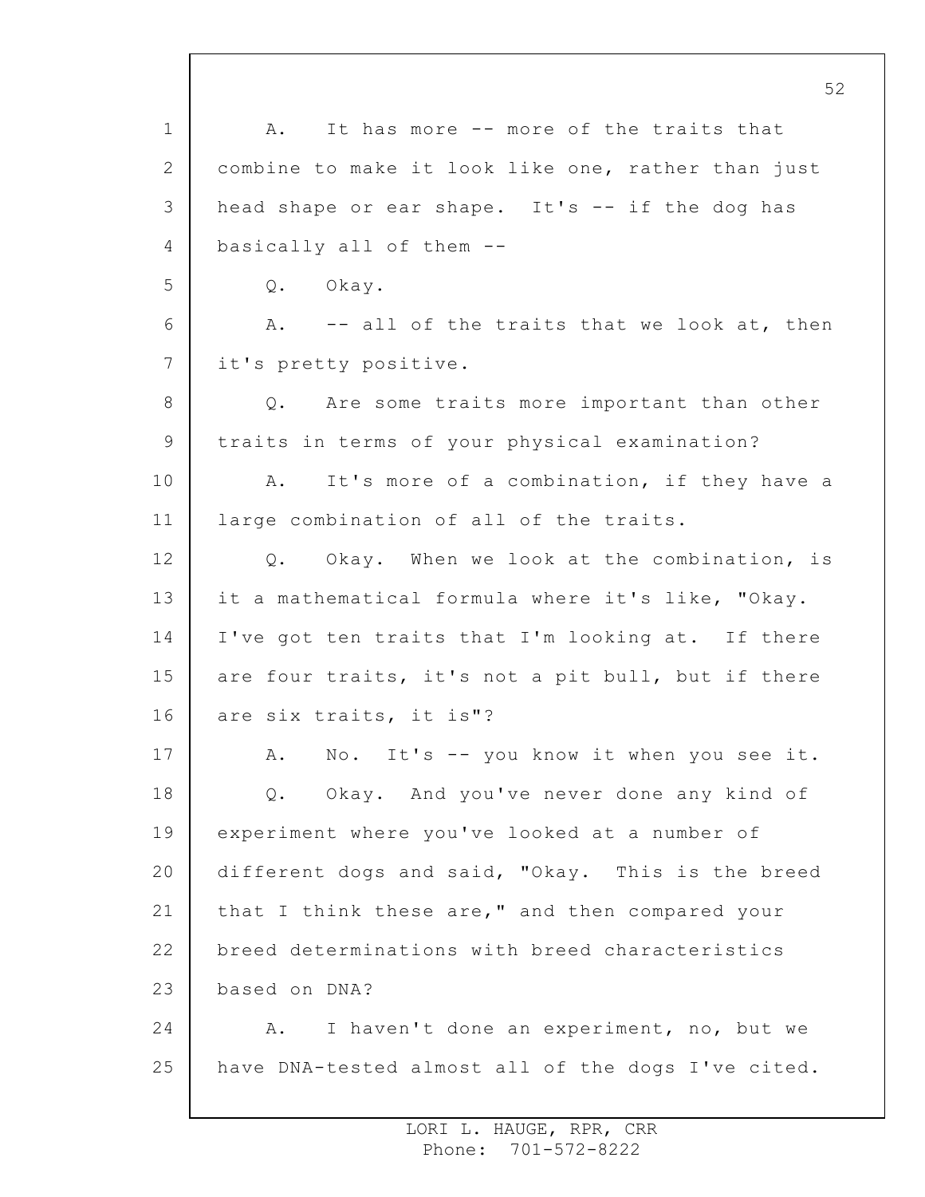A. It has more -- more of the traits that combine to make it look like one, rather than just head shape or ear shape. It's -- if the dog has basically all of them --

Q. Okay.

A. -- all of the traits that we look at, then it's pretty positive.

Q. Are some traits more important than other traits in terms of your physical examination?

A. It's more of a combination, if they have a large combination of all of the traits.

Q. Okay. When we look at the combination, is it a mathematical formula where it's like, "Okay. I've got ten traits that I'm looking at. If there are four traits, it's not a pit bull, but if there are six traits, it is"?

A. No. It's -- you know it when you see it.

Q. Okay. And you've never done any kind of experiment where you've looked at a number of different dogs and said, "Okay. This is the breed that I think these are," and then compared your breed determinations with breed characteristics based on DNA?

A. I haven't done an experiment, no, but we have DNA-tested almost all of the dogs I've cited.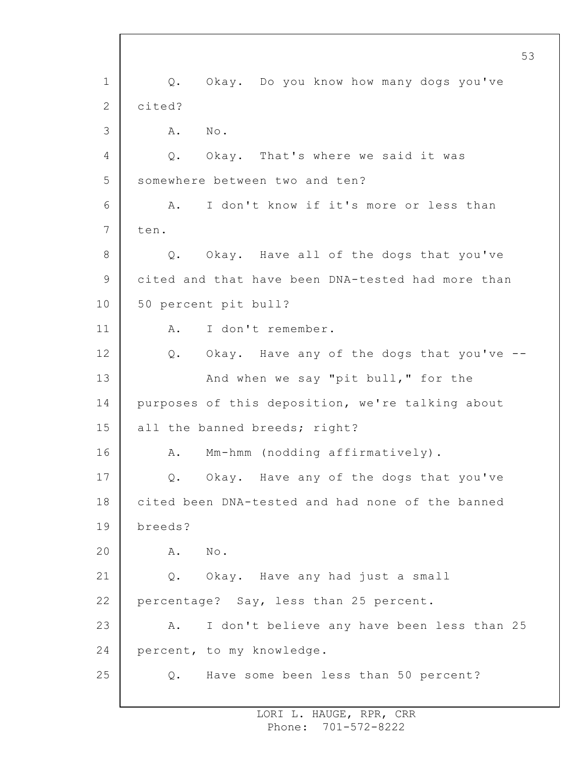Q. Okay. Do you know how many dogs you've cited?

A. No.

Q. Okay. That's where we said it was somewhere between two and ten?

A. I don't know if it's more or less than ten.

Q. Okay. Have all of the dogs that you've cited and that have been DNA-tested had more than 50 percent pit bull?

A. I don't remember.

Q. Okay. Have any of the dogs that you've --

And when we say "pit bull," for the purposes of this deposition, we're talking about all the banned breeds; right?

A. Mm-hmm (nodding affirmatively).

Q. Okay. Have any of the dogs that you've cited been DNA-tested and had none of the banned breeds?

A. No.

Q. Okay. Have any had just a small percentage? Say, less than 25 percent.

A. I don't believe any have been less than 25 percent, to my knowledge.

Q. Have some been less than 50 percent?

LORI L. HAUGE, RPR, CRR
Phone: 701-572-8222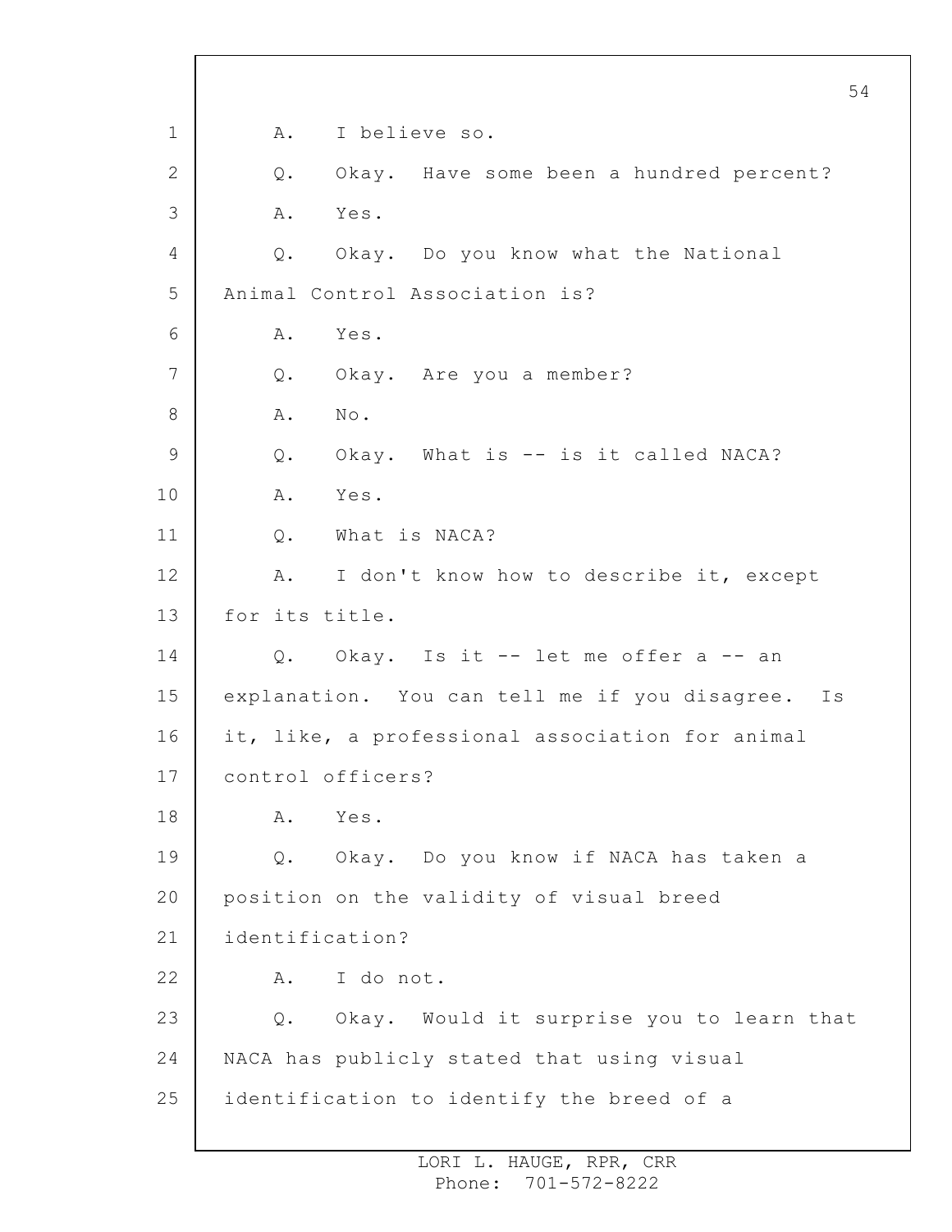1 A. I believe so.

2 Q. Okay. Have some been a hundred percent?

3 A. Yes.

4 Q. Okay. Do you know what the National

5 Animal Control Association is?

6 A. Yes.

7 Q. Okay. Are you a member?

8 A. No.

9 Q. Okay. What is -- is it called NACA?

10 A. Yes.

11 Q. What is NACA?

12 A. I don't know how to describe it, except

13 for its title.

14 Q. Okay. Is it -- let me offer a -- an

15 explanation. You can tell me if you disagree. Is

16 it, like, a professional association for animal

17 control officers?

18 A. Yes.

19 Q. Okay. Do you know if NACA has taken a

20 position on the validity of visual breed

21 identification?

22 A. I do not.

23 Q. Okay. Would it surprise you to learn that

24 NACA has publicly stated that using visual

25 identification to identify the breed of a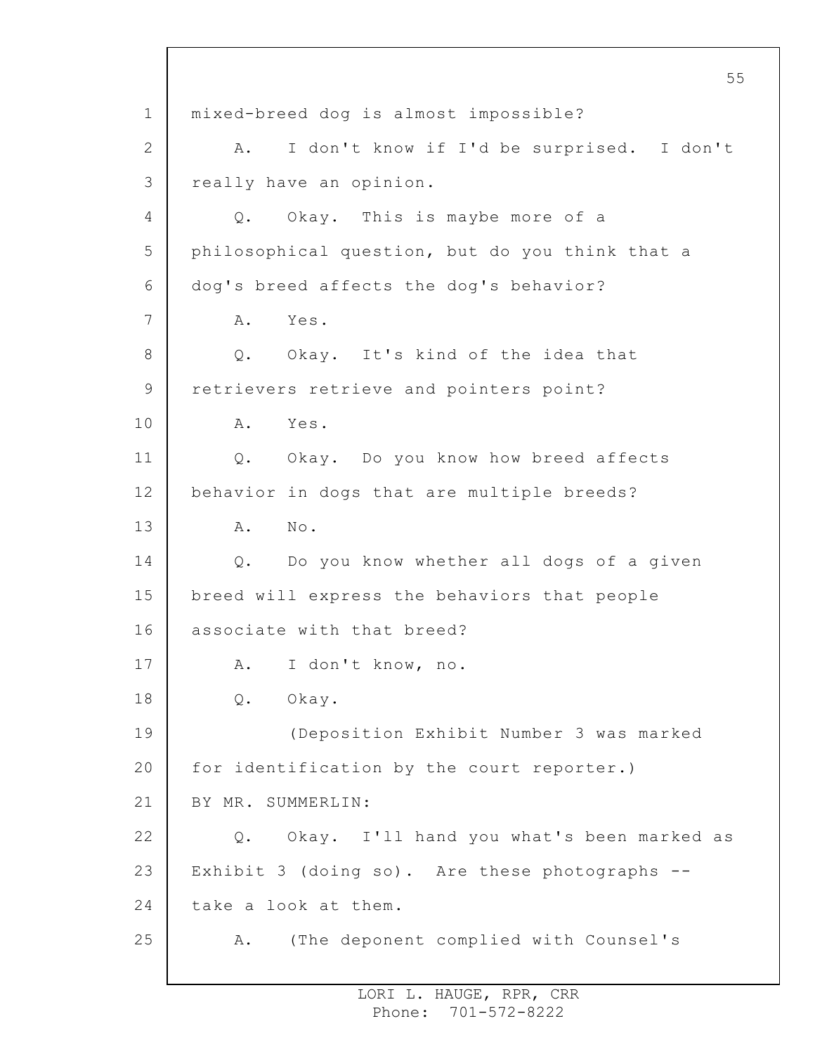mixed-breed dog is almost impossible?

A. I don't know if I'd be surprised. I don't really have an opinion.

Q. Okay. This is maybe more of a philosophical question, but do you think that a dog's breed affects the dog's behavior?

A. Yes.

Q. Okay. It's kind of the idea that retrievers retrieve and pointers point?

A. Yes.

Q. Okay. Do you know how breed affects behavior in dogs that are multiple breeds?

A. No.

Q. Do you know whether all dogs of a given breed will express the behaviors that people associate with that breed?

A. I don't know, no.

Q. Okay.

(Deposition Exhibit Number 3 was marked for identification by the court reporter.)

BY MR. SUMMERLIN:

Q. Okay. I'll hand you what's been marked as Exhibit 3 (doing so). Are these photographs -- take a look at them.

A. (The deponent complied with Counsel's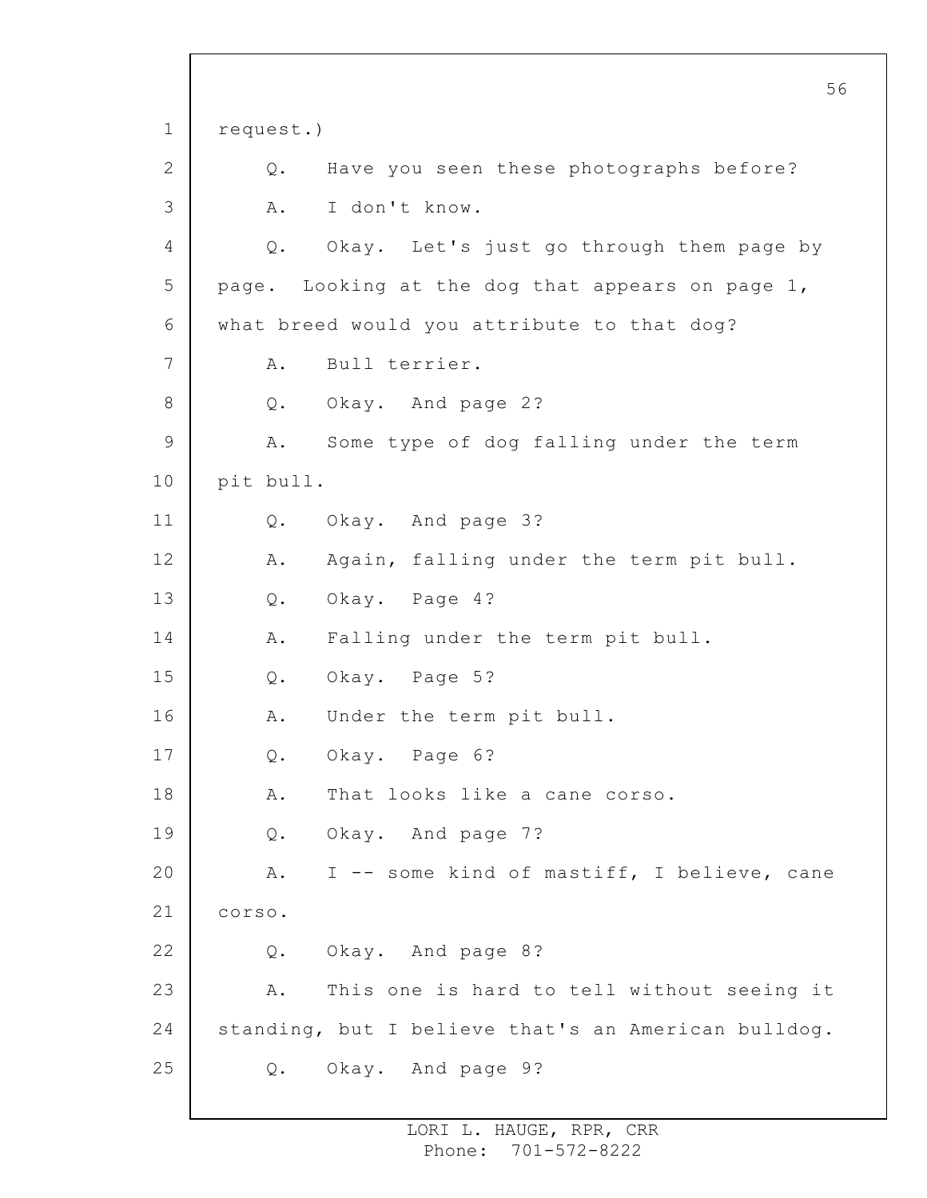request.)

Q. Have you seen these photographs before?

A. I don't know.

Q. Okay. Let's just go through them page by page. Looking at the dog that appears on page 1, what breed would you attribute to that dog?

A. Bull terrier.

Q. Okay. And page 2?

A. Some type of dog falling under the term pit bull.

Q. Okay. And page 3?

A. Again, falling under the term pit bull.

Q. Okay. Page 4?

A. Falling under the term pit bull.

Q. Okay. Page 5?

A. Under the term pit bull.

Q. Okay. Page 6?

A. That looks like a cane corso.

Q. Okay. And page 7?

A. I -- some kind of mastiff, I believe, cane corso.

Q. Okay. And page 8?

A. This one is hard to tell without seeing it standing, but I believe that's an American bulldog.

Q. Okay. And page 9?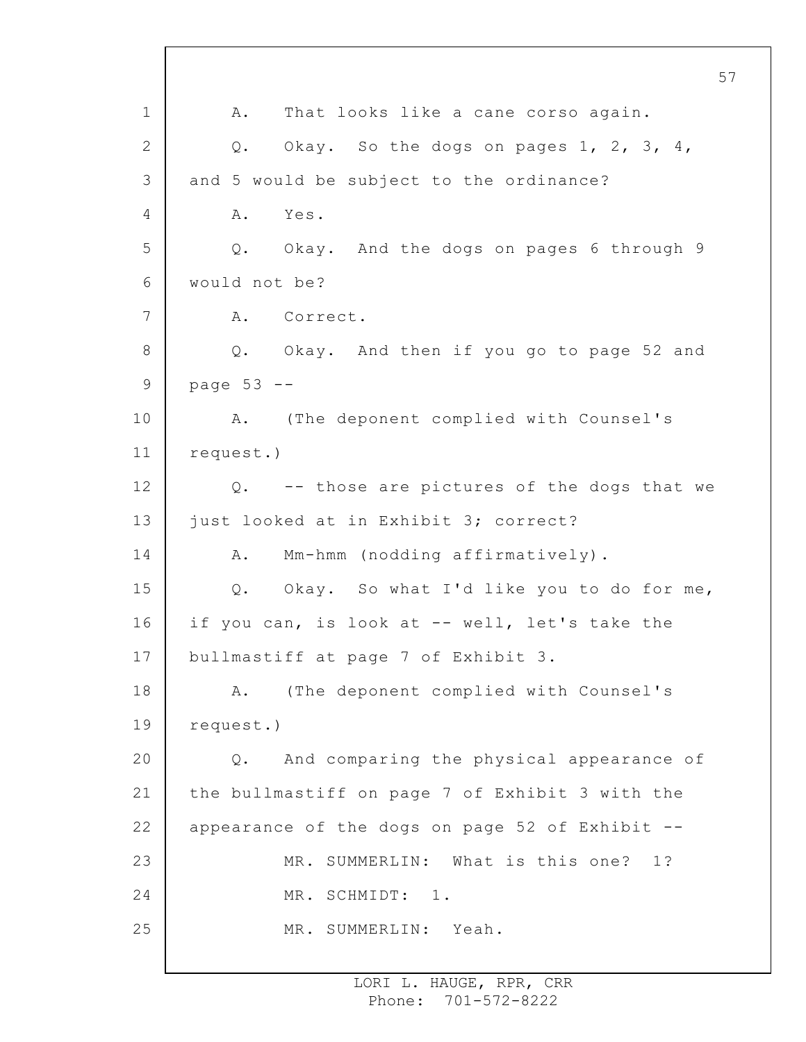1 A. That looks like a cane corso again.

2 Q. Okay. So the dogs on pages 1, 2, 3, 4,

3 and 5 would be subject to the ordinance?

4 A. Yes.

5 Q. Okay. And the dogs on pages 6 through 9

6 would not be?

7 A. Correct.

8 Q. Okay. And then if you go to page 52 and

9 page 53 --

10 A. (The deponent complied with Counsel's

11 request.)

12 Q. -- those are pictures of the dogs that we

13 just looked at in Exhibit 3; correct?

14 A. Mm-hmm (nodding affirmatively).

15 Q. Okay. So what I'd like you to do for me,

16 if you can, is look at -- well, let's take the

17 bullmastiff at page 7 of Exhibit 3.

18 A. (The deponent complied with Counsel's

19 request.)

20 Q. And comparing the physical appearance of

21 the bullmastiff on page 7 of Exhibit 3 with the

22 appearance of the dogs on page 52 of Exhibit --

23 MR. SUMMERLIN: What is this one? 1?

24 MR. SCHMIDT: 1.

25 MR. SUMMERLIN: Yeah.

LORI L. HAUGE, RPR, CRR
Phone: 701-572-8222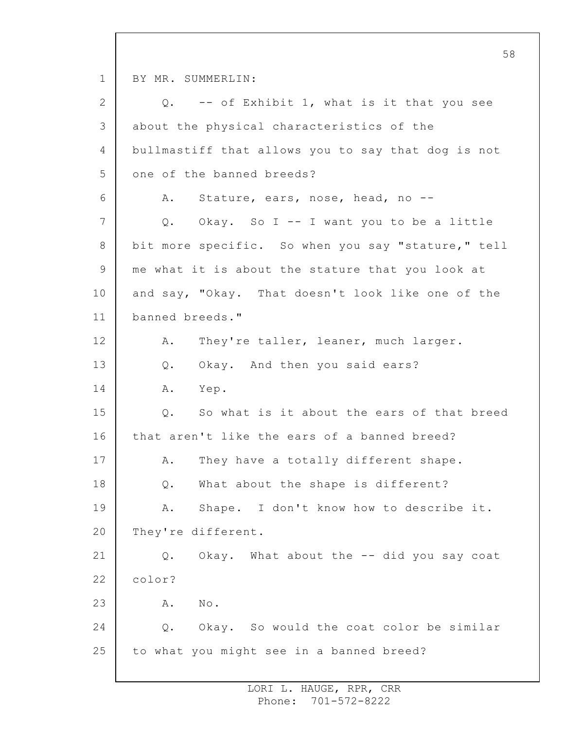BY MR. SUMMERLIN:

Q. -- of Exhibit 1, what is it that you see about the physical characteristics of the bullmastiff that allows you to say that dog is not one of the banned breeds?

A. Stature, ears, nose, head, no --

Q. Okay. So I -- I want you to be a little bit more specific. So when you say "stature," tell me what it is about the stature that you look at and say, "Okay. That doesn't look like one of the banned breeds."

A. They're taller, leaner, much larger.

Q. Okay. And then you said ears?

A. Yep.

Q. So what is it about the ears of that breed that aren't like the ears of a banned breed?

A. They have a totally different shape.

Q. What about the shape is different?

A. Shape. I don't know how to describe it. They're different.

Q. Okay. What about the -- did you say coat color?

A. No.

Q. Okay. So would the coat color be similar to what you might see in a banned breed?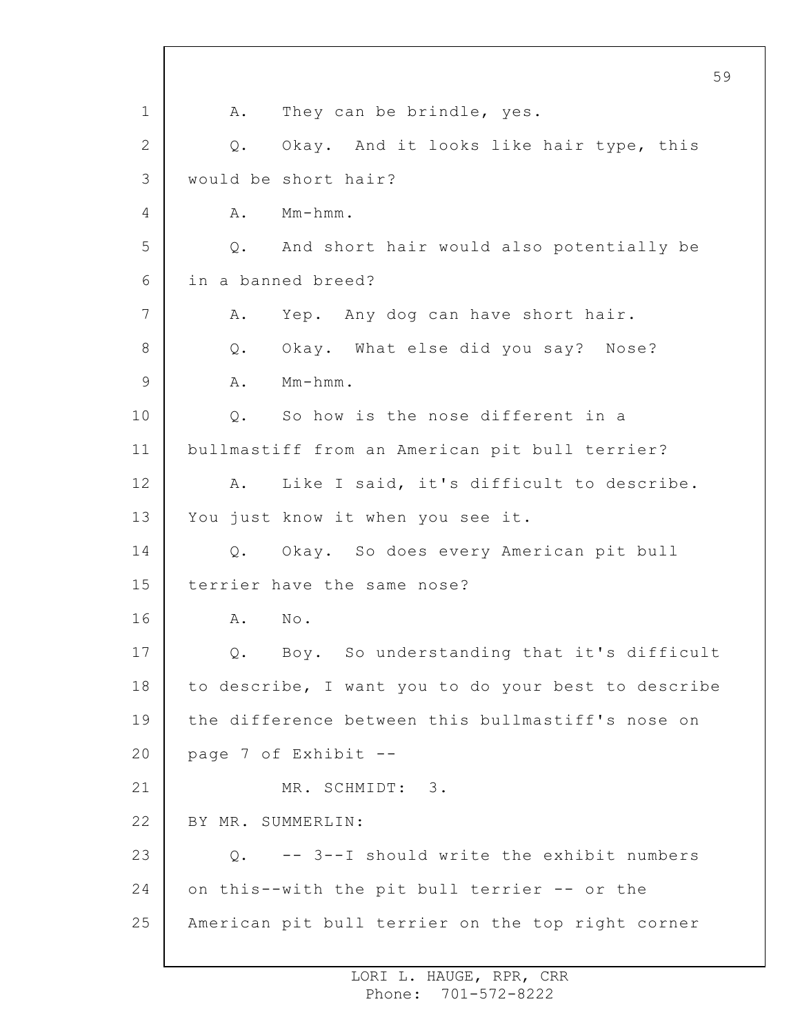A. They can be brindle, yes.

Q. Okay. And it looks like hair type, this would be short hair?

A. Mm-hmm.

Q. And short hair would also potentially be in a banned breed?

A. Yep. Any dog can have short hair.

Q. Okay. What else did you say? Nose?

A. Mm-hmm.

Q. So how is the nose different in a bullmastiff from an American pit bull terrier?

A. Like I said, it's difficult to describe. You just know it when you see it.

Q. Okay. So does every American pit bull terrier have the same nose?

A. No.

Q. Boy. So understanding that it's difficult to describe, I want you to do your best to describe the difference between this bullmastiff's nose on page 7 of Exhibit --

MR. SCHMIDT: 3.

BY MR. SUMMERLIN:

Q. -- 3--I should write the exhibit numbers on this--with the pit bull terrier -- or the American pit bull terrier on the top right corner

LORI L. HAUGE, RPR, CRR
Phone: 701-572-8222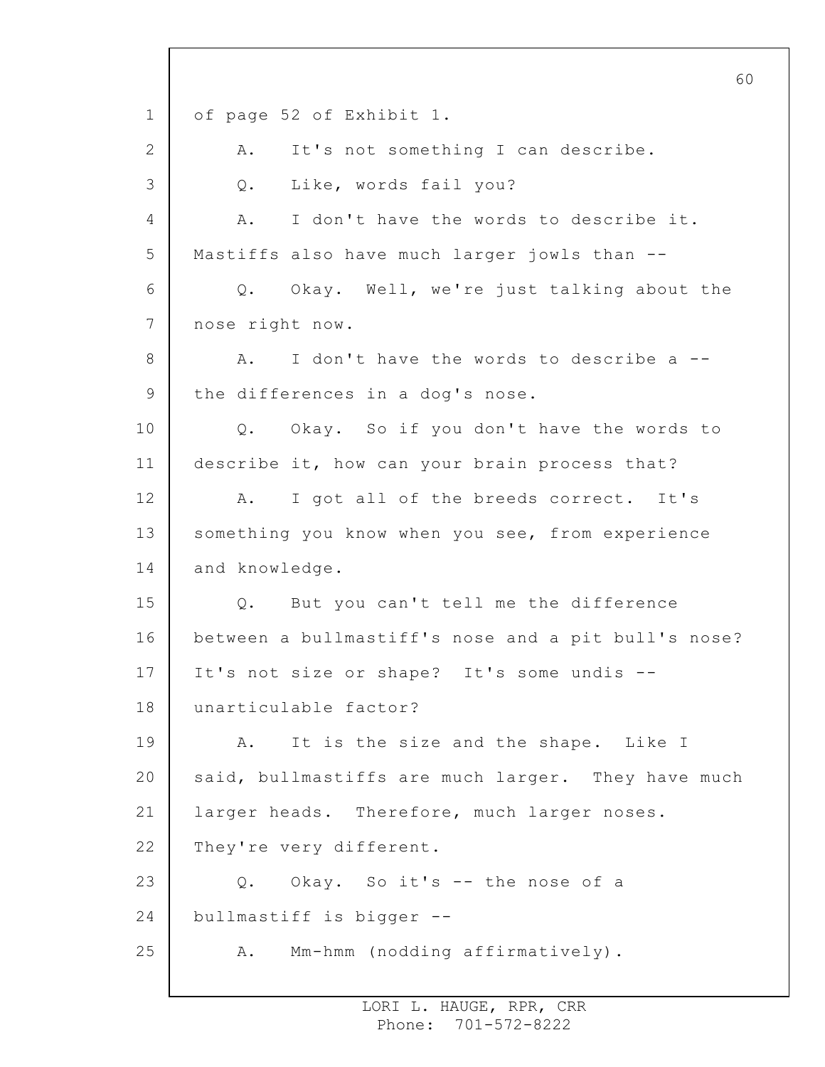of page 52 of Exhibit 1.

A. It's not something I can describe.

Q. Like, words fail you?

A. I don't have the words to describe it. Mastiffs also have much larger jowls than --

Q. Okay. Well, we're just talking about the nose right now.

A. I don't have the words to describe a -- the differences in a dog's nose.

Q. Okay. So if you don't have the words to describe it, how can your brain process that?

A. I got all of the breeds correct. It's something you know when you see, from experience and knowledge.

Q. But you can't tell me the difference between a bullmastiff's nose and a pit bull's nose? It's not size or shape? It's some undis -- unarticulable factor?

A. It is the size and the shape. Like I said, bullmastiffs are much larger. They have much larger heads. Therefore, much larger noses. They're very different.

Q. Okay. So it's -- the nose of a bullmastiff is bigger --

A. Mm-hmm (nodding affirmatively).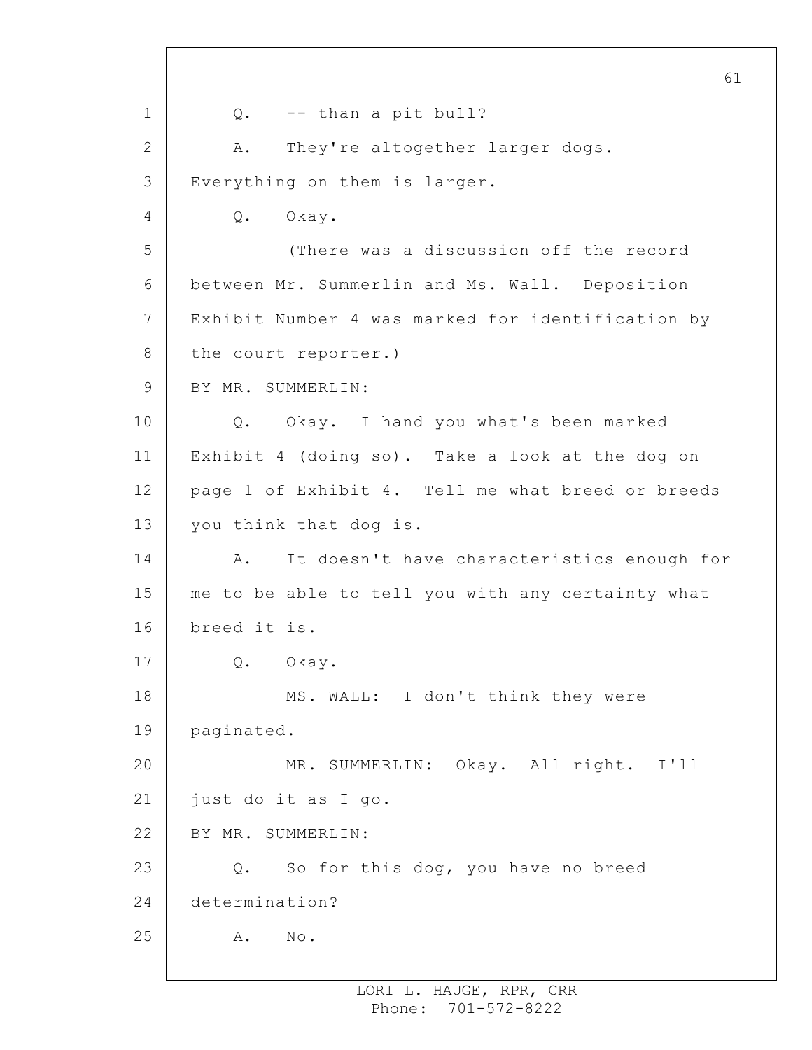Q. -- than a pit bull?

A. They're altogether larger dogs. Everything on them is larger.

Q. Okay.

(There was a discussion off the record between Mr. Summerlin and Ms. Wall. Deposition Exhibit Number 4 was marked for identification by the court reporter.)

BY MR. SUMMERLIN:

Q. Okay. I hand you what's been marked Exhibit 4 (doing so). Take a look at the dog on page 1 of Exhibit 4. Tell me what breed or breeds you think that dog is.

A. It doesn't have characteristics enough for me to be able to tell you with any certainty what breed it is.

Q. Okay.

MS. WALL: I don't think they were paginated.

MR. SUMMERLIN: Okay. All right. I'll just do it as I go.

BY MR. SUMMERLIN:

Q. So for this dog, you have no breed determination?

A. No.

LORI L. HAUGE, RPR, CRR
Phone: 701-572-8222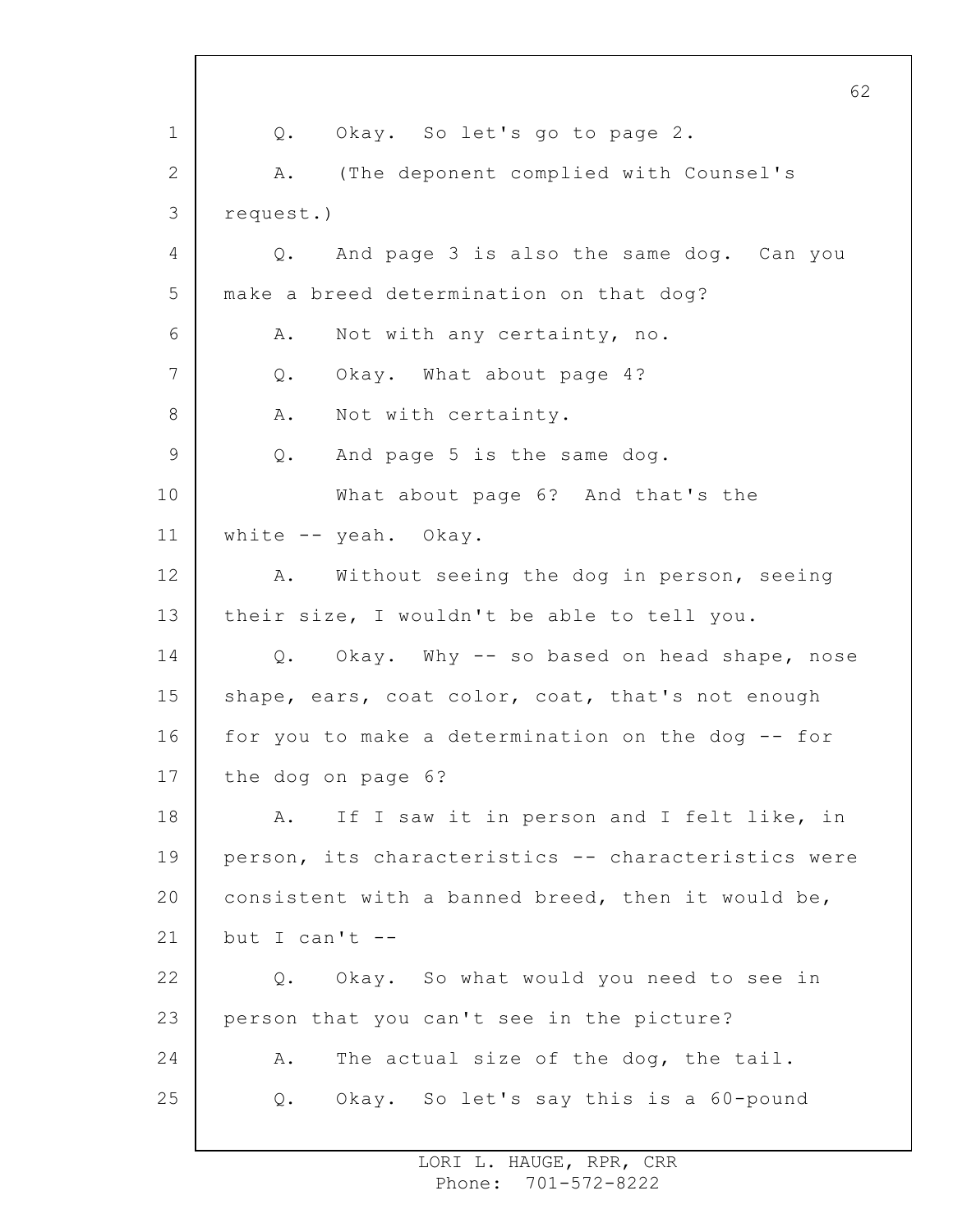Q. Okay. So let's go to page 2.

A. (The deponent complied with Counsel's request.)

Q. And page 3 is also the same dog. Can you make a breed determination on that dog?

A. Not with any certainty, no.

Q. Okay. What about page 4?

A. Not with certainty.

Q. And page 5 is the same dog.

What about page 6? And that's the white -- yeah. Okay.

A. Without seeing the dog in person, seeing their size, I wouldn't be able to tell you.

Q. Okay. Why -- so based on head shape, nose shape, ears, coat color, coat, that's not enough for you to make a determination on the dog -- for the dog on page 6?

A. If I saw it in person and I felt like, in person, its characteristics -- characteristics were consistent with a banned breed, then it would be, but I can't --

Q. Okay. So what would you need to see in person that you can't see in the picture?

A. The actual size of the dog, the tail.

Q. Okay. So let's say this is a 60-pound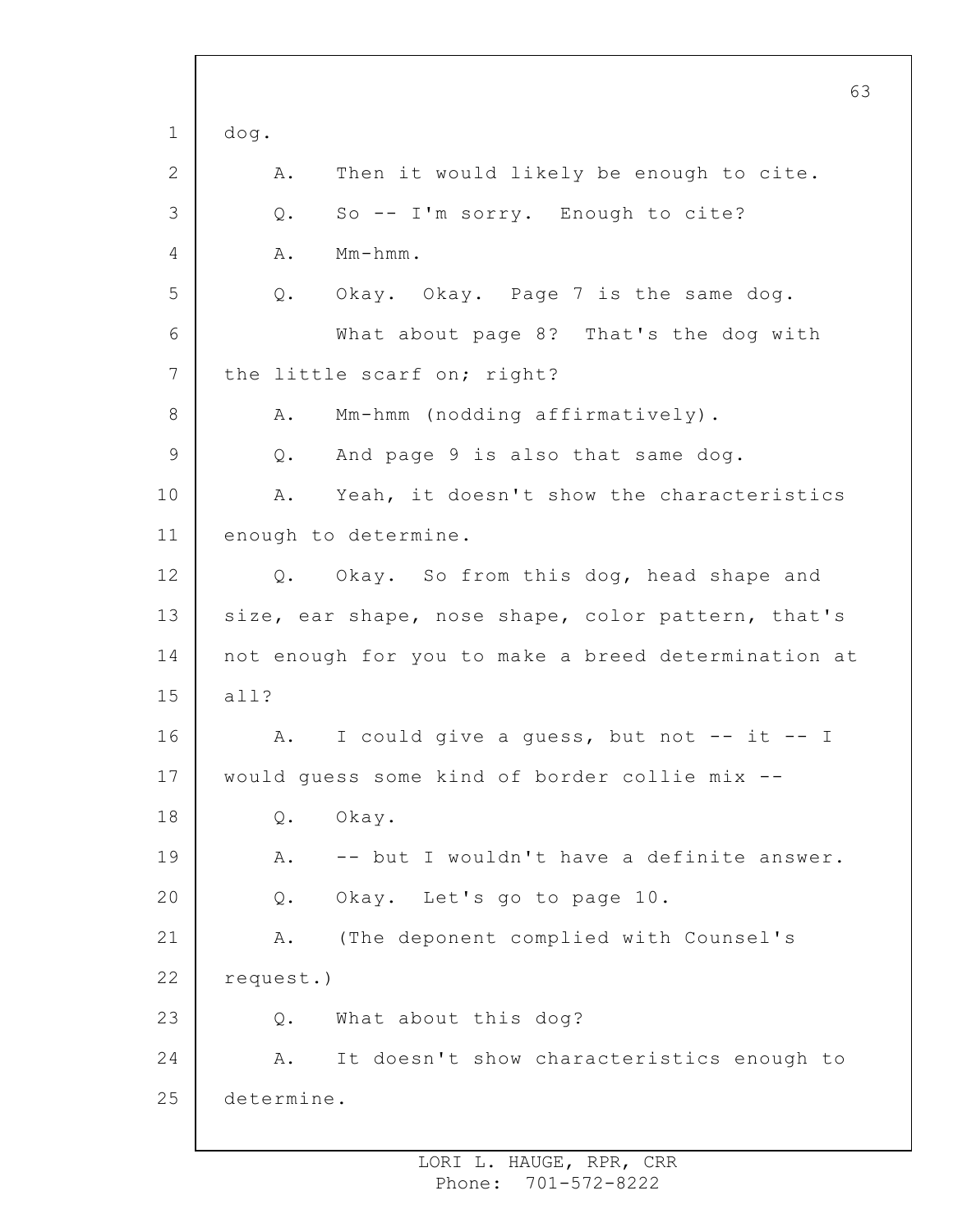dog.

A. Then it would likely be enough to cite.

Q. So -- I'm sorry. Enough to cite?

A. Mm-hmm.

Q. Okay. Okay. Page 7 is the same dog.

What about page 8? That's the dog with the little scarf on; right?

A. Mm-hmm (nodding affirmatively).

Q. And page 9 is also that same dog.

A. Yeah, it doesn't show the characteristics enough to determine.

Q. Okay. So from this dog, head shape and size, ear shape, nose shape, color pattern, that's not enough for you to make a breed determination at all?

A. I could give a guess, but not -- it -- I would guess some kind of border collie mix --

Q. Okay.

A. -- but I wouldn't have a definite answer.

Q. Okay. Let's go to page 10.

A. (The deponent complied with Counsel's request.)

Q. What about this dog?

A. It doesn't show characteristics enough to determine.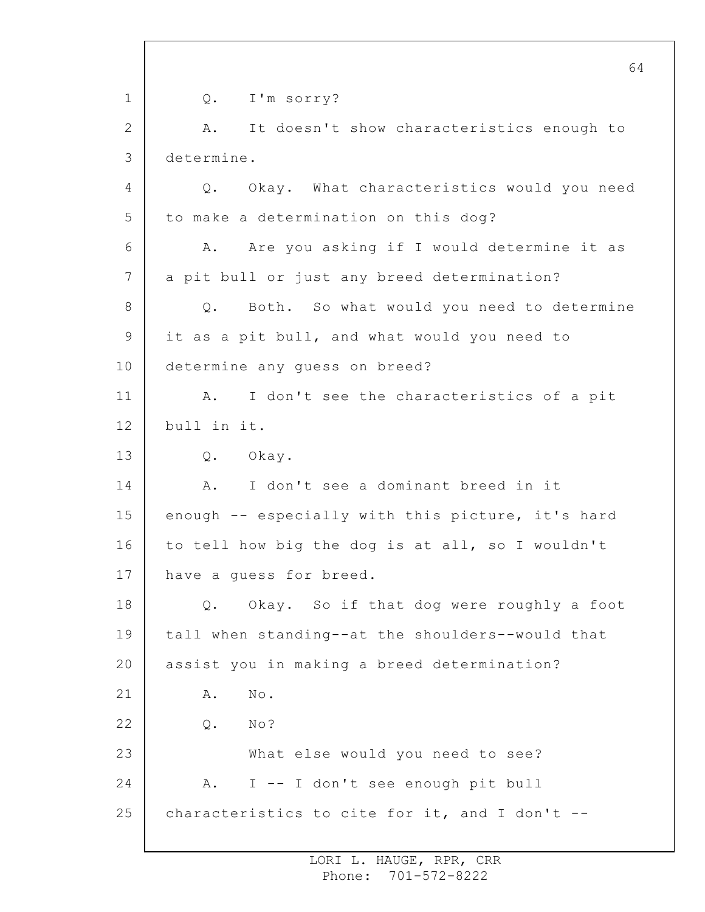Q. I'm sorry?

A. It doesn't show characteristics enough to determine.

Q. Okay. What characteristics would you need to make a determination on this dog?

A. Are you asking if I would determine it as a pit bull or just any breed determination?

Q. Both. So what would you need to determine it as a pit bull, and what would you need to determine any guess on breed?

A. I don't see the characteristics of a pit bull in it.

Q. Okay.

A. I don't see a dominant breed in it enough -- especially with this picture, it's hard to tell how big the dog is at all, so I wouldn't have a guess for breed.

Q. Okay. So if that dog were roughly a foot tall when standing--at the shoulders--would that assist you in making a breed determination?

A. No.

Q. No?

What else would you need to see?

A. I -- I don't see enough pit bull characteristics to cite for it, and I don't --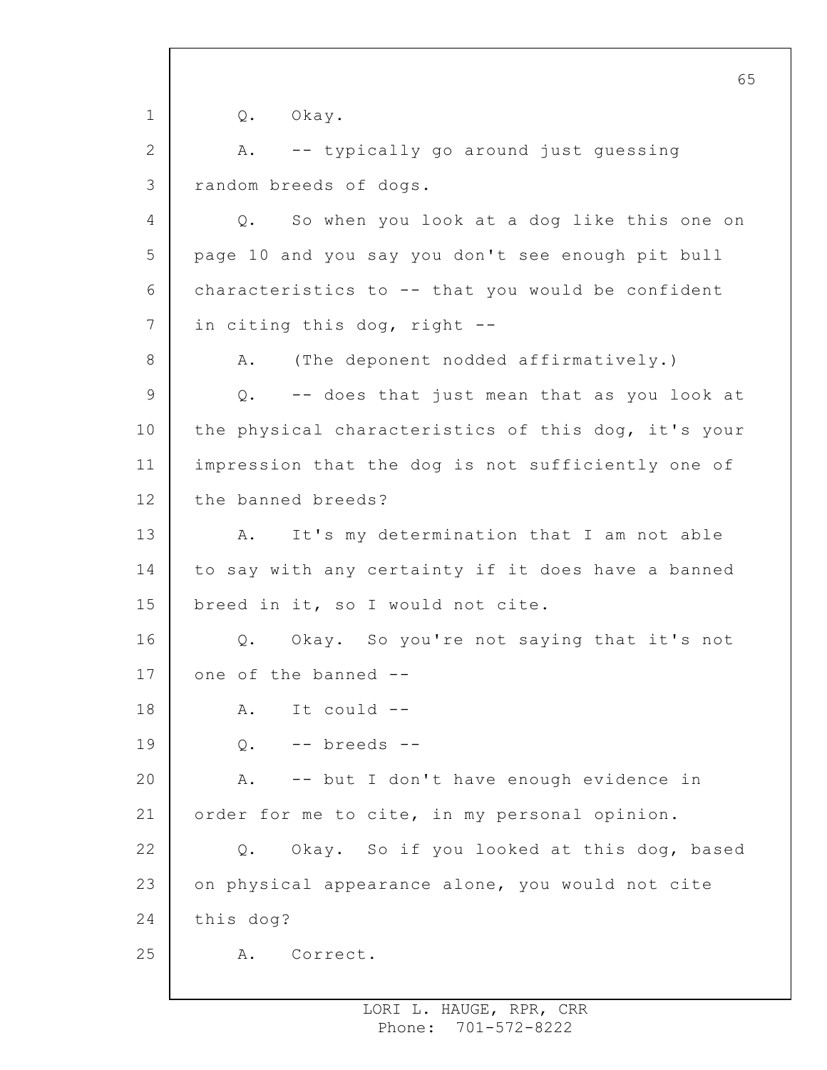Q. Okay.

A. -- typically go around just guessing random breeds of dogs.

Q. So when you look at a dog like this one on page 10 and you say you don't see enough pit bull characteristics to -- that you would be confident in citing this dog, right --

A. (The deponent nodded affirmatively.)

Q. -- does that just mean that as you look at the physical characteristics of this dog, it's your impression that the dog is not sufficiently one of the banned breeds?

A. It's my determination that I am not able to say with any certainty if it does have a banned breed in it, so I would not cite.

Q. Okay. So you're not saying that it's not one of the banned --

A. It could --

Q. -- breeds --

A. -- but I don't have enough evidence in order for me to cite, in my personal opinion.

Q. Okay. So if you looked at this dog, based on physical appearance alone, you would not cite this dog?

A. Correct.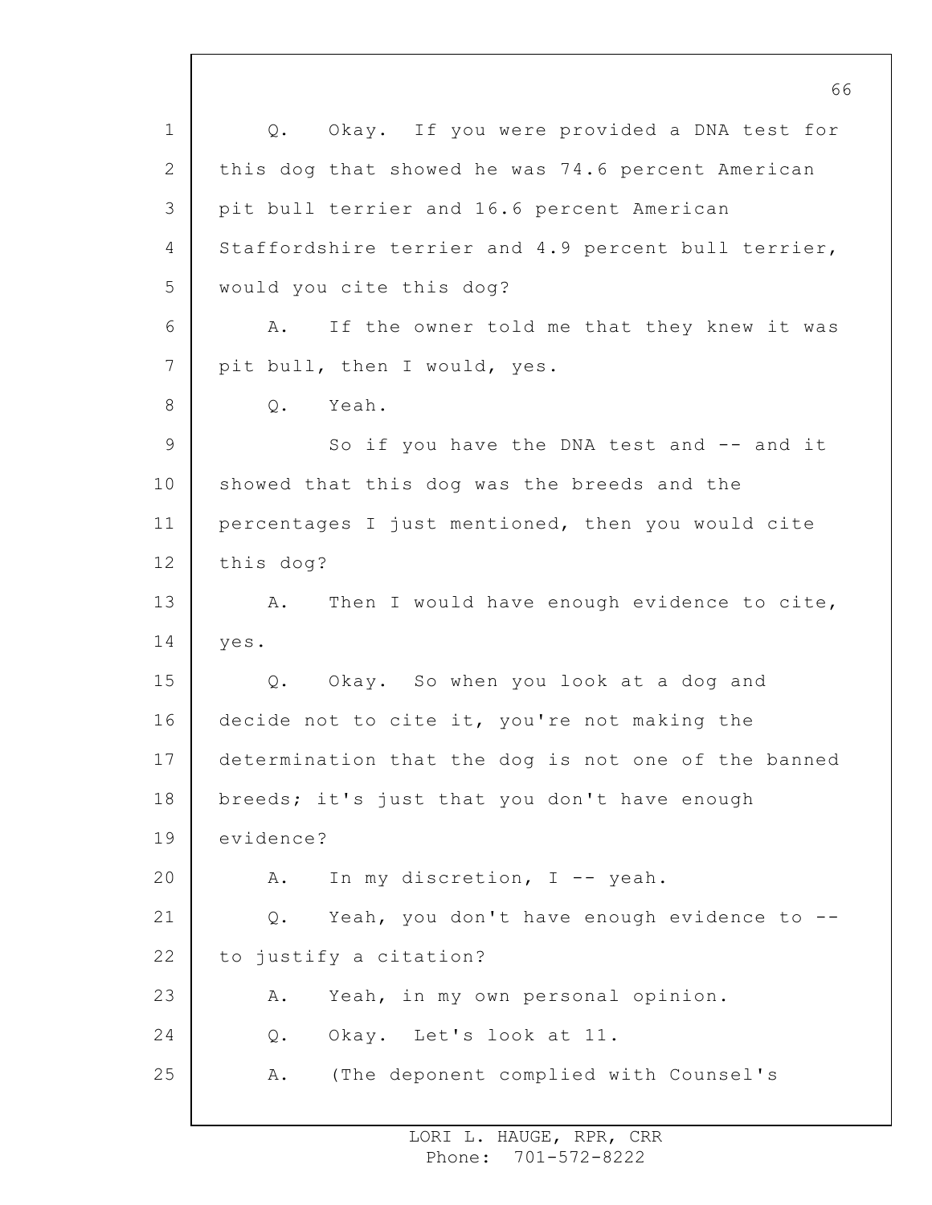Q. Okay. If you were provided a DNA test for this dog that showed he was 74.6 percent American pit bull terrier and 16.6 percent American Staffordshire terrier and 4.9 percent bull terrier, would you cite this dog?

A. If the owner told me that they knew it was pit bull, then I would, yes.

Q. Yeah.

So if you have the DNA test and -- and it showed that this dog was the breeds and the percentages I just mentioned, then you would cite this dog?

A. Then I would have enough evidence to cite, yes.

Q. Okay. So when you look at a dog and decide not to cite it, you're not making the determination that the dog is not one of the banned breeds; it's just that you don't have enough evidence?

A. In my discretion, I -- yeah.

Q. Yeah, you don't have enough evidence to -- to justify a citation?

A. Yeah, in my own personal opinion.

Q. Okay. Let's look at 11.

A. (The deponent complied with Counsel's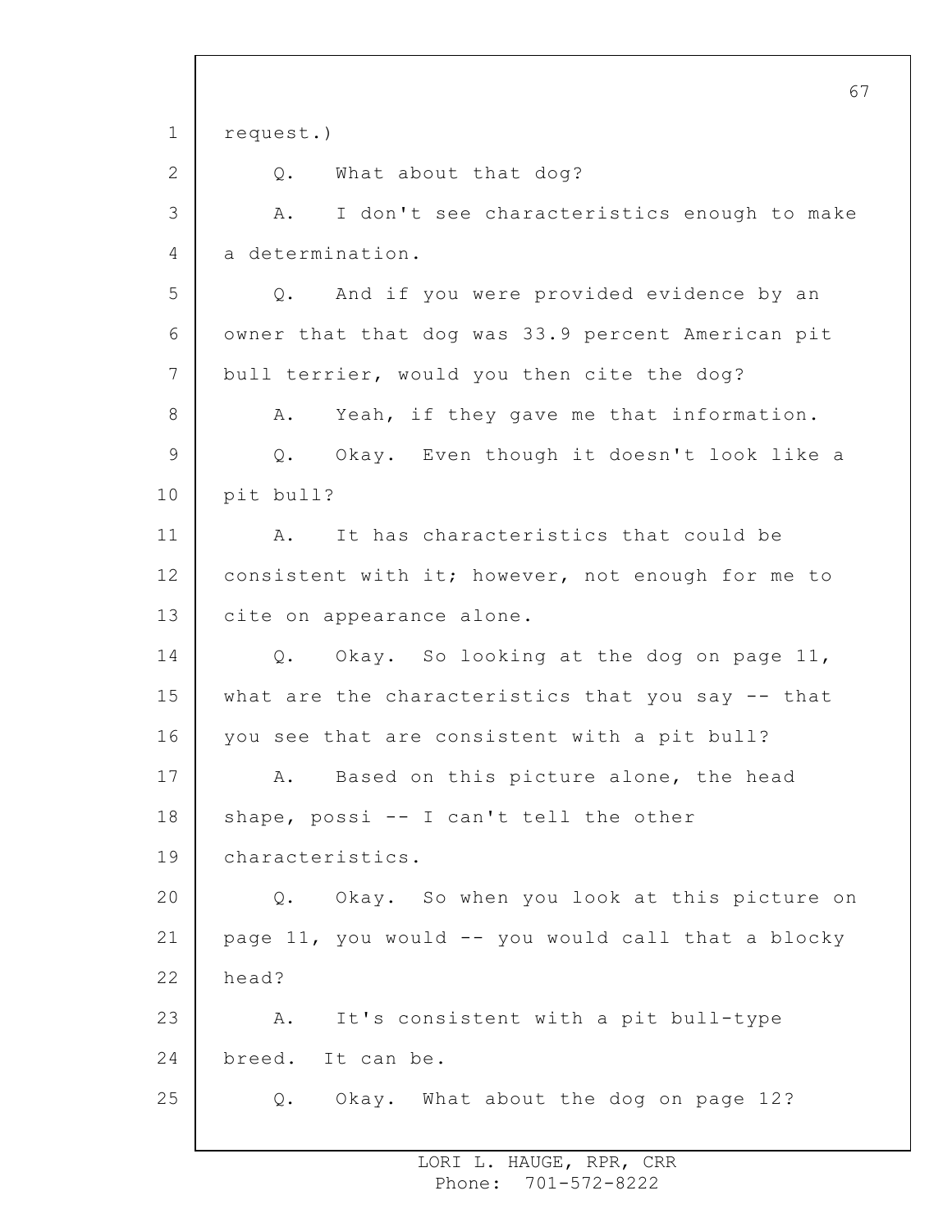request.)

Q. What about that dog?

A. I don't see characteristics enough to make a determination.

Q. And if you were provided evidence by an owner that that dog was 33.9 percent American pit bull terrier, would you then cite the dog?

A. Yeah, if they gave me that information.

Q. Okay. Even though it doesn't look like a pit bull?

A. It has characteristics that could be consistent with it; however, not enough for me to cite on appearance alone.

Q. Okay. So looking at the dog on page 11, what are the characteristics that you say -- that you see that are consistent with a pit bull?

A. Based on this picture alone, the head shape, possi -- I can't tell the other characteristics.

Q. Okay. So when you look at this picture on page 11, you would -- you would call that a blocky head?

A. It's consistent with a pit bull-type breed. It can be.

Q. Okay. What about the dog on page 12?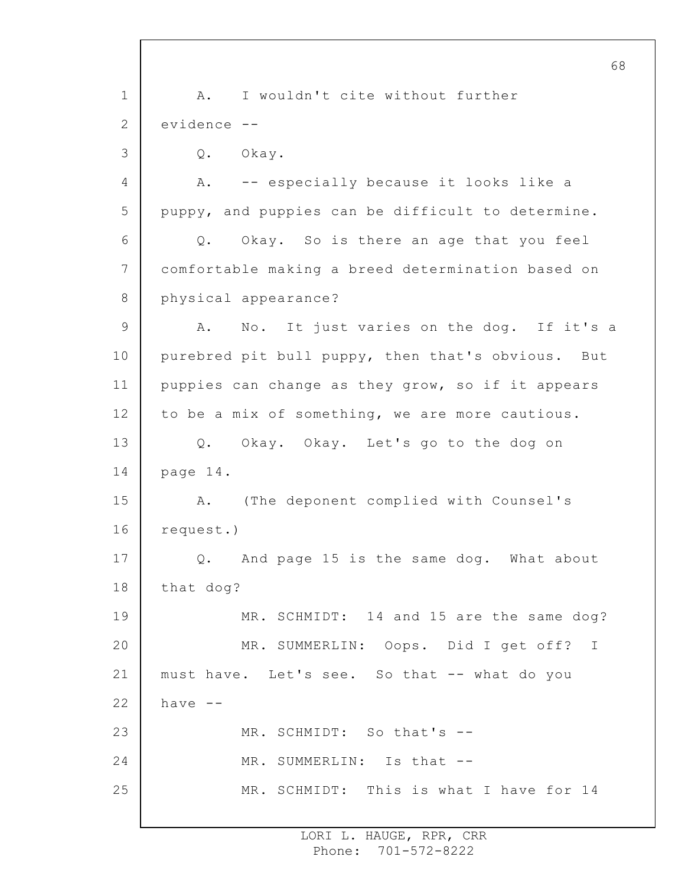A. I wouldn't cite without further evidence --

Q. Okay.

A. -- especially because it looks like a puppy, and puppies can be difficult to determine.

Q. Okay. So is there an age that you feel comfortable making a breed determination based on physical appearance?

A. No. It just varies on the dog. If it's a purebred pit bull puppy, then that's obvious. But puppies can change as they grow, so if it appears to be a mix of something, we are more cautious.

Q. Okay. Okay. Let's go to the dog on page 14.

A. (The deponent complied with Counsel's request.)

Q. And page 15 is the same dog. What about that dog?

MR. SCHMIDT: 14 and 15 are the same dog?

MR. SUMMERLIN: Oops. Did I get off? I must have. Let's see. So that -- what do you have --

MR. SCHMIDT: So that's --

MR. SUMMERLIN: Is that --

MR. SCHMIDT: This is what I have for 14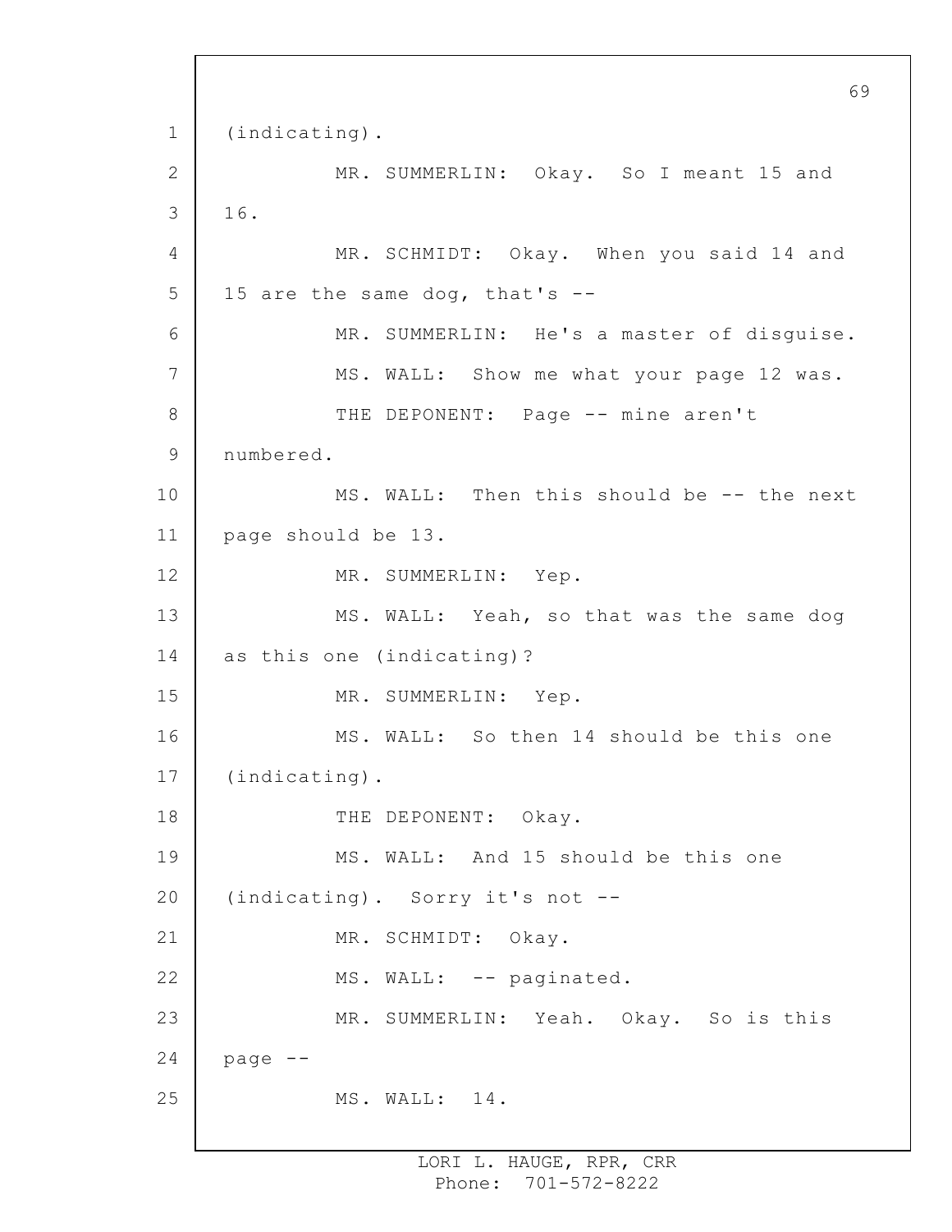(indicating).

MR. SUMMERLIN: Okay. So I meant 15 and 16.

MR. SCHMIDT: Okay. When you said 14 and 15 are the same dog, that's --

MR. SUMMERLIN: He's a master of disguise.

MS. WALL: Show me what your page 12 was.

THE DEPONENT: Page -- mine aren't numbered.

MS. WALL: Then this should be -- the next page should be 13.

MR. SUMMERLIN: Yep.

MS. WALL: Yeah, so that was the same dog as this one (indicating)?

MR. SUMMERLIN: Yep.

MS. WALL: So then 14 should be this one (indicating).

THE DEPONENT: Okay.

MS. WALL: And 15 should be this one (indicating). Sorry it's not --

MR. SCHMIDT: Okay.

MS. WALL: -- paginated.

MR. SUMMERLIN: Yeah. Okay. So is this page --

MS. WALL: 14.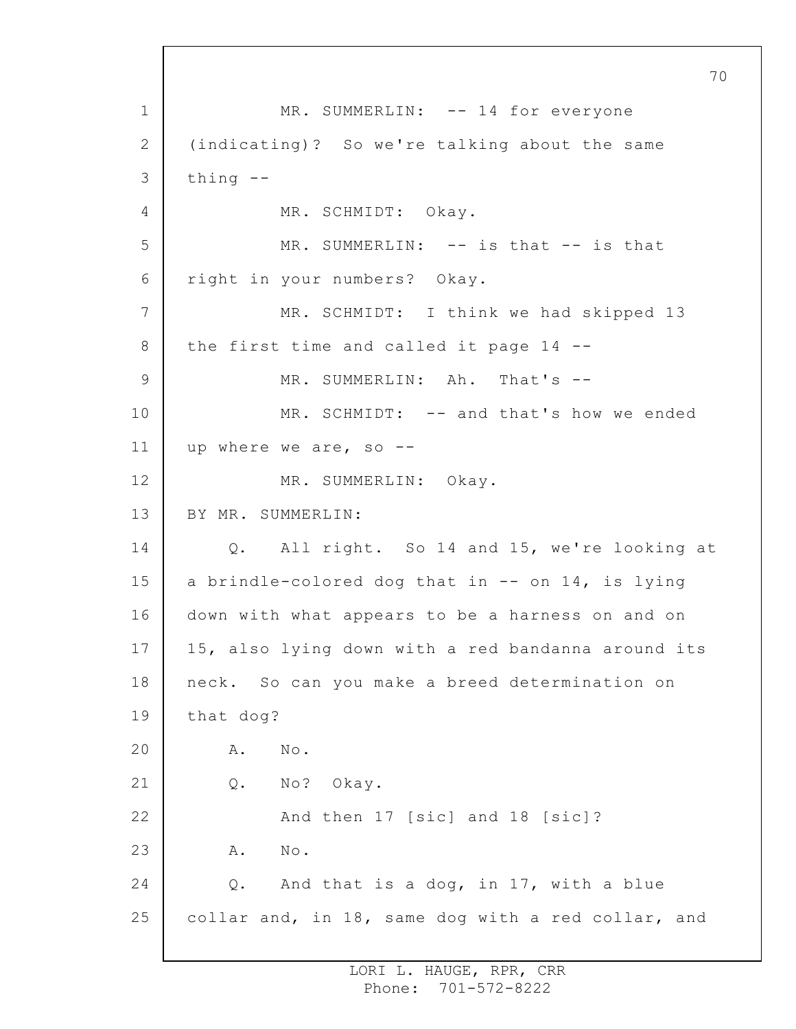MR. SUMMERLIN: -- 14 for everyone (indicating)? So we're talking about the same thing --

MR. SCHMIDT: Okay.

MR. SUMMERLIN: -- is that -- is that right in your numbers? Okay.

MR. SCHMIDT: I think we had skipped 13 the first time and called it page 14 --

MR. SUMMERLIN: Ah. That's --

MR. SCHMIDT: -- and that's how we ended up where we are, so --

MR. SUMMERLIN: Okay.

BY MR. SUMMERLIN:

Q. All right. So 14 and 15, we're looking at a brindle-colored dog that in -- on 14, is lying down with what appears to be a harness on and on 15, also lying down with a red bandanna around its neck. So can you make a breed determination on that dog?

A. No.

Q. No? Okay.

And then 17 [sic] and 18 [sic]?

A. No.

Q. And that is a dog, in 17, with a blue collar and, in 18, same dog with a red collar, and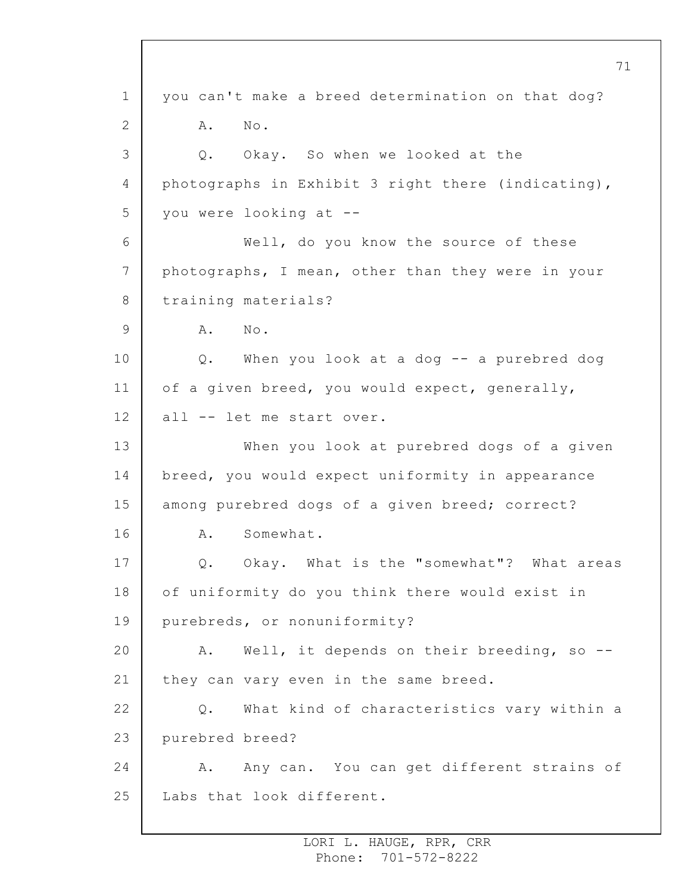you can't make a breed determination on that dog?

A. No.

Q. Okay. So when we looked at the photographs in Exhibit 3 right there (indicating), you were looking at --

Well, do you know the source of these photographs, I mean, other than they were in your training materials?

A. No.

Q. When you look at a dog -- a purebred dog of a given breed, you would expect, generally, all -- let me start over.

When you look at purebred dogs of a given breed, you would expect uniformity in appearance among purebred dogs of a given breed; correct?

A. Somewhat.

Q. Okay. What is the "somewhat"? What areas of uniformity do you think there would exist in purebreds, or nonuniformity?

A. Well, it depends on their breeding, so -- they can vary even in the same breed.

Q. What kind of characteristics vary within a purebred breed?

A. Any can. You can get different strains of Labs that look different.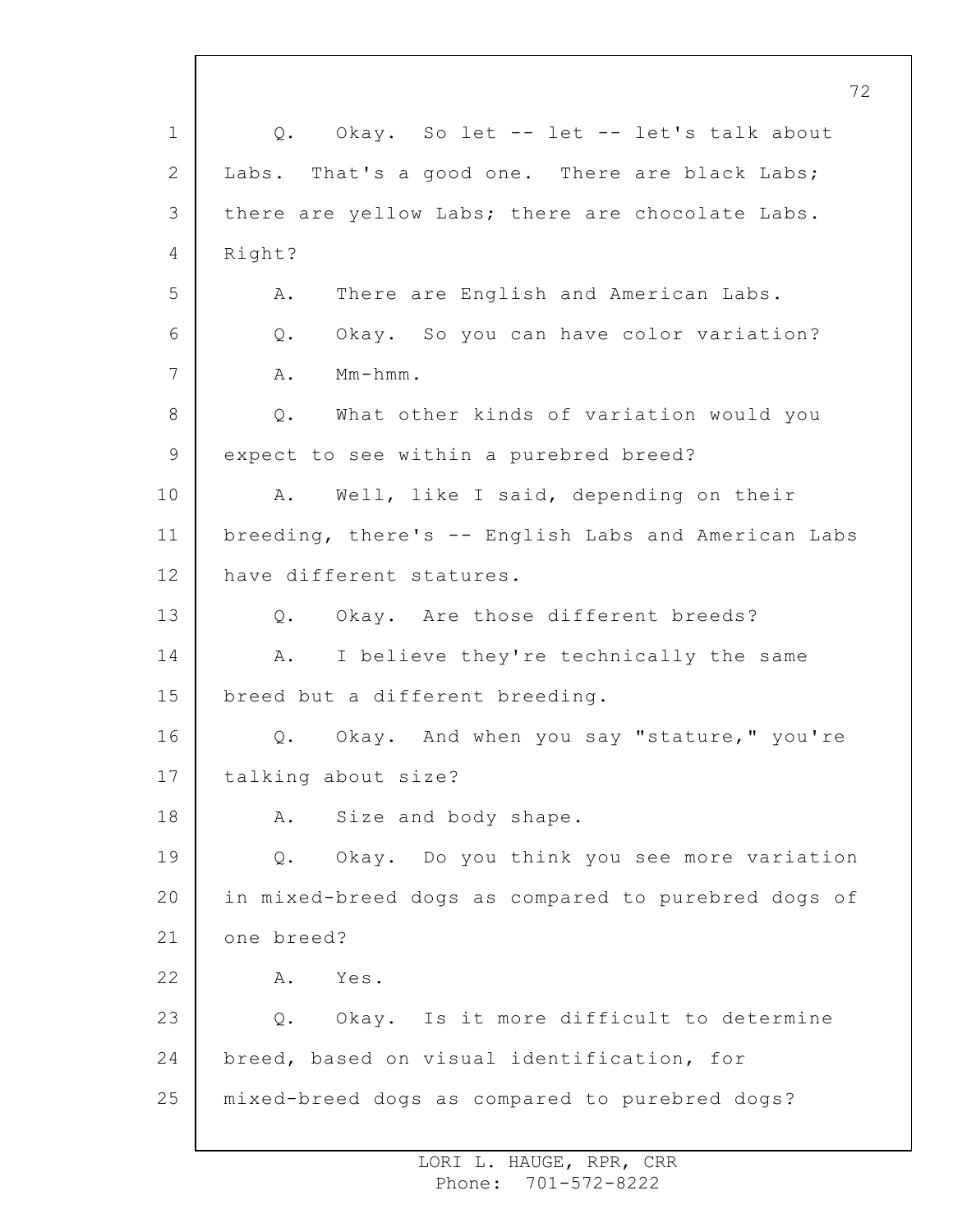Q. Okay. So let -- let -- let's talk about Labs. That's a good one. There are black Labs; there are yellow Labs; there are chocolate Labs. Right?

A. There are English and American Labs.

Q. Okay. So you can have color variation?

A. Mm-hmm.

Q. What other kinds of variation would you expect to see within a purebred breed?

A. Well, like I said, depending on their breeding, there's -- English Labs and American Labs have different statures.

Q. Okay. Are those different breeds?

A. I believe they're technically the same breed but a different breeding.

Q. Okay. And when you say "stature," you're talking about size?

A. Size and body shape.

Q. Okay. Do you think you see more variation in mixed-breed dogs as compared to purebred dogs of one breed?

A. Yes.

Q. Okay. Is it more difficult to determine breed, based on visual identification, for mixed-breed dogs as compared to purebred dogs?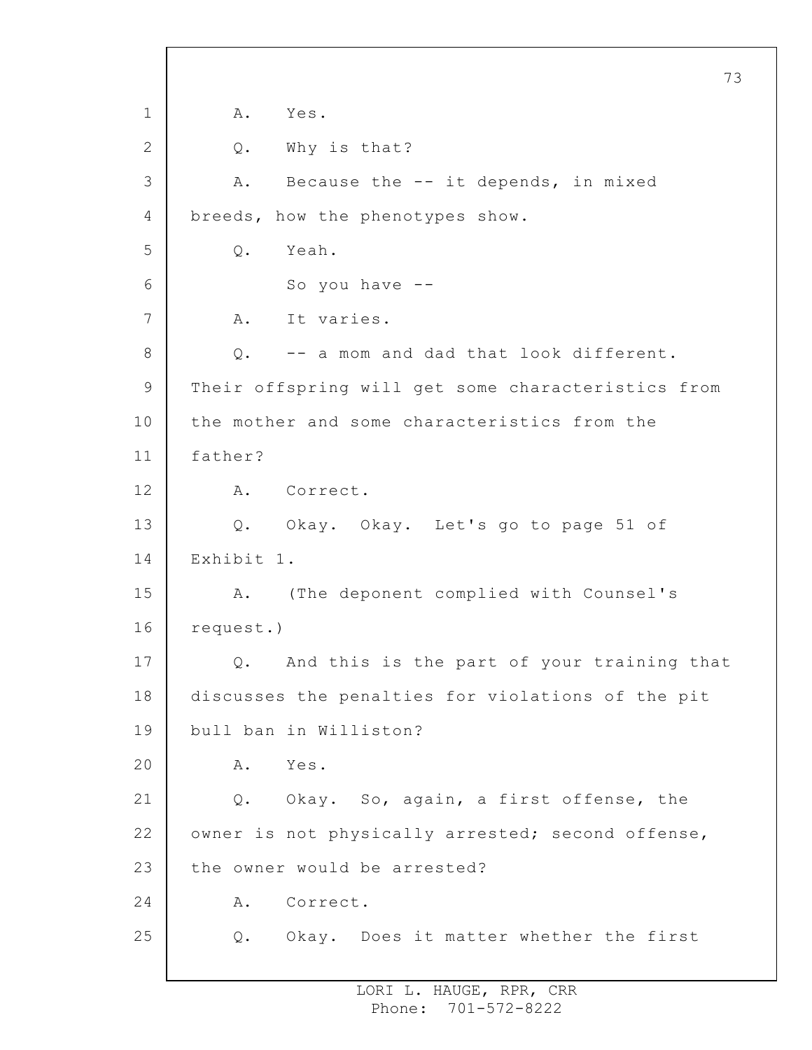A. Yes.

Q. Why is that?

A. Because the -- it depends, in mixed breeds, how the phenotypes show.

Q. Yeah.

So you have --

A. It varies.

Q. -- a mom and dad that look different. Their offspring will get some characteristics from the mother and some characteristics from the father?

A. Correct.

Q. Okay. Okay. Let's go to page 51 of Exhibit 1.

A. (The deponent complied with Counsel's request.)

Q. And this is the part of your training that discusses the penalties for violations of the pit bull ban in Williston?

A. Yes.

Q. Okay. So, again, a first offense, the owner is not physically arrested; second offense, the owner would be arrested?

A. Correct.

Q. Okay. Does it matter whether the first

LORI L. HAUGE, RPR, CRR
Phone: 701-572-8222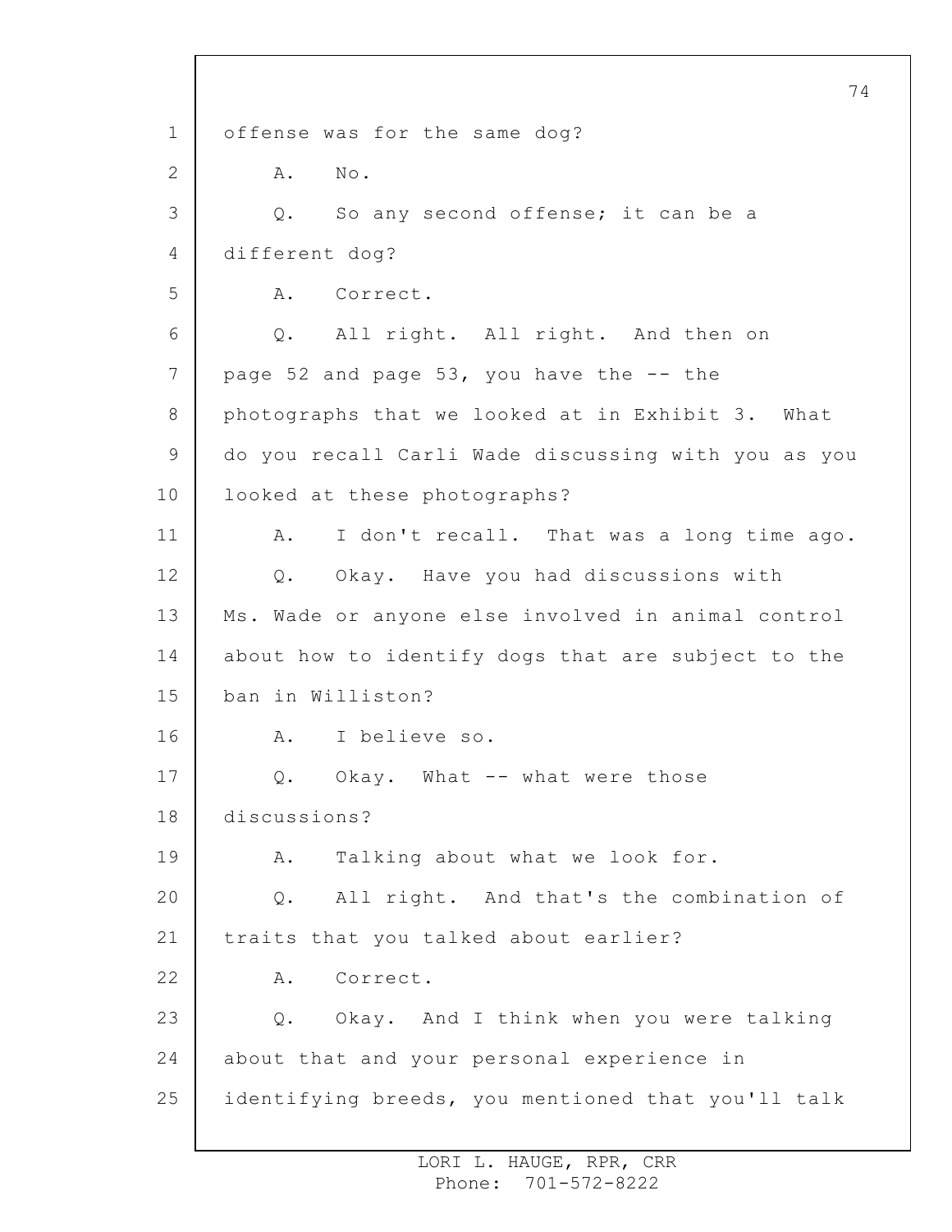offense was for the same dog?

A. No.

Q. So any second offense; it can be a different dog?

A. Correct.

Q. All right. All right. And then on page 52 and page 53, you have the -- the photographs that we looked at in Exhibit 3. What do you recall Carli Wade discussing with you as you looked at these photographs?

A. I don't recall. That was a long time ago.

Q. Okay. Have you had discussions with Ms. Wade or anyone else involved in animal control about how to identify dogs that are subject to the ban in Williston?

A. I believe so.

Q. Okay. What -- what were those discussions?

A. Talking about what we look for.

Q. All right. And that's the combination of traits that you talked about earlier?

A. Correct.

Q. Okay. And I think when you were talking about that and your personal experience in identifying breeds, you mentioned that you'll talk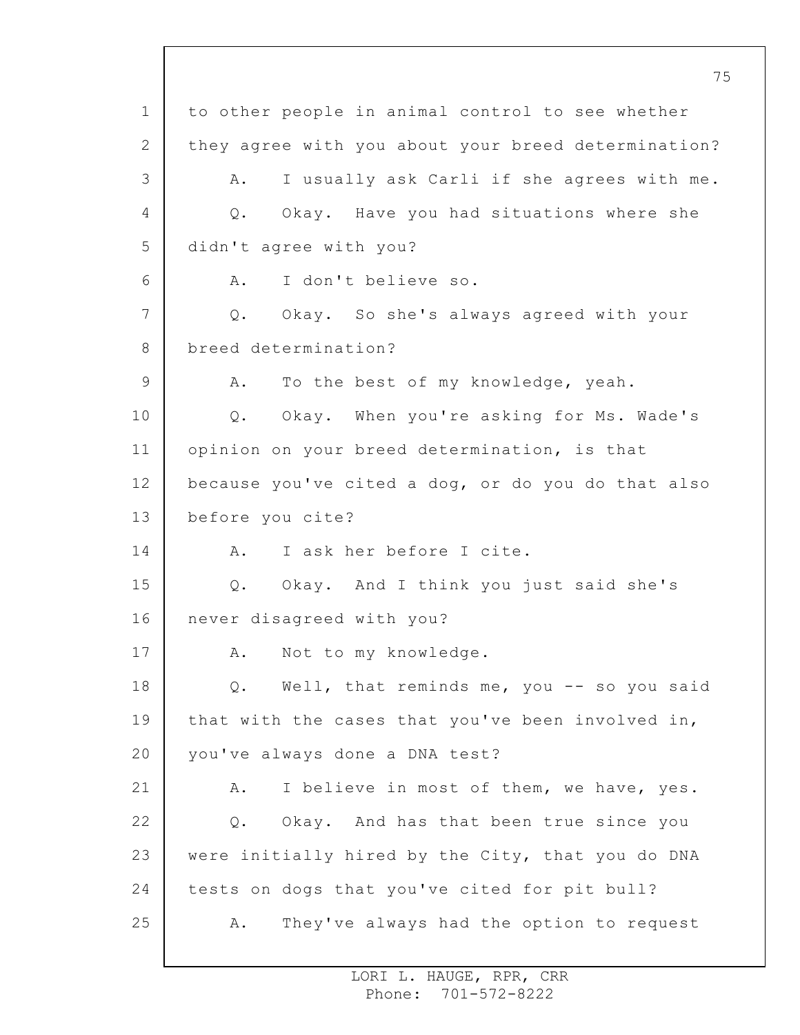to other people in animal control to see whether they agree with you about your breed determination?

A. I usually ask Carli if she agrees with me.

Q. Okay. Have you had situations where she didn't agree with you?

A. I don't believe so.

Q. Okay. So she's always agreed with your breed determination?

A. To the best of my knowledge, yeah.

Q. Okay. When you're asking for Ms. Wade's opinion on your breed determination, is that because you've cited a dog, or do you do that also before you cite?

A. I ask her before I cite.

Q. Okay. And I think you just said she's never disagreed with you?

A. Not to my knowledge.

Q. Well, that reminds me, you -- so you said that with the cases that you've been involved in, you've always done a DNA test?

A. I believe in most of them, we have, yes.

Q. Okay. And has that been true since you were initially hired by the City, that you do DNA tests on dogs that you've cited for pit bull?

A. They've always had the option to request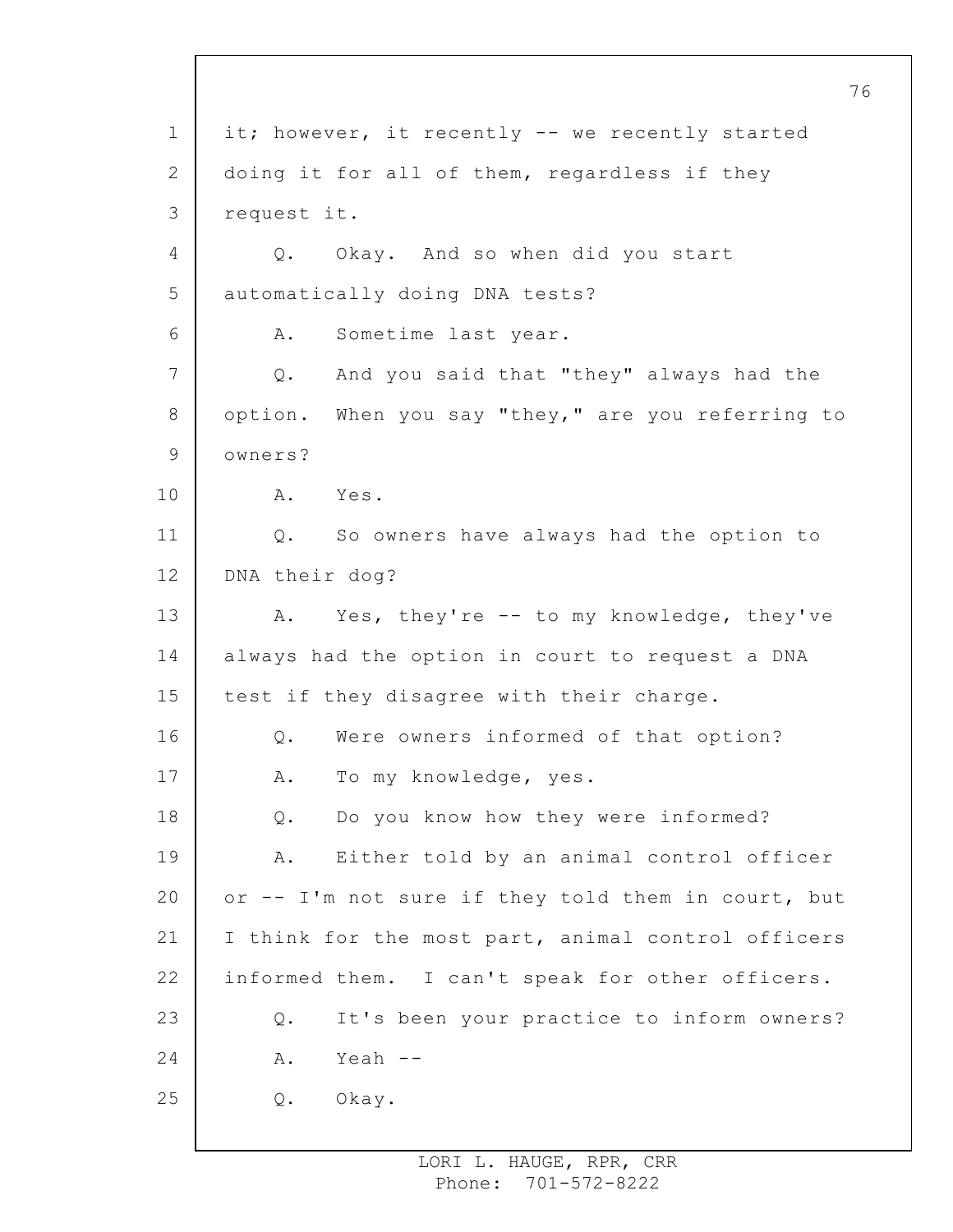it; however, it recently -- we recently started doing it for all of them, regardless if they request it.

Q. Okay. And so when did you start automatically doing DNA tests?

A. Sometime last year.

Q. And you said that "they" always had the option. When you say "they," are you referring to owners?

A. Yes.

Q. So owners have always had the option to DNA their dog?

A. Yes, they're -- to my knowledge, they've always had the option in court to request a DNA test if they disagree with their charge.

Q. Were owners informed of that option?

A. To my knowledge, yes.

Q. Do you know how they were informed?

A. Either told by an animal control officer or -- I'm not sure if they told them in court, but I think for the most part, animal control officers informed them. I can't speak for other officers.

Q. It's been your practice to inform owners?

A. Yeah --

Q. Okay.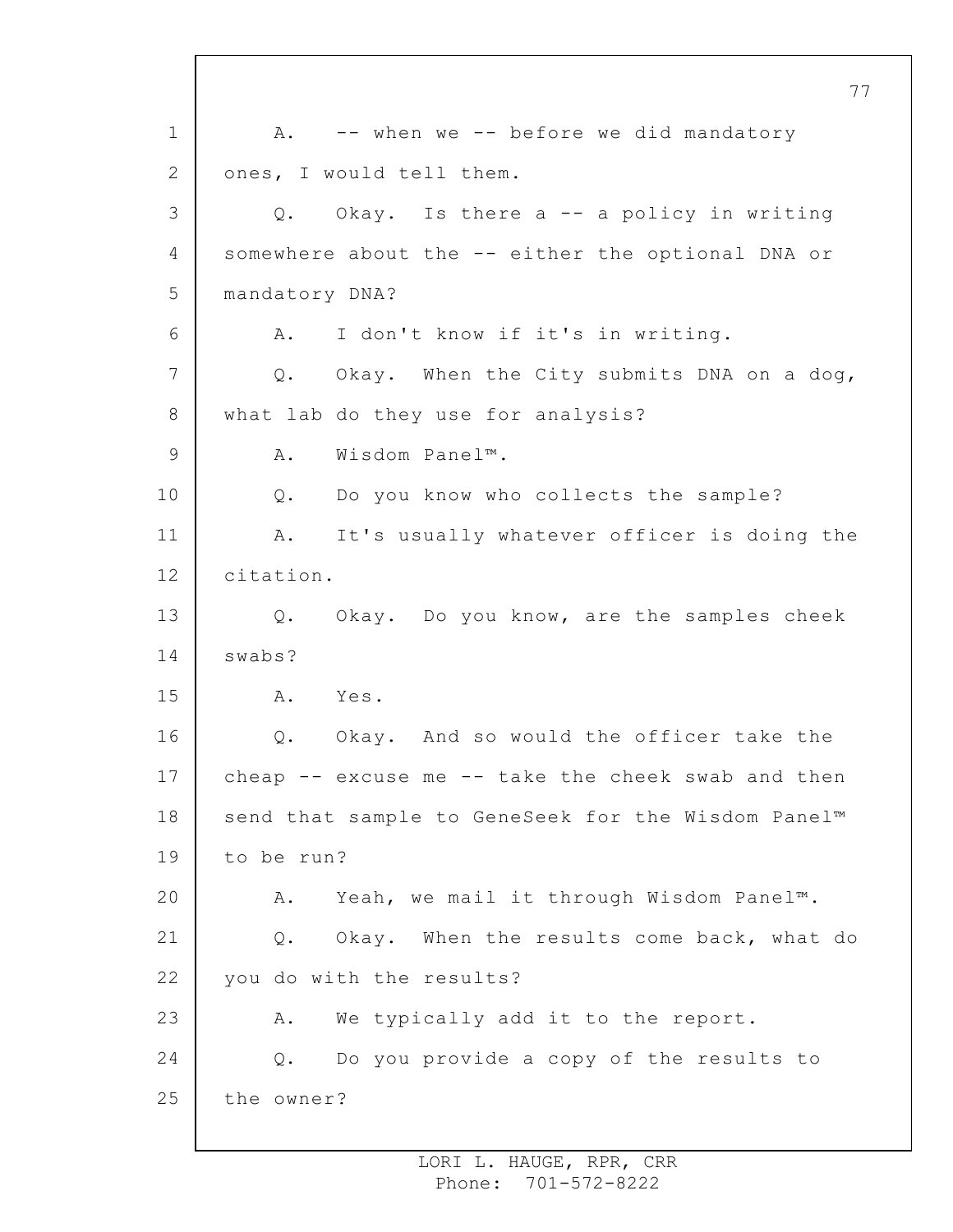A. -- when we -- before we did mandatory ones, I would tell them.

Q. Okay. Is there a -- a policy in writing somewhere about the -- either the optional DNA or mandatory DNA?

A. I don't know if it's in writing.

Q. Okay. When the City submits DNA on a dog, what lab do they use for analysis?

A. Wisdom Panel™.

Q. Do you know who collects the sample?

A. It's usually whatever officer is doing the citation.

Q. Okay. Do you know, are the samples cheek swabs?

A. Yes.

Q. Okay. And so would the officer take the cheap -- excuse me -- take the cheek swab and then send that sample to GeneSeek for the Wisdom Panel™ to be run?

A. Yeah, we mail it through Wisdom Panel™.

Q. Okay. When the results come back, what do you do with the results?

A. We typically add it to the report.

Q. Do you provide a copy of the results to the owner?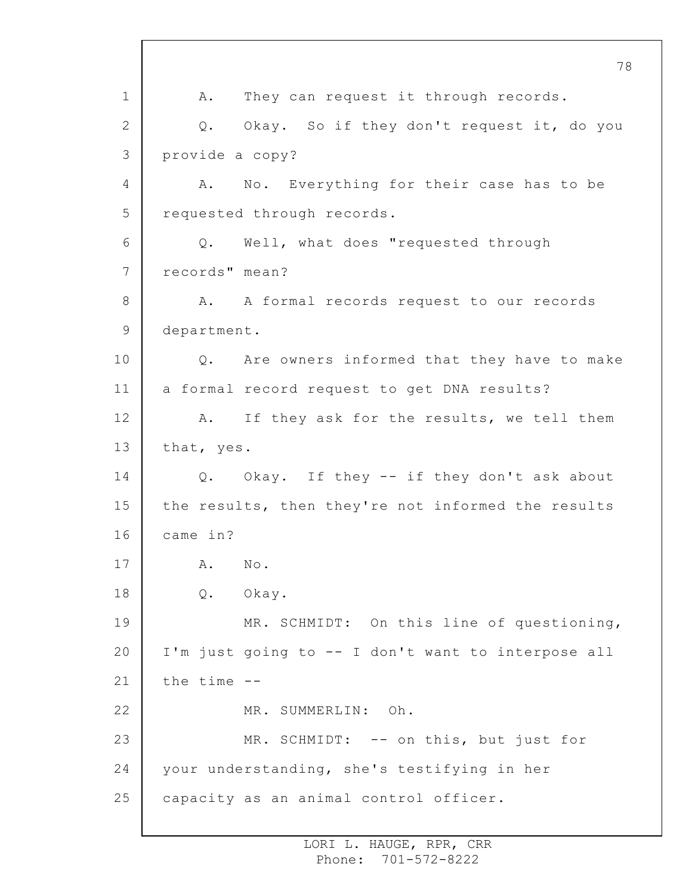A. They can request it through records.

Q. Okay. So if they don't request it, do you provide a copy?

A. No. Everything for their case has to be requested through records.

Q. Well, what does "requested through records" mean?

A. A formal records request to our records department.

Q. Are owners informed that they have to make a formal record request to get DNA results?

A. If they ask for the results, we tell them that, yes.

Q. Okay. If they -- if they don't ask about the results, then they're not informed the results came in?

A. No.

Q. Okay.

MR. SCHMIDT: On this line of questioning, I'm just going to -- I don't want to interpose all the time --

MR. SUMMERLIN: Oh.

MR. SCHMIDT: -- on this, but just for your understanding, she's testifying in her capacity as an animal control officer.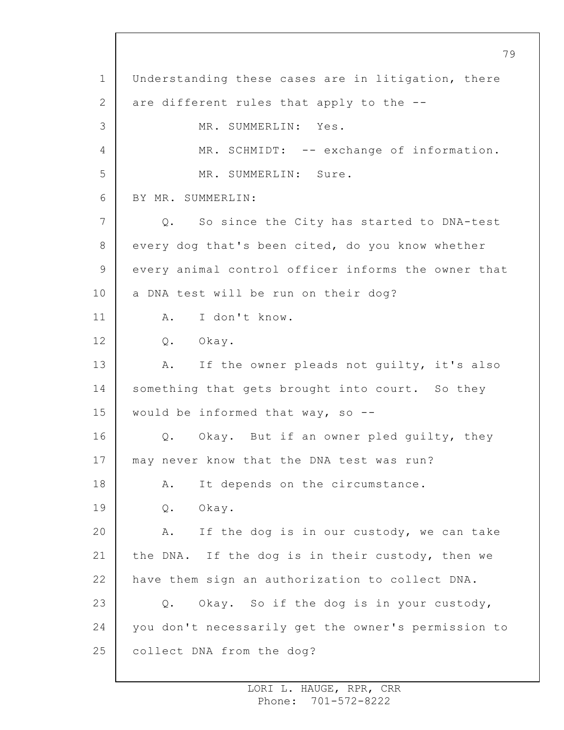Understanding these cases are in litigation, there are different rules that apply to the --

MR. SUMMERLIN: Yes.

MR. SCHMIDT: -- exchange of information.

MR. SUMMERLIN: Sure.

BY MR. SUMMERLIN:

Q. So since the City has started to DNA-test every dog that's been cited, do you know whether every animal control officer informs the owner that a DNA test will be run on their dog?

A. I don't know.

Q. Okay.

A. If the owner pleads not guilty, it's also something that gets brought into court. So they would be informed that way, so --

Q. Okay. But if an owner pled guilty, they may never know that the DNA test was run?

A. It depends on the circumstance.

Q. Okay.

A. If the dog is in our custody, we can take the DNA. If the dog is in their custody, then we have them sign an authorization to collect DNA.

Q. Okay. So if the dog is in your custody, you don't necessarily get the owner's permission to collect DNA from the dog?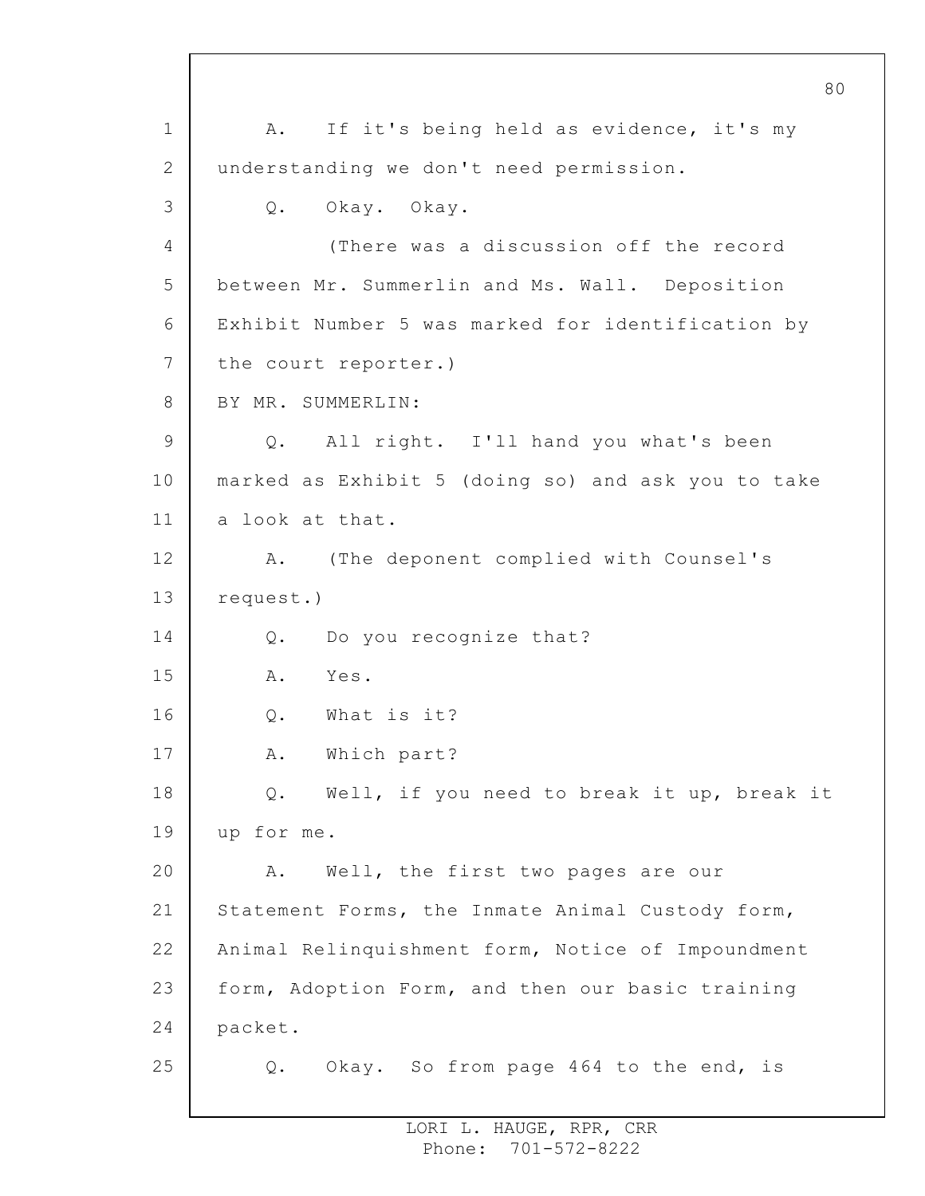A. If it's being held as evidence, it's my understanding we don't need permission.

Q. Okay. Okay.

(There was a discussion off the record between Mr. Summerlin and Ms. Wall. Deposition Exhibit Number 5 was marked for identification by the court reporter.)

BY MR. SUMMERLIN:

Q. All right. I'll hand you what's been marked as Exhibit 5 (doing so) and ask you to take a look at that.

A. (The deponent complied with Counsel's request.)

Q. Do you recognize that?

A. Yes.

Q. What is it?

A. Which part?

Q. Well, if you need to break it up, break it up for me.

A. Well, the first two pages are our Statement Forms, the Inmate Animal Custody form, Animal Relinquishment form, Notice of Impoundment form, Adoption Form, and then our basic training packet.

Q. Okay. So from page 464 to the end, is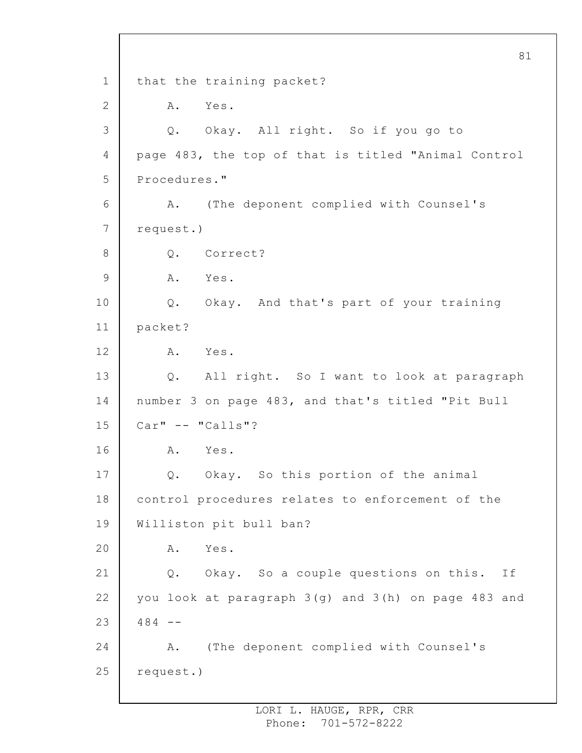that the training packet?

A. Yes.

Q. Okay. All right. So if you go to page 483, the top of that is titled "Animal Control Procedures."

A. (The deponent complied with Counsel's request.)

Q. Correct?

A. Yes.

Q. Okay. And that's part of your training packet?

A. Yes.

Q. All right. So I want to look at paragraph number 3 on page 483, and that's titled "Pit Bull Car" -- "Calls"?

A. Yes.

Q. Okay. So this portion of the animal control procedures relates to enforcement of the Williston pit bull ban?

A. Yes.

Q. Okay. So a couple questions on this. If you look at paragraph 3(g) and 3(h) on page 483 and 484 --

A. (The deponent complied with Counsel's request.)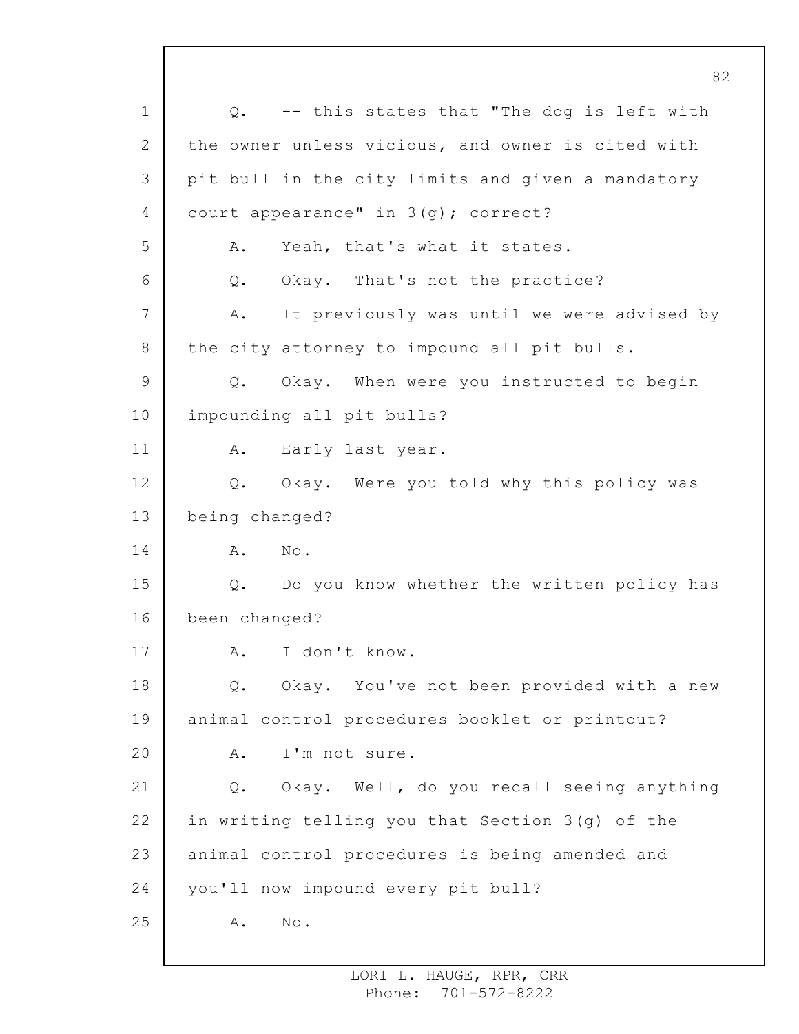Q. -- this states that "The dog is left with the owner unless vicious, and owner is cited with pit bull in the city limits and given a mandatory court appearance" in 3(g); correct?

A. Yeah, that's what it states.

Q. Okay. That's not the practice?

A. It previously was until we were advised by the city attorney to impound all pit bulls.

Q. Okay. When were you instructed to begin impounding all pit bulls?

A. Early last year.

Q. Okay. Were you told why this policy was being changed?

A. No.

Q. Do you know whether the written policy has been changed?

A. I don't know.

Q. Okay. You've not been provided with a new animal control procedures booklet or printout?

A. I'm not sure.

Q. Okay. Well, do you recall seeing anything in writing telling you that Section 3(g) of the animal control procedures is being amended and you'll now impound every pit bull?

A. No.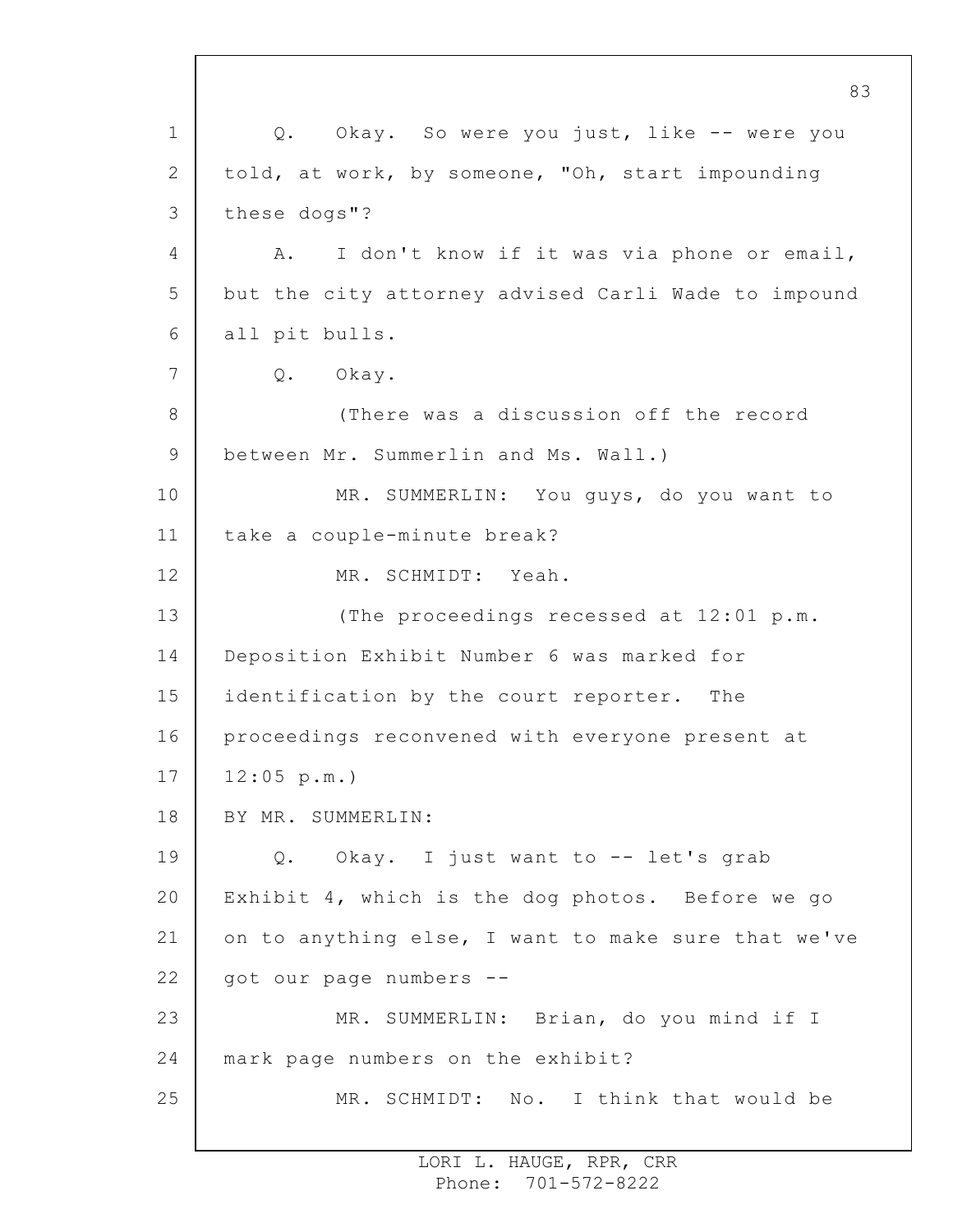Q. Okay. So were you just, like -- were you told, at work, by someone, "Oh, start impounding these dogs"?

A. I don't know if it was via phone or email, but the city attorney advised Carli Wade to impound all pit bulls.

Q. Okay.

(There was a discussion off the record between Mr. Summerlin and Ms. Wall.)

MR. SUMMERLIN: You guys, do you want to take a couple-minute break?

MR. SCHMIDT: Yeah.

(The proceedings recessed at 12:01 p.m. Deposition Exhibit Number 6 was marked for identification by the court reporter. The proceedings reconvened with everyone present at 12:05 p.m.)

BY MR. SUMMERLIN:

Q. Okay. I just want to -- let's grab Exhibit 4, which is the dog photos. Before we go on to anything else, I want to make sure that we've got our page numbers --

MR. SUMMERLIN: Brian, do you mind if I mark page numbers on the exhibit?

MR. SCHMIDT: No. I think that would be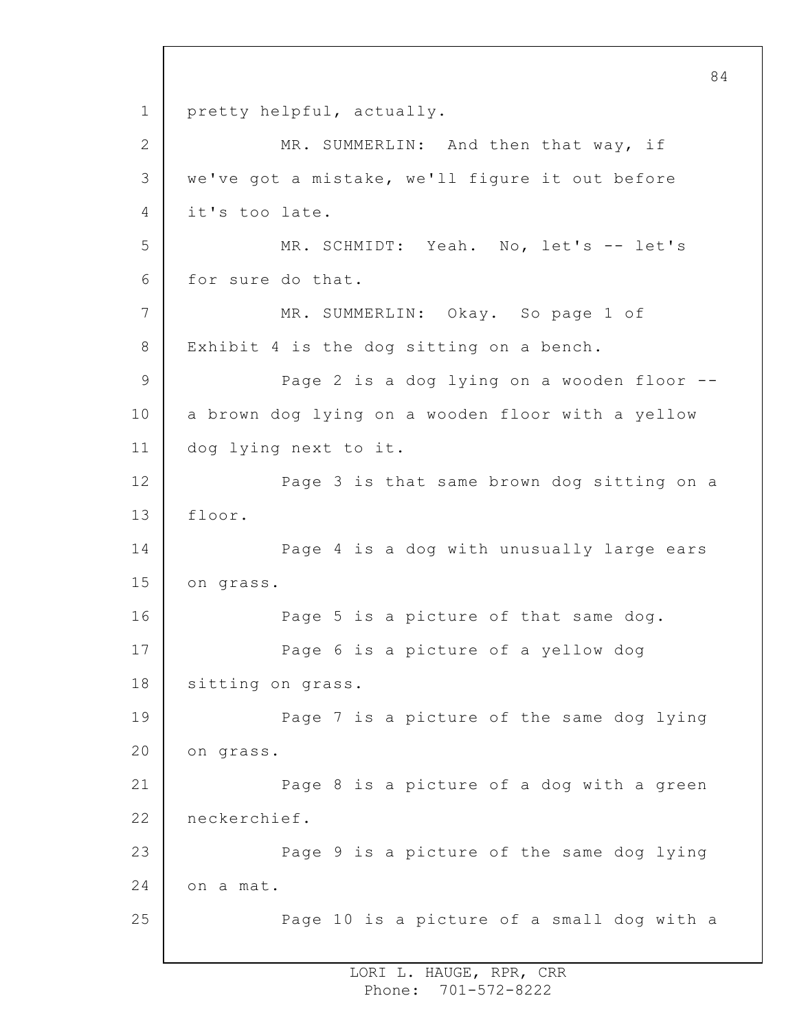pretty helpful, actually.

MR. SUMMERLIN: And then that way, if we've got a mistake, we'll figure it out before it's too late.

MR. SCHMIDT: Yeah. No, let's -- let's for sure do that.

MR. SUMMERLIN: Okay. So page 1 of Exhibit 4 is the dog sitting on a bench.

Page 2 is a dog lying on a wooden floor -- a brown dog lying on a wooden floor with a yellow dog lying next to it.

Page 3 is that same brown dog sitting on a floor.

Page 4 is a dog with unusually large ears on grass.

Page 5 is a picture of that same dog.

Page 6 is a picture of a yellow dog sitting on grass.

Page 7 is a picture of the same dog lying on grass.

Page 8 is a picture of a dog with a green neckerchief.

Page 9 is a picture of the same dog lying on a mat.

Page 10 is a picture of a small dog with a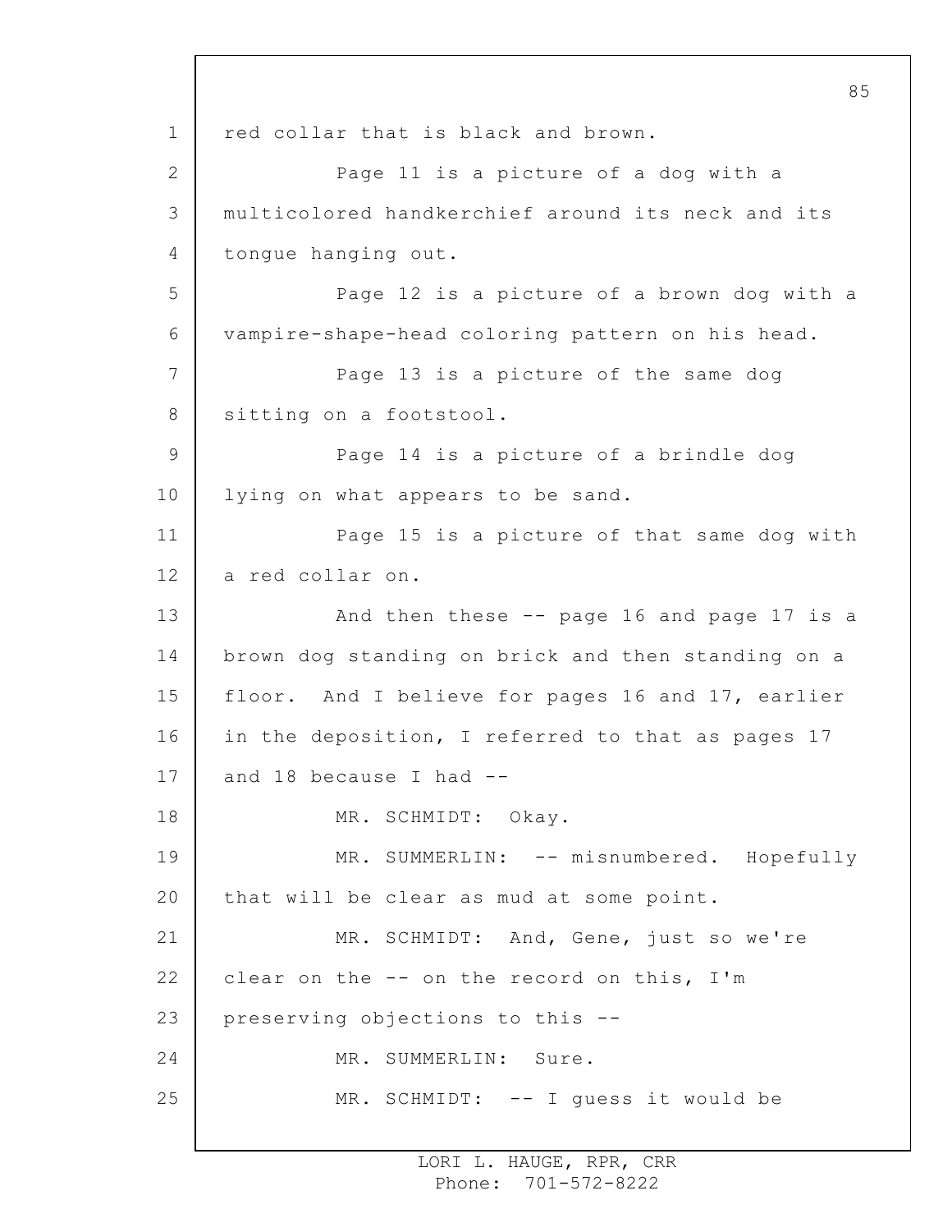red collar that is black and brown.

Page 11 is a picture of a dog with a multicolored handkerchief around its neck and its tongue hanging out.

Page 12 is a picture of a brown dog with a vampire-shape-head coloring pattern on his head.

Page 13 is a picture of the same dog sitting on a footstool.

Page 14 is a picture of a brindle dog lying on what appears to be sand.

Page 15 is a picture of that same dog with a red collar on.

And then these -- page 16 and page 17 is a brown dog standing on brick and then standing on a floor. And I believe for pages 16 and 17, earlier in the deposition, I referred to that as pages 17 and 18 because I had --

MR. SCHMIDT: Okay.

MR. SUMMERLIN: -- misnumbered. Hopefully that will be clear as mud at some point.

MR. SCHMIDT: And, Gene, just so we're clear on the -- on the record on this, I'm preserving objections to this --

MR. SUMMERLIN: Sure.

MR. SCHMIDT: -- I guess it would be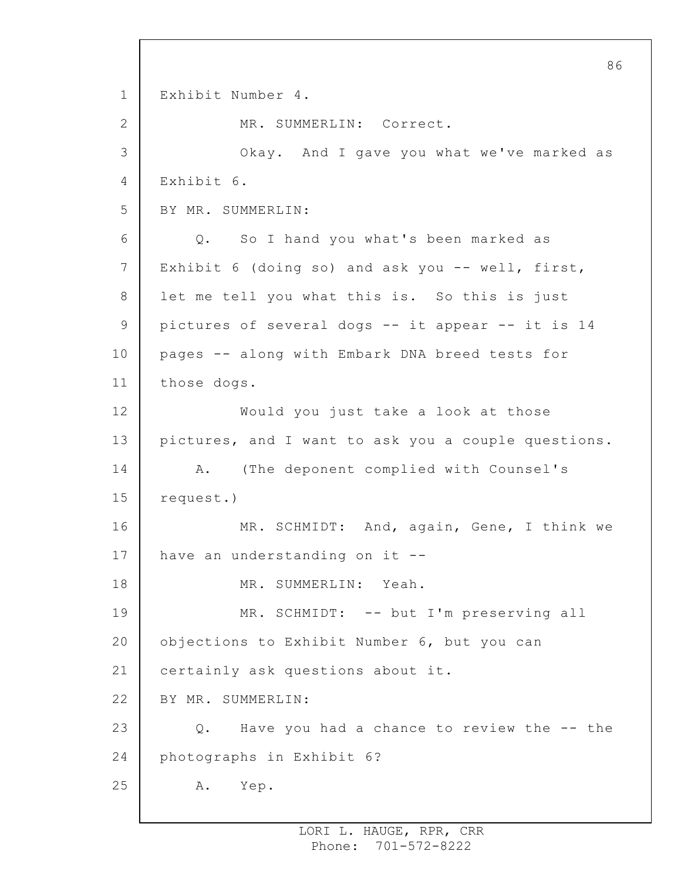Exhibit Number 4.

MR. SUMMERLIN: Correct.

Okay. And I gave you what we've marked as Exhibit 6.

BY MR. SUMMERLIN:

Q. So I hand you what's been marked as Exhibit 6 (doing so) and ask you -- well, first, let me tell you what this is. So this is just pictures of several dogs -- it appear -- it is 14 pages -- along with Embark DNA breed tests for those dogs.

Would you just take a look at those pictures, and I want to ask you a couple questions.

A. (The deponent complied with Counsel's request.)

MR. SCHMIDT: And, again, Gene, I think we have an understanding on it --

MR. SUMMERLIN: Yeah.

MR. SCHMIDT: -- but I'm preserving all objections to Exhibit Number 6, but you can certainly ask questions about it.

BY MR. SUMMERLIN:

Q. Have you had a chance to review the -- the photographs in Exhibit 6?

A. Yep.

LORI L. HAUGE, RPR, CRR
Phone: 701-572-8222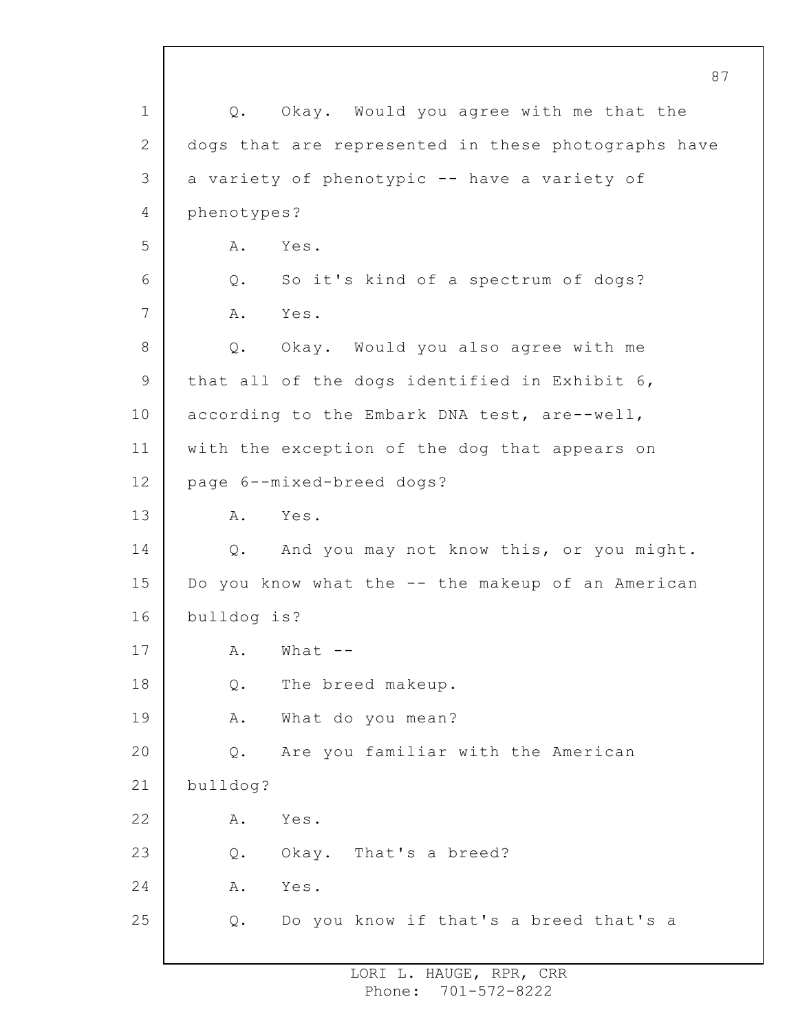Q. Okay. Would you agree with me that the dogs that are represented in these photographs have a variety of phenotypic -- have a variety of phenotypes?

A. Yes.

Q. So it's kind of a spectrum of dogs?

A. Yes.

Q. Okay. Would you also agree with me that all of the dogs identified in Exhibit 6, according to the Embark DNA test, are--well, with the exception of the dog that appears on page 6--mixed-breed dogs?

A. Yes.

Q. And you may not know this, or you might. Do you know what the -- the makeup of an American bulldog is?

A. What --

Q. The breed makeup.

A. What do you mean?

Q. Are you familiar with the American bulldog?

A. Yes.

Q. Okay. That's a breed?

A. Yes.

Q. Do you know if that's a breed that's a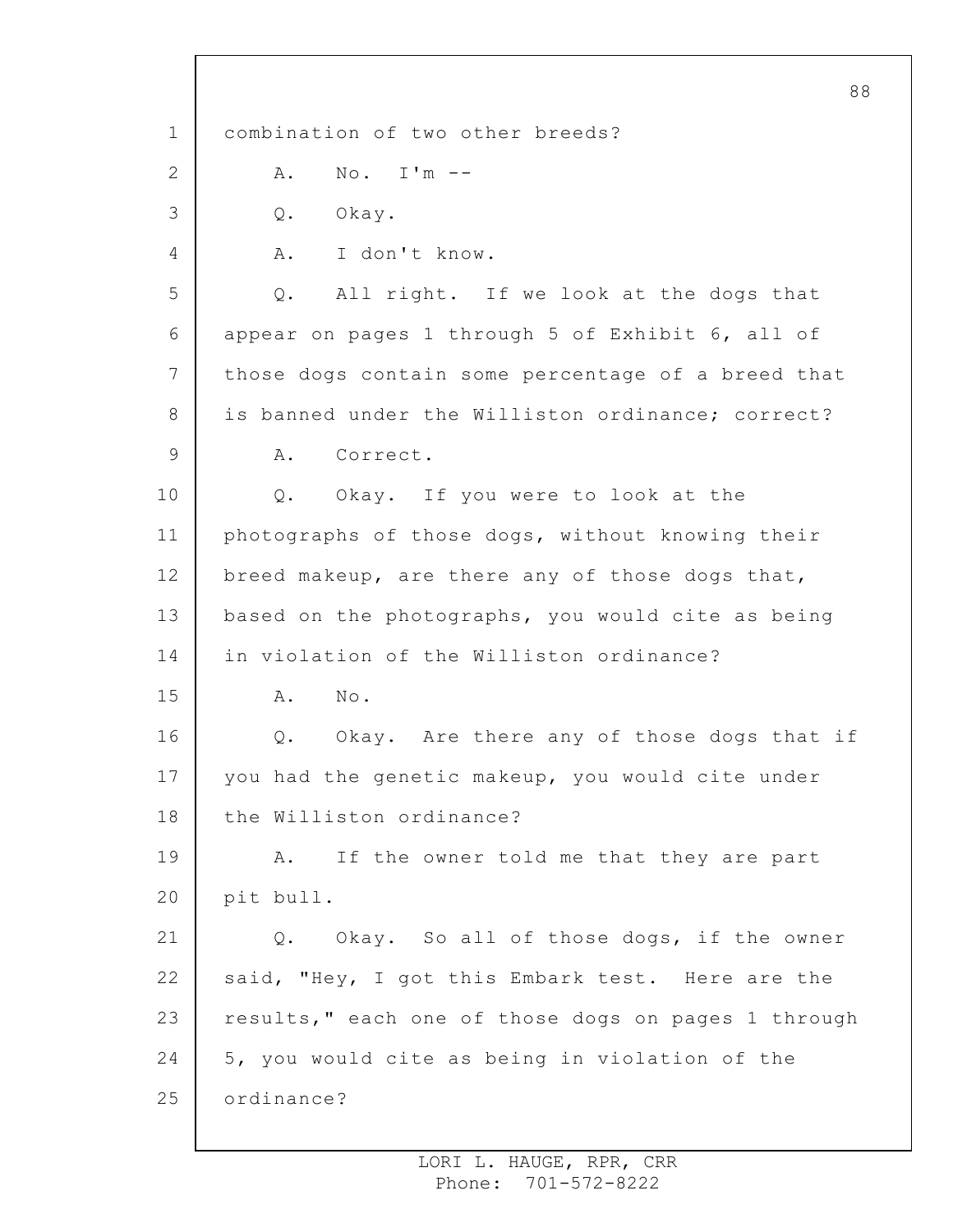combination of two other breeds?

A. No. I'm --

Q. Okay.

A. I don't know.

Q. All right. If we look at the dogs that appear on pages 1 through 5 of Exhibit 6, all of those dogs contain some percentage of a breed that is banned under the Williston ordinance; correct?

A. Correct.

Q. Okay. If you were to look at the photographs of those dogs, without knowing their breed makeup, are there any of those dogs that, based on the photographs, you would cite as being in violation of the Williston ordinance?

A. No.

Q. Okay. Are there any of those dogs that if you had the genetic makeup, you would cite under the Williston ordinance?

A. If the owner told me that they are part pit bull.

Q. Okay. So all of those dogs, if the owner said, "Hey, I got this Embark test. Here are the results," each one of those dogs on pages 1 through 5, you would cite as being in violation of the ordinance?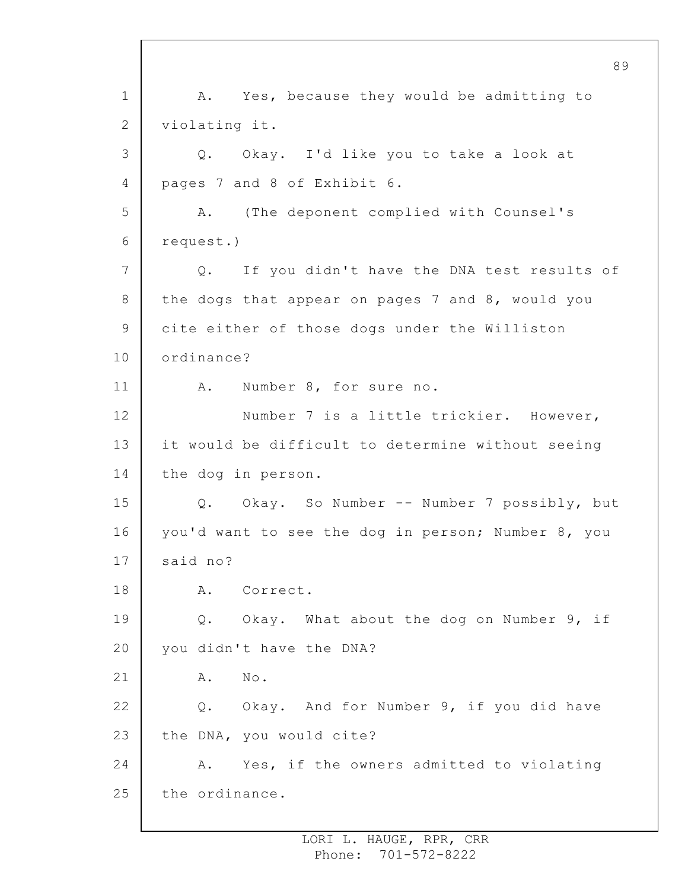A. Yes, because they would be admitting to violating it.

Q. Okay. I'd like you to take a look at pages 7 and 8 of Exhibit 6.

A. (The deponent complied with Counsel's request.)

Q. If you didn't have the DNA test results of the dogs that appear on pages 7 and 8, would you cite either of those dogs under the Williston ordinance?

A. Number 8, for sure no.

Number 7 is a little trickier. However, it would be difficult to determine without seeing the dog in person.

Q. Okay. So Number -- Number 7 possibly, but you'd want to see the dog in person; Number 8, you said no?

A. Correct.

Q. Okay. What about the dog on Number 9, if you didn't have the DNA?

A. No.

Q. Okay. And for Number 9, if you did have the DNA, you would cite?

A. Yes, if the owners admitted to violating the ordinance.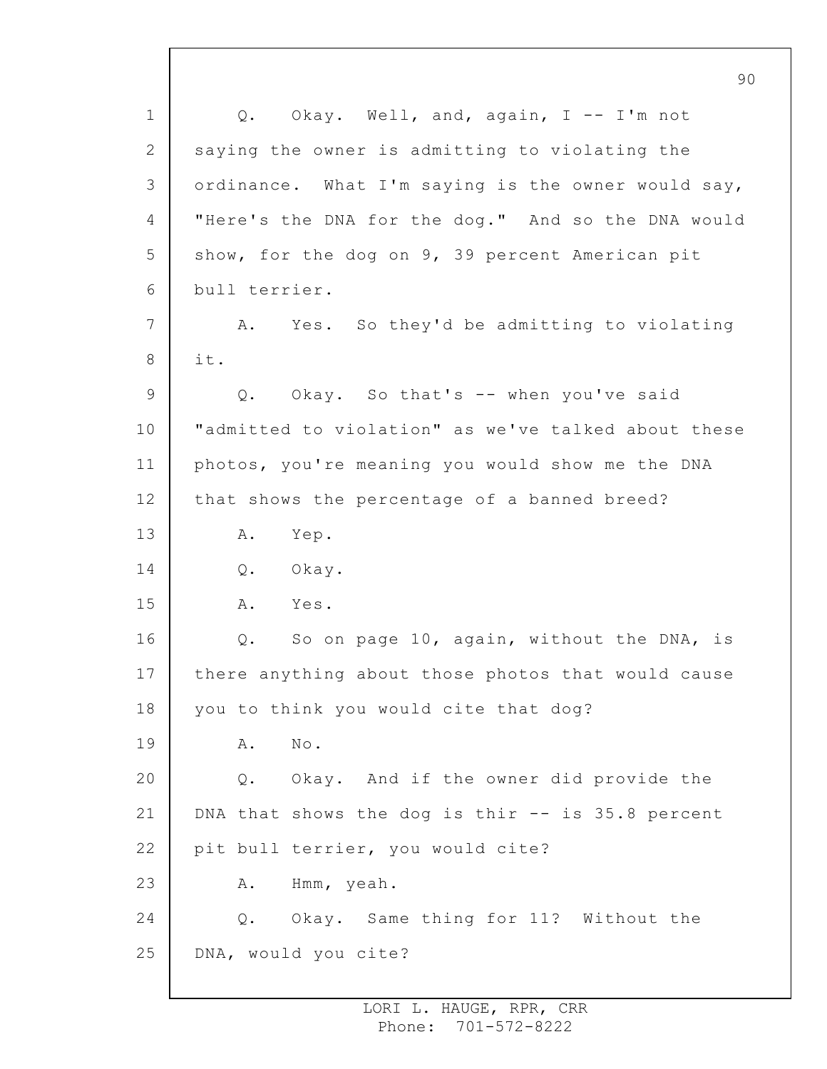Q. Okay. Well, and, again, I -- I'm not saying the owner is admitting to violating the ordinance. What I'm saying is the owner would say, "Here's the DNA for the dog." And so the DNA would show, for the dog on 9, 39 percent American pit bull terrier.

A. Yes. So they'd be admitting to violating it.

Q. Okay. So that's -- when you've said "admitted to violation" as we've talked about these photos, you're meaning you would show me the DNA that shows the percentage of a banned breed?

A. Yep.

Q. Okay.

A. Yes.

Q. So on page 10, again, without the DNA, is there anything about those photos that would cause you to think you would cite that dog?

A. No.

Q. Okay. And if the owner did provide the DNA that shows the dog is thir -- is 35.8 percent pit bull terrier, you would cite?

A. Hmm, yeah.

Q. Okay. Same thing for 11? Without the DNA, would you cite?

LORI L. HAUGE, RPR, CRR
Phone: 701-572-8222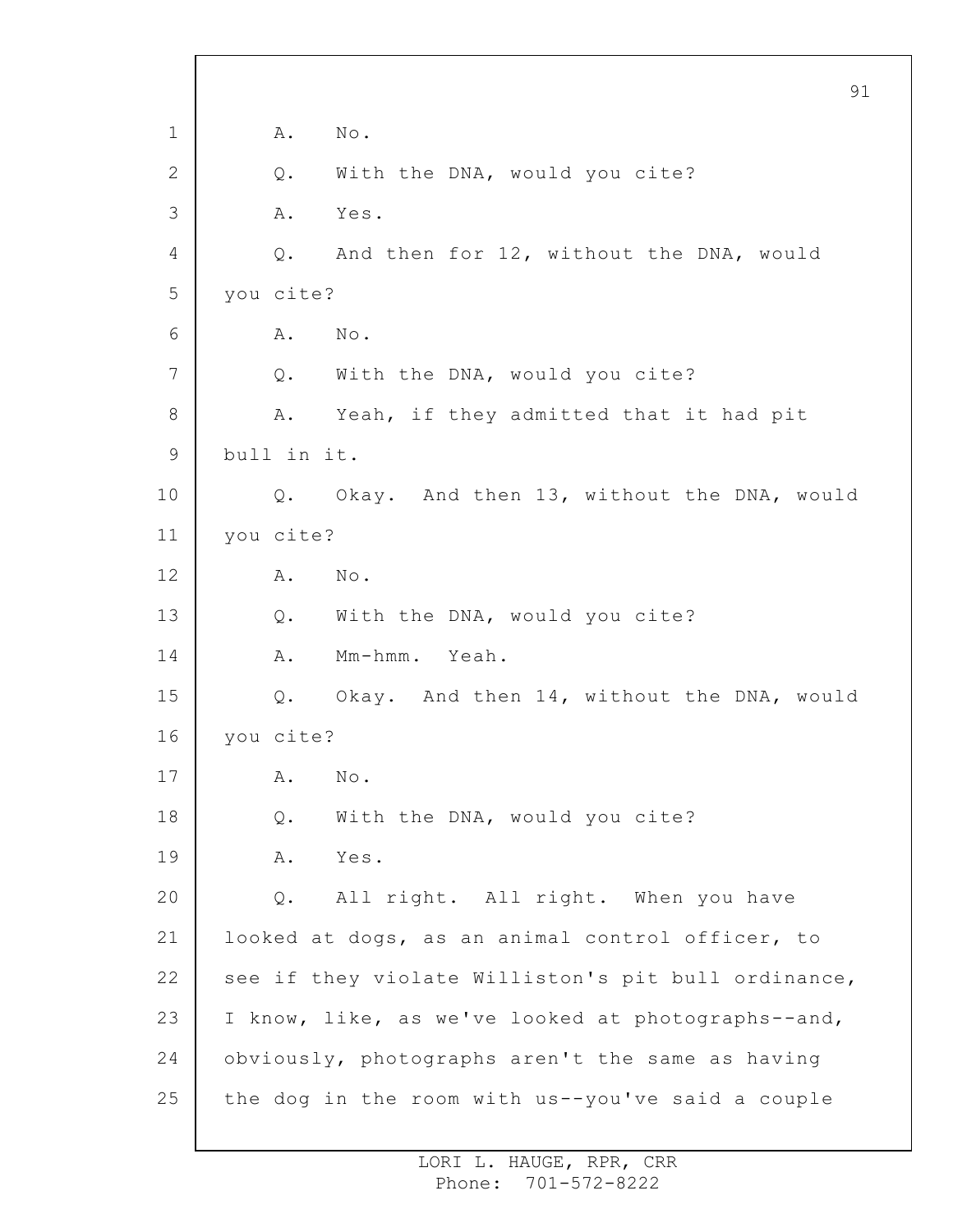A. No.

Q. With the DNA, would you cite?

A. Yes.

Q. And then for 12, without the DNA, would you cite?

A. No.

Q. With the DNA, would you cite?

A. Yeah, if they admitted that it had pit bull in it.

Q. Okay. And then 13, without the DNA, would you cite?

A. No.

Q. With the DNA, would you cite?

A. Mm-hmm. Yeah.

Q. Okay. And then 14, without the DNA, would you cite?

A. No.

Q. With the DNA, would you cite?

A. Yes.

Q. All right. All right. When you have looked at dogs, as an animal control officer, to see if they violate Williston's pit bull ordinance, I know, like, as we've looked at photographs--and, obviously, photographs aren't the same as having the dog in the room with us--you've said a couple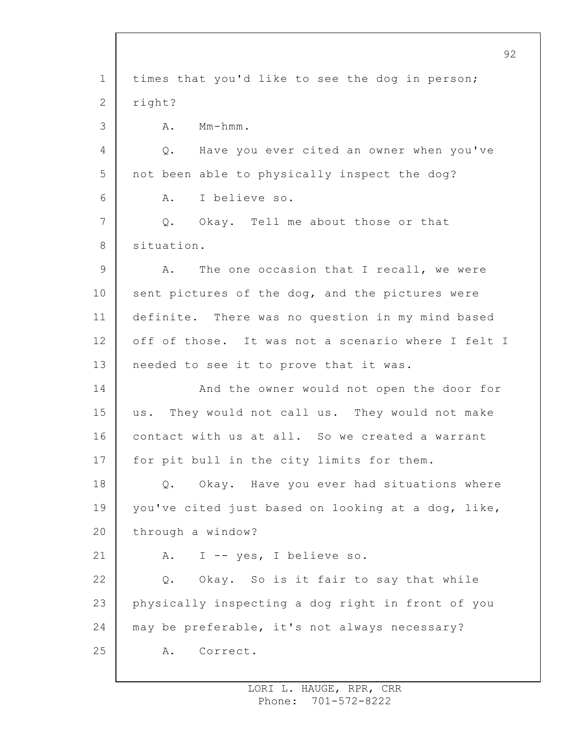times that you'd like to see the dog in person; right?

A. Mm-hmm.

Q. Have you ever cited an owner when you've not been able to physically inspect the dog?

A. I believe so.

Q. Okay. Tell me about those or that situation.

A. The one occasion that I recall, we were sent pictures of the dog, and the pictures were definite. There was no question in my mind based off of those. It was not a scenario where I felt I needed to see it to prove that it was.

And the owner would not open the door for us. They would not call us. They would not make contact with us at all. So we created a warrant for pit bull in the city limits for them.

Q. Okay. Have you ever had situations where you've cited just based on looking at a dog, like, through a window?

A. I -- yes, I believe so.

Q. Okay. So is it fair to say that while physically inspecting a dog right in front of you may be preferable, it's not always necessary?

A. Correct.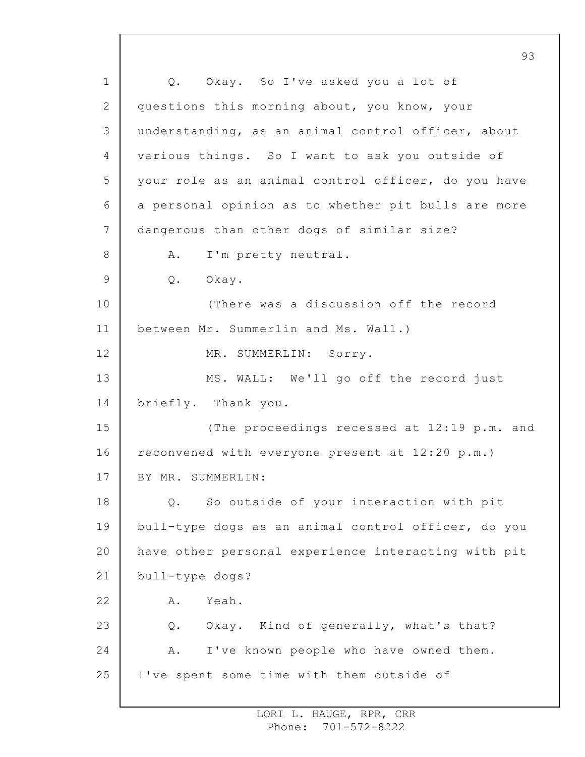Q. Okay. So I've asked you a lot of questions this morning about, you know, your understanding, as an animal control officer, about various things. So I want to ask you outside of your role as an animal control officer, do you have a personal opinion as to whether pit bulls are more dangerous than other dogs of similar size?

A. I'm pretty neutral.

Q. Okay.

(There was a discussion off the record between Mr. Summerlin and Ms. Wall.)

MR. SUMMERLIN: Sorry.

MS. WALL: We'll go off the record just briefly. Thank you.

(The proceedings recessed at 12:19 p.m. and reconvened with everyone present at 12:20 p.m.)

BY MR. SUMMERLIN:

Q. So outside of your interaction with pit bull-type dogs as an animal control officer, do you have other personal experience interacting with pit bull-type dogs?

A. Yeah.

Q. Okay. Kind of generally, what's that?

A. I've known people who have owned them. I've spent some time with them outside of

LORI L. HAUGE, RPR, CRR
Phone: 701-572-8222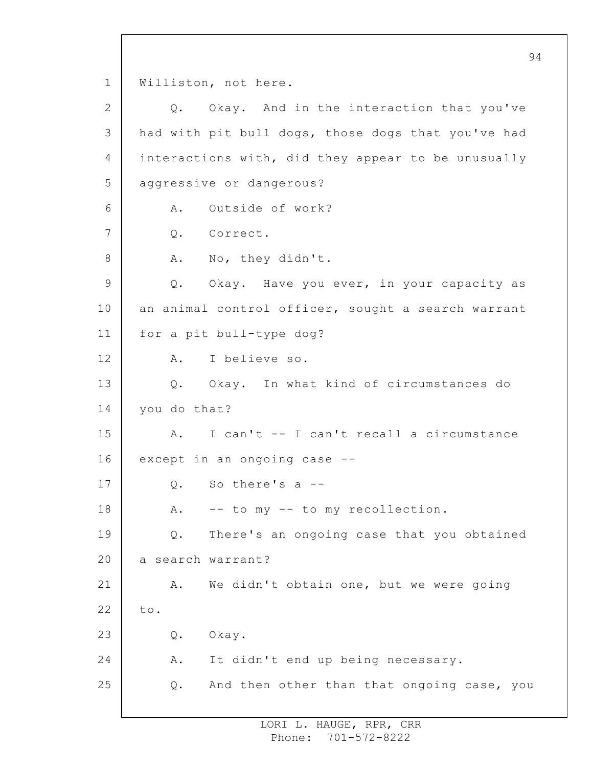Williston, not here.

Q. Okay. And in the interaction that you've had with pit bull dogs, those dogs that you've had interactions with, did they appear to be unusually aggressive or dangerous?

A. Outside of work?

Q. Correct.

A. No, they didn't.

Q. Okay. Have you ever, in your capacity as an animal control officer, sought a search warrant for a pit bull-type dog?

A. I believe so.

Q. Okay. In what kind of circumstances do you do that?

A. I can't -- I can't recall a circumstance except in an ongoing case --

Q. So there's a --

A. -- to my -- to my recollection.

Q. There's an ongoing case that you obtained a search warrant?

A. We didn't obtain one, but we were going to.

Q. Okay.

A. It didn't end up being necessary.

Q. And then other than that ongoing case, you

LORI L. HAUGE, RPR, CRR
Phone: 701-572-8222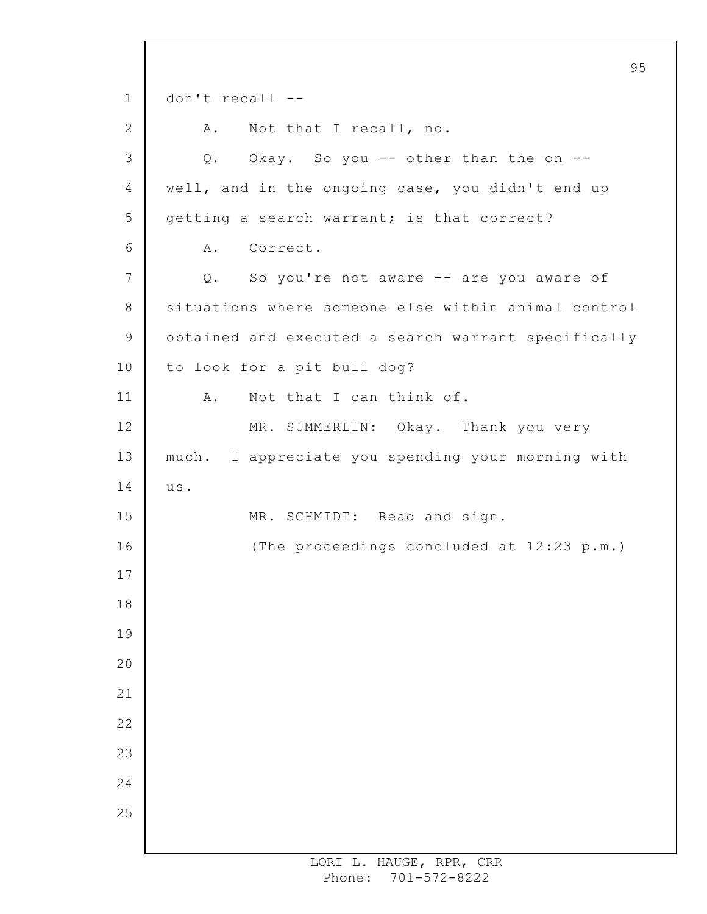don't recall --

A. Not that I recall, no.

Q. Okay. So you -- other than the on -- well, and in the ongoing case, you didn't end up getting a search warrant; is that correct?

A. Correct.

Q. So you're not aware -- are you aware of situations where someone else within animal control obtained and executed a search warrant specifically to look for a pit bull dog?

A. Not that I can think of.

MR. SUMMERLIN: Okay. Thank you very much. I appreciate you spending your morning with us.

MR. SCHMIDT: Read and sign.

(The proceedings concluded at 12:23 p.m.)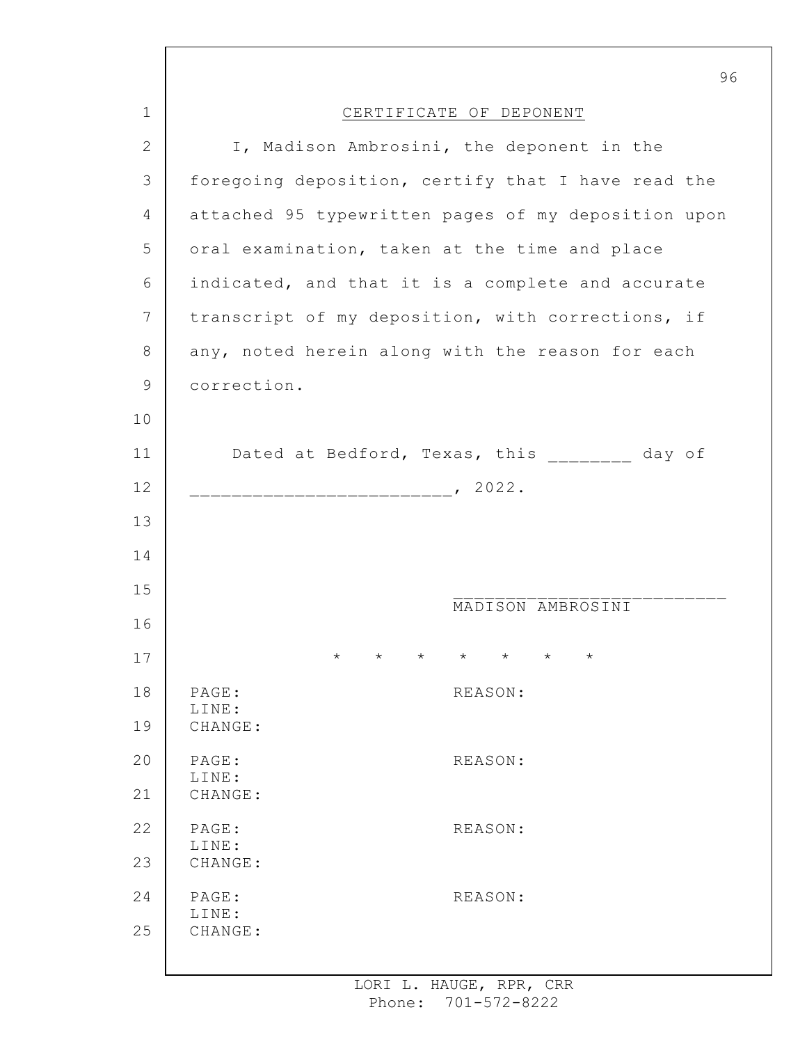## CERTIFICATE OF DEPONENT

I, Madison Ambrosini, the deponent in the foregoing deposition, certify that I have read the attached 95 typewritten pages of my deposition upon oral examination, taken at the time and place indicated, and that it is a complete and accurate transcript of my deposition, with corrections, if any, noted herein along with the reason for each correction.

Dated at Bedford, Texas, this ________ day of _________________________, 2022.

__________________________
MADISON AMBROSINI

\*   \*   \*   \*   \*   \*   \*

PAGE: REASON:
LINE:
CHANGE:

PAGE: REASON:
LINE:
CHANGE:

PAGE: REASON:
LINE:
CHANGE:

PAGE: REASON:
LINE:
CHANGE:

LORI L. HAUGE, RPR, CRR
Phone: 701-572-8222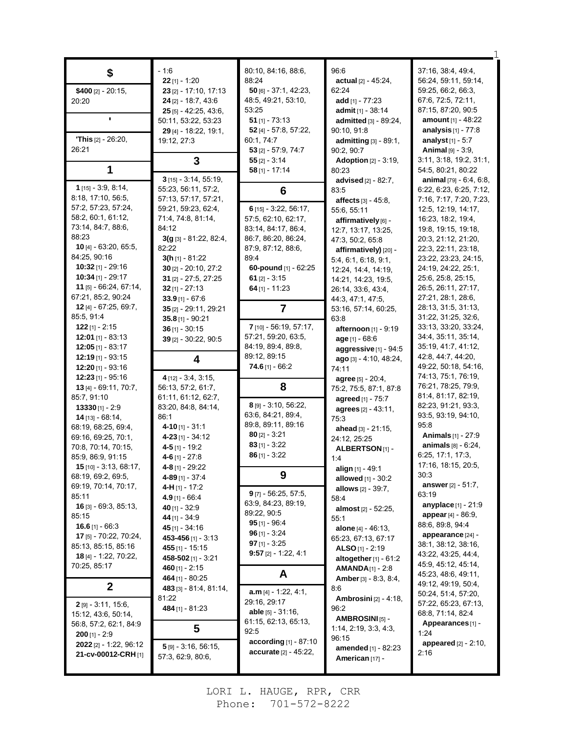## $

**$400** [2] - 20:15, 20:20

## '

**'This** [2] - 26:20, 26:21

## 1

**1** [15] - 3:9, 8:14, 8:18, 17:10, 56:5, 57:2, 57:23, 57:24, 58:2, 60:1, 61:12, 73:14, 84:7, 88:6, 88:23
**10** [4] - 63:20, 65:5, 84:25, 90:16
**10:32** [1] - 29:16
**10:34** [1] - 29:17
**11** [5] - 66:24, 67:14, 67:21, 85:2, 90:24
**12** [4] - 67:25, 69:7, 85:5, 91:4
**122** [1] - 2:15
**12:01** [1] - 83:13
**12:05** [1] - 83:17
**12:19** [1] - 93:15
**12:20** [1] - 93:16
**12:23** [1] - 95:16
**13** [4] - 69:11, 70:7, 85:7, 91:10
**13330** [1] - 2:9
**14** [13] - 68:14, 68:19, 68:25, 69:4, 69:16, 69:25, 70:1, 70:8, 70:14, 70:15, 85:9, 86:9, 91:15
**15** [10] - 3:13, 68:17, 68:19, 69:2, 69:5, 69:19, 70:14, 70:17, 85:11
**16** [3] - 69:3, 85:13, 85:15
**16.6** [1] - 66:3
**17** [5] - 70:22, 70:24, 85:13, 85:15, 85:16
**18** [4] - 1:22, 70:22, 70:25, 85:17

## 2

**2** [9] - 3:11, 15:6, 15:12, 43:6, 50:14, 56:8, 57:2, 62:1, 84:9
**200** [1] - 2:9
**2022** [2] - 1:22, 96:12
**21-cv-00012-CRH** [1] - 1:6
**22** [1] - 1:20
**23** [2] - 17:10, 17:13
**24** [2] - 18:7, 43:6
**25** [5] - 42:25, 43:6, 50:11, 53:22, 53:23
**29** [4] - 18:22, 19:1, 19:12, 27:3

## 3

**3** [15] - 3:14, 55:19, 55:23, 56:11, 57:2, 57:13, 57:17, 57:21, 59:21, 59:23, 62:4, 71:4, 74:8, 81:14, 84:12
**3(g** [3] - 81:22, 82:4, 82:22
**3(h** [1] - 81:22
**30** [2] - 20:10, 27:2
**31** [2] - 27:5, 27:25
**32** [1] - 27:13
**33.9** [1] - 67:6
**35** [2] - 29:11, 29:21
**35.8** [1] - 90:21
**36** [1] - 30:15
**39** [2] - 30:22, 90:5

## 4

**4** [12] - 3:4, 3:15, 56:13, 57:2, 61:7, 61:11, 61:12, 62:7, 83:20, 84:8, 84:14, 86:1
**4-10** [1] - 31:1
**4-23** [1] - 34:12
**4-5** [1] - 19:2
**4-6** [1] - 27:8
**4-8** [1] - 29:22
**4-89** [1] - 37:4
**4-H** [1] - 17:2
**4.9** [1] - 66:4
**40** [1] - 32:9
**44** [1] - 34:9
**45** [1] - 34:16
**453-456** [1] - 3:13
**455** [1] - 15:15
**458-502** [1] - 3:21
**460** [1] - 2:15
**464** [1] - 80:25
**483** [3] - 81:4, 81:14, 81:22
**484** [1] - 81:23

## 5

**5** [9] - 3:16, 56:15, 57:3, 62:9, 80:6, 80:10, 84:16, 88:6, 88:24
**50** [6] - 37:1, 42:23, 48:5, 49:21, 53:10, 53:25
**51** [1] - 73:13
**52** [4] - 57:8, 57:22, 60:1, 74:7
**53** [2] - 57:9, 74:7
**55** [2] - 3:14
**58** [1] - 17:14

## 6

**6** [15] - 3:22, 56:17, 57:5, 62:10, 62:17, 83:14, 84:17, 86:4, 86:7, 86:20, 86:24, 87:9, 87:12, 88:6, 89:4
**60-pound** [1] - 62:25
**61** [2] - 3:15
**64** [1] - 11:23

## 7

**7** [10] - 56:19, 57:17, 57:21, 59:20, 63:5, 84:19, 89:4, 89:8, 89:12, 89:15
**74.6** [1] - 66:2

## 8

**8** [9] - 3:10, 56:22, 63:6, 84:21, 89:4, 89:8, 89:11, 89:16
**80** [2] - 3:21
**83** [1] - 3:22
**86** [1] - 3:22

## 9

**9** [7] - 56:25, 57:5, 63:9, 84:23, 89:19, 89:22, 90:5
**95** [1] - 96:4
**96** [1] - 3:24
**97** [1] - 3:25
**9:57** [2] - 1:22, 4:1

## A

**a.m** [4] - 1:22, 4:1, 29:16, 29:17
**able** [5] - 31:16, 61:15, 62:13, 65:13, 92:5
**according** [1] - 87:10
**accurate** [2] - 45:22, 96:6
**actual** [2] - 45:24, 62:24
**add** [1] - 77:23
**admit** [1] - 38:14
**admitted** [3] - 89:24, 90:10, 91:8
**admitting** [3] - 89:1, 90:2, 90:7
**Adoption** [2] - 3:19, 80:23
**advised** [2] - 82:7, 83:5
**affects** [3] - 45:8, 55:6, 55:11
**affirmatively** [6] - 12:7, 13:17, 13:25, 47:3, 50:2, 65:8
**affirmatively)** [20] - 5:4, 6:1, 6:18, 9:1, 12:24, 14:4, 14:19, 14:21, 14:23, 19:5, 26:14, 33:6, 43:4, 44:3, 47:1, 47:5, 53:16, 57:14, 60:25, 63:8
**afternoon** [1] - 9:19
**age** [1] - 68:6
**aggressive** [1] - 94:5
**ago** [3] - 4:10, 48:24, 74:11
**agree** [5] - 20:4, 75:2, 75:5, 87:1, 87:8
**agreed** [1] - 75:7
**agrees** [2] - 43:11, 75:3
**ahead** [3] - 21:15, 24:12, 25:25
**ALBERTSON** [1] - 1:4
**align** [1] - 49:1
**allowed** [1] - 30:2
**allows** [2] - 39:7, 58:4
**almost** [2] - 52:25, 55:1
**alone** [4] - 46:13, 65:23, 67:13, 67:17
**ALSO** [1] - 2:19
**altogether** [1] - 61:2
**AMANDA** [1] - 2:8
**Amber** [3] - 8:3, 8:4, 8:6
**Ambrosini** [2] - 4:18, 96:2
**AMBROSINI** [5] - 1:14, 2:19, 3:3, 4:3, 96:15
**amended** [1] - 82:23
**American** [17] - 37:16, 38:4, 49:4, 56:24, 59:11, 59:14, 59:25, 66:2, 66:3, 67:6, 72:5, 72:11, 87:15, 87:20, 90:5
**amount** [1] - 48:22
**analysis** [1] - 77:8
**analyst** [1] - 5:7
**Animal** [9] - 3:9, 3:11, 3:18, 19:2, 31:1, 54:5, 80:21, 80:22
**animal** [79] - 6:4, 6:8, 6:22, 6:23, 6:25, 7:12, 7:16, 7:17, 7:20, 7:23, 12:5, 12:19, 14:17, 16:23, 18:2, 19:4, 19:8, 19:15, 19:18, 20:3, 21:12, 21:20, 22:3, 22:11, 23:18, 23:22, 23:23, 24:15, 24:19, 24:22, 25:1, 25:6, 25:8, 25:15, 26:5, 26:11, 27:17, 27:21, 28:1, 28:6, 28:13, 31:5, 31:13, 31:22, 31:25, 32:6, 33:13, 33:20, 33:24, 34:4, 35:11, 35:14, 35:19, 41:7, 41:12, 42:8, 44:7, 44:20, 49:22, 50:18, 54:16, 74:13, 75:1, 76:19, 76:21, 78:25, 79:9, 81:4, 81:17, 82:19, 82:23, 91:21, 93:3, 93:5, 93:19, 94:10, 95:8
**Animals** [1] - 27:9
**animals** [8] - 6:24, 6:25, 17:1, 17:3, 17:16, 18:15, 20:5, 30:3
**answer** [2] - 51:7, 63:19
**anyplace** [1] - 21:9
**appear** [4] - 86:9, 88:6, 89:8, 94:4
**appearance** [24] - 38:1, 38:12, 38:16, 43:22, 43:25, 44:4, 45:9, 45:12, 45:14, 45:23, 48:6, 49:11, 49:12, 49:19, 50:4, 50:24, 51:4, 57:20, 57:22, 65:23, 67:13, 68:8, 71:14, 82:4
**Appearances** [1] - 1:24
**appeared** [2] - 2:10, 2:16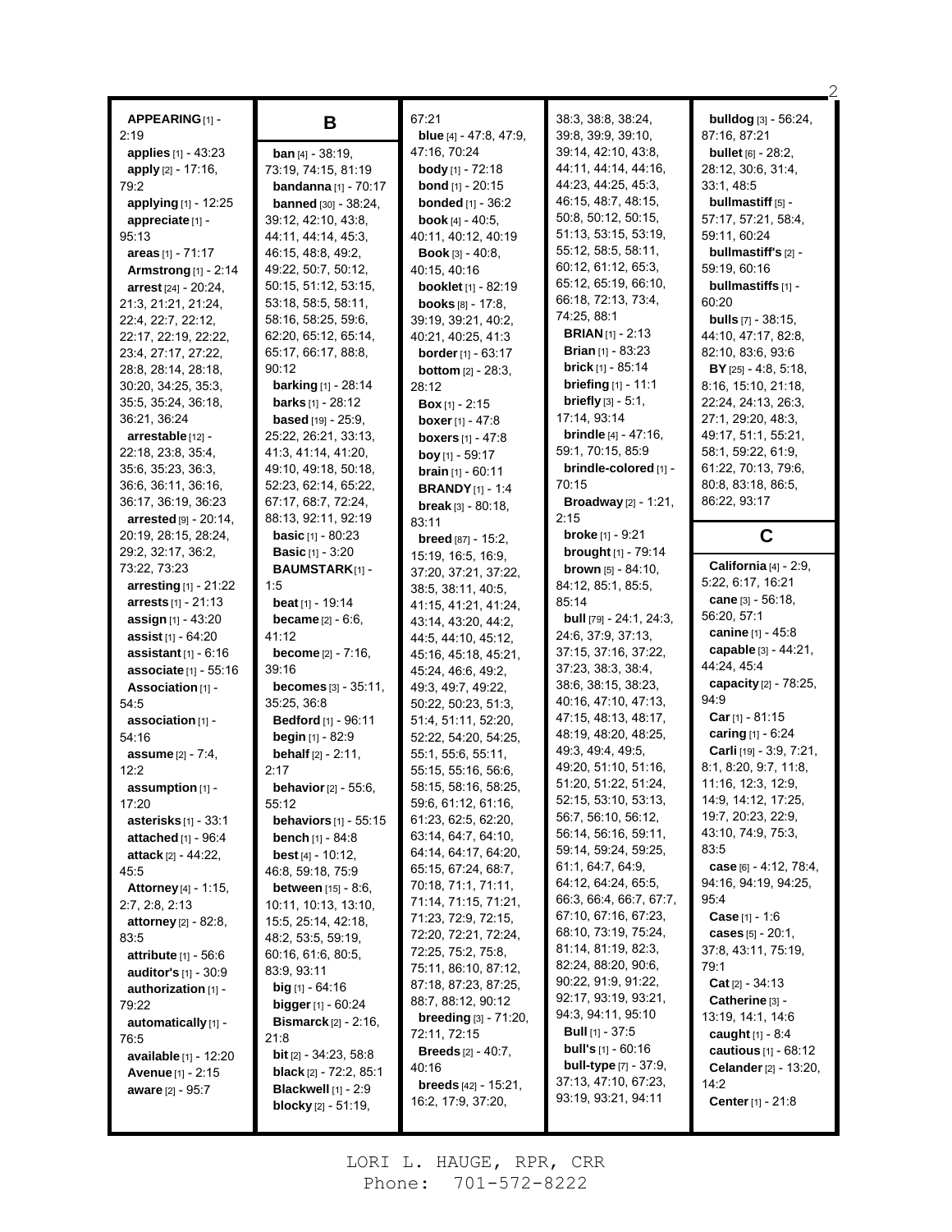**APPEARING** [1] - 2:19
**applies** [1] - 43:23
**apply** [2] - 17:16, 79:2
**applying** [1] - 12:25
**appreciate** [1] - 95:13
**areas** [1] - 71:17
**Armstrong** [1] - 2:14
**arrest** [24] - 20:24, 21:3, 21:21, 21:24, 22:4, 22:7, 22:12, 22:17, 22:19, 22:22, 23:4, 27:17, 27:22, 28:8, 28:14, 28:18, 30:20, 34:25, 35:3, 35:5, 35:24, 36:18, 36:21, 36:24
**arrestable** [12] - 22:18, 23:8, 35:4, 35:6, 35:23, 36:3, 36:6, 36:11, 36:16, 36:17, 36:19, 36:23
**arrested** [9] - 20:14, 20:19, 28:15, 28:24, 29:2, 32:17, 36:2, 73:22, 73:23
**arresting** [1] - 21:22
**arrests** [1] - 21:13
**assign** [1] - 43:20
**assist** [1] - 64:20
**assistant** [1] - 6:16
**associate** [1] - 55:16
**Association** [1] - 54:5
**association** [1] - 54:16
**assume** [2] - 7:4, 12:2
**assumption** [1] - 17:20
**asterisks** [1] - 33:1
**attached** [1] - 96:4
**attack** [2] - 44:22, 45:5
**Attorney** [4] - 1:15, 2:7, 2:8, 2:13
**attorney** [2] - 82:8, 83:5
**attribute** [1] - 56:6
**auditor's** [1] - 30:9
**authorization** [1] - 79:22
**automatically** [1] - 76:5
**available** [1] - 12:20
**Avenue** [1] - 2:15
**aware** [2] - 95:7

## B

**ban** [4] - 38:19, 73:19, 74:15, 81:19
**bandanna** [1] - 70:17
**banned** [30] - 38:24, 39:12, 42:10, 43:8, 44:11, 44:14, 45:3, 46:15, 48:8, 49:2, 49:22, 50:7, 50:12, 50:15, 51:12, 53:15, 53:18, 58:5, 58:11, 58:16, 58:25, 59:6, 62:20, 65:12, 65:14, 65:17, 66:17, 88:8, 90:12
**barking** [1] - 28:14
**barks** [1] - 28:12
**based** [19] - 25:9, 25:22, 26:21, 33:13, 41:3, 41:14, 41:20, 49:10, 49:18, 50:18, 52:23, 62:14, 65:22, 67:17, 68:7, 72:24, 88:13, 92:11, 92:19
**basic** [1] - 80:23
**Basic** [1] - 3:20
**BAUMSTARK** [1] - 1:5
**beat** [1] - 19:14
**became** [2] - 6:6, 41:12
**become** [2] - 7:16, 39:16
**becomes** [3] - 35:11, 35:25, 36:8
**Bedford** [1] - 96:11
**begin** [1] - 82:9
**behalf** [2] - 2:11, 2:17
**behavior** [2] - 55:6, 55:12
**behaviors** [1] - 55:15
**bench** [1] - 84:8
**best** [4] - 10:12, 46:8, 59:18, 75:9
**between** [15] - 8:6, 10:11, 10:13, 13:10, 15:5, 25:14, 42:18, 48:2, 53:5, 59:19, 60:16, 61:6, 80:5, 83:9, 93:11
**big** [1] - 64:16
**bigger** [1] - 60:24
**Bismarck** [2] - 2:16, 21:8
**bit** [2] - 34:23, 58:8
**black** [2] - 72:2, 85:1
**Blackwell** [1] - 2:9
**blocky** [2] - 51:19, 67:21
**blue** [4] - 47:8, 47:9, 47:16, 70:24
**body** [1] - 72:18
**bond** [1] - 20:15
**bonded** [1] - 36:2
**book** [4] - 40:5, 40:11, 40:12, 40:19
**Book** [3] - 40:8, 40:15, 40:16
**booklet** [1] - 82:19
**books** [8] - 17:8, 39:19, 39:21, 40:2, 40:21, 40:25, 41:3
**border** [1] - 63:17
**bottom** [2] - 28:3, 28:12
**Box** [1] - 2:15
**boxer** [1] - 47:8
**boxers** [1] - 47:8
**boy** [1] - 59:17
**brain** [1] - 60:11
**BRANDY** [1] - 1:4
**break** [3] - 80:18, 83:11
**breed** [87] - 15:2, 15:19, 16:5, 16:9, 37:20, 37:21, 37:22, 38:5, 38:11, 40:5, 41:15, 41:21, 41:24, 43:14, 43:20, 44:2, 44:5, 44:10, 45:12, 45:16, 45:18, 45:21, 45:24, 46:6, 49:2, 49:3, 49:7, 49:22, 50:22, 50:23, 51:3, 51:4, 51:11, 52:20, 52:22, 54:20, 54:25, 55:1, 55:6, 55:11, 55:15, 55:16, 56:6, 58:15, 58:16, 58:25, 59:6, 61:12, 61:16, 61:23, 62:5, 62:20, 63:14, 64:7, 64:10, 64:14, 64:17, 64:20, 65:15, 67:24, 68:7, 70:18, 71:1, 71:11, 71:14, 71:15, 71:21, 71:23, 72:9, 72:15, 72:20, 72:21, 72:24, 72:25, 75:2, 75:8, 75:11, 86:10, 87:12, 87:18, 87:23, 87:25, 88:7, 88:12, 90:12
**breeding** [3] - 71:20, 72:11, 72:15
**Breeds** [2] - 40:7, 40:16
**breeds** [42] - 15:21, 16:2, 17:9, 37:20, 38:3, 38:8, 38:24, 39:8, 39:9, 39:10, 39:14, 42:10, 43:8, 44:11, 44:14, 44:16, 44:23, 44:25, 45:3, 46:15, 48:7, 48:15, 50:8, 50:12, 50:15, 51:13, 53:15, 53:19, 55:12, 58:5, 58:11, 60:12, 61:12, 65:3, 65:12, 65:19, 66:10, 66:18, 72:13, 73:4, 74:25, 88:1
**BRIAN** [1] - 2:13
**Brian** [1] - 83:23
**brick** [1] - 85:14
**briefing** [1] - 11:1
**briefly** [3] - 5:1, 17:14, 93:14
**brindle** [4] - 47:16, 59:1, 70:15, 85:9
**brindle-colored** [1] - 70:15
**Broadway** [2] - 1:21, 2:15
**broke** [1] - 9:21
**brought** [1] - 79:14
**brown** [5] - 84:10, 84:12, 85:1, 85:5, 85:14
**bull** [79] - 24:1, 24:3, 24:6, 37:9, 37:13, 37:15, 37:16, 37:22, 37:23, 38:3, 38:4, 38:6, 38:15, 38:23, 40:16, 47:10, 47:13, 47:15, 48:13, 48:17, 48:19, 48:20, 48:25, 49:3, 49:4, 49:5, 49:20, 51:10, 51:16, 51:20, 51:22, 51:24, 52:15, 53:10, 53:13, 56:7, 56:10, 56:12, 56:14, 56:16, 59:11, 59:14, 59:24, 59:25, 61:1, 64:7, 64:9, 64:12, 64:24, 65:5, 66:3, 66:4, 66:7, 67:7, 67:10, 67:16, 67:23, 68:10, 73:19, 75:24, 81:14, 81:19, 82:3, 82:24, 88:20, 90:6, 90:22, 91:9, 91:22, 92:17, 93:19, 93:21, 94:3, 94:11, 95:10
**Bull** [1] - 37:5
**bull's** [1] - 60:16
**bull-type** [7] - 37:9, 37:13, 47:10, 67:23, 93:19, 93:21, 94:11
**bulldog** [3] - 56:24, 87:16, 87:21
**bullet** [6] - 28:2, 28:12, 30:6, 31:4, 33:1, 48:5
**bullmastiff** [5] - 57:17, 57:21, 58:4, 59:11, 60:24
**bullmastiff's** [2] - 59:19, 60:16
**bullmastiffs** [1] - 60:20
**bulls** [7] - 38:15, 44:10, 47:17, 82:8, 82:10, 83:6, 93:6
**BY** [25] - 4:8, 5:18, 8:16, 15:10, 21:18, 22:24, 24:13, 26:3, 27:1, 29:20, 48:3, 49:17, 51:1, 55:21, 58:1, 59:22, 61:9, 61:22, 70:13, 79:6, 80:8, 83:18, 86:5, 86:22, 93:17

## C

**California** [4] - 2:9, 5:22, 6:17, 16:21
**cane** [3] - 56:18, 56:20, 57:1
**canine** [1] - 45:8
**capable** [3] - 44:21, 44:24, 45:4
**capacity** [2] - 78:25, 94:9
**Car** [1] - 81:15
**caring** [1] - 6:24
**Carli** [19] - 3:9, 7:21, 8:1, 8:20, 9:7, 11:8, 11:16, 12:3, 12:9, 14:9, 14:12, 17:25, 19:7, 20:23, 22:9, 43:10, 74:9, 75:3, 83:5
**case** [6] - 4:12, 78:4, 94:16, 94:19, 94:25, 95:4
**Case** [1] - 1:6
**cases** [5] - 20:1, 37:8, 43:11, 75:19, 79:1
**Cat** [2] - 34:13
**Catherine** [3] - 13:19, 14:1, 14:6
**caught** [1] - 8:4
**cautious** [1] - 68:12
**Celander** [2] - 13:20, 14:2
**Center** [1] - 21:8

LORI L. HAUGE, RPR, CRR
Phone: 701-572-8222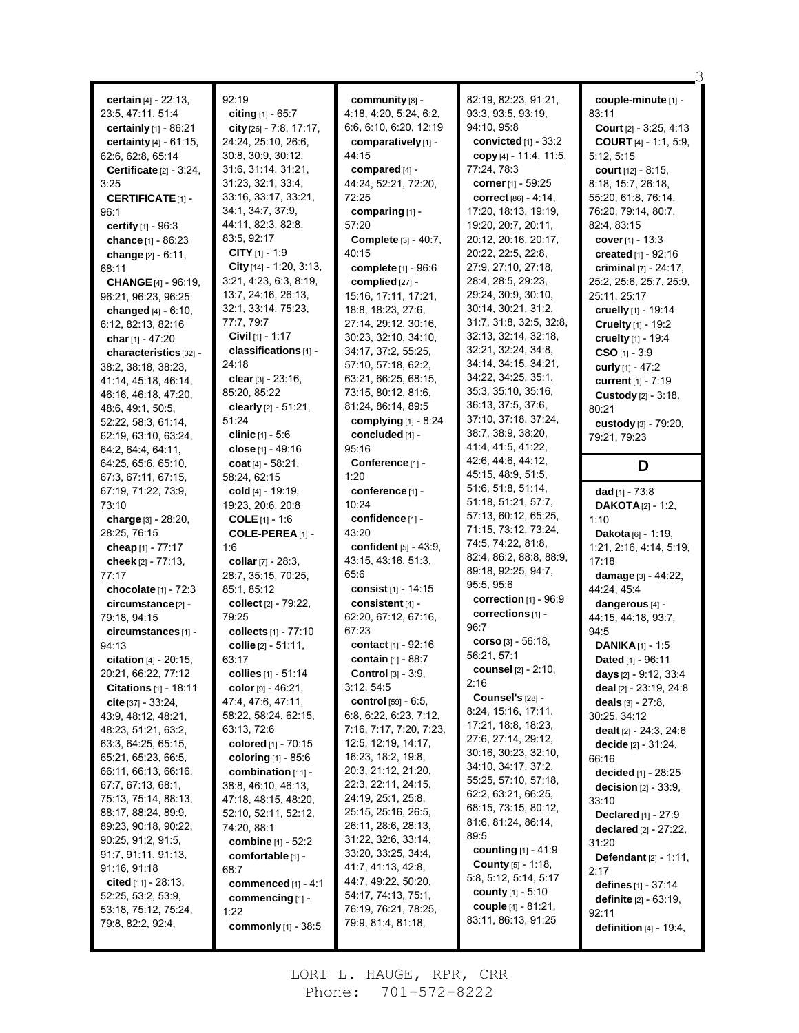**certain** [4] - 22:13, 23:5, 47:11, 51:4
**certainly** [1] - 86:21
**certainty** [4] - 61:15, 62:6, 62:8, 65:14
**Certificate** [2] - 3:24, 3:25
**CERTIFICATE** [1] - 96:1
**certify** [1] - 96:3
**chance** [1] - 86:23
**change** [2] - 6:11, 68:11
**CHANGE** [4] - 96:19, 96:21, 96:23, 96:25
**changed** [4] - 6:10, 6:12, 82:13, 82:16
**char** [1] - 47:20
**characteristics** [32] - 38:2, 38:18, 38:23, 41:14, 45:18, 46:14, 46:16, 46:18, 47:20, 48:6, 49:1, 50:5, 52:22, 58:3, 61:14, 62:19, 63:10, 63:24, 64:2, 64:4, 64:11, 64:25, 65:6, 65:10, 67:3, 67:11, 67:15, 67:19, 71:22, 73:9, 73:10
**charge** [3] - 28:20, 28:25, 76:15
**cheap** [1] - 77:17
**cheek** [2] - 77:13, 77:17
**chocolate** [1] - 72:3
**circumstance** [2] - 79:18, 94:15
**circumstances** [1] - 94:13
**citation** [4] - 20:15, 20:21, 66:22, 77:12
**Citations** [1] - 18:11
**cite** [37] - 33:24, 43:9, 48:12, 48:21, 48:23, 51:21, 63:2, 63:3, 64:25, 65:15, 65:21, 65:23, 66:5, 66:11, 66:13, 66:16, 67:7, 67:13, 68:1, 75:13, 75:14, 88:13, 88:17, 88:24, 89:9, 89:23, 90:18, 90:22, 90:25, 91:2, 91:5, 91:7, 91:11, 91:13, 91:16, 91:18
**cited** [11] - 28:13, 52:25, 53:2, 53:9, 53:18, 75:12, 75:24, 79:8, 82:2, 92:4, 92:19
**citing** [1] - 65:7
**city** [26] - 7:8, 17:17, 24:24, 25:10, 26:6, 30:8, 30:9, 30:12, 31:6, 31:14, 31:21, 31:23, 32:1, 33:4, 33:16, 33:17, 33:21, 34:1, 34:7, 37:9, 44:11, 82:3, 82:8, 83:5, 92:17
**CITY** [1] - 1:9
**City** [14] - 1:20, 3:13, 3:21, 4:23, 6:3, 8:19, 13:7, 24:16, 26:13, 32:1, 33:14, 75:23, 77:7, 79:7
**Civil** [1] - 1:17
**classifications** [1] - 24:18
**clear** [3] - 23:16, 85:20, 85:22
**clearly** [2] - 51:21, 51:24
**clinic** [1] - 5:6
**close** [1] - 49:16
**coat** [4] - 58:21, 58:24, 62:15
**cold** [4] - 19:19, 19:23, 20:6, 20:8
**COLE** [1] - 1:6
**COLE-PEREA** [1] - 1:6
**collar** [7] - 28:3, 28:7, 35:15, 70:25, 85:1, 85:12
**collect** [2] - 79:22, 79:25
**collects** [1] - 77:10
**collie** [2] - 51:11, 63:17
**collies** [1] - 51:14
**color** [9] - 46:21, 47:4, 47:6, 47:11, 58:22, 58:24, 62:15, 63:13, 72:6
**colored** [1] - 70:15
**coloring** [1] - 85:6
**combination** [11] - 38:8, 46:10, 46:13, 47:18, 48:15, 48:20, 52:10, 52:11, 52:12, 74:20, 88:1
**combine** [1] - 52:2
**comfortable** [1] - 68:7
**commenced** [1] - 4:1
**commencing** [1] - 1:22
**commonly** [1] - 38:5
**community** [8] - 4:18, 4:20, 5:24, 6:2, 6:6, 6:10, 6:20, 12:19
**comparatively** [1] - 44:15
**compared** [4] - 44:24, 52:21, 72:20, 72:25
**comparing** [1] - 57:20
**Complete** [3] - 40:7, 40:15
**complete** [1] - 96:6
**complied** [27] - 15:16, 17:11, 17:21, 18:8, 18:23, 27:6, 27:14, 29:12, 30:16, 30:23, 32:10, 34:10, 34:17, 37:2, 55:25, 57:10, 57:18, 62:2, 63:21, 66:25, 68:15, 73:15, 80:12, 81:6, 81:24, 86:14, 89:5
**complying** [1] - 8:24
**concluded** [1] - 95:16
**Conference** [1] - 1:20
**conference** [1] - 10:24
**confidence** [1] - 43:20
**confident** [5] - 43:9, 43:15, 43:16, 51:3, 65:6
**consist** [1] - 14:15
**consistent** [4] - 62:20, 67:12, 67:16, 67:23
**contact** [1] - 92:16
**contain** [1] - 88:7
**Control** [3] - 3:9, 3:12, 54:5
**control** [59] - 6:5, 6:8, 6:22, 6:23, 7:12, 7:16, 7:17, 7:20, 7:23, 12:5, 12:19, 14:17, 16:23, 18:2, 19:8, 20:3, 21:12, 21:20, 22:3, 22:11, 24:15, 24:19, 25:1, 25:8, 25:15, 25:16, 26:5, 26:11, 28:6, 28:13, 31:22, 32:6, 33:14, 33:20, 33:25, 34:4, 41:7, 41:13, 42:8, 44:7, 49:22, 50:20, 54:17, 74:13, 75:1, 76:19, 76:21, 78:25, 79:9, 81:4, 81:18, 82:19, 82:23, 91:21, 93:3, 93:5, 93:19, 94:10, 95:8
**convicted** [1] - 33:2
**copy** [4] - 11:4, 11:5, 77:24, 78:3
**corner** [1] - 59:25
**correct** [86] - 4:14, 17:20, 18:13, 19:19, 19:20, 20:7, 20:11, 20:12, 20:16, 20:17, 20:22, 22:5, 22:8, 27:9, 27:10, 27:18, 28:4, 28:5, 29:23, 29:24, 30:9, 30:10, 30:14, 30:21, 31:2, 31:7, 31:8, 32:5, 32:8, 32:13, 32:14, 32:18, 32:21, 32:24, 34:8, 34:14, 34:15, 34:21, 34:22, 34:25, 35:1, 35:3, 35:10, 35:16, 36:13, 37:5, 37:6, 37:10, 37:18, 37:24, 38:7, 38:9, 38:20, 41:4, 41:5, 41:22, 42:6, 44:6, 44:12, 45:15, 48:9, 51:5, 51:6, 51:8, 51:14, 51:18, 51:21, 57:7, 57:13, 60:12, 65:25, 71:15, 73:12, 73:24, 74:5, 74:22, 81:8, 82:4, 86:2, 88:8, 88:9, 89:18, 92:25, 94:7, 95:5, 95:6
**correction** [1] - 96:9
**corrections** [1] - 96:7
**corso** [3] - 56:18, 56:21, 57:1
**counsel** [2] - 2:10, 2:16
**Counsel's** [28] - 8:24, 15:16, 17:11, 17:21, 18:8, 18:23, 27:6, 27:14, 29:12, 30:16, 30:23, 32:10, 34:10, 34:17, 37:2, 55:25, 57:10, 57:18, 62:2, 63:21, 66:25, 68:15, 73:15, 80:12, 81:6, 81:24, 86:14, 89:5
**counting** [1] - 41:9
**County** [5] - 1:18, 5:8, 5:12, 5:14, 5:17
**county** [1] - 5:10
**couple** [4] - 81:21, 83:11, 86:13, 91:25
**couple-minute** [1] - 83:11
**Court** [2] - 3:25, 4:13
**COURT** [4] - 1:1, 5:9, 5:12, 5:15
**court** [12] - 8:15, 8:18, 15:7, 26:18, 55:20, 61:8, 76:14, 76:20, 79:14, 80:7, 82:4, 83:15
**cover** [1] - 13:3
**created** [1] - 92:16
**criminal** [7] - 24:17, 25:2, 25:6, 25:7, 25:9, 25:11, 25:17
**cruelly** [1] - 19:14
**Cruelty** [1] - 19:2
**cruelty** [1] - 19:4
**CSO** [1] - 3:9
**curly** [1] - 47:2
**current** [1] - 7:19
**Custody** [2] - 3:18, 80:21
**custody** [3] - 79:20, 79:21, 79:23

## D

**dad** [1] - 73:8
**DAKOTA** [2] - 1:2, 1:10
**Dakota** [6] - 1:19, 1:21, 2:16, 4:14, 5:19, 17:18
**damage** [3] - 44:22, 44:24, 45:4
**dangerous** [4] - 44:15, 44:18, 93:7, 94:5
**DANIKA** [1] - 1:5
**Dated** [1] - 96:11
**days** [2] - 9:12, 33:4
**deal** [2] - 23:19, 24:8
**deals** [3] - 27:8, 30:25, 34:12
**dealt** [2] - 24:3, 24:6
**decide** [2] - 31:24, 66:16
**decided** [1] - 28:25
**decision** [2] - 33:9, 33:10
**Declared** [1] - 27:9
**declared** [2] - 27:22, 31:20
**Defendant** [2] - 1:11, 2:17
**defines** [1] - 37:14
**definite** [2] - 63:19, 92:11
**definition** [4] - 19:4,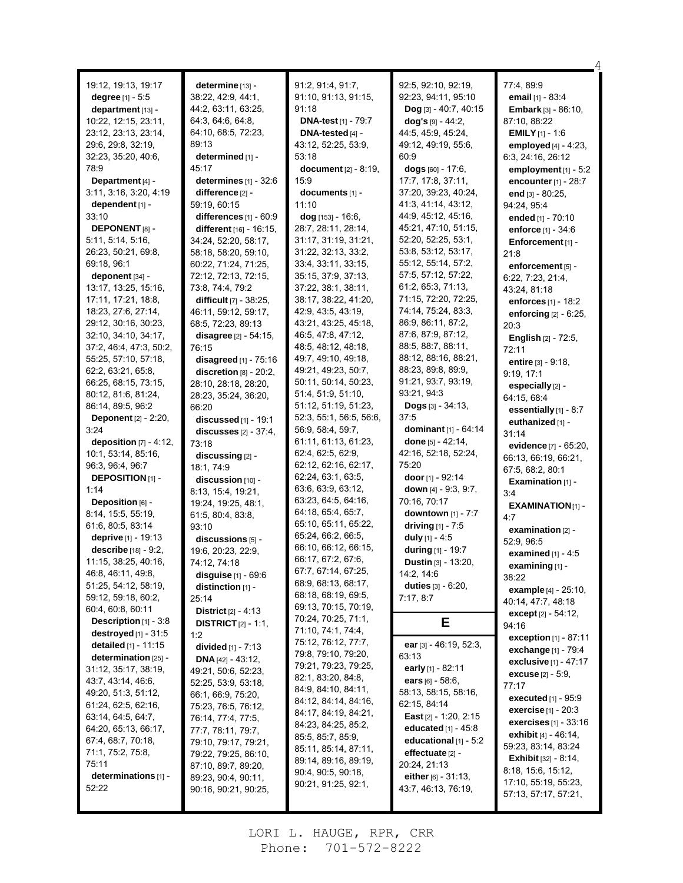19:12, 19:13, 19:17
**degree** [1] - 5:5
**department** [13] - 10:22, 12:15, 23:11, 23:12, 23:13, 23:14, 29:6, 29:8, 32:19, 32:23, 35:20, 40:6, 78:9
**Department** [4] - 3:11, 3:16, 3:20, 4:19
**dependent** [1] - 33:10
**DEPONENT** [8] - 5:11, 5:14, 5:16, 26:23, 50:21, 69:8, 69:18, 96:1
**deponent** [34] - 13:17, 13:25, 15:16, 17:11, 17:21, 18:8, 18:23, 27:6, 27:14, 29:12, 30:16, 30:23, 32:10, 34:10, 34:17, 37:2, 46:4, 47:3, 50:2, 55:25, 57:10, 57:18, 62:2, 63:21, 65:8, 66:25, 68:15, 73:15, 80:12, 81:6, 81:24, 86:14, 89:5, 96:2
**Deponent** [2] - 2:20, 3:24
**deposition** [7] - 4:12, 10:1, 53:14, 85:16, 96:3, 96:4, 96:7
**DEPOSITION** [1] - 1:14
**Deposition** [6] - 8:14, 15:5, 55:19, 61:6, 80:5, 83:14
**deprive** [1] - 19:13
**describe** [18] - 9:2, 11:15, 38:25, 40:16, 46:8, 46:11, 49:8, 51:25, 54:12, 58:19, 59:12, 59:18, 60:2, 60:4, 60:8, 60:11
**Description** [1] - 3:8
**destroyed** [1] - 31:5
**detailed** [1] - 11:15
**determination** [25] - 31:12, 35:17, 38:19, 43:7, 43:14, 46:6, 49:20, 51:3, 51:12, 61:24, 62:5, 62:16, 63:14, 64:5, 64:7, 64:20, 65:13, 66:17, 67:4, 68:7, 70:18, 71:1, 75:2, 75:8, 75:11
**determinations** [1] - 52:22
**determine** [13] - 38:22, 42:9, 44:1, 44:2, 63:11, 63:25, 64:3, 64:6, 64:8, 64:10, 68:5, 72:23, 89:13
**determined** [1] - 45:17
**determines** [1] - 32:6
**difference** [2] - 59:19, 60:15
**differences** [1] - 60:9
**different** [16] - 16:15, 34:24, 52:20, 58:17, 58:18, 58:20, 59:10, 60:22, 71:24, 71:25, 72:12, 72:13, 72:15, 73:8, 74:4, 79:2
**difficult** [7] - 38:25, 46:11, 59:12, 59:17, 68:5, 72:23, 89:13
**disagree** [2] - 54:15, 76:15
**disagreed** [1] - 75:16
**discretion** [8] - 20:2, 28:10, 28:18, 28:20, 28:23, 35:24, 36:20, 66:20
**discussed** [1] - 19:1
**discusses** [2] - 37:4, 73:18
**discussing** [2] - 18:1, 74:9
**discussion** [10] - 8:13, 15:4, 19:21, 19:24, 19:25, 48:1, 61:5, 80:4, 83:8, 93:10
**discussions** [5] - 19:6, 20:23, 22:9, 74:12, 74:18
**disguise** [1] - 69:6
**distinction** [1] - 25:14
**District** [2] - 4:13
**DISTRICT** [2] - 1:1, 1:2
**divided** [1] - 7:13
**DNA** [42] - 43:12, 49:21, 50:6, 52:23, 52:25, 53:9, 53:18, 66:1, 66:9, 75:20, 75:23, 76:5, 76:12, 76:14, 77:4, 77:5, 77:7, 78:11, 79:7, 79:10, 79:17, 79:21, 79:22, 79:25, 86:10, 87:10, 89:7, 89:20, 89:23, 90:4, 90:11, 90:16, 90:21, 90:25, 91:2, 91:4, 91:7, 91:10, 91:13, 91:15, 91:18
**DNA-test** [1] - 79:7
**DNA-tested** [4] - 43:12, 52:25, 53:9, 53:18
**document** [2] - 8:19, 15:9
**documents** [1] - 11:10
**dog** [153] - 16:6, 28:7, 28:11, 28:14, 31:17, 31:19, 31:21, 31:22, 32:13, 33:2, 33:4, 33:11, 33:15, 35:15, 37:9, 37:13, 37:22, 38:1, 38:11, 38:17, 38:22, 41:20, 42:9, 43:5, 43:19, 43:21, 43:25, 45:18, 46:5, 47:8, 47:12, 48:5, 48:12, 48:18, 49:7, 49:10, 49:18, 49:21, 49:23, 50:7, 50:11, 50:14, 50:23, 51:4, 51:9, 51:10, 51:12, 51:19, 51:23, 52:3, 55:1, 56:5, 56:6, 56:9, 58:4, 59:7, 61:11, 61:13, 61:23, 62:4, 62:5, 62:9, 62:12, 62:16, 62:17, 62:24, 63:1, 63:5, 63:6, 63:9, 63:12, 63:23, 64:5, 64:16, 64:18, 65:4, 65:7, 65:10, 65:11, 65:22, 65:24, 66:2, 66:5, 66:10, 66:12, 66:15, 66:17, 67:2, 67:6, 67:7, 67:14, 67:25, 68:9, 68:13, 68:17, 68:18, 68:19, 69:5, 69:13, 70:15, 70:19, 70:24, 70:25, 71:1, 71:10, 71:14, 74:4, 75:12, 76:12, 77:7, 79:8, 79:10, 79:20, 79:21, 79:23, 79:25, 82:1, 83:20, 84:8, 84:9, 84:10, 84:11, 84:12, 84:14, 84:16, 84:17, 84:19, 84:21, 84:23, 84:25, 85:2, 85:5, 85:7, 85:9, 85:11, 85:14, 87:11, 89:14, 89:16, 89:19, 90:4, 90:5, 90:18, 90:21, 91:25, 92:1, 92:5, 92:10, 92:19, 92:23, 94:11, 95:10
**Dog** [3] - 40:7, 40:15
**dog's** [9] - 44:2, 44:5, 45:9, 45:24, 49:12, 49:19, 55:6, 60:9
**dogs** [60] - 17:6, 17:7, 17:8, 37:11, 37:20, 39:23, 40:24, 41:3, 41:14, 43:12, 44:9, 45:12, 45:16, 45:21, 47:10, 51:15, 52:20, 52:25, 53:1, 53:8, 53:12, 53:17, 55:12, 55:14, 57:2, 57:5, 57:12, 57:22, 61:2, 65:3, 71:13, 71:15, 72:20, 72:25, 74:14, 75:24, 83:3, 86:9, 86:11, 87:2, 87:6, 87:9, 87:12, 88:5, 88:7, 88:11, 88:12, 88:16, 88:21, 88:23, 89:8, 89:9, 91:21, 93:7, 93:19, 93:21, 94:3
**Dogs** [3] - 34:13, 37:5
**dominant** [1] - 64:14
**done** [5] - 42:14, 42:16, 52:18, 52:24, 75:20
**door** [1] - 92:14
**down** [4] - 9:3, 9:7, 70:16, 70:17
**downtown** [1] - 7:7
**driving** [1] - 7:5
**duly** [1] - 4:5
**during** [1] - 19:7
**Dustin** [3] - 13:20, 14:2, 14:6
**duties** [3] - 6:20, 7:17, 8:7

## E

**ear** [3] - 46:19, 52:3, 63:13
**early** [1] - 82:11
**ears** [6] - 58:6, 58:13, 58:15, 58:16, 62:15, 84:14
**East** [2] - 1:20, 2:15
**educated** [1] - 45:8
**educational** [1] - 5:2
**effectuate** [2] - 20:24, 21:13
**either** [6] - 31:13, 43:7, 46:13, 76:19, 77:4, 89:9
**email** [1] - 83:4
**Embark** [3] - 86:10, 87:10, 88:22
**EMILY** [1] - 1:6
**employed** [4] - 4:23, 6:3, 24:16, 26:12
**employment** [1] - 5:2
**encounter** [1] - 28:7
**end** [3] - 80:25, 94:24, 95:4
**ended** [1] - 70:10
**enforce** [1] - 34:6
**Enforcement** [1] - 21:8
**enforcement** [5] - 6:22, 7:23, 21:4, 43:24, 81:18
**enforces** [1] - 18:2
**enforcing** [2] - 6:25, 20:3
**English** [2] - 72:5, 72:11
**entire** [3] - 9:18, 9:19, 17:1
**especially** [2] - 64:15, 68:4
**essentially** [1] - 8:7
**euthanized** [1] - 31:14
**evidence** [7] - 65:20, 66:13, 66:19, 66:21, 67:5, 68:2, 80:1
**Examination** [1] - 3:4
**EXAMINATION** [1] - 4:7
**examination** [2] - 52:9, 96:5
**examined** [1] - 4:5
**examining** [1] - 38:22
**example** [4] - 25:10, 40:14, 47:7, 48:18
**except** [2] - 54:12, 94:16
**exception** [1] - 87:11
**exchange** [1] - 79:4
**exclusive** [1] - 47:17
**excuse** [2] - 5:9, 77:17
**executed** [1] - 95:9
**exercise** [1] - 20:3
**exercises** [1] - 33:16
**exhibit** [4] - 46:14, 59:23, 83:14, 83:24
**Exhibit** [32] - 8:14, 8:18, 15:6, 15:12, 17:10, 55:19, 55:23, 57:13, 57:17, 57:21,

LORI L. HAUGE, RPR, CRR
Phone: 701-572-8222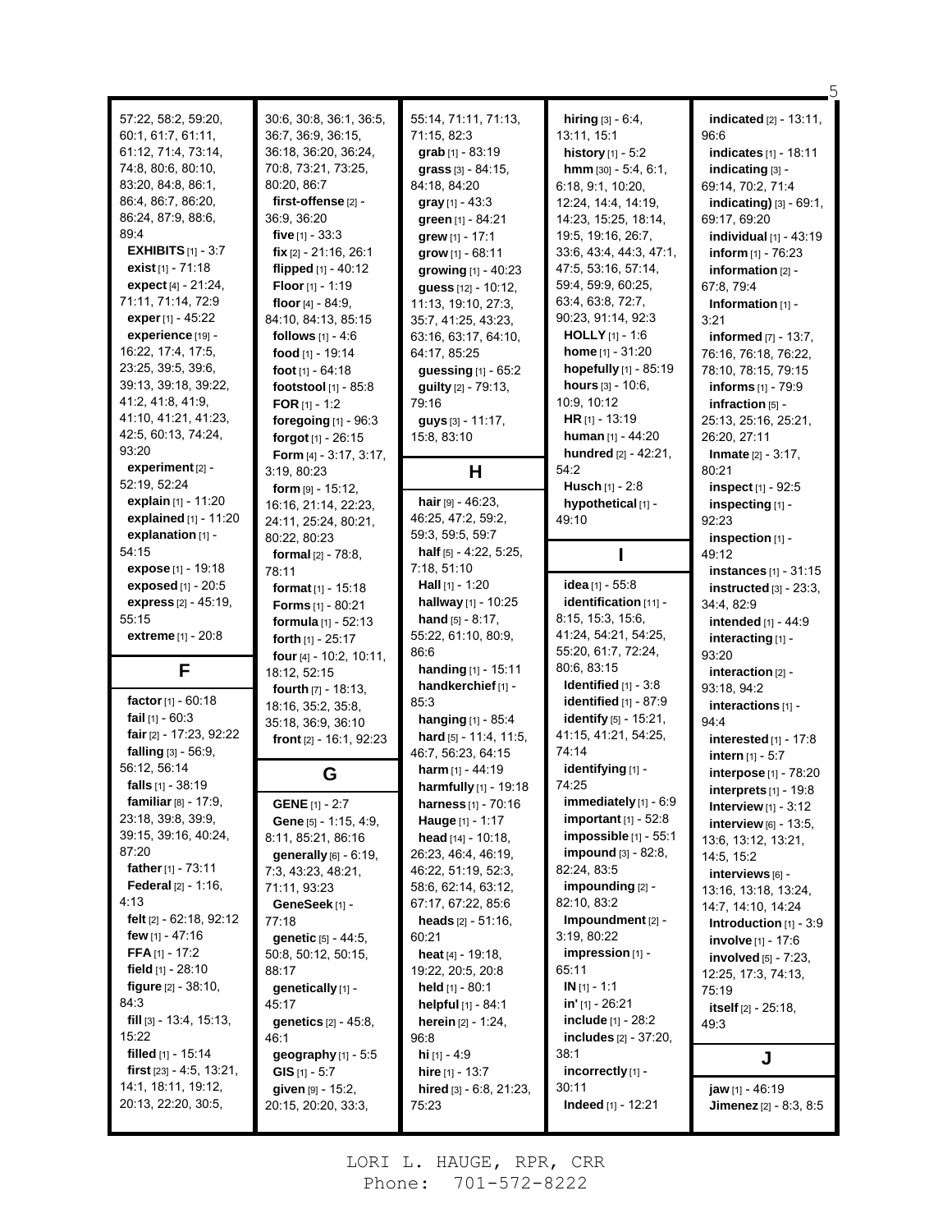57:22, 58:2, 59:20, 60:1, 61:7, 61:11, 61:12, 71:4, 73:14, 74:8, 80:6, 80:10, 83:20, 84:8, 86:1, 86:4, 86:7, 86:20, 86:24, 87:9, 88:6, 89:4
**EXHIBITS** [1] - 3:7
**exist** [1] - 71:18
**expect** [4] - 21:24, 71:11, 71:14, 72:9
**exper** [1] - 45:22
**experience** [19] - 16:22, 17:4, 17:5, 23:25, 39:5, 39:6, 39:13, 39:18, 39:22, 41:2, 41:8, 41:9, 41:10, 41:21, 41:23, 42:5, 60:13, 74:24, 93:20
**experiment** [2] - 52:19, 52:24
**explain** [1] - 11:20
**explained** [1] - 11:20
**explanation** [1] - 54:15
**expose** [1] - 19:18
**exposed** [1] - 20:5
**express** [2] - 45:19, 55:15
**extreme** [1] - 20:8

## F

**factor** [1] - 60:18
**fail** [1] - 60:3
**fair** [2] - 17:23, 92:22
**falling** [3] - 56:9, 56:12, 56:14
**falls** [1] - 38:19
**familiar** [8] - 17:9, 23:18, 39:8, 39:9, 39:15, 39:16, 40:24, 87:20
**father** [1] - 73:11
**Federal** [2] - 1:16, 4:13
**felt** [2] - 62:18, 92:12
**few** [1] - 47:16
**FFA** [1] - 17:2
**field** [1] - 28:10
**figure** [2] - 38:10, 84:3
**fill** [3] - 13:4, 15:13, 15:22
**filled** [1] - 15:14
**first** [23] - 4:5, 13:21, 14:1, 18:11, 19:12, 20:13, 22:20, 30:5, 30:6, 30:8, 36:1, 36:5, 36:7, 36:9, 36:15, 36:18, 36:20, 36:24, 70:8, 73:21, 73:25, 80:20, 86:7
**first-offense** [2] - 36:9, 36:20
**five** [1] - 33:3
**fix** [2] - 21:16, 26:1
**flipped** [1] - 40:12
**Floor** [1] - 1:19
**floor** [4] - 84:9, 84:10, 84:13, 85:15
**follows** [1] - 4:6
**food** [1] - 19:14
**foot** [1] - 64:18
**footstool** [1] - 85:8
**FOR** [1] - 1:2
**foregoing** [1] - 96:3
**forgot** [1] - 26:15
**Form** [4] - 3:17, 3:17, 3:19, 80:23
**form** [9] - 15:12, 16:16, 21:14, 22:23, 24:11, 25:24, 80:21, 80:22, 80:23
**formal** [2] - 78:8, 78:11
**format** [1] - 15:18
**Forms** [1] - 80:21
**formula** [1] - 52:13
**forth** [1] - 25:17
**four** [4] - 10:2, 10:11, 18:12, 52:15
**fourth** [7] - 18:13, 18:16, 35:2, 35:8, 35:18, 36:9, 36:10
**front** [2] - 16:1, 92:23

## G

**GENE** [1] - 2:7
**Gene** [5] - 1:15, 4:9, 8:11, 85:21, 86:16
**generally** [6] - 6:19, 7:3, 43:23, 48:21, 71:11, 93:23
**GeneSeek** [1] - 77:18
**genetic** [5] - 44:5, 50:8, 50:12, 50:15, 88:17
**genetically** [1] - 45:17
**genetics** [2] - 45:8, 46:1
**geography** [1] - 5:5
**GIS** [1] - 5:7
**given** [9] - 15:2, 20:15, 20:20, 33:3, 55:14, 71:11, 71:13, 71:15, 82:3
**grab** [1] - 83:19
**grass** [3] - 84:15, 84:18, 84:20
**gray** [1] - 43:3
**green** [1] - 84:21
**grew** [1] - 17:1
**grow** [1] - 68:11
**growing** [1] - 40:23
**guess** [12] - 10:12, 11:13, 19:10, 27:3, 35:7, 41:25, 43:23, 63:16, 63:17, 64:10, 64:17, 85:25
**guessing** [1] - 65:2
**guilty** [2] - 79:13, 79:16
**guys** [3] - 11:17, 15:8, 83:10

## H

**hair** [9] - 46:23, 46:25, 47:2, 59:2, 59:3, 59:5, 59:7
**half** [5] - 4:22, 5:25, 7:18, 51:10
**Hall** [1] - 1:20
**hallway** [1] - 10:25
**hand** [5] - 8:17, 55:22, 61:10, 80:9, 86:6
**handing** [1] - 15:11
**handkerchief** [1] - 85:3
**hanging** [1] - 85:4
**hard** [5] - 11:4, 11:5, 46:7, 56:23, 64:15
**harm** [1] - 44:19
**harmfully** [1] - 19:18
**harness** [1] - 70:16
**Hauge** [1] - 1:17
**head** [14] - 10:18, 26:23, 46:4, 46:19, 46:22, 51:19, 52:3, 58:6, 62:14, 63:12, 67:17, 67:22, 85:6
**heads** [2] - 51:16, 60:21
**heat** [4] - 19:18, 19:22, 20:5, 20:8
**held** [1] - 80:1
**helpful** [1] - 84:1
**herein** [2] - 1:24, 96:8
**hi** [1] - 4:9
**hire** [1] - 13:7
**hired** [3] - 6:8, 21:23, 75:23
**hiring** [3] - 6:4, 13:11, 15:1
**history** [1] - 5:2
**hmm** [30] - 5:4, 6:1, 6:18, 9:1, 10:20, 12:24, 14:4, 14:19, 14:23, 15:25, 18:14, 19:5, 19:16, 26:7, 33:6, 43:4, 44:3, 47:1, 47:5, 53:16, 57:14, 59:4, 59:9, 60:25, 63:4, 63:8, 72:7, 90:23, 91:14, 92:3
**HOLLY** [1] - 1:6
**home** [1] - 31:20
**hopefully** [1] - 85:19
**hours** [3] - 10:6, 10:9, 10:12
**HR** [1] - 13:19
**human** [1] - 44:20
**hundred** [2] - 42:21, 54:2
**Husch** [1] - 2:8
**hypothetical** [1] - 49:10

## I

**idea** [1] - 55:8
**identification** [11] - 8:15, 15:3, 15:6, 41:24, 54:21, 54:25, 55:20, 61:7, 72:24, 80:6, 83:15
**Identified** [1] - 3:8
**identified** [1] - 87:9
**identify** [5] - 15:21, 41:15, 41:21, 54:25, 74:14
**identifying** [1] - 74:25
**immediately** [1] - 6:9
**important** [1] - 52:8
**impossible** [1] - 55:1
**impound** [3] - 82:8, 82:24, 83:5
**impounding** [2] - 82:10, 83:2
**Impoundment** [2] - 3:19, 80:22
**impression** [1] - 65:11
**IN** [1] - 1:1
**in'** [1] - 26:21
**include** [1] - 28:2
**includes** [2] - 37:20, 38:1
**incorrectly** [1] - 30:11
**Indeed** [1] - 12:21
**indicated** [2] - 13:11, 96:6
**indicates** [1] - 18:11
**indicating** [3] - 69:14, 70:2, 71:4
**indicating)** [3] - 69:1, 69:17, 69:20
**individual** [1] - 43:19
**inform** [1] - 76:23
**information** [2] - 67:8, 79:4
**Information** [1] - 3:21
**informed** [7] - 13:7, 76:16, 76:18, 76:22, 78:10, 78:15, 79:15
**informs** [1] - 79:9
**infraction** [5] - 25:13, 25:16, 25:21, 26:20, 27:11
**Inmate** [2] - 3:17, 80:21
**inspect** [1] - 92:5
**inspecting** [1] - 92:23
**inspection** [1] - 49:12
**instances** [1] - 31:15
**instructed** [3] - 23:3, 34:4, 82:9
**intended** [1] - 44:9
**interacting** [1] - 93:20
**interaction** [2] - 93:18, 94:2
**interactions** [1] - 94:4
**interested** [1] - 17:8
**intern** [1] - 5:7
**interpose** [1] - 78:20
**interprets** [1] - 19:8
**Interview** [1] - 3:12
**interview** [6] - 13:5, 13:6, 13:12, 13:21, 14:5, 15:2
**interviews** [6] - 13:16, 13:18, 13:24, 14:7, 14:10, 14:24
**Introduction** [1] - 3:9
**involve** [1] - 17:6
**involved** [5] - 7:23, 12:25, 17:3, 74:13, 75:19
**itself** [2] - 25:18, 49:3

## J

**jaw** [1] - 46:19
**Jimenez** [2] - 8:3, 8:5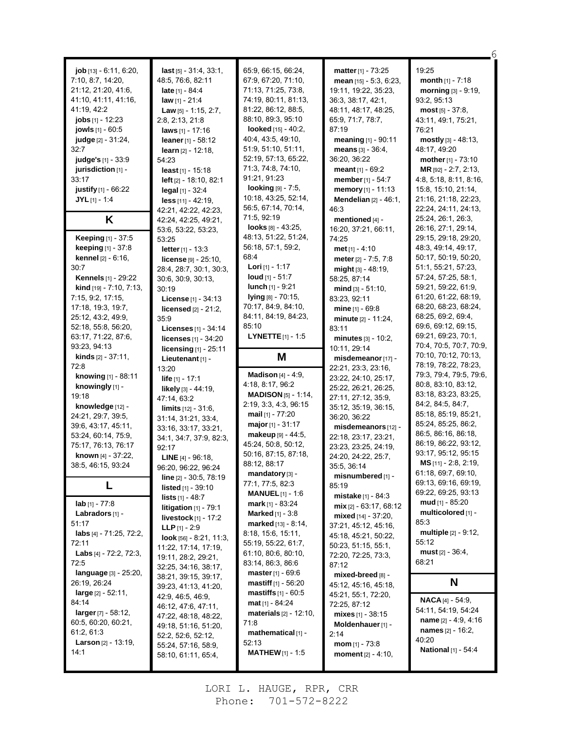**job** [13] - 6:11, 6:20, 7:10, 8:7, 14:20, 21:12, 21:20, 41:6, 41:10, 41:11, 41:16, 41:19, 42:2
**jobs** [1] - 12:23
**jowls** [1] - 60:5
**judge** [2] - 31:24, 32:7
**judge's** [1] - 33:9
**jurisdiction** [1] - 33:17
**justify** [1] - 66:22
**JYL** [1] - 1:4

## K

**Keeping** [1] - 37:5
**keeping** [1] - 37:8
**kennel** [2] - 6:16, 30:7
**Kennels** [1] - 29:22
**kind** [19] - 7:10, 7:13, 7:15, 9:2, 17:15, 17:18, 19:3, 19:7, 25:12, 43:2, 49:9, 52:18, 55:8, 56:20, 63:17, 71:22, 87:6, 93:23, 94:13
**kinds** [2] - 37:11, 72:8
**knowing** [1] - 88:11
**knowingly** [1] - 19:18
**knowledge** [12] - 24:21, 29:7, 39:5, 39:6, 43:17, 45:11, 53:24, 60:14, 75:9, 75:17, 76:13, 76:17
**known** [4] - 37:22, 38:5, 46:15, 93:24

## L

**lab** [1] - 77:8
**Labradors** [1] - 51:17
**labs** [4] - 71:25, 72:2, 72:11
**Labs** [4] - 72:2, 72:3, 72:5
**language** [3] - 25:20, 26:19, 26:24
**large** [2] - 52:11, 84:14
**larger** [7] - 58:12, 60:5, 60:20, 60:21, 61:2, 61:3
**Larson** [2] - 13:19, 14:1
**last** [5] - 31:4, 33:1, 48:5, 76:6, 82:11
**late** [1] - 84:4
**law** [1] - 21:4
**Law** [5] - 1:15, 2:7, 2:8, 2:13, 21:8
**laws** [1] - 17:16
**leaner** [1] - 58:12
**learn** [2] - 12:18, 54:23
**least** [1] - 15:18
**left** [2] - 18:10, 82:1
**legal** [1] - 32:4
**less** [11] - 42:19, 42:21, 42:22, 42:23, 42:24, 42:25, 49:21, 53:6, 53:22, 53:23, 53:25
**letter** [1] - 13:3
**license** [9] - 25:10, 28:4, 28:7, 30:1, 30:3, 30:6, 30:9, 30:13, 30:19
**License** [1] - 34:13
**licensed** [2] - 21:2, 35:9
**Licenses** [1] - 34:14
**licenses** [1] - 34:20
**licensing** [1] - 25:11
**Lieutenant** [1] - 13:20
**life** [1] - 17:1
**likely** [3] - 44:19, 47:14, 63:2
**limits** [12] - 31:6, 31:14, 31:21, 33:4, 33:16, 33:17, 33:21, 34:1, 34:7, 37:9, 82:3, 92:17
**LINE** [4] - 96:18, 96:20, 96:22, 96:24
**line** [2] - 30:5, 78:19
**listed** [1] - 39:10
**lists** [1] - 48:7
**litigation** [1] - 79:1
**livestock** [1] - 17:2
**LLP** [1] - 2:9
**look** [56] - 8:21, 11:3, 11:22, 17:14, 17:19, 19:11, 28:2, 29:21, 32:25, 34:16, 38:17, 38:21, 39:15, 39:17, 39:23, 41:13, 41:20, 42:9, 46:5, 46:9, 46:12, 47:6, 47:11, 47:22, 48:18, 48:22, 49:18, 51:16, 51:20, 52:2, 52:6, 52:12, 55:24, 57:16, 58:9, 58:10, 61:11, 65:4, 65:9, 66:15, 66:24, 67:9, 67:20, 71:10, 71:13, 71:25, 73:8, 74:19, 80:11, 81:13, 81:22, 86:12, 88:5, 88:10, 89:3, 95:10
**looked** [15] - 40:2, 40:4, 43:5, 49:10, 51:9, 51:10, 51:11, 52:19, 57:13, 65:22, 71:3, 74:8, 74:10, 91:21, 91:23
**looking** [9] - 7:5, 10:18, 43:25, 52:14, 56:5, 67:14, 70:14, 71:5, 92:19
**looks** [8] - 43:25, 48:13, 51:22, 51:24, 56:18, 57:1, 59:2, 68:4
**Lori** [1] - 1:17
**loud** [1] - 51:7
**lunch** [1] - 9:21
**lying** [8] - 70:15, 70:17, 84:9, 84:10, 84:11, 84:19, 84:23, 85:10
**LYNETTE** [1] - 1:5

## M

**Madison** [4] - 4:9, 4:18, 8:17, 96:2
**MADISON** [5] - 1:14, 2:19, 3:3, 4:3, 96:15
**mail** [1] - 77:20
**major** [1] - 31:17
**makeup** [9] - 44:5, 45:24, 50:8, 50:12, 50:16, 87:15, 87:18, 88:12, 88:17
**mandatory** [3] - 77:1, 77:5, 82:3
**MANUEL** [1] - 1:6
**mark** [1] - 83:24
**Marked** [1] - 3:8
**marked** [13] - 8:14, 8:18, 15:6, 15:11, 55:19, 55:22, 61:7, 61:10, 80:6, 80:10, 83:14, 86:3, 86:6
**master** [1] - 69:6
**mastiff** [1] - 56:20
**mastiffs** [1] - 60:5
**mat** [1] - 84:24
**materials** [2] - 12:10, 71:8
**mathematical** [1] - 52:13
**MATHEW** [1] - 1:5
**matter** [1] - 73:25
**mean** [15] - 5:3, 6:23, 19:11, 19:22, 35:23, 36:3, 38:17, 42:1, 48:11, 48:17, 48:25, 65:9, 71:7, 78:7, 87:19
**meaning** [1] - 90:11
**means** [3] - 36:4, 36:20, 36:22
**meant** [1] - 69:2
**member** [1] - 54:7
**memory** [1] - 11:13
**Mendelian** [2] - 46:1, 46:3
**mentioned** [4] - 16:20, 37:21, 66:11, 74:25
**met** [1] - 4:10
**meter** [2] - 7:5, 7:8
**might** [3] - 48:19, 58:25, 87:14
**mind** [3] - 51:10, 83:23, 92:11
**mine** [1] - 69:8
**minute** [2] - 11:24, 83:11
**minutes** [3] - 10:2, 10:11, 29:14
**misdemeanor** [17] - 22:21, 23:3, 23:16, 23:22, 24:10, 25:17, 25:22, 26:21, 26:25, 27:11, 27:12, 35:9, 35:12, 35:19, 36:15, 36:20, 36:22
**misdemeanors** [12] - 22:18, 23:17, 23:21, 23:23, 23:25, 24:19, 24:20, 24:22, 25:7, 35:5, 36:14
**misnumbered** [1] - 85:19
**mistake** [1] - 84:3
**mix** [2] - 63:17, 68:12
**mixed** [14] - 37:20, 37:21, 45:12, 45:16, 45:18, 45:21, 50:22, 50:23, 51:15, 55:1, 72:20, 72:25, 73:3, 87:12
**mixed-breed** [8] - 45:12, 45:16, 45:18, 45:21, 55:1, 72:20, 72:25, 87:12
**mixes** [1] - 38:15
**Moldenhauer** [1] - 2:14
**mom** [1] - 73:8
**moment** [2] - 4:10, 19:25
**month** [1] - 7:18
**morning** [3] - 9:19, 93:2, 95:13
**most** [5] - 37:8, 43:11, 49:1, 75:21, 76:21
**mostly** [3] - 48:13, 48:17, 49:20
**mother** [1] - 73:10
**MR** [92] - 2:7, 2:13, 4:8, 5:18, 8:11, 8:16, 15:8, 15:10, 21:14, 21:16, 21:18, 22:23, 22:24, 24:11, 24:13, 25:24, 26:1, 26:3, 26:16, 27:1, 29:14, 29:15, 29:18, 29:20, 48:3, 49:14, 49:17, 50:17, 50:19, 50:20, 51:1, 55:21, 57:23, 57:24, 57:25, 58:1, 59:21, 59:22, 61:9, 61:20, 61:22, 68:19, 68:20, 68:23, 68:24, 68:25, 69:2, 69:4, 69:6, 69:12, 69:15, 69:21, 69:23, 70:1, 70:4, 70:5, 70:7, 70:9, 70:10, 70:12, 70:13, 78:19, 78:22, 78:23, 79:3, 79:4, 79:5, 79:6, 80:8, 83:10, 83:12, 83:18, 83:23, 83:25, 84:2, 84:5, 84:7, 85:18, 85:19, 85:21, 85:24, 85:25, 86:2, 86:5, 86:16, 86:18, 86:19, 86:22, 93:12, 93:17, 95:12, 95:15
**MS** [11] - 2:8, 2:19, 61:18, 69:7, 69:10, 69:13, 69:16, 69:19, 69:22, 69:25, 93:13
**mud** [1] - 85:20
**multicolored** [1] - 85:3
**multiple** [2] - 9:12, 55:12
**must** [2] - 36:4, 68:21

## N

**NACA** [4] - 54:9, 54:11, 54:19, 54:24
**name** [2] - 4:9, 4:16
**names** [2] - 16:2, 40:20
**National** [1] - 54:4

LORI L. HAUGE, RPR, CRR
Phone: 701-572-8222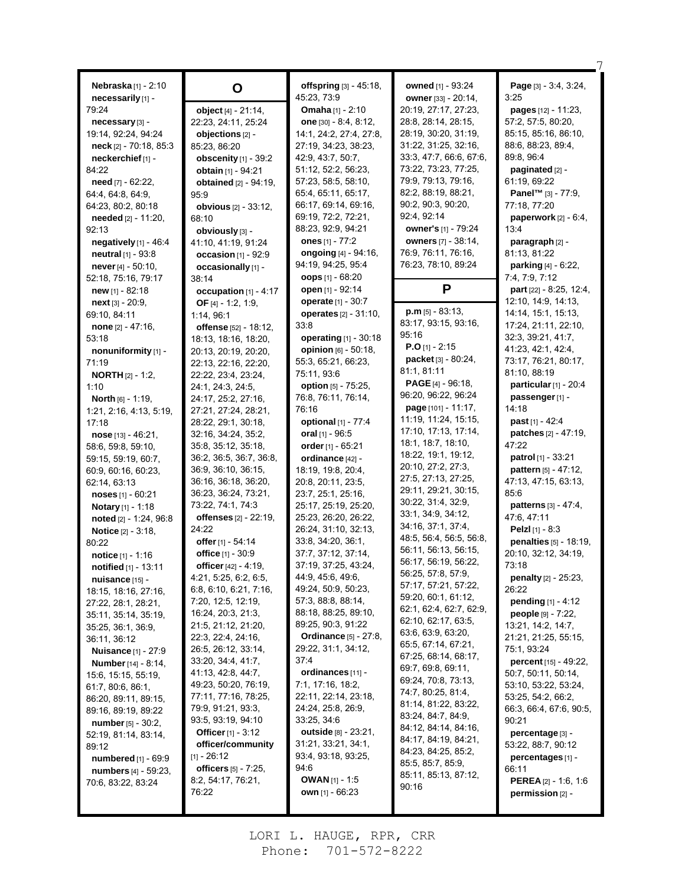**Nebraska** [1] - 2:10
**necessarily** [1] - 79:24
**necessary** [3] - 19:14, 92:24, 94:24
**neck** [2] - 70:18, 85:3
**neckerchief** [1] - 84:22
**need** [7] - 62:22, 64:4, 64:8, 64:9, 64:23, 80:2, 80:18
**needed** [2] - 11:20, 92:13
**negatively** [1] - 46:4
**neutral** [1] - 93:8
**never** [4] - 50:10, 52:18, 75:16, 79:17
**new** [1] - 82:18
**next** [3] - 20:9, 69:10, 84:11
**none** [2] - 47:16, 53:18
**nonuniformity** [1] - 71:19
**NORTH** [2] - 1:2, 1:10
**North** [6] - 1:19, 1:21, 2:16, 4:13, 5:19, 17:18
**nose** [13] - 46:21, 58:6, 59:8, 59:10, 59:15, 59:19, 60:7, 60:9, 60:16, 60:23, 62:14, 63:13
**noses** [1] - 60:21
**Notary** [1] - 1:18
**noted** [2] - 1:24, 96:8
**Notice** [2] - 3:18, 80:22
**notice** [1] - 1:16
**notified** [1] - 13:11
**nuisance** [15] - 18:15, 18:16, 27:16, 27:22, 28:1, 28:21, 35:11, 35:14, 35:19, 35:25, 36:1, 36:9, 36:11, 36:12
**Nuisance** [1] - 27:9
**Number** [14] - 8:14, 15:6, 15:15, 55:19, 61:7, 80:6, 86:1, 86:20, 89:11, 89:15, 89:16, 89:19, 89:22
**number** [5] - 30:2, 52:19, 81:14, 83:14, 89:12
**numbered** [1] - 69:9
**numbers** [4] - 59:23, 70:6, 83:22, 83:24

## O

**object** [4] - 21:14, 22:23, 24:11, 25:24
**objections** [2] - 85:23, 86:20
**obscenity** [1] - 39:2
**obtain** [1] - 94:21
**obtained** [2] - 94:19, 95:9
**obvious** [2] - 33:12, 68:10
**obviously** [3] - 41:10, 41:19, 91:24
**occasion** [1] - 92:9
**occasionally** [1] - 38:14
**occupation** [1] - 4:17
**OF** [4] - 1:2, 1:9, 1:14, 96:1
**offense** [52] - 18:12, 18:13, 18:16, 18:20, 20:13, 20:19, 20:20, 22:13, 22:16, 22:20, 22:22, 23:4, 23:24, 24:1, 24:3, 24:5, 24:17, 25:2, 27:16, 27:21, 27:24, 28:21, 28:22, 29:1, 30:18, 32:16, 34:24, 35:2, 35:8, 35:12, 35:18, 36:2, 36:5, 36:7, 36:8, 36:9, 36:10, 36:15, 36:16, 36:18, 36:20, 36:23, 36:24, 73:21, 73:22, 74:1, 74:3
**offenses** [2] - 22:19, 24:22
**offer** [1] - 54:14
**office** [1] - 30:9
**officer** [42] - 4:19, 4:21, 5:25, 6:2, 6:5, 6:8, 6:10, 6:21, 7:16, 7:20, 12:5, 12:19, 16:24, 20:3, 21:3, 21:5, 21:12, 21:20, 22:3, 22:4, 24:16, 26:5, 26:12, 33:14, 33:20, 34:4, 41:7, 41:13, 42:8, 44:7, 49:23, 50:20, 76:19, 77:11, 77:16, 78:25, 79:9, 91:21, 93:3, 93:5, 93:19, 94:10
**Officer** [1] - 3:12
**officer/community** [1] - 26:12
**officers** [5] - 7:25, 8:2, 54:17, 76:21, 76:22
**offspring** [3] - 45:18, 45:23, 73:9
**Omaha** [1] - 2:10
**one** [30] - 8:4, 8:12, 14:1, 24:2, 27:4, 27:8, 27:19, 34:23, 38:23, 42:9, 43:7, 50:7, 51:12, 52:2, 56:23, 57:23, 58:5, 58:10, 65:4, 65:11, 65:17, 66:17, 69:14, 69:16, 69:19, 72:2, 72:21, 88:23, 92:9, 94:21
**ones** [1] - 77:2
**ongoing** [4] - 94:16, 94:19, 94:25, 95:4
**oops** [1] - 68:20
**open** [1] - 92:14
**operate** [1] - 30:7
**operates** [2] - 31:10, 33:8
**operating** [1] - 30:18
**opinion** [6] - 50:18, 55:3, 65:21, 66:23, 75:11, 93:6
**option** [5] - 75:25, 76:8, 76:11, 76:14, 76:16
**optional** [1] - 77:4
**oral** [1] - 96:5
**order** [1] - 65:21
**ordinance** [42] - 18:19, 19:8, 20:4, 20:8, 20:11, 23:5, 23:7, 25:1, 25:16, 25:17, 25:19, 25:20, 25:23, 26:20, 26:22, 26:24, 31:10, 32:13, 33:8, 34:20, 36:1, 37:7, 37:12, 37:14, 37:19, 37:25, 43:24, 44:9, 45:6, 49:6, 49:24, 50:9, 50:23, 57:3, 88:8, 88:14, 88:18, 88:25, 89:10, 89:25, 90:3, 91:22
**Ordinance** [5] - 27:8, 29:22, 31:1, 34:12, 37:4
**ordinances** [11] - 7:1, 17:16, 18:2, 22:11, 22:14, 23:18, 24:24, 25:8, 26:9, 33:25, 34:6
**outside** [8] - 23:21, 31:21, 33:21, 34:1, 93:4, 93:18, 93:25, 94:6
**OWAN** [1] - 1:5
**own** [1] - 66:23
**owned** [1] - 93:24
**owner** [33] - 20:14, 20:19, 27:17, 27:23, 28:8, 28:14, 28:15, 28:19, 30:20, 31:19, 31:22, 31:25, 32:16, 33:3, 47:7, 66:6, 67:6, 73:22, 73:23, 77:25, 79:9, 79:13, 79:16, 82:2, 88:19, 88:21, 90:2, 90:3, 90:20, 92:4, 92:14
**owner's** [1] - 79:24
**owners** [7] - 38:14, 76:9, 76:11, 76:16, 76:23, 78:10, 89:24

## P

**p.m** [5] - 83:13, 83:17, 93:15, 93:16, 95:16
**P.O** [1] - 2:15
**packet** [3] - 80:24, 81:1, 81:11
**PAGE** [4] - 96:18, 96:20, 96:22, 96:24
**page** [101] - 11:17, 11:19, 11:24, 15:15, 17:10, 17:13, 17:14, 18:1, 18:7, 18:10, 18:22, 19:1, 19:12, 20:10, 27:2, 27:3, 27:5, 27:13, 27:25, 29:11, 29:21, 30:15, 30:22, 31:4, 32:9, 33:1, 34:9, 34:12, 34:16, 37:1, 37:4, 48:5, 56:4, 56:5, 56:8, 56:11, 56:13, 56:15, 56:17, 56:19, 56:22, 56:25, 57:8, 57:9, 57:17, 57:21, 57:22, 59:20, 60:1, 61:12, 62:1, 62:4, 62:7, 62:9, 62:10, 62:17, 63:5, 63:6, 63:9, 63:20, 65:5, 67:14, 67:21, 67:25, 68:14, 68:17, 69:7, 69:8, 69:11, 69:24, 70:8, 73:13, 74:7, 80:25, 81:4, 81:14, 81:22, 83:22, 83:24, 84:7, 84:9, 84:12, 84:14, 84:16, 84:17, 84:19, 84:21, 84:23, 84:25, 85:2, 85:5, 85:7, 85:9, 85:11, 85:13, 87:12, 90:16
**Page** [3] - 3:4, 3:24, 3:25
**pages** [12] - 11:23, 57:2, 57:5, 80:20, 85:15, 85:16, 86:10, 88:6, 88:23, 89:4, 89:8, 96:4
**paginated** [2] - 61:19, 69:22
**Panel™** [3] - 77:9, 77:18, 77:20
**paperwork** [2] - 6:4, 13:4
**paragraph** [2] - 81:13, 81:22
**parking** [4] - 6:22, 7:4, 7:9, 7:12
**part** [22] - 8:25, 12:4, 12:10, 14:9, 14:13, 14:14, 15:1, 15:13, 17:24, 21:11, 22:10, 32:3, 39:21, 41:7, 41:23, 42:1, 42:4, 73:17, 76:21, 80:17, 81:10, 88:19
**particular** [1] - 20:4
**passenger** [1] - 14:18
**past** [1] - 42:4
**patches** [2] - 47:19, 47:22
**patrol** [1] - 33:21
**pattern** [5] - 47:12, 47:13, 47:15, 63:13, 85:6
**patterns** [3] - 47:4, 47:6, 47:11
**Pelzl** [1] - 8:3
**penalties** [5] - 18:19, 20:10, 32:12, 34:19, 73:18
**penalty** [2] - 25:23, 26:22
**pending** [1] - 4:12
**people** [9] - 7:22, 13:21, 14:2, 14:7, 21:21, 21:25, 55:15, 75:1, 93:24
**percent** [15] - 49:22, 50:7, 50:11, 50:14, 53:10, 53:22, 53:24, 53:25, 54:2, 66:2, 66:3, 66:4, 67:6, 90:5, 90:21
**percentage** [3] - 53:22, 88:7, 90:12
**percentages** [1] - 66:11
**PEREA** [2] - 1:6, 1:6
**permission** [2] -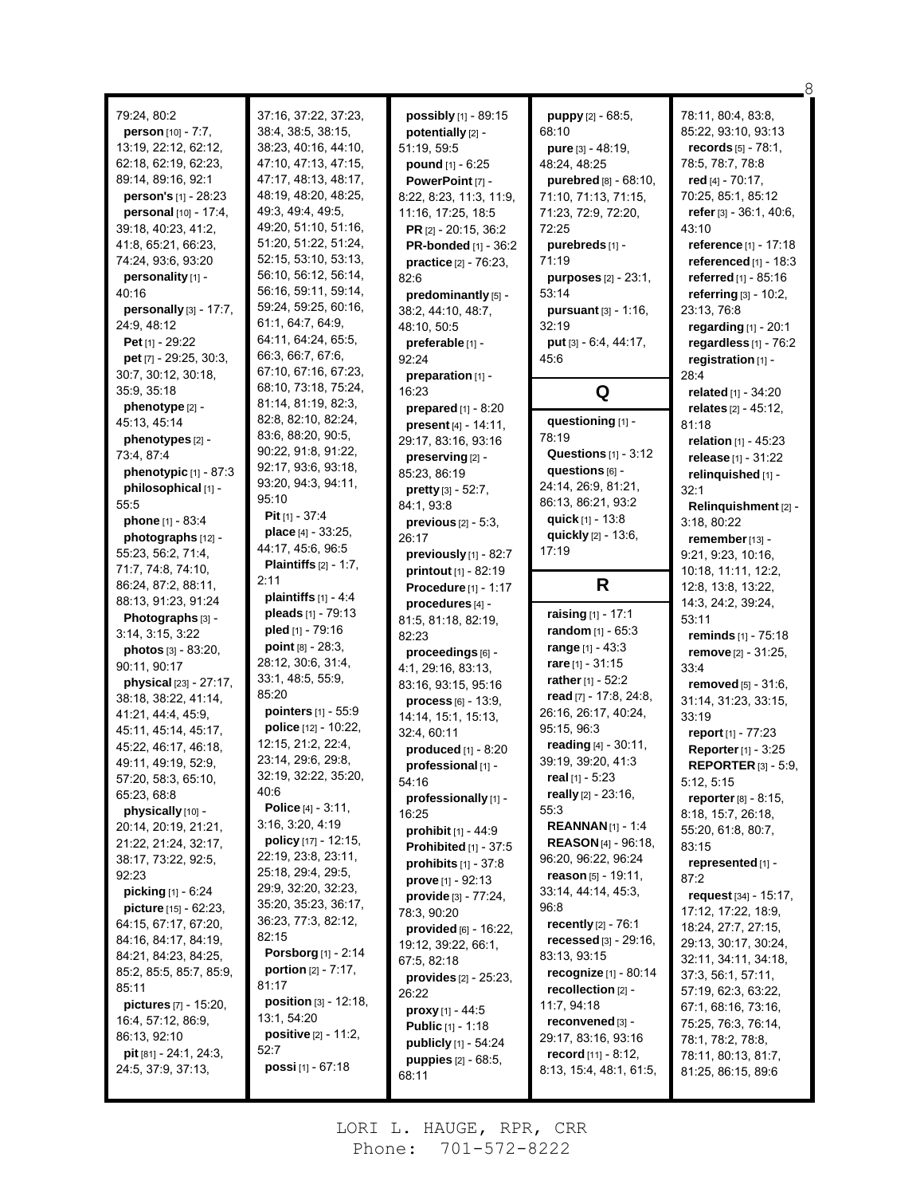79:24, 80:2
**person** [10] - 7:7, 13:19, 22:12, 62:12, 62:18, 62:19, 62:23, 89:14, 89:16, 92:1
**person's** [1] - 28:23
**personal** [10] - 17:4, 39:18, 40:23, 41:2, 41:8, 65:21, 66:23, 74:24, 93:6, 93:20
**personality** [1] - 40:16
**personally** [3] - 17:7, 24:9, 48:12
**Pet** [1] - 29:22
**pet** [7] - 29:25, 30:3, 30:7, 30:12, 30:18, 35:9, 35:18
**phenotype** [2] - 45:13, 45:14
**phenotypes** [2] - 73:4, 87:4
**phenotypic** [1] - 87:3
**philosophical** [1] - 55:5
**phone** [1] - 83:4
**photographs** [12] - 55:23, 56:2, 71:4, 71:7, 74:8, 74:10, 86:24, 87:2, 88:11, 88:13, 91:23, 91:24
**Photographs** [3] - 3:14, 3:15, 3:22
**photos** [3] - 83:20, 90:11, 90:17
**physical** [23] - 27:17, 38:18, 38:22, 41:14, 41:21, 44:4, 45:9, 45:11, 45:14, 45:17, 45:22, 46:17, 46:18, 49:11, 49:19, 52:9, 57:20, 58:3, 65:10, 65:23, 68:8
**physically** [10] - 20:14, 20:19, 21:21, 21:22, 21:24, 32:17, 38:17, 73:22, 92:5, 92:23
**picking** [1] - 6:24
**picture** [15] - 62:23, 64:15, 67:17, 67:20, 84:16, 84:17, 84:19, 84:21, 84:23, 84:25, 85:2, 85:5, 85:7, 85:9, 85:11
**pictures** [7] - 15:20, 16:4, 57:12, 86:9, 86:13, 92:10
**pit** [81] - 24:1, 24:3, 24:5, 37:9, 37:13, 37:16, 37:22, 37:23, 38:4, 38:5, 38:15, 38:23, 40:16, 44:10, 47:10, 47:13, 47:15, 47:17, 48:13, 48:17, 48:19, 48:20, 48:25, 49:3, 49:4, 49:5, 49:20, 51:10, 51:16, 51:20, 51:22, 51:24, 52:15, 53:10, 53:13, 56:10, 56:12, 56:14, 56:16, 59:11, 59:14, 59:24, 59:25, 60:16, 61:1, 64:7, 64:9, 64:11, 64:24, 65:5, 66:3, 66:7, 67:6, 67:10, 67:16, 67:23, 68:10, 73:18, 75:24, 81:14, 81:19, 82:3, 82:8, 82:10, 82:24, 83:6, 88:20, 90:5, 90:22, 91:8, 91:22, 92:17, 93:6, 93:18, 93:20, 94:3, 94:11, 95:10
**Pit** [1] - 37:4
**place** [4] - 33:25, 44:17, 45:6, 96:5
**Plaintiffs** [2] - 1:7, 2:11
**plaintiffs** [1] - 4:4
**pleads** [1] - 79:13
**pled** [1] - 79:16
**point** [8] - 28:3, 28:12, 30:6, 31:4, 33:1, 48:5, 55:9, 85:20
**pointers** [1] - 55:9
**police** [12] - 10:22, 12:15, 21:2, 22:4, 23:14, 29:6, 29:8, 32:19, 32:22, 35:20, 40:6
**Police** [4] - 3:11, 3:16, 3:20, 4:19
**policy** [17] - 12:15, 22:19, 23:8, 23:11, 25:18, 29:4, 29:5, 29:9, 32:20, 32:23, 35:20, 35:23, 36:17, 36:23, 77:3, 82:12, 82:15
**Porsborg** [1] - 2:14
**portion** [2] - 7:17, 81:17
**position** [3] - 12:18, 13:1, 54:20
**positive** [2] - 11:2, 52:7
**possi** [1] - 67:18
**possibly** [1] - 89:15
**potentially** [2] - 51:19, 59:5
**pound** [1] - 6:25
**PowerPoint** [7] - 8:22, 8:23, 11:3, 11:9, 11:16, 17:25, 18:5
**PR** [2] - 20:15, 36:2
**PR-bonded** [1] - 36:2
**practice** [2] - 76:23, 82:6
**predominantly** [5] - 38:2, 44:10, 48:7, 48:10, 50:5
**preferable** [1] - 92:24
**preparation** [1] - 16:23
**prepared** [1] - 8:20
**present** [4] - 14:11, 29:17, 83:16, 93:16
**preserving** [2] - 85:23, 86:19
**pretty** [3] - 52:7, 84:1, 93:8
**previous** [2] - 5:3, 26:17
**previously** [1] - 82:7
**printout** [1] - 82:19
**Procedure** [1] - 1:17
**procedures** [4] - 81:5, 81:18, 82:19, 82:23
**proceedings** [6] - 4:1, 29:16, 83:13, 83:16, 93:15, 95:16
**process** [6] - 13:9, 14:14, 15:1, 15:13, 32:4, 60:11
**produced** [1] - 8:20
**professional** [1] - 54:16
**professionally** [1] - 16:25
**prohibit** [1] - 44:9
**Prohibited** [1] - 37:5
**prohibits** [1] - 37:8
**prove** [1] - 92:13
**provide** [3] - 77:24, 78:3, 90:20
**provided** [6] - 16:22, 19:12, 39:22, 66:1, 67:5, 82:18
**provides** [2] - 25:23, 26:22
**proxy** [1] - 44:5
**Public** [1] - 1:18
**publicly** [1] - 54:24
**puppies** [2] - 68:5, 68:11
**puppy** [2] - 68:5, 68:10
**pure** [3] - 48:19, 48:24, 48:25
**purebred** [8] - 68:10, 71:10, 71:13, 71:15, 71:23, 72:9, 72:20, 72:25
**purebreds** [1] - 71:19
**purposes** [2] - 23:1, 53:14
**pursuant** [3] - 1:16, 32:19
**put** [3] - 6:4, 44:17, 45:6

## Q

**questioning** [1] - 78:19
**Questions** [1] - 3:12
**questions** [6] - 24:14, 26:9, 81:21, 86:13, 86:21, 93:2
**quick** [1] - 13:8
**quickly** [2] - 13:6, 17:19

## R

**raising** [1] - 17:1
**random** [1] - 65:3
**range** [1] - 43:3
**rare** [1] - 31:15
**rather** [1] - 52:2
**read** [7] - 17:8, 24:8, 26:16, 26:17, 40:24, 95:15, 96:3
**reading** [4] - 30:11, 39:19, 39:20, 41:3
**real** [1] - 5:23
**really** [2] - 23:16, 55:3
**REANNAN** [1] - 1:4
**REASON** [4] - 96:18, 96:20, 96:22, 96:24
**reason** [5] - 19:11, 33:14, 44:14, 45:3, 96:8
**recently** [2] - 76:1
**recessed** [3] - 29:16, 83:13, 93:15
**recognize** [1] - 80:14
**recollection** [2] - 11:7, 94:18
**reconvened** [3] - 29:17, 83:16, 93:16
**record** [11] - 8:12, 8:13, 15:4, 48:1, 61:5, 78:11, 80:4, 83:8, 85:22, 93:10, 93:13
**records** [5] - 78:1, 78:5, 78:7, 78:8
**red** [4] - 70:17, 70:25, 85:1, 85:12
**refer** [3] - 36:1, 40:6, 43:10
**reference** [1] - 17:18
**referenced** [1] - 18:3
**referred** [1] - 85:16
**referring** [3] - 10:2, 23:13, 76:8
**regarding** [1] - 20:1
**regardless** [1] - 76:2
**registration** [1] - 28:4
**related** [1] - 34:20
**relates** [2] - 45:12, 81:18
**relation** [1] - 45:23
**release** [1] - 31:22
**relinquished** [1] - 32:1
**Relinquishment** [2] - 3:18, 80:22
**remember** [13] - 9:21, 9:23, 10:16, 10:18, 11:11, 12:2, 12:8, 13:8, 13:22, 14:3, 24:2, 39:24, 53:11
**reminds** [1] - 75:18
**remove** [2] - 31:25, 33:4
**removed** [5] - 31:6, 31:14, 31:23, 33:15, 33:19
**report** [1] - 77:23
**Reporter** [1] - 3:25
**REPORTER** [3] - 5:9, 5:12, 5:15
**reporter** [8] - 8:15, 8:18, 15:7, 26:18, 55:20, 61:8, 80:7, 83:15
**represented** [1] - 87:2
**request** [34] - 15:17, 17:12, 17:22, 18:9, 18:24, 27:7, 27:15, 29:13, 30:17, 30:24, 32:11, 34:11, 34:18, 37:3, 56:1, 57:11, 57:19, 62:3, 63:22, 67:1, 68:16, 73:16, 75:25, 76:3, 76:14, 78:1, 78:2, 78:8, 78:11, 80:13, 81:7, 81:25, 86:15, 89:6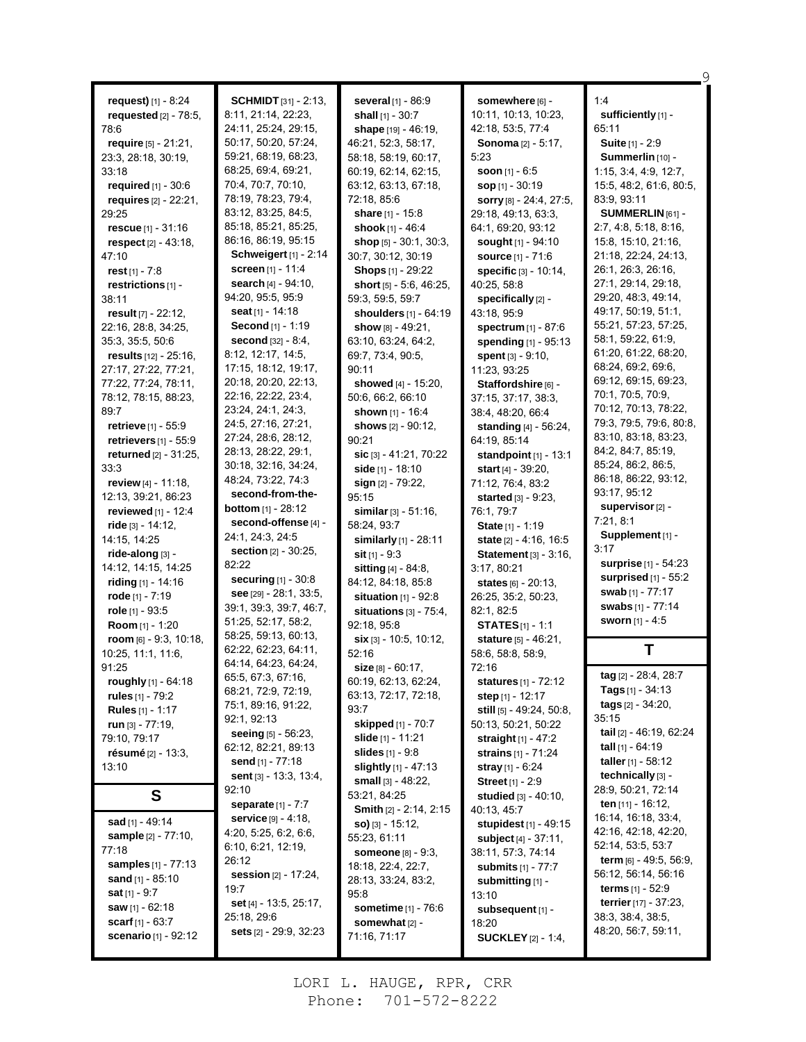**request)** [1] - 8:24
**requested** [2] - 78:5, 78:6
**require** [5] - 21:21, 23:3, 28:18, 30:19, 33:18
**required** [1] - 30:6
**requires** [2] - 22:21, 29:25
**rescue** [1] - 31:16
**respect** [2] - 43:18, 47:10
**rest** [1] - 7:8
**restrictions** [1] - 38:11
**result** [7] - 22:12, 22:16, 28:8, 34:25, 35:3, 35:5, 50:6
**results** [12] - 25:16, 27:17, 27:22, 77:21, 77:22, 77:24, 78:11, 78:12, 78:15, 88:23, 89:7
**retrieve** [1] - 55:9
**retrievers** [1] - 55:9
**returned** [2] - 31:25, 33:3
**review** [4] - 11:18, 12:13, 39:21, 86:23
**reviewed** [1] - 12:4
**ride** [3] - 14:12, 14:15, 14:25
**ride-along** [3] - 14:12, 14:15, 14:25
**riding** [1] - 14:16
**rode** [1] - 7:19
**role** [1] - 93:5
**Room** [1] - 1:20
**room** [6] - 9:3, 10:18, 10:25, 11:1, 11:6, 91:25
**roughly** [1] - 64:18
**rules** [1] - 79:2
**Rules** [1] - 1:17
**run** [3] - 77:19, 79:10, 79:17
**résumé** [2] - 13:3, 13:10

## S

**sad** [1] - 49:14
**sample** [2] - 77:10, 77:18
**samples** [1] - 77:13
**sand** [1] - 85:10
**sat** [1] - 9:7
**saw** [1] - 62:18
**scarf** [1] - 63:7
**scenario** [1] - 92:12
**SCHMIDT** [31] - 2:13, 8:11, 21:14, 22:23, 24:11, 25:24, 29:15, 50:17, 50:20, 57:24, 59:21, 68:19, 68:23, 68:25, 69:4, 69:21, 70:4, 70:7, 70:10, 78:19, 78:23, 79:4, 83:12, 83:25, 84:5, 85:18, 85:21, 85:25, 86:16, 86:19, 95:15
**Schweigert** [1] - 2:14
**screen** [1] - 11:4
**search** [4] - 94:10, 94:20, 95:5, 95:9
**seat** [1] - 14:18
**Second** [1] - 1:19
**second** [32] - 8:4, 8:12, 12:17, 14:5, 17:15, 18:12, 19:17, 20:18, 20:20, 22:13, 22:16, 22:22, 23:4, 23:24, 24:1, 24:3, 24:5, 27:16, 27:21, 27:24, 28:6, 28:12, 28:13, 28:22, 29:1, 30:18, 32:16, 34:24, 48:24, 73:22, 74:3
**second-from-the-bottom** [1] - 28:12
**second-offense** [4] - 24:1, 24:3, 24:5
**section** [2] - 30:25, 82:22
**securing** [1] - 30:8
**see** [29] - 28:1, 33:5, 39:1, 39:3, 39:7, 46:7, 51:25, 52:17, 58:2, 58:25, 59:13, 60:13, 62:22, 62:23, 64:11, 64:14, 64:23, 64:24, 65:5, 67:3, 67:16, 68:21, 72:9, 72:19, 75:1, 89:16, 91:22, 92:1, 92:13
**seeing** [5] - 56:23, 62:12, 82:21, 89:13
**send** [1] - 77:18
**sent** [3] - 13:3, 13:4, 92:10
**separate** [1] - 7:7
**service** [9] - 4:18, 4:20, 5:25, 6:2, 6:6, 6:10, 6:21, 12:19, 26:12
**session** [2] - 17:24, 19:7
**set** [4] - 13:5, 25:17, 25:18, 29:6
**sets** [2] - 29:9, 32:23
**several** [1] - 86:9
**shall** [1] - 30:7
**shape** [19] - 46:19, 46:21, 52:3, 58:17, 58:18, 58:19, 60:17, 60:19, 62:14, 62:15, 63:12, 63:13, 67:18, 72:18, 85:6
**share** [1] - 15:8
**shook** [1] - 46:4
**shop** [5] - 30:1, 30:3, 30:7, 30:12, 30:19
**Shops** [1] - 29:22
**short** [5] - 5:6, 46:25, 59:3, 59:5, 59:7
**shoulders** [1] - 64:19
**show** [8] - 49:21, 63:10, 63:24, 64:2, 69:7, 73:4, 90:5, 90:11
**showed** [4] - 15:20, 50:6, 66:2, 66:10
**shown** [1] - 16:4
**shows** [2] - 90:12, 90:21
**sic** [3] - 41:21, 70:22
**side** [1] - 18:10
**sign** [2] - 79:22, 95:15
**similar** [3] - 51:16, 58:24, 93:7
**similarly** [1] - 28:11
**sit** [1] - 9:3
**sitting** [4] - 84:8, 84:12, 84:18, 85:8
**situation** [1] - 92:8
**situations** [3] - 75:4, 92:18, 95:8
**six** [3] - 10:5, 10:12, 52:16
**size** [8] - 60:17, 60:19, 62:13, 62:24, 63:13, 72:17, 72:18, 93:7
**skipped** [1] - 70:7
**slide** [1] - 11:21
**slides** [1] - 9:8
**slightly** [1] - 47:13
**small** [3] - 48:22, 53:21, 84:25
**Smith** [2] - 2:14, 2:15
**so)** [3] - 15:12, 55:23, 61:11
**someone** [8] - 9:3, 18:18, 22:4, 22:7, 28:13, 33:24, 83:2, 95:8
**sometime** [1] - 76:6
**somewhat** [2] - 71:16, 71:17
**somewhere** [6] - 10:11, 10:13, 10:23, 42:18, 53:5, 77:4
**Sonoma** [2] - 5:17, 5:23
**soon** [1] - 6:5
**sop** [1] - 30:19
**sorry** [8] - 24:4, 27:5, 29:18, 49:13, 63:3, 64:1, 69:20, 93:12
**sought** [1] - 94:10
**source** [1] - 71:6
**specific** [3] - 10:14, 40:25, 58:8
**specifically** [2] - 43:18, 95:9
**spectrum** [1] - 87:6
**spending** [1] - 95:13
**spent** [3] - 9:10, 11:23, 93:25
**Staffordshire** [6] - 37:15, 37:17, 38:3, 38:4, 48:20, 66:4
**standing** [4] - 56:24, 64:19, 85:14
**standpoint** [1] - 13:1
**start** [4] - 39:20, 71:12, 76:4, 83:2
**started** [3] - 9:23, 76:1, 79:7
**State** [1] - 1:19
**state** [2] - 4:16, 16:5
**Statement** [3] - 3:16, 3:17, 80:21
**states** [6] - 20:13, 26:25, 35:2, 50:23, 82:1, 82:5
**STATES** [1] - 1:1
**stature** [5] - 46:21, 58:6, 58:8, 58:9, 72:16
**statures** [1] - 72:12
**step** [1] - 12:17
**still** [5] - 49:24, 50:8, 50:13, 50:21, 50:22
**straight** [1] - 47:2
**strains** [1] - 71:24
**stray** [1] - 6:24
**Street** [1] - 2:9
**studied** [3] - 40:10, 40:13, 45:7
**stupidest** [1] - 49:15
**subject** [4] - 37:11, 38:11, 57:3, 74:14
**submits** [1] - 77:7
**submitting** [1] - 13:10
**subsequent** [1] - 18:20
**SUCKLEY** [2] - 1:4, 1:4
**sufficiently** [1] - 65:11
**Suite** [1] - 2:9
**Summerlin** [10] - 1:15, 3:4, 4:9, 12:7, 15:5, 48:2, 61:6, 80:5, 83:9, 93:11
**SUMMERLIN** [61] - 2:7, 4:8, 5:18, 8:16, 15:8, 15:10, 21:16, 21:18, 22:24, 24:13, 26:1, 26:3, 26:16, 27:1, 29:14, 29:18, 29:20, 48:3, 49:14, 49:17, 50:19, 51:1, 55:21, 57:23, 57:25, 58:1, 59:22, 61:9, 61:20, 61:22, 68:20, 68:24, 69:2, 69:6, 69:12, 69:15, 69:23, 70:1, 70:5, 70:9, 70:12, 70:13, 78:22, 79:3, 79:5, 79:6, 80:8, 83:10, 83:18, 83:23, 84:2, 84:7, 85:19, 85:24, 86:2, 86:5, 86:18, 86:22, 93:12, 93:17, 95:12
**supervisor** [2] - 7:21, 8:1
**Supplement** [1] - 3:17
**surprise** [1] - 54:23
**surprised** [1] - 55:2
**swab** [1] - 77:17
**swabs** [1] - 77:14
**sworn** [1] - 4:5

## T

**tag** [2] - 28:4, 28:7
**Tags** [1] - 34:13
**tags** [2] - 34:20, 35:15
**tail** [2] - 46:19, 62:24
**tall** [1] - 64:19
**taller** [1] - 58:12
**technically** [3] - 28:9, 50:21, 72:14
**ten** [11] - 16:12, 16:14, 16:18, 33:4, 42:16, 42:18, 42:20, 52:14, 53:5, 53:7
**term** [6] - 49:5, 56:9, 56:12, 56:14, 56:16
**terms** [1] - 52:9
**terrier** [17] - 37:23, 38:3, 38:4, 38:5, 48:20, 56:7, 59:11,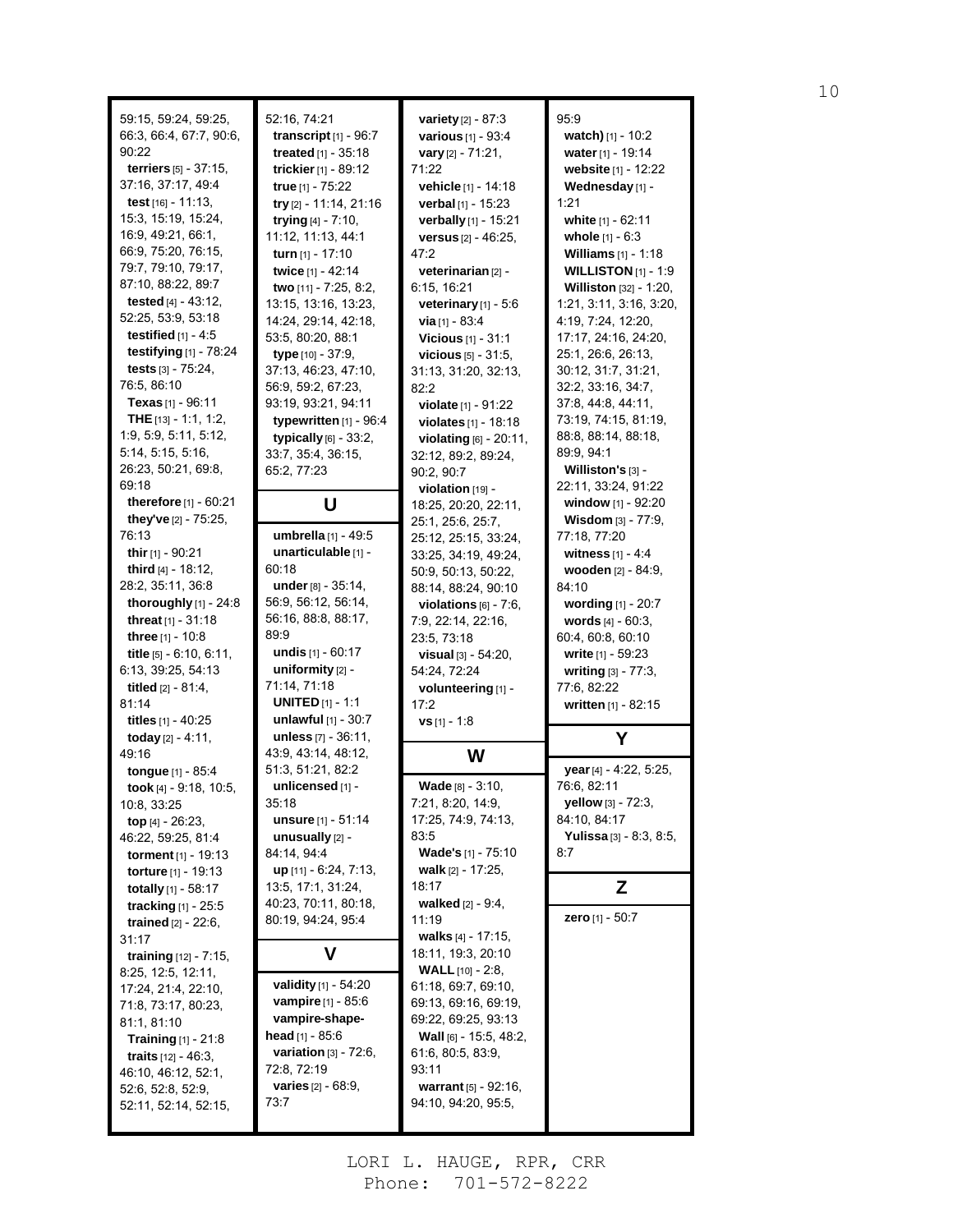59:15, 59:24, 59:25, 66:3, 66:4, 67:7, 90:6, 90:22
**terriers** [5] - 37:15, 37:16, 37:17, 49:4
**test** [16] - 11:13, 15:3, 15:19, 15:24, 16:9, 49:21, 66:1, 66:9, 75:20, 76:15, 79:7, 79:10, 79:17, 87:10, 88:22, 89:7
**tested** [4] - 43:12, 52:25, 53:9, 53:18
**testified** [1] - 4:5
**testifying** [1] - 78:24
**tests** [3] - 75:24, 76:5, 86:10
**Texas** [1] - 96:11
**THE** [13] - 1:1, 1:2, 1:9, 5:9, 5:11, 5:12, 5:14, 5:15, 5:16, 26:23, 50:21, 69:8, 69:18
**therefore** [1] - 60:21
**they've** [2] - 75:25, 76:13
**thir** [1] - 90:21
**third** [4] - 18:12, 28:2, 35:11, 36:8
**thoroughly** [1] - 24:8
**threat** [1] - 31:18
**three** [1] - 10:8
**title** [5] - 6:10, 6:11, 6:13, 39:25, 54:13
**titled** [2] - 81:4, 81:14
**titles** [1] - 40:25
**today** [2] - 4:11, 49:16
**tongue** [1] - 85:4
**took** [4] - 9:18, 10:5, 10:8, 33:25
**top** [4] - 26:23, 46:22, 59:25, 81:4
**torment** [1] - 19:13
**torture** [1] - 19:13
**totally** [1] - 58:17
**tracking** [1] - 25:5
**trained** [2] - 22:6, 31:17
**training** [12] - 7:15, 8:25, 12:5, 12:11, 17:24, 21:4, 22:10, 71:8, 73:17, 80:23, 81:1, 81:10
**Training** [1] - 21:8
**traits** [12] - 46:3, 46:10, 46:12, 52:1, 52:6, 52:8, 52:9, 52:11, 52:14, 52:15, 52:16, 74:21
**transcript** [1] - 96:7
**treated** [1] - 35:18
**trickier** [1] - 89:12
**true** [1] - 75:22
**try** [2] - 11:14, 21:16
**trying** [4] - 7:10, 11:12, 11:13, 44:1
**turn** [1] - 17:10
**twice** [1] - 42:14
**two** [11] - 7:25, 8:2, 13:15, 13:16, 13:23, 14:24, 29:14, 42:18, 53:5, 80:20, 88:1
**type** [10] - 37:9, 37:13, 46:23, 47:10, 56:9, 59:2, 67:23, 93:19, 93:21, 94:11
**typewritten** [1] - 96:4
**typically** [6] - 33:2, 33:7, 35:4, 36:15, 65:2, 77:23

## U

**umbrella** [1] - 49:5
**unarticulable** [1] - 60:18
**under** [8] - 35:14, 56:9, 56:12, 56:14, 56:16, 88:8, 88:17, 89:9
**undis** [1] - 60:17
**uniformity** [2] - 71:14, 71:18
**UNITED** [1] - 1:1
**unlawful** [1] - 30:7
**unless** [7] - 36:11, 43:9, 43:14, 48:12, 51:3, 51:21, 82:2
**unlicensed** [1] - 35:18
**unsure** [1] - 51:14
**unusually** [2] - 84:14, 94:4
**up** [11] - 6:24, 7:13, 13:5, 17:1, 31:24, 40:23, 70:11, 80:18, 80:19, 94:24, 95:4

## V

**validity** [1] - 54:20
**vampire** [1] - 85:6
**vampire-shape-head** [1] - 85:6
**variation** [3] - 72:6, 72:8, 72:19
**varies** [2] - 68:9, 73:7
**variety** [2] - 87:3
**various** [1] - 93:4
**vary** [2] - 71:21, 71:22
**vehicle** [1] - 14:18
**verbal** [1] - 15:23
**verbally** [1] - 15:21
**versus** [2] - 46:25, 47:2
**veterinarian** [2] - 6:15, 16:21
**veterinary** [1] - 5:6
**via** [1] - 83:4
**Vicious** [1] - 31:1
**vicious** [5] - 31:5, 31:13, 31:20, 32:13, 82:2
**violate** [1] - 91:22
**violates** [1] - 18:18
**violating** [6] - 20:11, 32:12, 89:2, 89:24, 90:2, 90:7
**violation** [19] - 18:25, 20:20, 22:11, 25:1, 25:6, 25:7, 25:12, 25:15, 33:24, 33:25, 34:19, 49:24, 50:9, 50:13, 50:22, 88:14, 88:24, 90:10
**violations** [6] - 7:6, 7:9, 22:14, 22:16, 23:5, 73:18
**visual** [3] - 54:20, 54:24, 72:24
**volunteering** [1] - 17:2
**vs** [1] - 1:8

## W

**Wade** [8] - 3:10, 7:21, 8:20, 14:9, 17:25, 74:9, 74:13, 83:5
**Wade's** [1] - 75:10
**walk** [2] - 17:25, 18:17
**walked** [2] - 9:4, 11:19
**walks** [4] - 17:15, 18:11, 19:3, 20:10
**WALL** [10] - 2:8, 61:18, 69:7, 69:10, 69:13, 69:16, 69:19, 69:22, 69:25, 93:13
**Wall** [6] - 15:5, 48:2, 61:6, 80:5, 83:9, 93:11
**warrant** [5] - 92:16, 94:10, 94:20, 95:5, 95:9
**watch)** [1] - 10:2
**water** [1] - 19:14
**website** [1] - 12:22
**Wednesday** [1] - 1:21
**white** [1] - 62:11
**whole** [1] - 6:3
**Williams** [1] - 1:18
**WILLISTON** [1] - 1:9
**Williston** [32] - 1:20, 1:21, 3:11, 3:16, 3:20, 4:19, 7:24, 12:20, 17:17, 24:16, 24:20, 25:1, 26:6, 26:13, 30:12, 31:7, 31:21, 32:2, 33:16, 34:7, 37:8, 44:8, 44:11, 73:19, 74:15, 81:19, 88:8, 88:14, 88:18, 89:9, 94:1
**Williston's** [3] - 22:11, 33:24, 91:22
**window** [1] - 92:20
**Wisdom** [3] - 77:9, 77:18, 77:20
**witness** [1] - 4:4
**wooden** [2] - 84:9, 84:10
**wording** [1] - 20:7
**words** [4] - 60:3, 60:4, 60:8, 60:10
**write** [1] - 59:23
**writing** [3] - 77:3, 77:6, 82:22
**written** [1] - 82:15

## Y

**year** [4] - 4:22, 5:25, 76:6, 82:11
**yellow** [3] - 72:3, 84:10, 84:17
**Yulissa** [3] - 8:3, 8:5, 8:7

## Z

**zero** [1] - 50:7